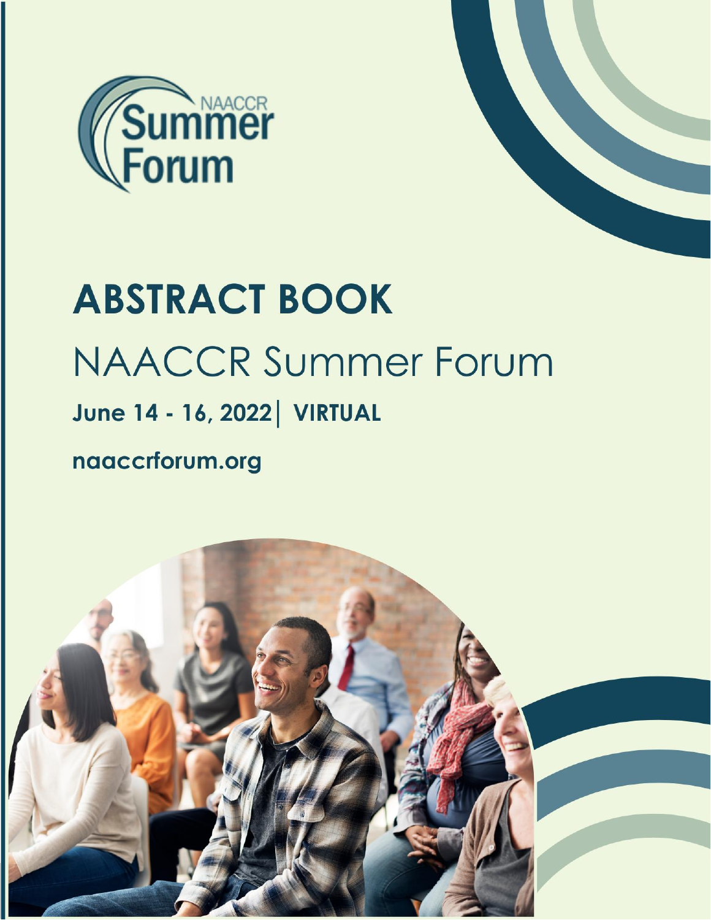NAACCR Summer Forum

# ABSTRACT BOOK

## NAACCR Summer Forum

**June 14 - 16, 2022| VIRTUAL**

**naaccrforum.org**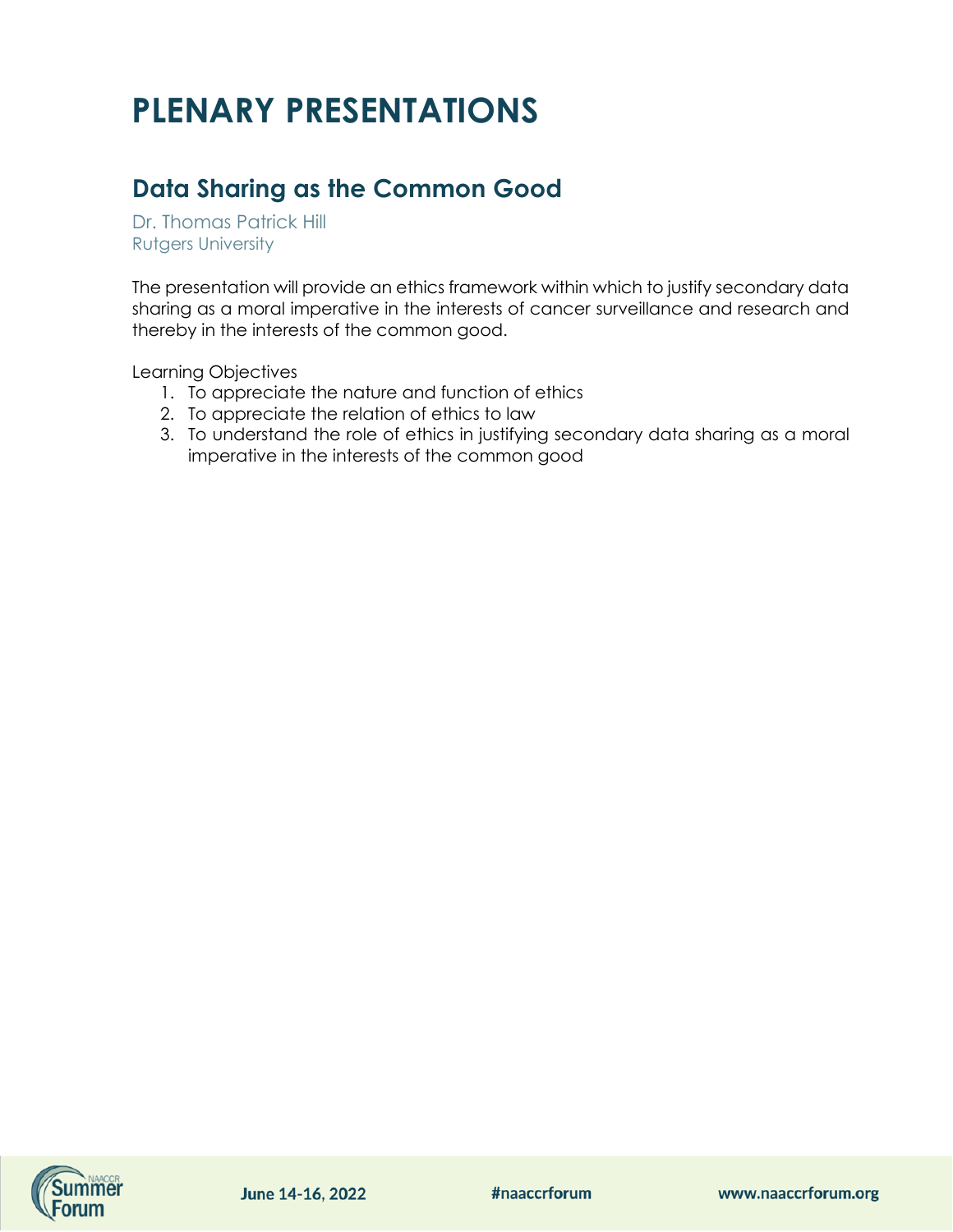# PLENARY PRESENTATIONS

## Data Sharing as the Common Good

Dr. Thomas Patrick Hill
Rutgers University

The presentation will provide an ethics framework within which to justify secondary data sharing as a moral imperative in the interests of cancer surveillance and research and thereby in the interests of the common good.

Learning Objectives

1. To appreciate the nature and function of ethics
2. To appreciate the relation of ethics to law
3. To understand the role of ethics in justifying secondary data sharing as a moral imperative in the interests of the common good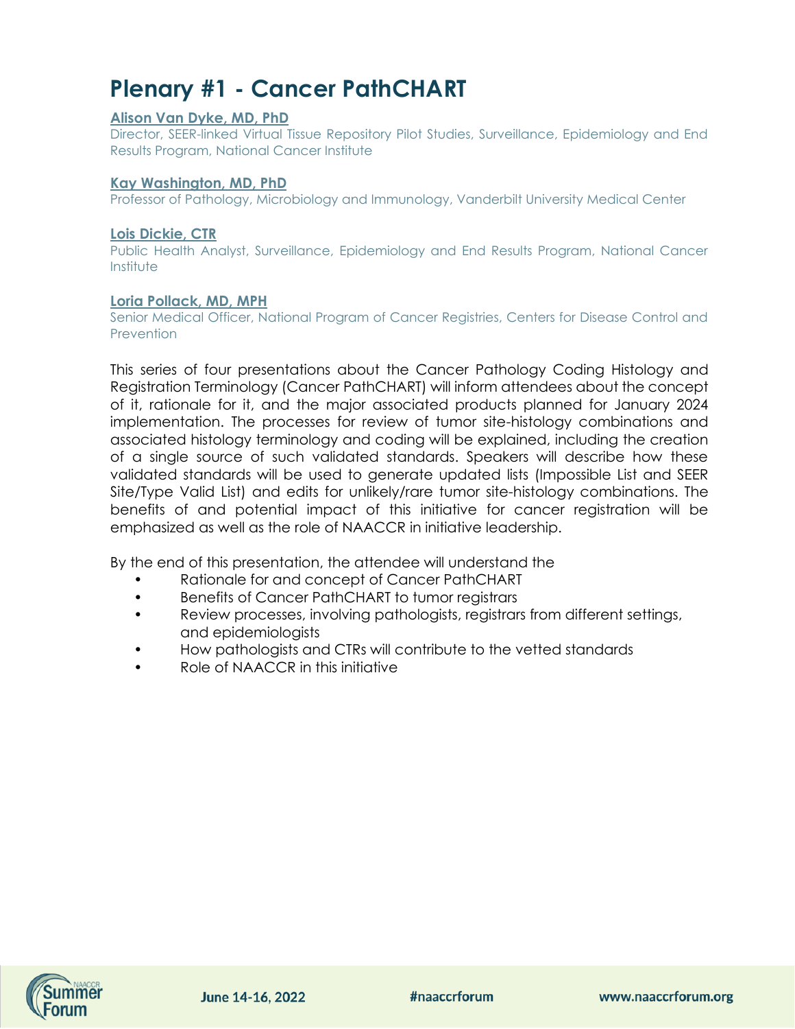# Plenary #1 - Cancer PathCHART

**Alison Van Dyke, MD, PhD**
Director, SEER-linked Virtual Tissue Repository Pilot Studies, Surveillance, Epidemiology and End Results Program, National Cancer Institute

**Kay Washington, MD, PhD**
Professor of Pathology, Microbiology and Immunology, Vanderbilt University Medical Center

**Lois Dickie, CTR**
Public Health Analyst, Surveillance, Epidemiology and End Results Program, National Cancer Institute

**Loria Pollack, MD, MPH**
Senior Medical Officer, National Program of Cancer Registries, Centers for Disease Control and Prevention

This series of four presentations about the Cancer Pathology Coding Histology and Registration Terminology (Cancer PathCHART) will inform attendees about the concept of it, rationale for it, and the major associated products planned for January 2024 implementation. The processes for review of tumor site-histology combinations and associated histology terminology and coding will be explained, including the creation of a single source of such validated standards. Speakers will describe how these validated standards will be used to generate updated lists (Impossible List and SEER Site/Type Valid List) and edits for unlikely/rare tumor site-histology combinations. The benefits of and potential impact of this initiative for cancer registration will be emphasized as well as the role of NAACCR in initiative leadership.

By the end of this presentation, the attendee will understand the

- Rationale for and concept of Cancer PathCHART
- Benefits of Cancer PathCHART to tumor registrars
- Review processes, involving pathologists, registrars from different settings, and epidemiologists
- How pathologists and CTRs will contribute to the vetted standards
- Role of NAACCR in this initiative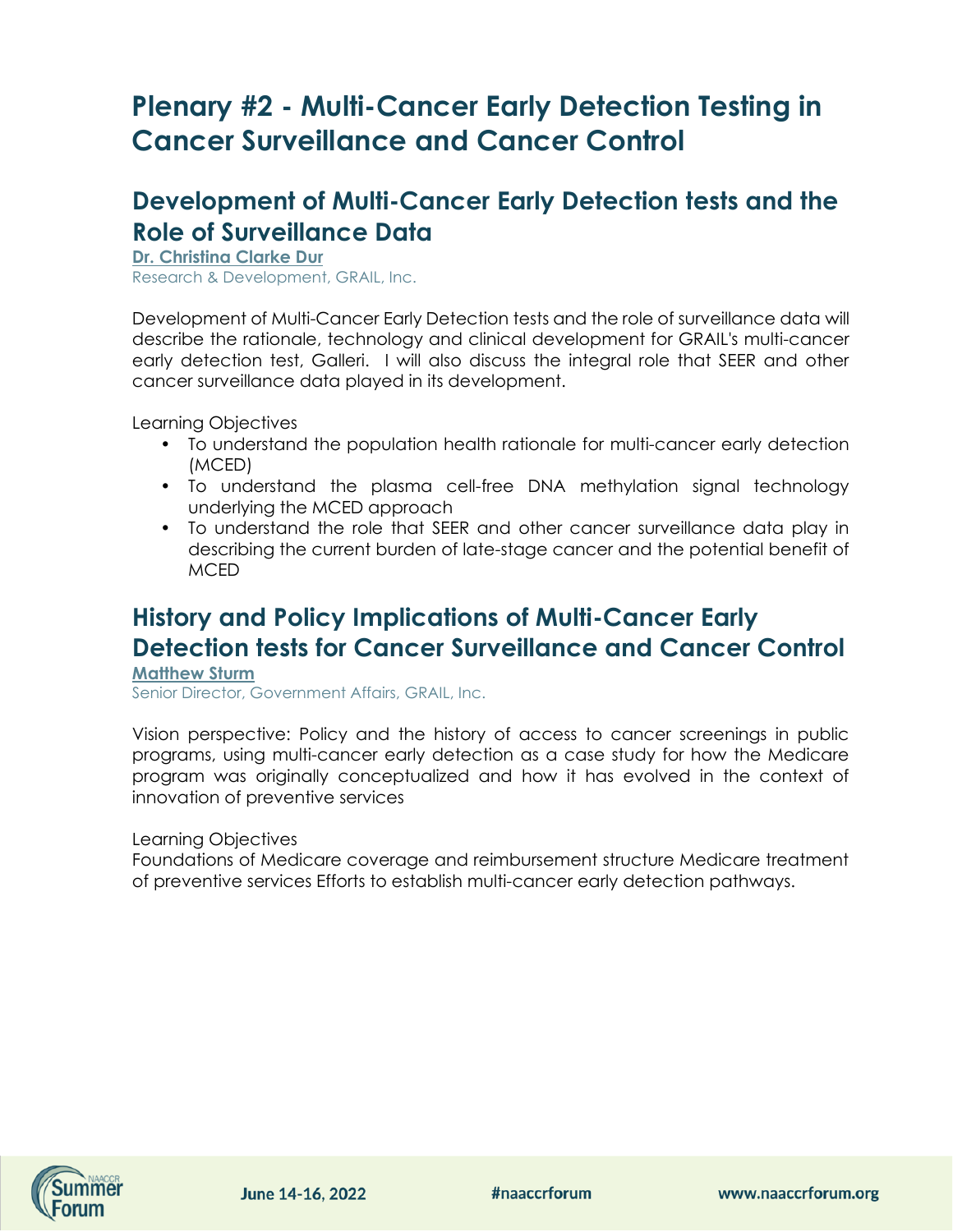# Plenary #2 - Multi-Cancer Early Detection Testing in Cancer Surveillance and Cancer Control

## Development of Multi-Cancer Early Detection tests and the Role of Surveillance Data

**Dr. Christina Clarke Dur**
Research & Development, GRAIL, Inc.

Development of Multi-Cancer Early Detection tests and the role of surveillance data will describe the rationale, technology and clinical development for GRAIL's multi-cancer early detection test, Galleri. I will also discuss the integral role that SEER and other cancer surveillance data played in its development.

Learning Objectives

- To understand the population health rationale for multi-cancer early detection (MCED)
- To understand the plasma cell-free DNA methylation signal technology underlying the MCED approach
- To understand the role that SEER and other cancer surveillance data play in describing the current burden of late-stage cancer and the potential benefit of MCED

## History and Policy Implications of Multi-Cancer Early Detection tests for Cancer Surveillance and Cancer Control

**Matthew Sturm**
Senior Director, Government Affairs, GRAIL, Inc.

Vision perspective: Policy and the history of access to cancer screenings in public programs, using multi-cancer early detection as a case study for how the Medicare program was originally conceptualized and how it has evolved in the context of innovation of preventive services

Learning Objectives
Foundations of Medicare coverage and reimbursement structure Medicare treatment of preventive services Efforts to establish multi-cancer early detection pathways.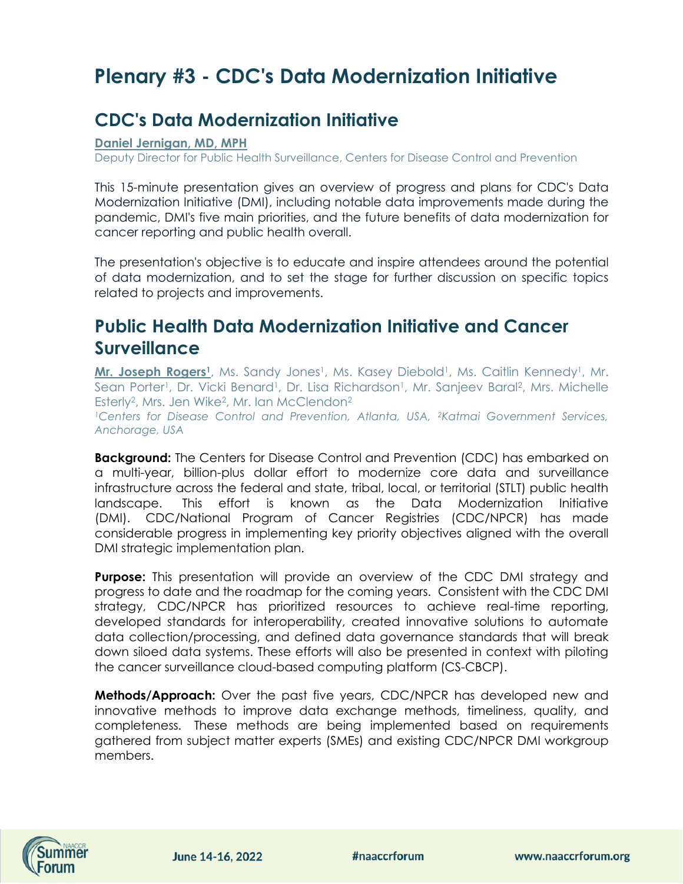# Plenary #3 - CDC's Data Modernization Initiative

## CDC's Data Modernization Initiative

**Daniel Jernigan, MD, MPH**
Deputy Director for Public Health Surveillance, Centers for Disease Control and Prevention

This 15-minute presentation gives an overview of progress and plans for CDC's Data Modernization Initiative (DMI), including notable data improvements made during the pandemic, DMI's five main priorities, and the future benefits of data modernization for cancer reporting and public health overall.

The presentation's objective is to educate and inspire attendees around the potential of data modernization, and to set the stage for further discussion on specific topics related to projects and improvements.

## Public Health Data Modernization Initiative and Cancer Surveillance

**Mr. Joseph Rogers[1]**, Ms. Sandy Jones[1], Ms. Kasey Diebold[1], Ms. Caitlin Kennedy[1], Mr. Sean Porter[1], Dr. Vicki Benard[1], Dr. Lisa Richardson[1], Mr. Sanjeev Baral[2], Mrs. Michelle Esterly[2], Mrs. Jen Wike[2], Mr. Ian McClendon[2]

*[1]Centers for Disease Control and Prevention, Atlanta, USA, [2]Katmai Government Services, Anchorage, USA*

**Background:** The Centers for Disease Control and Prevention (CDC) has embarked on a multi-year, billion-plus dollar effort to modernize core data and surveillance infrastructure across the federal and state, tribal, local, or territorial (STLT) public health landscape. This effort is known as the Data Modernization Initiative (DMI). CDC/National Program of Cancer Registries (CDC/NPCR) has made considerable progress in implementing key priority objectives aligned with the overall DMI strategic implementation plan.

**Purpose:** This presentation will provide an overview of the CDC DMI strategy and progress to date and the roadmap for the coming years. Consistent with the CDC DMI strategy, CDC/NPCR has prioritized resources to achieve real-time reporting, developed standards for interoperability, created innovative solutions to automate data collection/processing, and defined data governance standards that will break down siloed data systems. These efforts will also be presented in context with piloting the cancer surveillance cloud-based computing platform (CS-CBCP).

**Methods/Approach:** Over the past five years, CDC/NPCR has developed new and innovative methods to improve data exchange methods, timeliness, quality, and completeness. These methods are being implemented based on requirements gathered from subject matter experts (SMEs) and existing CDC/NPCR DMI workgroup members.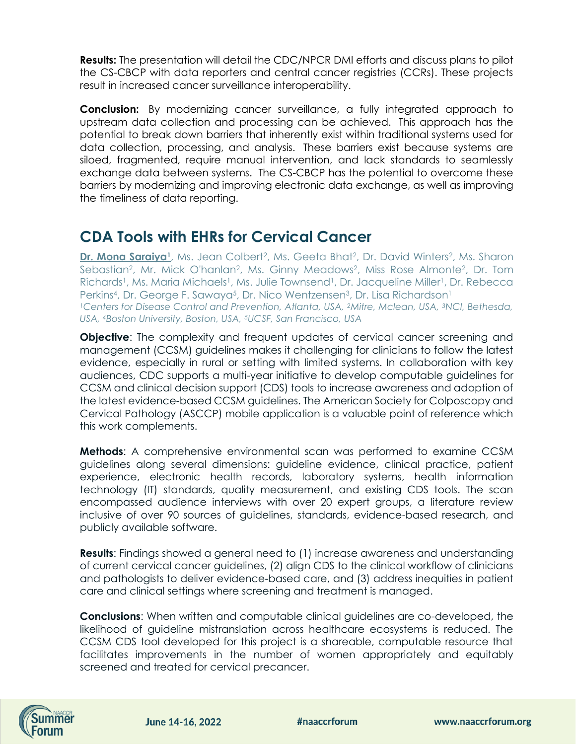**Results:** The presentation will detail the CDC/NPCR DMI efforts and discuss plans to pilot the CS-CBCP with data reporters and central cancer registries (CCRs). These projects result in increased cancer surveillance interoperability.

**Conclusion:** By modernizing cancer surveillance, a fully integrated approach to upstream data collection and processing can be achieved. This approach has the potential to break down barriers that inherently exist within traditional systems used for data collection, processing, and analysis. These barriers exist because systems are siloed, fragmented, require manual intervention, and lack standards to seamlessly exchange data between systems. The CS-CBCP has the potential to overcome these barriers by modernizing and improving electronic data exchange, as well as improving the timeliness of data reporting.

## CDA Tools with EHRs for Cervical Cancer

**Dr. Mona Saraiya[1]**, Ms. Jean Colbert[2], Ms. Geeta Bhat[2], Dr. David Winters[2], Ms. Sharon Sebastian[2], Mr. Mick O'hanlan[2], Ms. Ginny Meadows[2], Miss Rose Almonte[2], Dr. Tom Richards[1], Ms. Maria Michaels[1], Ms. Julie Townsend[1], Dr. Jacqueline Miller[1], Dr. Rebecca Perkins[4], Dr. George F. Sawaya[5], Dr. Nico Wentzensen[3], Dr. Lisa Richardson[1]

*[1]Centers for Disease Control and Prevention, Atlanta, USA, [2]Mitre, Mclean, USA, [3]NCI, Bethesda, USA, [4]Boston University, Boston, USA, [5]UCSF, San Francisco, USA*

**Objective**: The complexity and frequent updates of cervical cancer screening and management (CCSM) guidelines makes it challenging for clinicians to follow the latest evidence, especially in rural or setting with limited systems. In collaboration with key audiences, CDC supports a multi-year initiative to develop computable guidelines for CCSM and clinical decision support (CDS) tools to increase awareness and adoption of the latest evidence-based CCSM guidelines. The American Society for Colposcopy and Cervical Pathology (ASCCP) mobile application is a valuable point of reference which this work complements.

**Methods**: A comprehensive environmental scan was performed to examine CCSM guidelines along several dimensions: guideline evidence, clinical practice, patient experience, electronic health records, laboratory systems, health information technology (IT) standards, quality measurement, and existing CDS tools. The scan encompassed audience interviews with over 20 expert groups, a literature review inclusive of over 90 sources of guidelines, standards, evidence-based research, and publicly available software.

**Results**: Findings showed a general need to (1) increase awareness and understanding of current cervical cancer guidelines, (2) align CDS to the clinical workflow of clinicians and pathologists to deliver evidence-based care, and (3) address inequities in patient care and clinical settings where screening and treatment is managed.

**Conclusions**: When written and computable clinical guidelines are co-developed, the likelihood of guideline mistranslation across healthcare ecosystems is reduced. The CCSM CDS tool developed for this project is a shareable, computable resource that facilitates improvements in the number of women appropriately and equitably screened and treated for cervical precancer.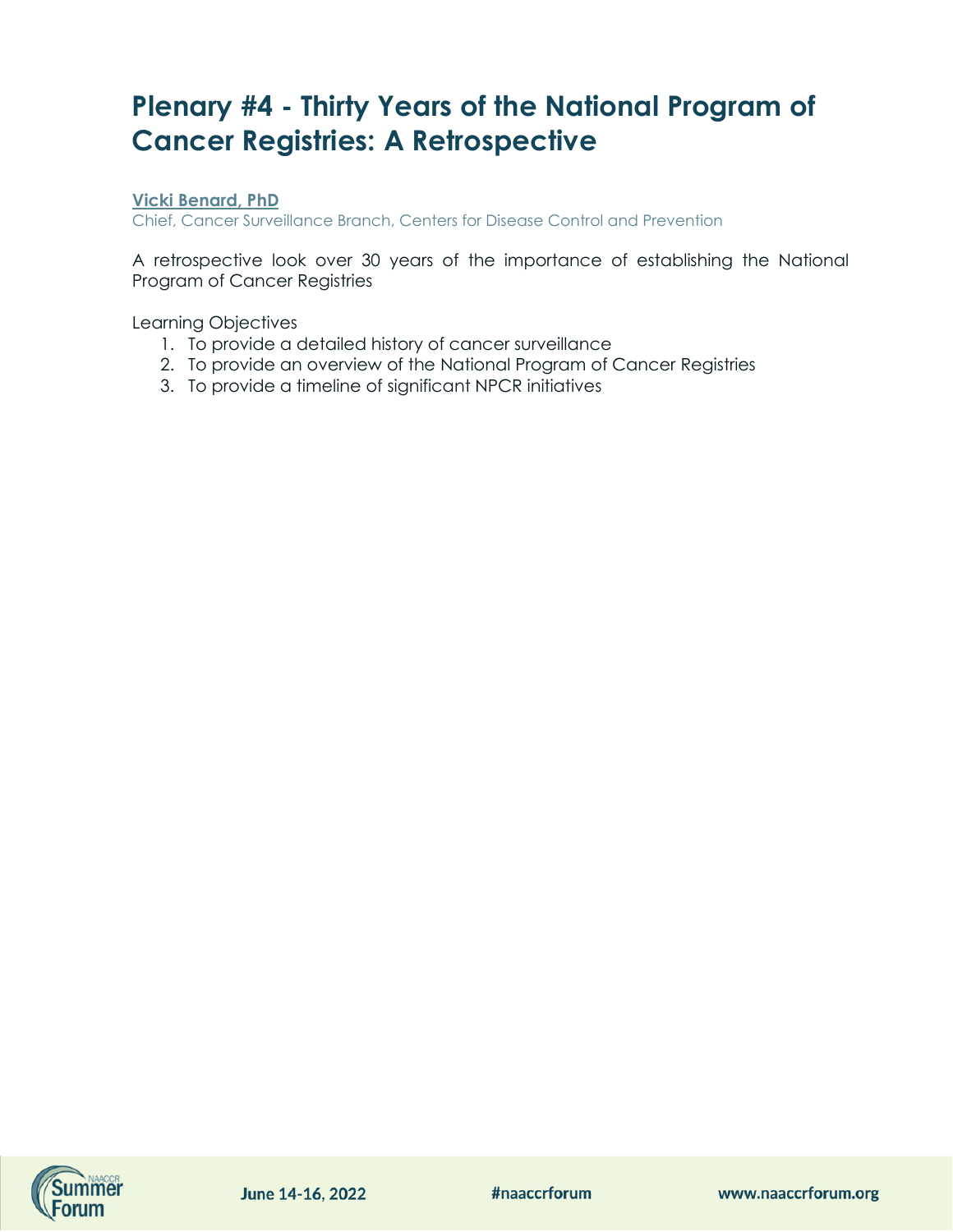# Plenary #4 - Thirty Years of the National Program of Cancer Registries: A Retrospective

**Vicki Benard, PhD**

Chief, Cancer Surveillance Branch, Centers for Disease Control and Prevention

A retrospective look over 30 years of the importance of establishing the National Program of Cancer Registries

Learning Objectives

1. To provide a detailed history of cancer surveillance
2. To provide an overview of the National Program of Cancer Registries
3. To provide a timeline of significant NPCR initiatives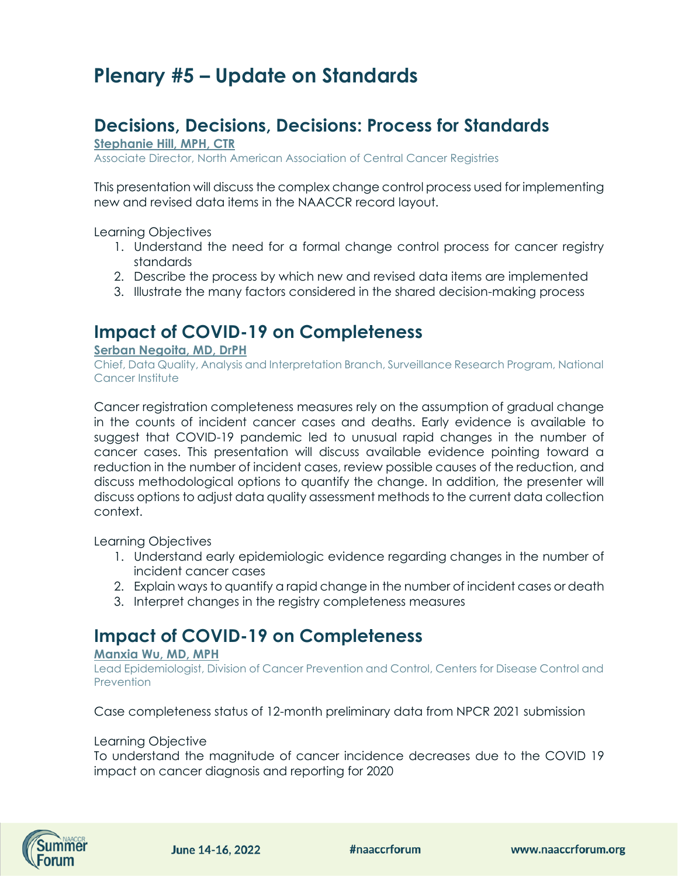# Plenary #5 – Update on Standards

## Decisions, Decisions, Decisions: Process for Standards

**Stephanie Hill, MPH, CTR**

Associate Director, North American Association of Central Cancer Registries

This presentation will discuss the complex change control process used for implementing new and revised data items in the NAACCR record layout.

Learning Objectives

1. Understand the need for a formal change control process for cancer registry standards
2. Describe the process by which new and revised data items are implemented
3. Illustrate the many factors considered in the shared decision-making process

## Impact of COVID-19 on Completeness

**Serban Negoita, MD, DrPH**

Chief, Data Quality, Analysis and Interpretation Branch, Surveillance Research Program, National Cancer Institute

Cancer registration completeness measures rely on the assumption of gradual change in the counts of incident cancer cases and deaths. Early evidence is available to suggest that COVID-19 pandemic led to unusual rapid changes in the number of cancer cases. This presentation will discuss available evidence pointing toward a reduction in the number of incident cases, review possible causes of the reduction, and discuss methodological options to quantify the change. In addition, the presenter will discuss options to adjust data quality assessment methods to the current data collection context.

Learning Objectives

1. Understand early epidemiologic evidence regarding changes in the number of incident cancer cases
2. Explain ways to quantify a rapid change in the number of incident cases or death
3. Interpret changes in the registry completeness measures

## Impact of COVID-19 on Completeness

**Manxia Wu, MD, MPH**

Lead Epidemiologist, Division of Cancer Prevention and Control, Centers for Disease Control and Prevention

Case completeness status of 12-month preliminary data from NPCR 2021 submission

Learning Objective

To understand the magnitude of cancer incidence decreases due to the COVID 19 impact on cancer diagnosis and reporting for 2020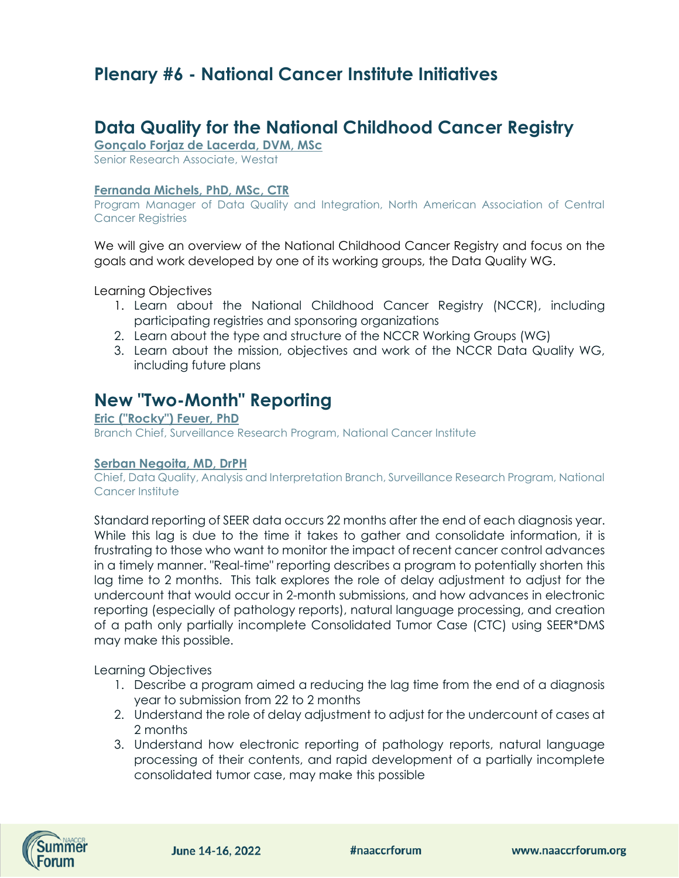# Plenary #6 - National Cancer Institute Initiatives

## Data Quality for the National Childhood Cancer Registry

**Gonçalo Forjaz de Lacerda, DVM, MSc**
Senior Research Associate, Westat

**Fernanda Michels, PhD, MSc, CTR**
Program Manager of Data Quality and Integration, North American Association of Central Cancer Registries

We will give an overview of the National Childhood Cancer Registry and focus on the goals and work developed by one of its working groups, the Data Quality WG.

Learning Objectives

1. Learn about the National Childhood Cancer Registry (NCCR), including participating registries and sponsoring organizations
2. Learn about the type and structure of the NCCR Working Groups (WG)
3. Learn about the mission, objectives and work of the NCCR Data Quality WG, including future plans

## New "Two-Month" Reporting

**Eric ("Rocky") Feuer, PhD**
Branch Chief, Surveillance Research Program, National Cancer Institute

**Serban Negoita, MD, DrPH**
Chief, Data Quality, Analysis and Interpretation Branch, Surveillance Research Program, National Cancer Institute

Standard reporting of SEER data occurs 22 months after the end of each diagnosis year. While this lag is due to the time it takes to gather and consolidate information, it is frustrating to those who want to monitor the impact of recent cancer control advances in a timely manner. "Real-time" reporting describes a program to potentially shorten this lag time to 2 months. This talk explores the role of delay adjustment to adjust for the undercount that would occur in 2-month submissions, and how advances in electronic reporting (especially of pathology reports), natural language processing, and creation of a path only partially incomplete Consolidated Tumor Case (CTC) using SEER*DMS may make this possible.

Learning Objectives

1. Describe a program aimed a reducing the lag time from the end of a diagnosis year to submission from 22 to 2 months
2. Understand the role of delay adjustment to adjust for the undercount of cases at 2 months
3. Understand how electronic reporting of pathology reports, natural language processing of their contents, and rapid development of a partially incomplete consolidated tumor case, may make this possible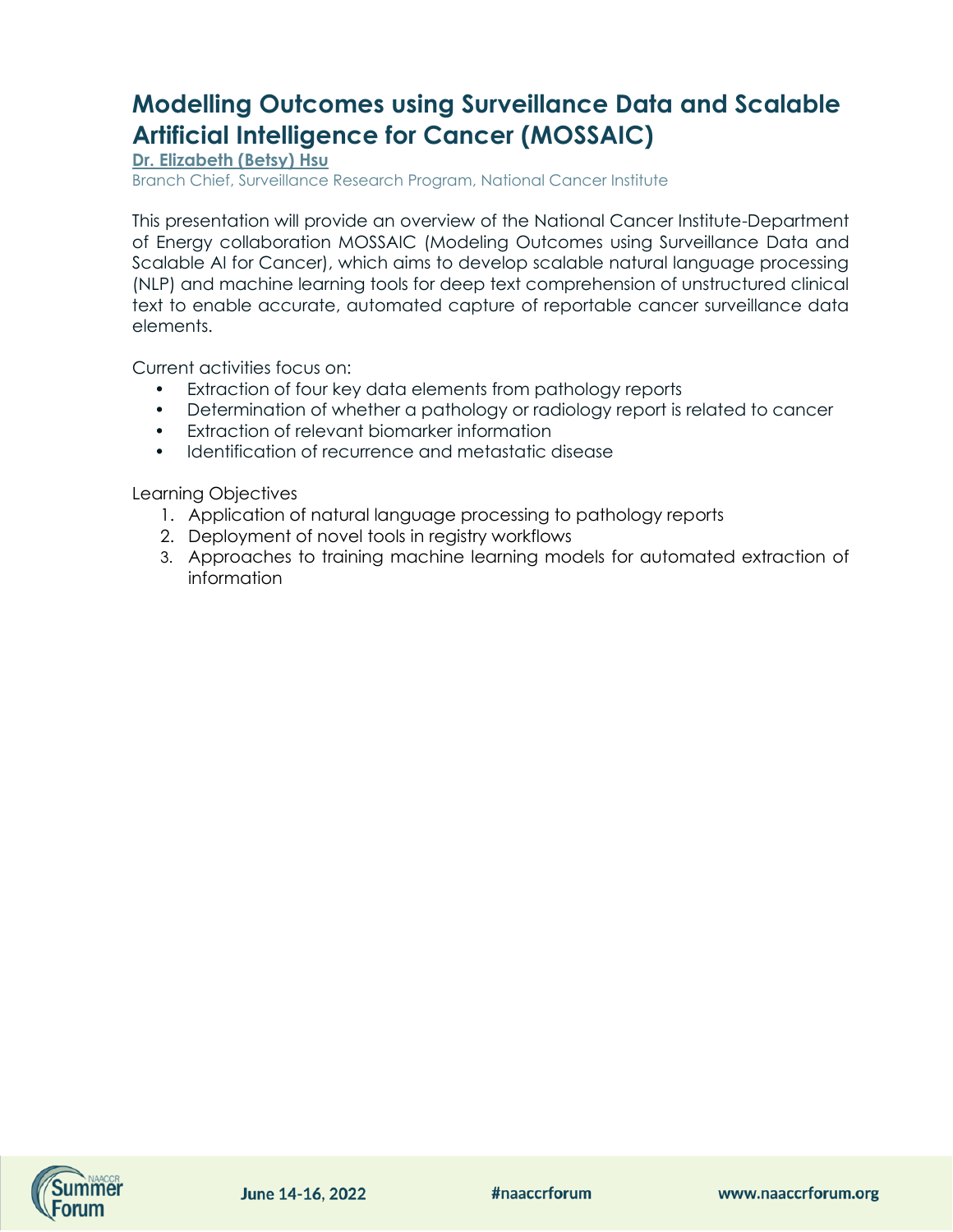# Modelling Outcomes using Surveillance Data and Scalable Artificial Intelligence for Cancer (MOSSAIC)

**Dr. Elizabeth (Betsy) Hsu**
Branch Chief, Surveillance Research Program, National Cancer Institute

This presentation will provide an overview of the National Cancer Institute-Department of Energy collaboration MOSSAIC (Modeling Outcomes using Surveillance Data and Scalable AI for Cancer), which aims to develop scalable natural language processing (NLP) and machine learning tools for deep text comprehension of unstructured clinical text to enable accurate, automated capture of reportable cancer surveillance data elements.

Current activities focus on:

- Extraction of four key data elements from pathology reports
- Determination of whether a pathology or radiology report is related to cancer
- Extraction of relevant biomarker information
- Identification of recurrence and metastatic disease

Learning Objectives

1. Application of natural language processing to pathology reports
2. Deployment of novel tools in registry workflows
3. Approaches to training machine learning models for automated extraction of information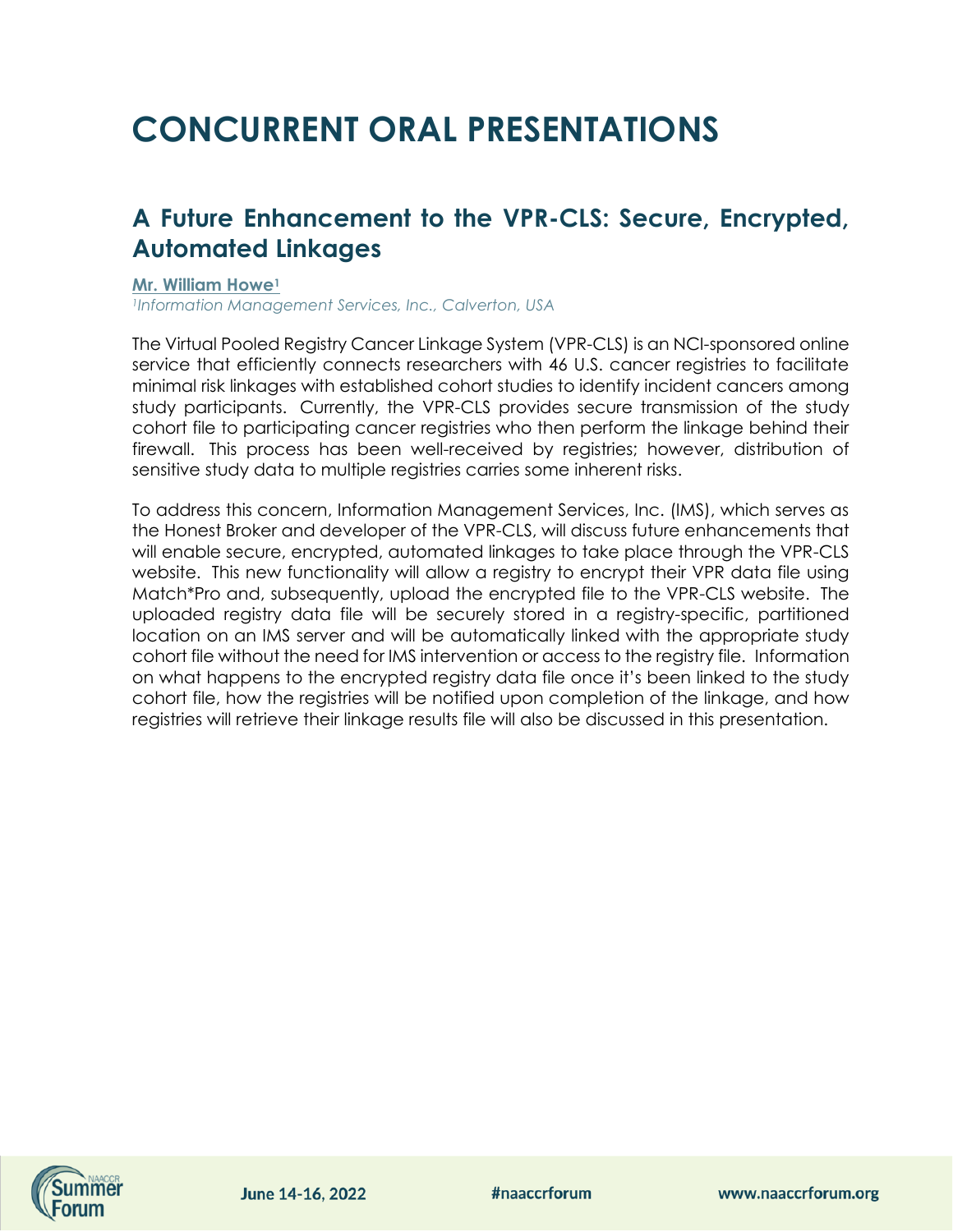# CONCURRENT ORAL PRESENTATIONS

## A Future Enhancement to the VPR-CLS: Secure, Encrypted, Automated Linkages

**Mr. William Howe[1]**

*[1]Information Management Services, Inc., Calverton, USA*

The Virtual Pooled Registry Cancer Linkage System (VPR-CLS) is an NCI-sponsored online service that efficiently connects researchers with 46 U.S. cancer registries to facilitate minimal risk linkages with established cohort studies to identify incident cancers among study participants. Currently, the VPR-CLS provides secure transmission of the study cohort file to participating cancer registries who then perform the linkage behind their firewall. This process has been well-received by registries; however, distribution of sensitive study data to multiple registries carries some inherent risks.

To address this concern, Information Management Services, Inc. (IMS), which serves as the Honest Broker and developer of the VPR-CLS, will discuss future enhancements that will enable secure, encrypted, automated linkages to take place through the VPR-CLS website. This new functionality will allow a registry to encrypt their VPR data file using Match*Pro and, subsequently, upload the encrypted file to the VPR-CLS website. The uploaded registry data file will be securely stored in a registry-specific, partitioned location on an IMS server and will be automatically linked with the appropriate study cohort file without the need for IMS intervention or access to the registry file. Information on what happens to the encrypted registry data file once it's been linked to the study cohort file, how the registries will be notified upon completion of the linkage, and how registries will retrieve their linkage results file will also be discussed in this presentation.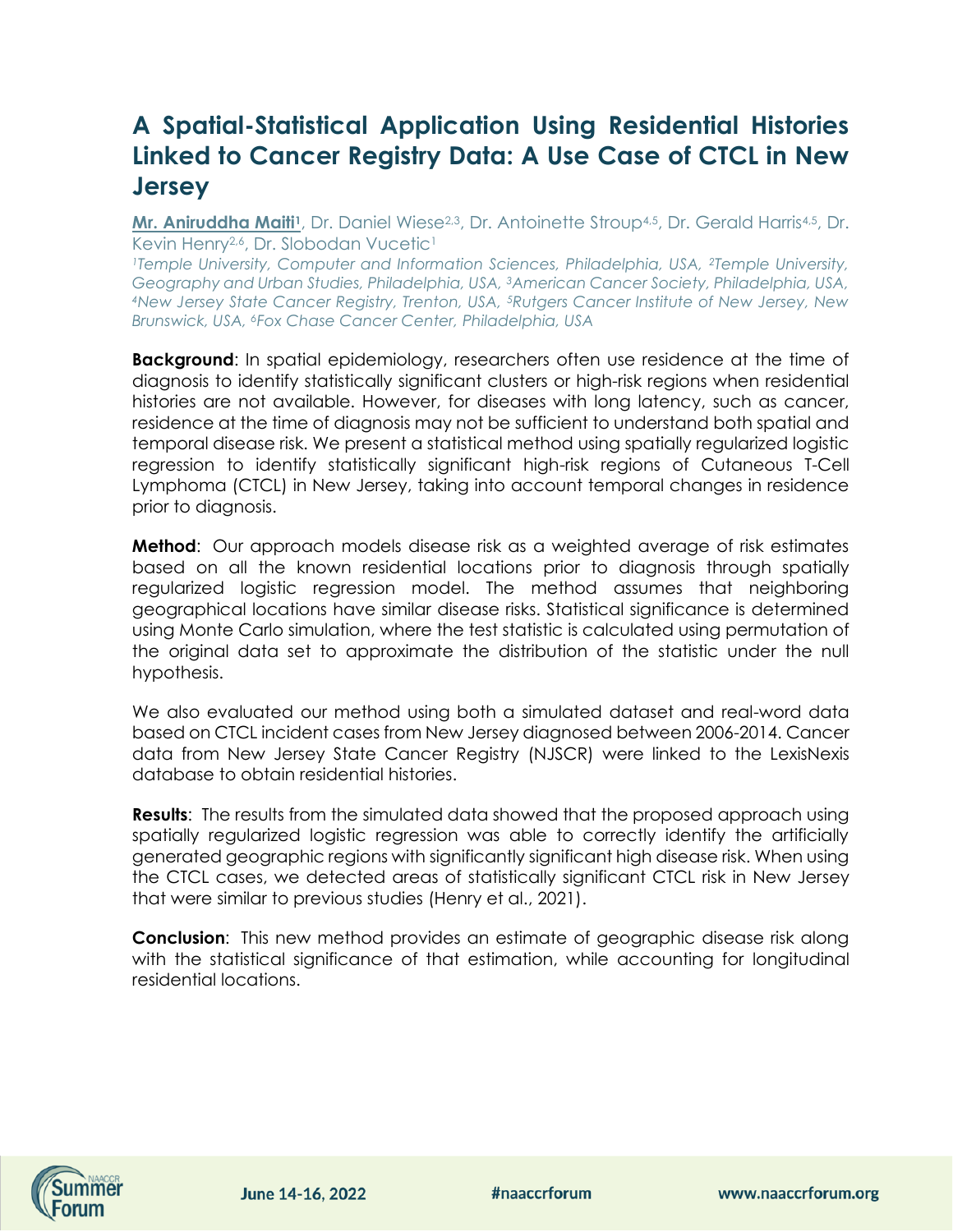# A Spatial-Statistical Application Using Residential Histories Linked to Cancer Registry Data: A Use Case of CTCL in New Jersey

**Mr. Aniruddha Maiti**[1], Dr. Daniel Wiese[2,3], Dr. Antoinette Stroup[4,5], Dr. Gerald Harris[4,5], Dr. Kevin Henry[2,6], Dr. Slobodan Vucetic[1]

*[1]Temple University, Computer and Information Sciences, Philadelphia, USA, [2]Temple University, Geography and Urban Studies, Philadelphia, USA, [3]American Cancer Society, Philadelphia, USA, [4]New Jersey State Cancer Registry, Trenton, USA, [5]Rutgers Cancer Institute of New Jersey, New Brunswick, USA, [6]Fox Chase Cancer Center, Philadelphia, USA*

**Background**: In spatial epidemiology, researchers often use residence at the time of diagnosis to identify statistically significant clusters or high-risk regions when residential histories are not available. However, for diseases with long latency, such as cancer, residence at the time of diagnosis may not be sufficient to understand both spatial and temporal disease risk. We present a statistical method using spatially regularized logistic regression to identify statistically significant high-risk regions of Cutaneous T-Cell Lymphoma (CTCL) in New Jersey, taking into account temporal changes in residence prior to diagnosis.

**Method**: Our approach models disease risk as a weighted average of risk estimates based on all the known residential locations prior to diagnosis through spatially regularized logistic regression model. The method assumes that neighboring geographical locations have similar disease risks. Statistical significance is determined using Monte Carlo simulation, where the test statistic is calculated using permutation of the original data set to approximate the distribution of the statistic under the null hypothesis.

We also evaluated our method using both a simulated dataset and real-word data based on CTCL incident cases from New Jersey diagnosed between 2006-2014. Cancer data from New Jersey State Cancer Registry (NJSCR) were linked to the LexisNexis database to obtain residential histories.

**Results**: The results from the simulated data showed that the proposed approach using spatially regularized logistic regression was able to correctly identify the artificially generated geographic regions with significantly significant high disease risk. When using the CTCL cases, we detected areas of statistically significant CTCL risk in New Jersey that were similar to previous studies (Henry et al., 2021).

**Conclusion**: This new method provides an estimate of geographic disease risk along with the statistical significance of that estimation, while accounting for longitudinal residential locations.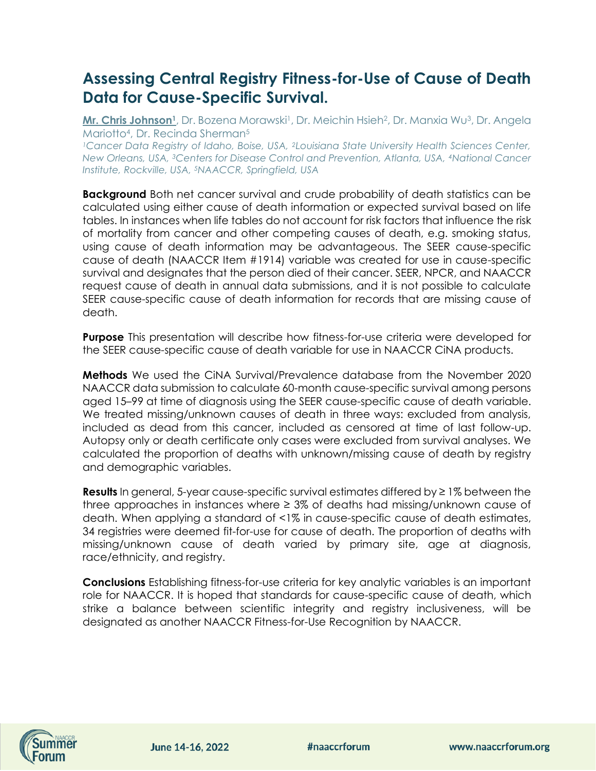# Assessing Central Registry Fitness-for-Use of Cause of Death Data for Cause-Specific Survival.

**Mr. Chris Johnson[1]**, Dr. Bozena Morawski[1], Dr. Meichin Hsieh[2], Dr. Manxia Wu[3], Dr. Angela Mariotto[4], Dr. Recinda Sherman[5]

*[1]Cancer Data Registry of Idaho, Boise, USA, [2]Louisiana State University Health Sciences Center, New Orleans, USA, [3]Centers for Disease Control and Prevention, Atlanta, USA, [4]National Cancer Institute, Rockville, USA, [5]NAACCR, Springfield, USA*

**Background** Both net cancer survival and crude probability of death statistics can be calculated using either cause of death information or expected survival based on life tables. In instances when life tables do not account for risk factors that influence the risk of mortality from cancer and other competing causes of death, e.g. smoking status, using cause of death information may be advantageous. The SEER cause-specific cause of death (NAACCR Item #1914) variable was created for use in cause-specific survival and designates that the person died of their cancer. SEER, NPCR, and NAACCR request cause of death in annual data submissions, and it is not possible to calculate SEER cause-specific cause of death information for records that are missing cause of death.

**Purpose** This presentation will describe how fitness-for-use criteria were developed for the SEER cause-specific cause of death variable for use in NAACCR CiNA products.

**Methods** We used the CiNA Survival/Prevalence database from the November 2020 NAACCR data submission to calculate 60-month cause-specific survival among persons aged 15–99 at time of diagnosis using the SEER cause-specific cause of death variable. We treated missing/unknown causes of death in three ways: excluded from analysis, included as dead from this cancer, included as censored at time of last follow-up. Autopsy only or death certificate only cases were excluded from survival analyses. We calculated the proportion of deaths with unknown/missing cause of death by registry and demographic variables.

**Results** In general, 5-year cause-specific survival estimates differed by ≥ 1% between the three approaches in instances where ≥ 3% of deaths had missing/unknown cause of death. When applying a standard of <1% in cause-specific cause of death estimates, 34 registries were deemed fit-for-use for cause of death. The proportion of deaths with missing/unknown cause of death varied by primary site, age at diagnosis, race/ethnicity, and registry.

**Conclusions** Establishing fitness-for-use criteria for key analytic variables is an important role for NAACCR. It is hoped that standards for cause-specific cause of death, which strike a balance between scientific integrity and registry inclusiveness, will be designated as another NAACCR Fitness-for-Use Recognition by NAACCR.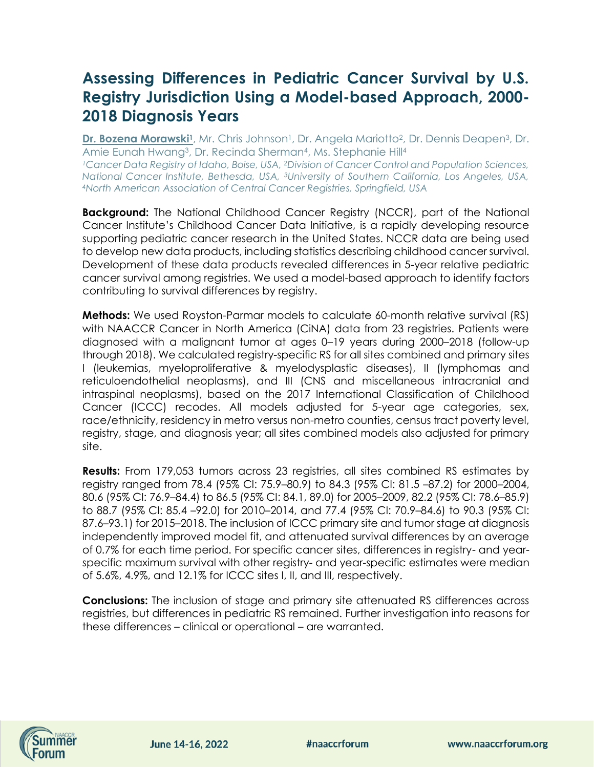# Assessing Differences in Pediatric Cancer Survival by U.S. Registry Jurisdiction Using a Model-based Approach, 2000-2018 Diagnosis Years

**Dr. Bozena Morawski**[1], Mr. Chris Johnson[1], Dr. Angela Mariotto[2], Dr. Dennis Deapen[3], Dr. Amie Eunah Hwang[3], Dr. Recinda Sherman[4], Ms. Stephanie Hill[4]

*[1]Cancer Data Registry of Idaho, Boise, USA, [2]Division of Cancer Control and Population Sciences, National Cancer Institute, Bethesda, USA, [3]University of Southern California, Los Angeles, USA, [4]North American Association of Central Cancer Registries, Springfield, USA*

**Background:** The National Childhood Cancer Registry (NCCR), part of the National Cancer Institute's Childhood Cancer Data Initiative, is a rapidly developing resource supporting pediatric cancer research in the United States. NCCR data are being used to develop new data products, including statistics describing childhood cancer survival. Development of these data products revealed differences in 5-year relative pediatric cancer survival among registries. We used a model-based approach to identify factors contributing to survival differences by registry.

**Methods:** We used Royston-Parmar models to calculate 60-month relative survival (RS) with NAACCR Cancer in North America (CiNA) data from 23 registries. Patients were diagnosed with a malignant tumor at ages 0–19 years during 2000–2018 (follow-up through 2018). We calculated registry-specific RS for all sites combined and primary sites I (leukemias, myeloproliferative & myelodysplastic diseases), II (lymphomas and reticuloendothelial neoplasms), and III (CNS and miscellaneous intracranial and intraspinal neoplasms), based on the 2017 International Classification of Childhood Cancer (ICCC) recodes. All models adjusted for 5-year age categories, sex, race/ethnicity, residency in metro versus non-metro counties, census tract poverty level, registry, stage, and diagnosis year; all sites combined models also adjusted for primary site.

**Results:** From 179,053 tumors across 23 registries, all sites combined RS estimates by registry ranged from 78.4 (95% CI: 75.9–80.9) to 84.3 (95% CI: 81.5 –87.2) for 2000–2004, 80.6 (95% CI: 76.9–84.4) to 86.5 (95% CI: 84.1, 89.0) for 2005–2009, 82.2 (95% CI: 78.6–85.9) to 88.7 (95% CI: 85.4 –92.0) for 2010–2014, and 77.4 (95% CI: 70.9–84.6) to 90.3 (95% CI: 87.6–93.1) for 2015–2018. The inclusion of ICCC primary site and tumor stage at diagnosis independently improved model fit, and attenuated survival differences by an average of 0.7% for each time period. For specific cancer sites, differences in registry- and year-specific maximum survival with other registry- and year-specific estimates were median of 5.6%, 4.9%, and 12.1% for ICCC sites I, II, and III, respectively.

**Conclusions:** The inclusion of stage and primary site attenuated RS differences across registries, but differences in pediatric RS remained. Further investigation into reasons for these differences – clinical or operational – are warranted.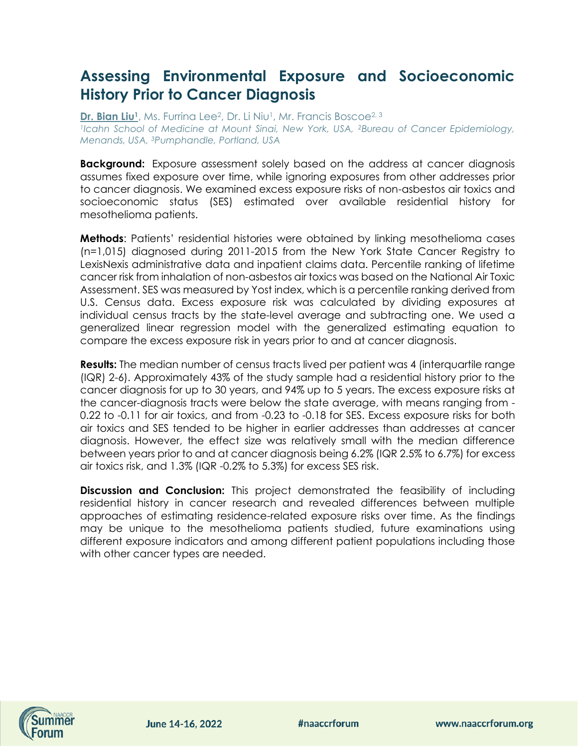# Assessing Environmental Exposure and Socioeconomic History Prior to Cancer Diagnosis

**Dr. Bian Liu**[1], Ms. Furrina Lee[2], Dr. Li Niu[1], Mr. Francis Boscoe[2, 3]

*[1]Icahn School of Medicine at Mount Sinai, New York, USA, [2]Bureau of Cancer Epidemiology, Menands, USA, [3]Pumphandle, Portland, USA*

**Background:** Exposure assessment solely based on the address at cancer diagnosis assumes fixed exposure over time, while ignoring exposures from other addresses prior to cancer diagnosis. We examined excess exposure risks of non-asbestos air toxics and socioeconomic status (SES) estimated over available residential history for mesothelioma patients.

**Methods**: Patients' residential histories were obtained by linking mesothelioma cases (n=1,015) diagnosed during 2011-2015 from the New York State Cancer Registry to LexisNexis administrative data and inpatient claims data. Percentile ranking of lifetime cancer risk from inhalation of non-asbestos air toxics was based on the National Air Toxic Assessment. SES was measured by Yost index, which is a percentile ranking derived from U.S. Census data. Excess exposure risk was calculated by dividing exposures at individual census tracts by the state-level average and subtracting one. We used a generalized linear regression model with the generalized estimating equation to compare the excess exposure risk in years prior to and at cancer diagnosis.

**Results:** The median number of census tracts lived per patient was 4 (interquartile range (IQR) 2-6). Approximately 43% of the study sample had a residential history prior to the cancer diagnosis for up to 30 years, and 94% up to 5 years. The excess exposure risks at the cancer-diagnosis tracts were below the state average, with means ranging from -0.22 to -0.11 for air toxics, and from -0.23 to -0.18 for SES. Excess exposure risks for both air toxics and SES tended to be higher in earlier addresses than addresses at cancer diagnosis. However, the effect size was relatively small with the median difference between years prior to and at cancer diagnosis being 6.2% (IQR 2.5% to 6.7%) for excess air toxics risk, and 1.3% (IQR -0.2% to 5.3%) for excess SES risk.

**Discussion and Conclusion:** This project demonstrated the feasibility of including residential history in cancer research and revealed differences between multiple approaches of estimating residence-related exposure risks over time. As the findings may be unique to the mesothelioma patients studied, future examinations using different exposure indicators and among different patient populations including those with other cancer types are needed.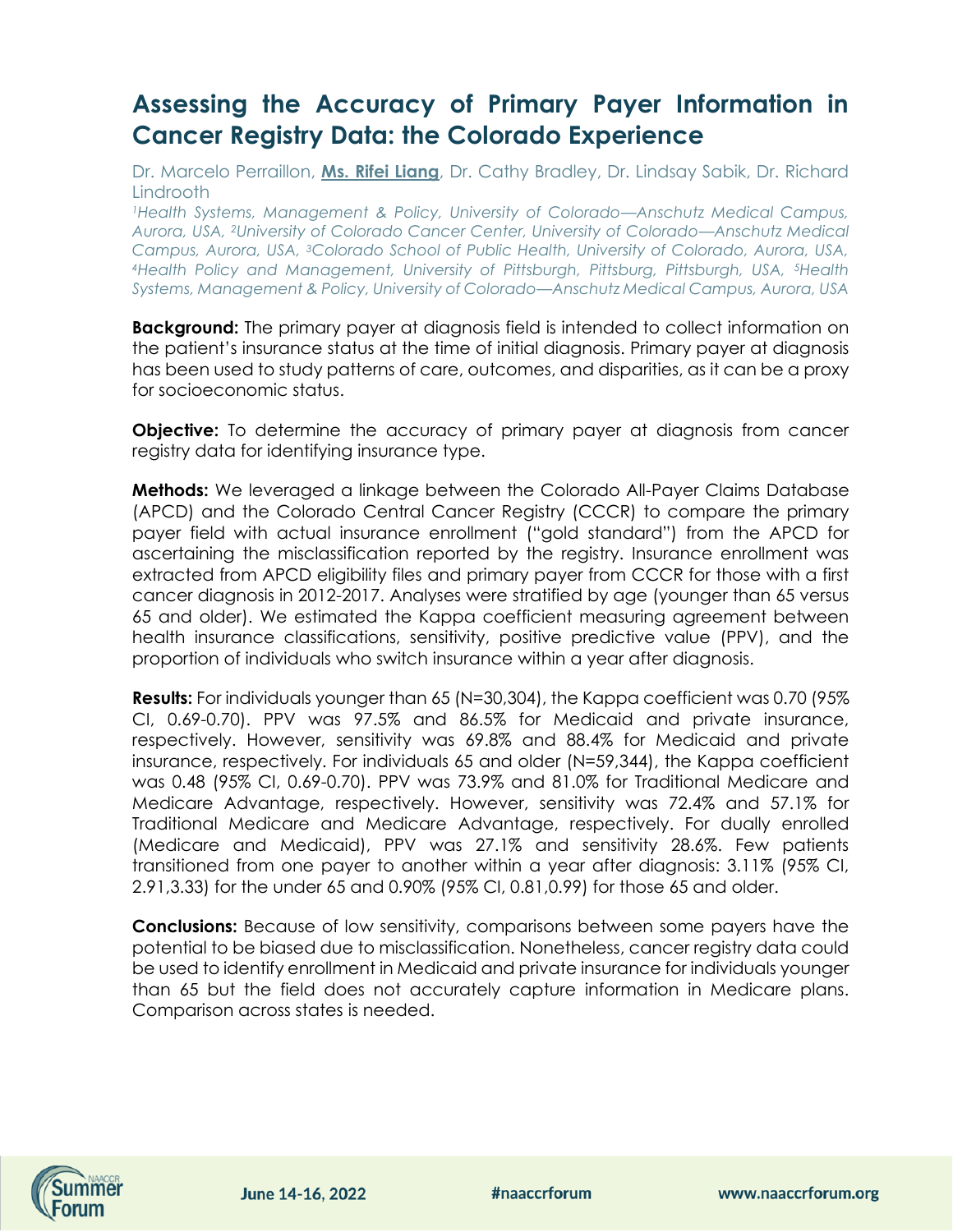# Assessing the Accuracy of Primary Payer Information in Cancer Registry Data: the Colorado Experience

Dr. Marcelo Perraillon, **Ms. Rifei Liang**, Dr. Cathy Bradley, Dr. Lindsay Sabik, Dr. Richard Lindrooth

*[1]Health Systems, Management & Policy, University of Colorado—Anschutz Medical Campus, Aurora, USA, [2]University of Colorado Cancer Center, University of Colorado—Anschutz Medical Campus, Aurora, USA, [3]Colorado School of Public Health, University of Colorado, Aurora, USA, [4]Health Policy and Management, University of Pittsburgh, Pittsburg, Pittsburgh, USA, [5]Health Systems, Management & Policy, University of Colorado—Anschutz Medical Campus, Aurora, USA*

**Background:** The primary payer at diagnosis field is intended to collect information on the patient's insurance status at the time of initial diagnosis. Primary payer at diagnosis has been used to study patterns of care, outcomes, and disparities, as it can be a proxy for socioeconomic status.

**Objective:** To determine the accuracy of primary payer at diagnosis from cancer registry data for identifying insurance type.

**Methods:** We leveraged a linkage between the Colorado All-Payer Claims Database (APCD) and the Colorado Central Cancer Registry (CCCR) to compare the primary payer field with actual insurance enrollment ("gold standard") from the APCD for ascertaining the misclassification reported by the registry. Insurance enrollment was extracted from APCD eligibility files and primary payer from CCCR for those with a first cancer diagnosis in 2012-2017. Analyses were stratified by age (younger than 65 versus 65 and older). We estimated the Kappa coefficient measuring agreement between health insurance classifications, sensitivity, positive predictive value (PPV), and the proportion of individuals who switch insurance within a year after diagnosis.

**Results:** For individuals younger than 65 (N=30,304), the Kappa coefficient was 0.70 (95% CI, 0.69-0.70). PPV was 97.5% and 86.5% for Medicaid and private insurance, respectively. However, sensitivity was 69.8% and 88.4% for Medicaid and private insurance, respectively. For individuals 65 and older (N=59,344), the Kappa coefficient was 0.48 (95% CI, 0.69-0.70). PPV was 73.9% and 81.0% for Traditional Medicare and Medicare Advantage, respectively. However, sensitivity was 72.4% and 57.1% for Traditional Medicare and Medicare Advantage, respectively. For dually enrolled (Medicare and Medicaid), PPV was 27.1% and sensitivity 28.6%. Few patients transitioned from one payer to another within a year after diagnosis: 3.11% (95% CI, 2.91,3.33) for the under 65 and 0.90% (95% CI, 0.81,0.99) for those 65 and older.

**Conclusions:** Because of low sensitivity, comparisons between some payers have the potential to be biased due to misclassification. Nonetheless, cancer registry data could be used to identify enrollment in Medicaid and private insurance for individuals younger than 65 but the field does not accurately capture information in Medicare plans. Comparison across states is needed.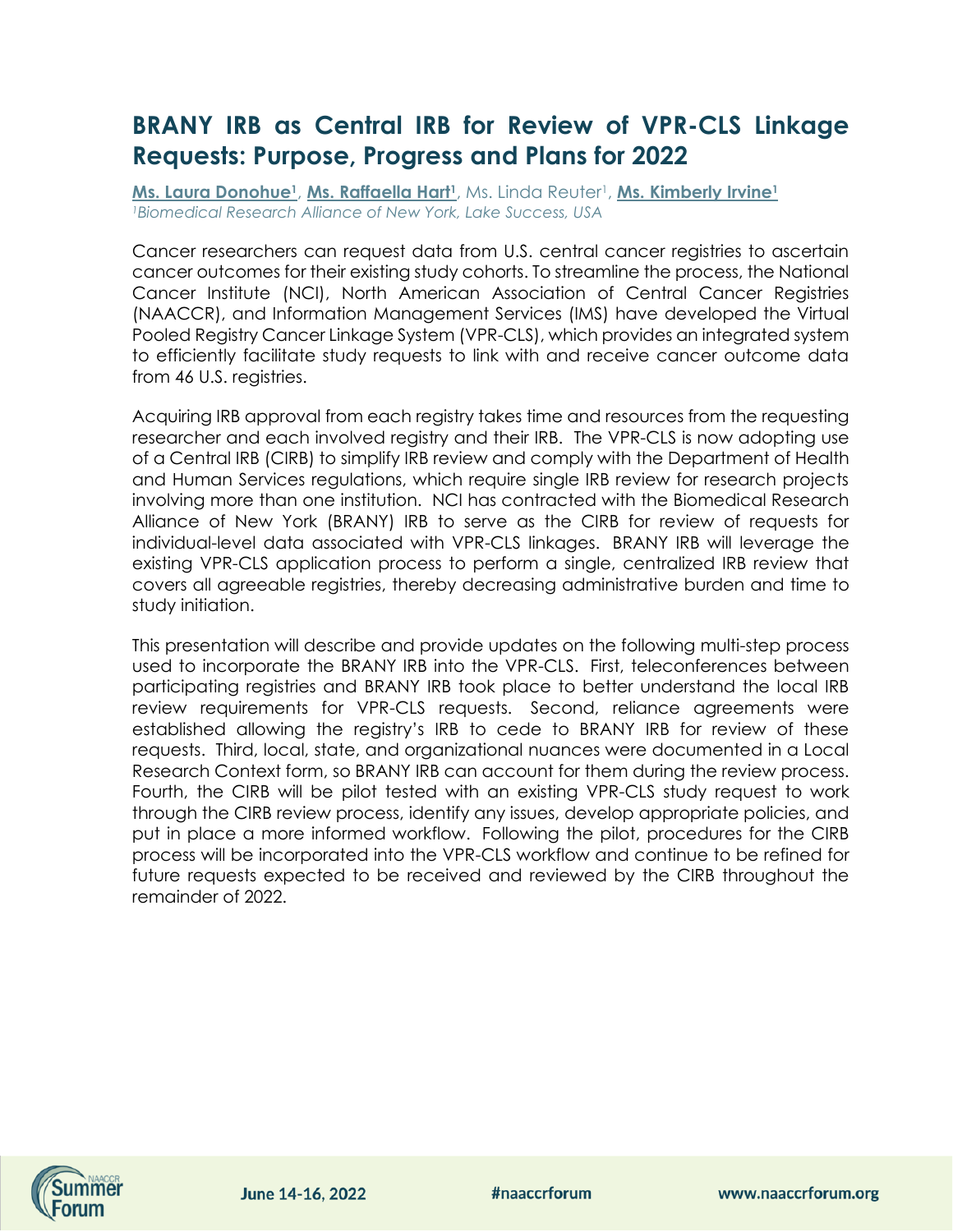# BRANY IRB as Central IRB for Review of VPR-CLS Linkage Requests: Purpose, Progress and Plans for 2022

**Ms. Laura Donohue[1]**, **Ms. Raffaella Hart[1]**, Ms. Linda Reuter[1], **Ms. Kimberly Irvine[1]**

*[1]Biomedical Research Alliance of New York, Lake Success, USA*

Cancer researchers can request data from U.S. central cancer registries to ascertain cancer outcomes for their existing study cohorts. To streamline the process, the National Cancer Institute (NCI), North American Association of Central Cancer Registries (NAACCR), and Information Management Services (IMS) have developed the Virtual Pooled Registry Cancer Linkage System (VPR-CLS), which provides an integrated system to efficiently facilitate study requests to link with and receive cancer outcome data from 46 U.S. registries.

Acquiring IRB approval from each registry takes time and resources from the requesting researcher and each involved registry and their IRB. The VPR-CLS is now adopting use of a Central IRB (CIRB) to simplify IRB review and comply with the Department of Health and Human Services regulations, which require single IRB review for research projects involving more than one institution. NCI has contracted with the Biomedical Research Alliance of New York (BRANY) IRB to serve as the CIRB for review of requests for individual-level data associated with VPR-CLS linkages. BRANY IRB will leverage the existing VPR-CLS application process to perform a single, centralized IRB review that covers all agreeable registries, thereby decreasing administrative burden and time to study initiation.

This presentation will describe and provide updates on the following multi-step process used to incorporate the BRANY IRB into the VPR-CLS. First, teleconferences between participating registries and BRANY IRB took place to better understand the local IRB review requirements for VPR-CLS requests. Second, reliance agreements were established allowing the registry's IRB to cede to BRANY IRB for review of these requests. Third, local, state, and organizational nuances were documented in a Local Research Context form, so BRANY IRB can account for them during the review process. Fourth, the CIRB will be pilot tested with an existing VPR-CLS study request to work through the CIRB review process, identify any issues, develop appropriate policies, and put in place a more informed workflow. Following the pilot, procedures for the CIRB process will be incorporated into the VPR-CLS workflow and continue to be refined for future requests expected to be received and reviewed by the CIRB throughout the remainder of 2022.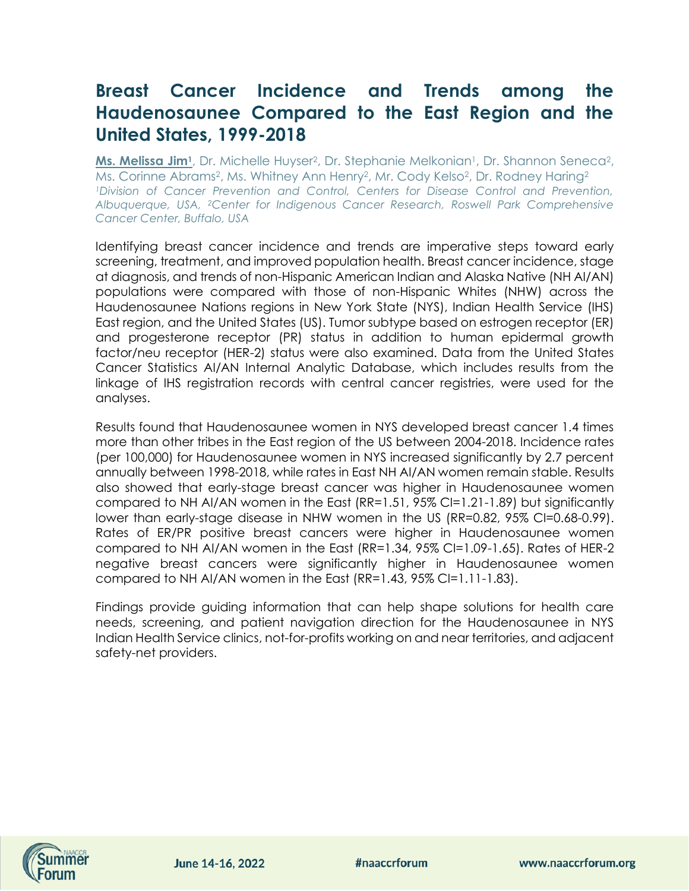# Breast Cancer Incidence and Trends among the Haudenosaunee Compared to the East Region and the United States, 1999-2018

**Ms. Melissa Jim**[1], Dr. Michelle Huyser[2], Dr. Stephanie Melkonian[1], Dr. Shannon Seneca[2], Ms. Corinne Abrams[2], Ms. Whitney Ann Henry[2], Mr. Cody Kelso[2], Dr. Rodney Haring[2]

*[1]Division of Cancer Prevention and Control, Centers for Disease Control and Prevention, Albuquerque, USA, [2]Center for Indigenous Cancer Research, Roswell Park Comprehensive Cancer Center, Buffalo, USA*

Identifying breast cancer incidence and trends are imperative steps toward early screening, treatment, and improved population health. Breast cancer incidence, stage at diagnosis, and trends of non-Hispanic American Indian and Alaska Native (NH AI/AN) populations were compared with those of non-Hispanic Whites (NHW) across the Haudenosaunee Nations regions in New York State (NYS), Indian Health Service (IHS) East region, and the United States (US). Tumor subtype based on estrogen receptor (ER) and progesterone receptor (PR) status in addition to human epidermal growth factor/neu receptor (HER-2) status were also examined. Data from the United States Cancer Statistics AI/AN Internal Analytic Database, which includes results from the linkage of IHS registration records with central cancer registries, were used for the analyses.

Results found that Haudenosaunee women in NYS developed breast cancer 1.4 times more than other tribes in the East region of the US between 2004-2018. Incidence rates (per 100,000) for Haudenosaunee women in NYS increased significantly by 2.7 percent annually between 1998-2018, while rates in East NH AI/AN women remain stable. Results also showed that early-stage breast cancer was higher in Haudenosaunee women compared to NH AI/AN women in the East (RR=1.51, 95% CI=1.21-1.89) but significantly lower than early-stage disease in NHW women in the US (RR=0.82, 95% CI=0.68-0.99). Rates of ER/PR positive breast cancers were higher in Haudenosaunee women compared to NH AI/AN women in the East (RR=1.34, 95% CI=1.09-1.65). Rates of HER-2 negative breast cancers were significantly higher in Haudenosaunee women compared to NH AI/AN women in the East (RR=1.43, 95% CI=1.11-1.83).

Findings provide guiding information that can help shape solutions for health care needs, screening, and patient navigation direction for the Haudenosaunee in NYS Indian Health Service clinics, not-for-profits working on and near territories, and adjacent safety-net providers.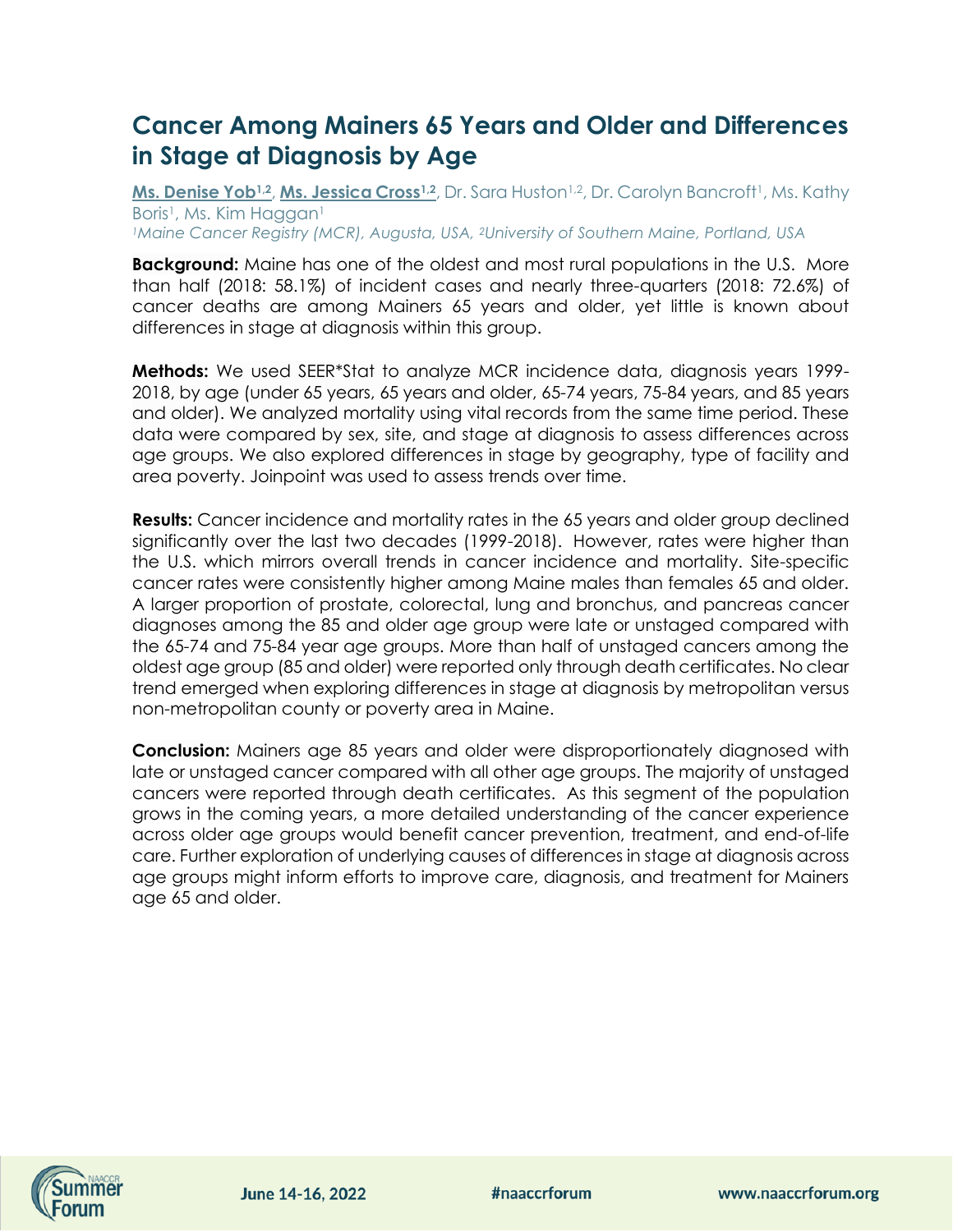# Cancer Among Mainers 65 Years and Older and Differences in Stage at Diagnosis by Age

**Ms. Denise Yob[1,2]**, **Ms. Jessica Cross[1,2]**, Dr. Sara Huston[1,2], Dr. Carolyn Bancroft[1], Ms. Kathy Boris[1], Ms. Kim Haggan[1]

*[1]Maine Cancer Registry (MCR), Augusta, USA, [2]University of Southern Maine, Portland, USA*

**Background:** Maine has one of the oldest and most rural populations in the U.S. More than half (2018: 58.1%) of incident cases and nearly three-quarters (2018: 72.6%) of cancer deaths are among Mainers 65 years and older, yet little is known about differences in stage at diagnosis within this group.

**Methods:** We used SEER*Stat to analyze MCR incidence data, diagnosis years 1999-2018, by age (under 65 years, 65 years and older, 65-74 years, 75-84 years, and 85 years and older). We analyzed mortality using vital records from the same time period. These data were compared by sex, site, and stage at diagnosis to assess differences across age groups. We also explored differences in stage by geography, type of facility and area poverty. Joinpoint was used to assess trends over time.

**Results:** Cancer incidence and mortality rates in the 65 years and older group declined significantly over the last two decades (1999-2018). However, rates were higher than the U.S. which mirrors overall trends in cancer incidence and mortality. Site-specific cancer rates were consistently higher among Maine males than females 65 and older. A larger proportion of prostate, colorectal, lung and bronchus, and pancreas cancer diagnoses among the 85 and older age group were late or unstaged compared with the 65-74 and 75-84 year age groups. More than half of unstaged cancers among the oldest age group (85 and older) were reported only through death certificates. No clear trend emerged when exploring differences in stage at diagnosis by metropolitan versus non-metropolitan county or poverty area in Maine.

**Conclusion:** Mainers age 85 years and older were disproportionately diagnosed with late or unstaged cancer compared with all other age groups. The majority of unstaged cancers were reported through death certificates. As this segment of the population grows in the coming years, a more detailed understanding of the cancer experience across older age groups would benefit cancer prevention, treatment, and end-of-life care. Further exploration of underlying causes of differences in stage at diagnosis across age groups might inform efforts to improve care, diagnosis, and treatment for Mainers age 65 and older.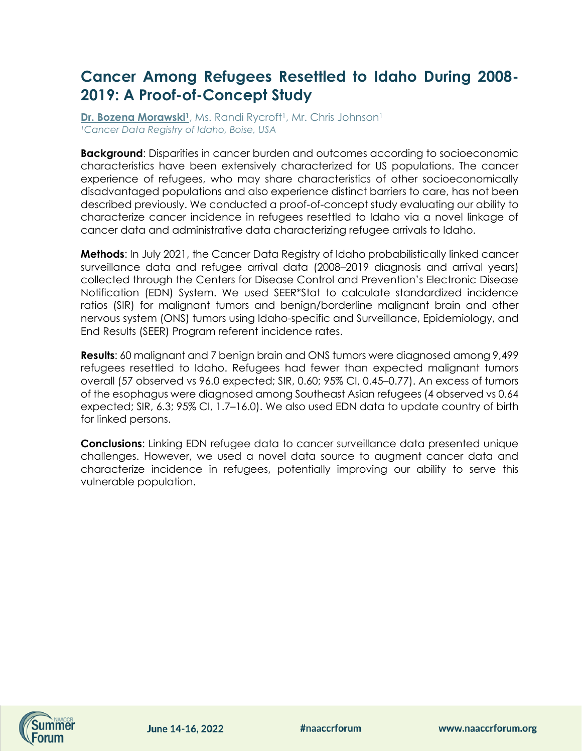# Cancer Among Refugees Resettled to Idaho During 2008-2019: A Proof-of-Concept Study

**Dr. Bozena Morawski[1]**, Ms. Randi Rycroft[1], Mr. Chris Johnson[1]
*[1]Cancer Data Registry of Idaho, Boise, USA*

**Background**: Disparities in cancer burden and outcomes according to socioeconomic characteristics have been extensively characterized for US populations. The cancer experience of refugees, who may share characteristics of other socioeconomically disadvantaged populations and also experience distinct barriers to care, has not been described previously. We conducted a proof-of-concept study evaluating our ability to characterize cancer incidence in refugees resettled to Idaho via a novel linkage of cancer data and administrative data characterizing refugee arrivals to Idaho.

**Methods**: In July 2021, the Cancer Data Registry of Idaho probabilistically linked cancer surveillance data and refugee arrival data (2008–2019 diagnosis and arrival years) collected through the Centers for Disease Control and Prevention's Electronic Disease Notification (EDN) System. We used SEER*Stat to calculate standardized incidence ratios (SIR) for malignant tumors and benign/borderline malignant brain and other nervous system (ONS) tumors using Idaho-specific and Surveillance, Epidemiology, and End Results (SEER) Program referent incidence rates.

**Results**: 60 malignant and 7 benign brain and ONS tumors were diagnosed among 9,499 refugees resettled to Idaho. Refugees had fewer than expected malignant tumors overall (57 observed vs 96.0 expected; SIR, 0.60; 95% CI, 0.45–0.77). An excess of tumors of the esophagus were diagnosed among Southeast Asian refugees (4 observed vs 0.64 expected; SIR, 6.3; 95% CI, 1.7–16.0). We also used EDN data to update country of birth for linked persons.

**Conclusions**: Linking EDN refugee data to cancer surveillance data presented unique challenges. However, we used a novel data source to augment cancer data and characterize incidence in refugees, potentially improving our ability to serve this vulnerable population.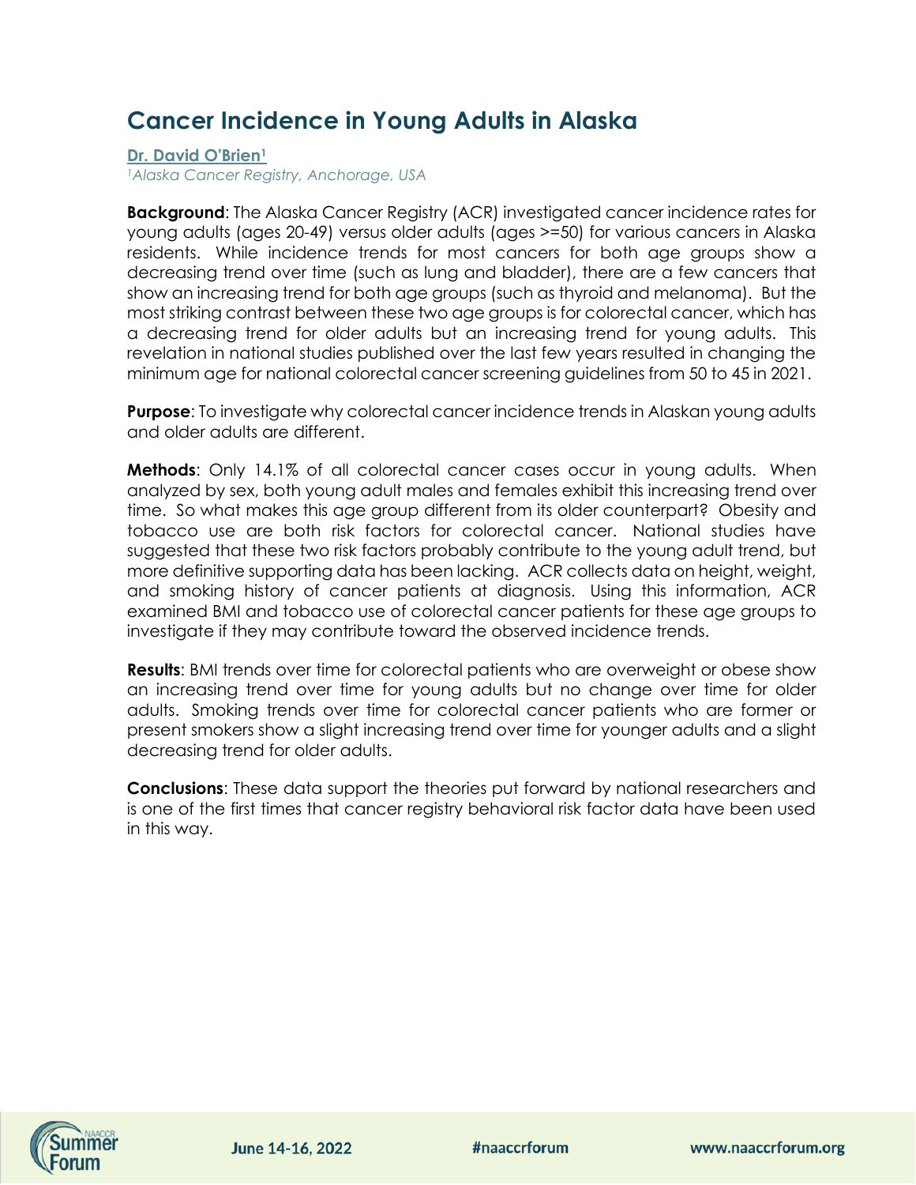# Cancer Incidence in Young Adults in Alaska

**Dr. David O'Brien[1]**

*[1]Alaska Cancer Registry, Anchorage, USA*

**Background**: The Alaska Cancer Registry (ACR) investigated cancer incidence rates for young adults (ages 20-49) versus older adults (ages >=50) for various cancers in Alaska residents. While incidence trends for most cancers for both age groups show a decreasing trend over time (such as lung and bladder), there are a few cancers that show an increasing trend for both age groups (such as thyroid and melanoma). But the most striking contrast between these two age groups is for colorectal cancer, which has a decreasing trend for older adults but an increasing trend for young adults. This revelation in national studies published over the last few years resulted in changing the minimum age for national colorectal cancer screening guidelines from 50 to 45 in 2021.

**Purpose**: To investigate why colorectal cancer incidence trends in Alaskan young adults and older adults are different.

**Methods**: Only 14.1% of all colorectal cancer cases occur in young adults. When analyzed by sex, both young adult males and females exhibit this increasing trend over time. So what makes this age group different from its older counterpart? Obesity and tobacco use are both risk factors for colorectal cancer. National studies have suggested that these two risk factors probably contribute to the young adult trend, but more definitive supporting data has been lacking. ACR collects data on height, weight, and smoking history of cancer patients at diagnosis. Using this information, ACR examined BMI and tobacco use of colorectal cancer patients for these age groups to investigate if they may contribute toward the observed incidence trends.

**Results**: BMI trends over time for colorectal patients who are overweight or obese show an increasing trend over time for young adults but no change over time for older adults. Smoking trends over time for colorectal cancer patients who are former or present smokers show a slight increasing trend over time for younger adults and a slight decreasing trend for older adults.

**Conclusions**: These data support the theories put forward by national researchers and is one of the first times that cancer registry behavioral risk factor data have been used in this way.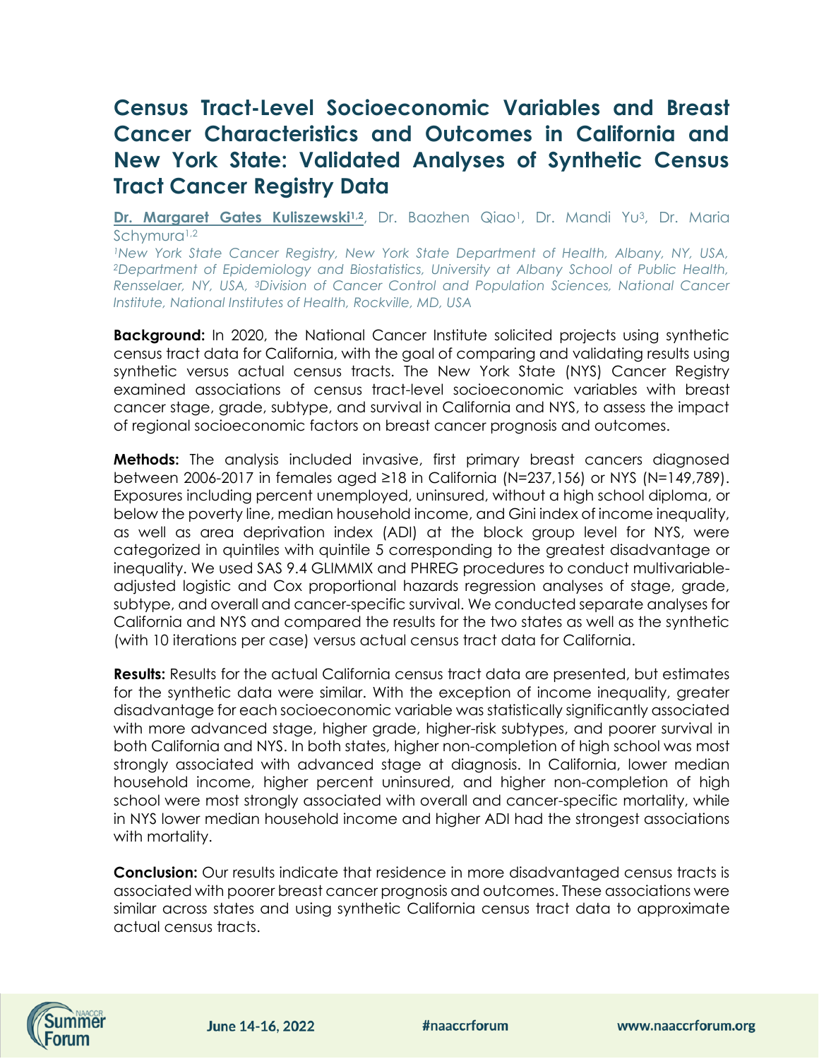# Census Tract-Level Socioeconomic Variables and Breast Cancer Characteristics and Outcomes in California and New York State: Validated Analyses of Synthetic Census Tract Cancer Registry Data

**Dr. Margaret Gates Kuliszewski**[1,2], Dr. Baozhen Qiao[1], Dr. Mandi Yu[3], Dr. Maria Schymura[1,2]

*[1]New York State Cancer Registry, New York State Department of Health, Albany, NY, USA, [2]Department of Epidemiology and Biostatistics, University at Albany School of Public Health, Rensselaer, NY, USA, [3]Division of Cancer Control and Population Sciences, National Cancer Institute, National Institutes of Health, Rockville, MD, USA*

**Background:** In 2020, the National Cancer Institute solicited projects using synthetic census tract data for California, with the goal of comparing and validating results using synthetic versus actual census tracts. The New York State (NYS) Cancer Registry examined associations of census tract-level socioeconomic variables with breast cancer stage, grade, subtype, and survival in California and NYS, to assess the impact of regional socioeconomic factors on breast cancer prognosis and outcomes.

**Methods:** The analysis included invasive, first primary breast cancers diagnosed between 2006-2017 in females aged ≥18 in California (N=237,156) or NYS (N=149,789). Exposures including percent unemployed, uninsured, without a high school diploma, or below the poverty line, median household income, and Gini index of income inequality, as well as area deprivation index (ADI) at the block group level for NYS, were categorized in quintiles with quintile 5 corresponding to the greatest disadvantage or inequality. We used SAS 9.4 GLIMMIX and PHREG procedures to conduct multivariable-adjusted logistic and Cox proportional hazards regression analyses of stage, grade, subtype, and overall and cancer-specific survival. We conducted separate analyses for California and NYS and compared the results for the two states as well as the synthetic (with 10 iterations per case) versus actual census tract data for California.

**Results:** Results for the actual California census tract data are presented, but estimates for the synthetic data were similar. With the exception of income inequality, greater disadvantage for each socioeconomic variable was statistically significantly associated with more advanced stage, higher grade, higher-risk subtypes, and poorer survival in both California and NYS. In both states, higher non-completion of high school was most strongly associated with advanced stage at diagnosis. In California, lower median household income, higher percent uninsured, and higher non-completion of high school were most strongly associated with overall and cancer-specific mortality, while in NYS lower median household income and higher ADI had the strongest associations with mortality.

**Conclusion:** Our results indicate that residence in more disadvantaged census tracts is associated with poorer breast cancer prognosis and outcomes. These associations were similar across states and using synthetic California census tract data to approximate actual census tracts.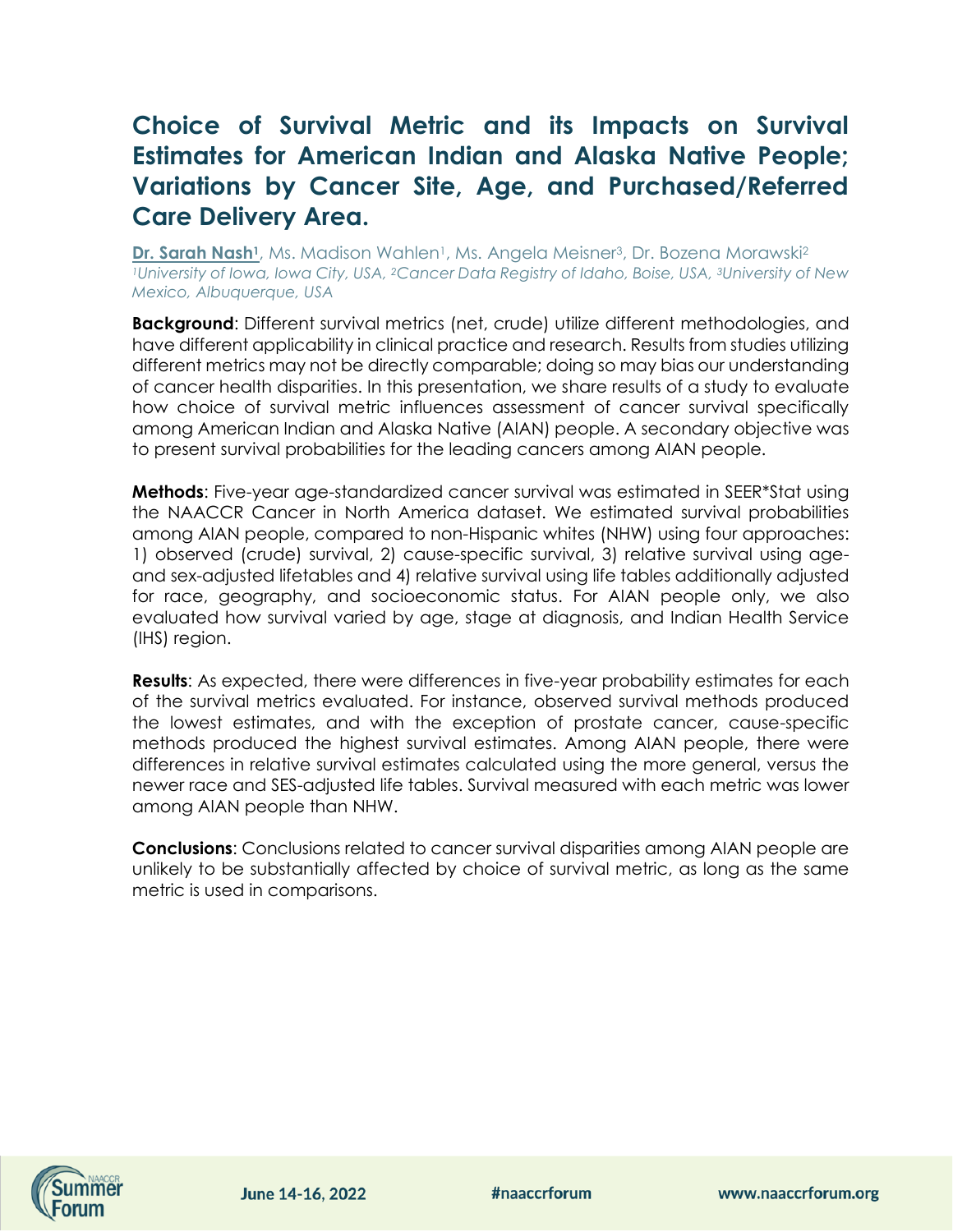# Choice of Survival Metric and its Impacts on Survival Estimates for American Indian and Alaska Native People; Variations by Cancer Site, Age, and Purchased/Referred Care Delivery Area.

**Dr. Sarah Nash**[1], Ms. Madison Wahlen[1], Ms. Angela Meisner[3], Dr. Bozena Morawski[2]
*[1]University of Iowa, Iowa City, USA, [2]Cancer Data Registry of Idaho, Boise, USA, [3]University of New Mexico, Albuquerque, USA*

**Background**: Different survival metrics (net, crude) utilize different methodologies, and have different applicability in clinical practice and research. Results from studies utilizing different metrics may not be directly comparable; doing so may bias our understanding of cancer health disparities. In this presentation, we share results of a study to evaluate how choice of survival metric influences assessment of cancer survival specifically among American Indian and Alaska Native (AIAN) people. A secondary objective was to present survival probabilities for the leading cancers among AIAN people.

**Methods**: Five-year age-standardized cancer survival was estimated in SEER*Stat using the NAACCR Cancer in North America dataset. We estimated survival probabilities among AIAN people, compared to non-Hispanic whites (NHW) using four approaches: 1) observed (crude) survival, 2) cause-specific survival, 3) relative survival using age- and sex-adjusted lifetables and 4) relative survival using life tables additionally adjusted for race, geography, and socioeconomic status. For AIAN people only, we also evaluated how survival varied by age, stage at diagnosis, and Indian Health Service (IHS) region.

**Results**: As expected, there were differences in five-year probability estimates for each of the survival metrics evaluated. For instance, observed survival methods produced the lowest estimates, and with the exception of prostate cancer, cause-specific methods produced the highest survival estimates. Among AIAN people, there were differences in relative survival estimates calculated using the more general, versus the newer race and SES-adjusted life tables. Survival measured with each metric was lower among AIAN people than NHW.

**Conclusions**: Conclusions related to cancer survival disparities among AIAN people are unlikely to be substantially affected by choice of survival metric, as long as the same metric is used in comparisons.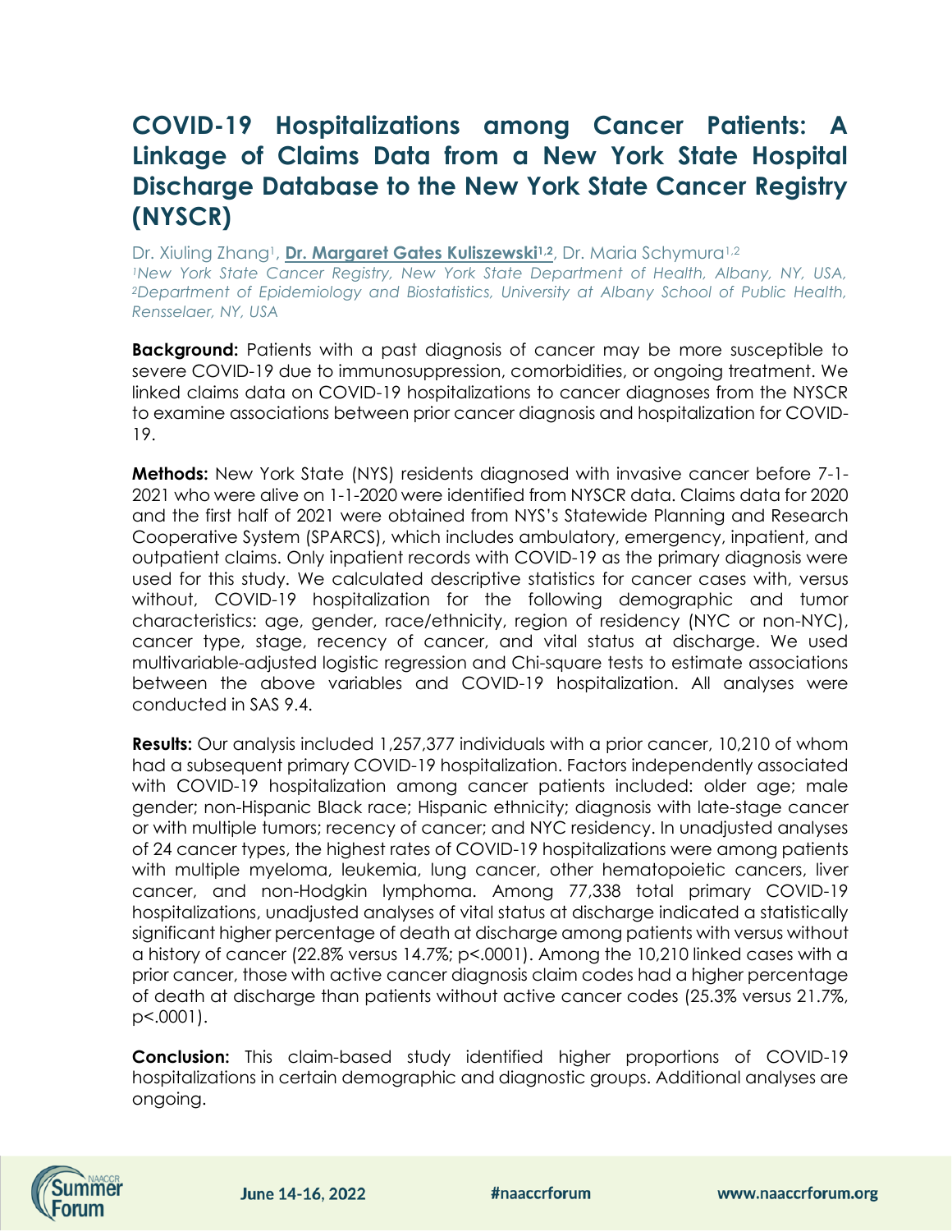# COVID-19 Hospitalizations among Cancer Patients: A Linkage of Claims Data from a New York State Hospital Discharge Database to the New York State Cancer Registry (NYSCR)

Dr. Xiuling Zhang[1], **Dr. Margaret Gates Kuliszewski[1,2]**, Dr. Maria Schymura[1,2]

*[1]New York State Cancer Registry, New York State Department of Health, Albany, NY, USA, [2]Department of Epidemiology and Biostatistics, University at Albany School of Public Health, Rensselaer, NY, USA*

**Background:** Patients with a past diagnosis of cancer may be more susceptible to severe COVID-19 due to immunosuppression, comorbidities, or ongoing treatment. We linked claims data on COVID-19 hospitalizations to cancer diagnoses from the NYSCR to examine associations between prior cancer diagnosis and hospitalization for COVID-19.

**Methods:** New York State (NYS) residents diagnosed with invasive cancer before 7-1-2021 who were alive on 1-1-2020 were identified from NYSCR data. Claims data for 2020 and the first half of 2021 were obtained from NYS's Statewide Planning and Research Cooperative System (SPARCS), which includes ambulatory, emergency, inpatient, and outpatient claims. Only inpatient records with COVID-19 as the primary diagnosis were used for this study. We calculated descriptive statistics for cancer cases with, versus without, COVID-19 hospitalization for the following demographic and tumor characteristics: age, gender, race/ethnicity, region of residency (NYC or non-NYC), cancer type, stage, recency of cancer, and vital status at discharge. We used multivariable-adjusted logistic regression and Chi-square tests to estimate associations between the above variables and COVID-19 hospitalization. All analyses were conducted in SAS 9.4.

**Results:** Our analysis included 1,257,377 individuals with a prior cancer, 10,210 of whom had a subsequent primary COVID-19 hospitalization. Factors independently associated with COVID-19 hospitalization among cancer patients included: older age; male gender; non-Hispanic Black race; Hispanic ethnicity; diagnosis with late-stage cancer or with multiple tumors; recency of cancer; and NYC residency. In unadjusted analyses of 24 cancer types, the highest rates of COVID-19 hospitalizations were among patients with multiple myeloma, leukemia, lung cancer, other hematopoietic cancers, liver cancer, and non-Hodgkin lymphoma. Among 77,338 total primary COVID-19 hospitalizations, unadjusted analyses of vital status at discharge indicated a statistically significant higher percentage of death at discharge among patients with versus without a history of cancer (22.8% versus 14.7%; p<.0001). Among the 10,210 linked cases with a prior cancer, those with active cancer diagnosis claim codes had a higher percentage of death at discharge than patients without active cancer codes (25.3% versus 21.7%, p<.0001).

**Conclusion:** This claim-based study identified higher proportions of COVID-19 hospitalizations in certain demographic and diagnostic groups. Additional analyses are ongoing.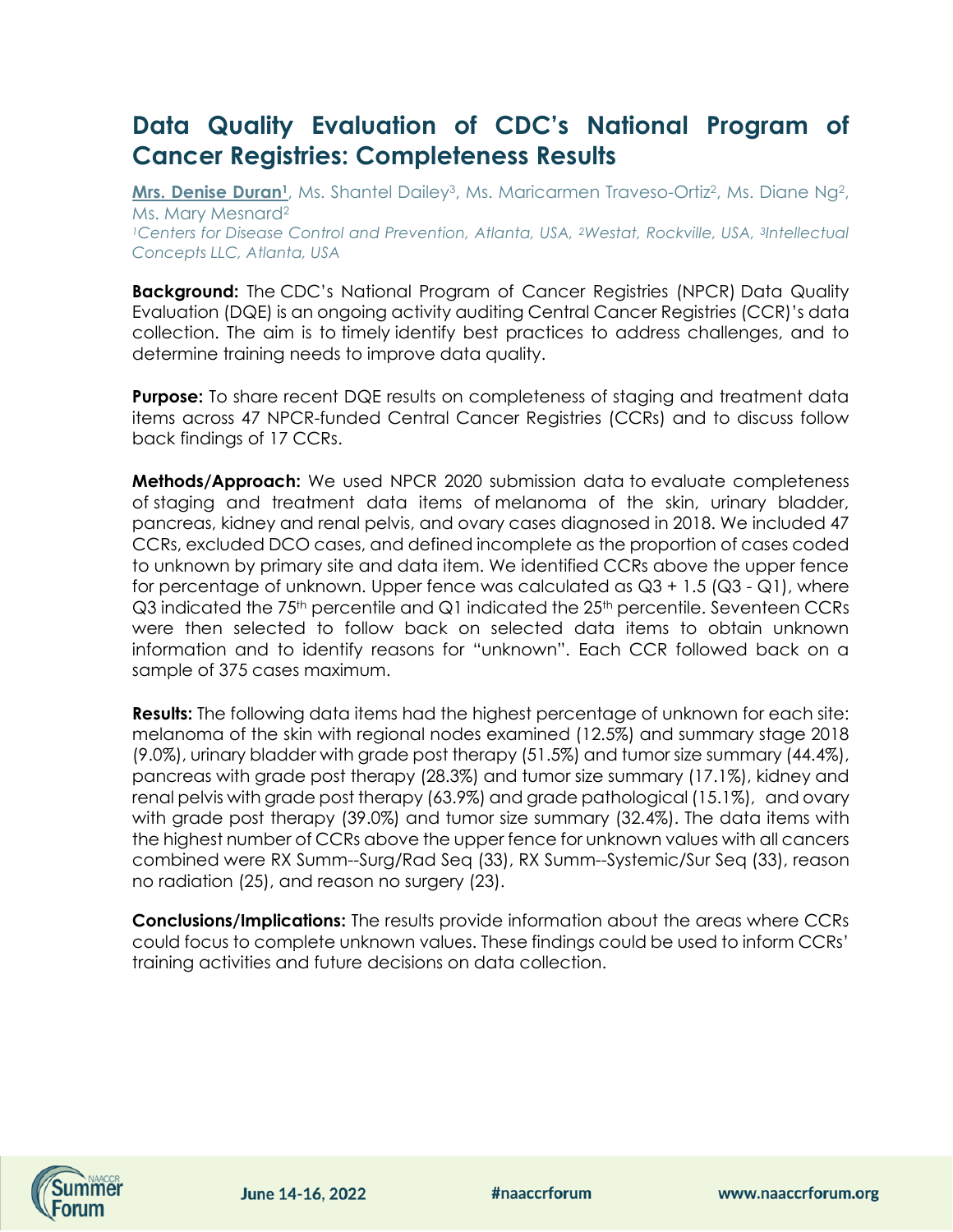# Data Quality Evaluation of CDC's National Program of Cancer Registries: Completeness Results

**Mrs. Denise Duran**[1], Ms. Shantel Dailey[3], Ms. Maricarmen Traveso-Ortiz[2], Ms. Diane Ng[2], Ms. Mary Mesnard[2]

*[1]Centers for Disease Control and Prevention, Atlanta, USA, [2]Westat, Rockville, USA, [3]Intellectual Concepts LLC, Atlanta, USA*

**Background:** The CDC's National Program of Cancer Registries (NPCR) Data Quality Evaluation (DQE) is an ongoing activity auditing Central Cancer Registries (CCR)'s data collection. The aim is to timely identify best practices to address challenges, and to determine training needs to improve data quality.

**Purpose:** To share recent DQE results on completeness of staging and treatment data items across 47 NPCR-funded Central Cancer Registries (CCRs) and to discuss follow back findings of 17 CCRs.

**Methods/Approach:** We used NPCR 2020 submission data to evaluate completeness of staging and treatment data items of melanoma of the skin, urinary bladder, pancreas, kidney and renal pelvis, and ovary cases diagnosed in 2018. We included 47 CCRs, excluded DCO cases, and defined incomplete as the proportion of cases coded to unknown by primary site and data item. We identified CCRs above the upper fence for percentage of unknown. Upper fence was calculated as Q3 + 1.5 (Q3 - Q1), where Q3 indicated the 75th percentile and Q1 indicated the 25th percentile. Seventeen CCRs were then selected to follow back on selected data items to obtain unknown information and to identify reasons for "unknown". Each CCR followed back on a sample of 375 cases maximum.

**Results:** The following data items had the highest percentage of unknown for each site: melanoma of the skin with regional nodes examined (12.5%) and summary stage 2018 (9.0%), urinary bladder with grade post therapy (51.5%) and tumor size summary (44.4%), pancreas with grade post therapy (28.3%) and tumor size summary (17.1%), kidney and renal pelvis with grade post therapy (63.9%) and grade pathological (15.1%), and ovary with grade post therapy (39.0%) and tumor size summary (32.4%). The data items with the highest number of CCRs above the upper fence for unknown values with all cancers combined were RX Summ--Surg/Rad Seq (33), RX Summ--Systemic/Sur Seq (33), reason no radiation (25), and reason no surgery (23).

**Conclusions/Implications:** The results provide information about the areas where CCRs could focus to complete unknown values. These findings could be used to inform CCRs' training activities and future decisions on data collection.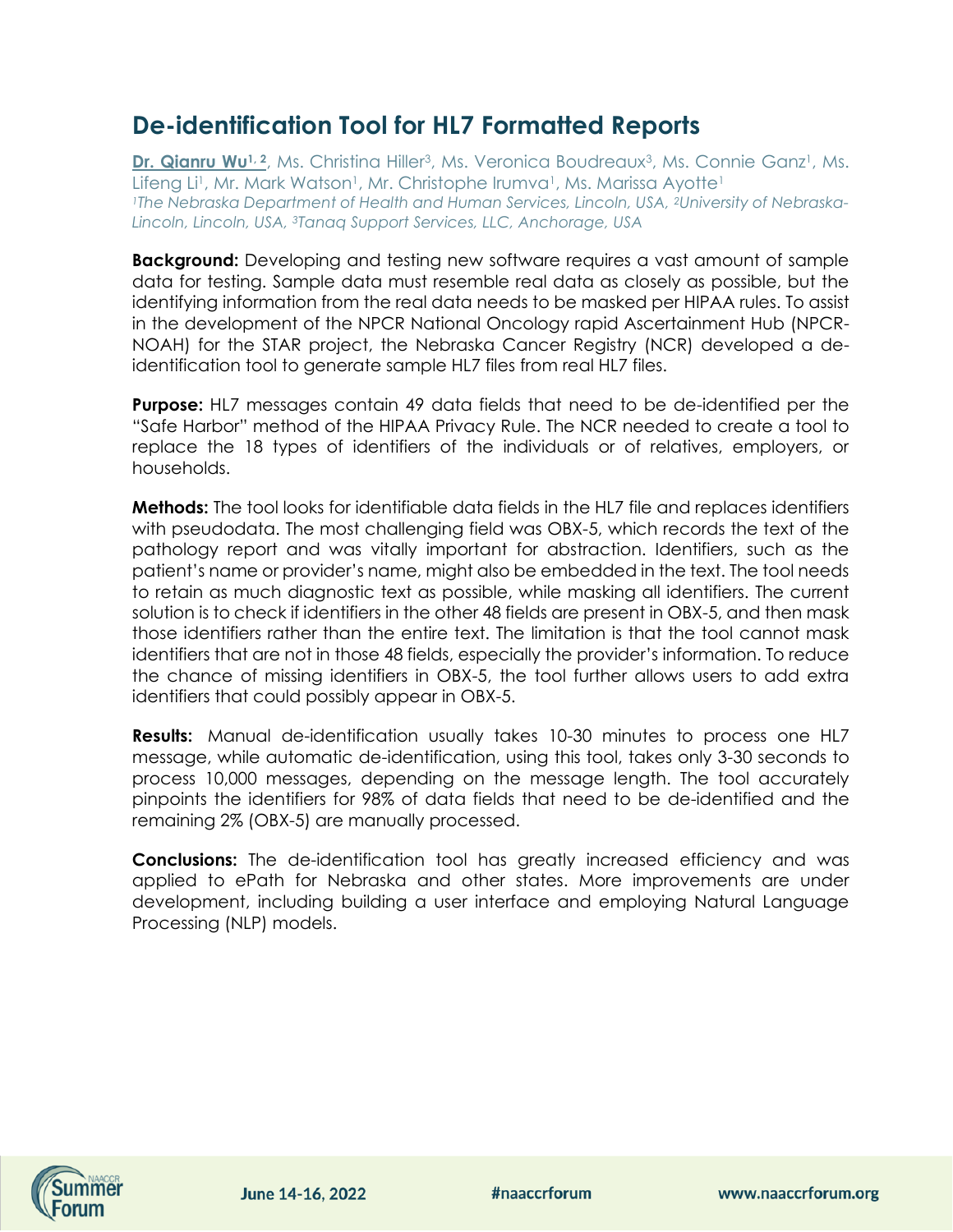# De-identification Tool for HL7 Formatted Reports

**Dr. Qianru Wu[1, 2]**, Ms. Christina Hiller[3], Ms. Veronica Boudreaux[3], Ms. Connie Ganz[1], Ms. Lifeng Li[1], Mr. Mark Watson[1], Mr. Christophe Irumva[1], Ms. Marissa Ayotte[1]

*[1]The Nebraska Department of Health and Human Services, Lincoln, USA, [2]University of Nebraska-Lincoln, Lincoln, USA, [3]Tanaq Support Services, LLC, Anchorage, USA*

**Background:** Developing and testing new software requires a vast amount of sample data for testing. Sample data must resemble real data as closely as possible, but the identifying information from the real data needs to be masked per HIPAA rules. To assist in the development of the NPCR National Oncology rapid Ascertainment Hub (NPCR-NOAH) for the STAR project, the Nebraska Cancer Registry (NCR) developed a de-identification tool to generate sample HL7 files from real HL7 files.

**Purpose:** HL7 messages contain 49 data fields that need to be de-identified per the "Safe Harbor" method of the HIPAA Privacy Rule. The NCR needed to create a tool to replace the 18 types of identifiers of the individuals or of relatives, employers, or households.

**Methods:** The tool looks for identifiable data fields in the HL7 file and replaces identifiers with pseudodata. The most challenging field was OBX-5, which records the text of the pathology report and was vitally important for abstraction. Identifiers, such as the patient's name or provider's name, might also be embedded in the text. The tool needs to retain as much diagnostic text as possible, while masking all identifiers. The current solution is to check if identifiers in the other 48 fields are present in OBX-5, and then mask those identifiers rather than the entire text. The limitation is that the tool cannot mask identifiers that are not in those 48 fields, especially the provider's information. To reduce the chance of missing identifiers in OBX-5, the tool further allows users to add extra identifiers that could possibly appear in OBX-5.

**Results:** Manual de-identification usually takes 10-30 minutes to process one HL7 message, while automatic de-identification, using this tool, takes only 3-30 seconds to process 10,000 messages, depending on the message length. The tool accurately pinpoints the identifiers for 98% of data fields that need to be de-identified and the remaining 2% (OBX-5) are manually processed.

**Conclusions:** The de-identification tool has greatly increased efficiency and was applied to ePath for Nebraska and other states. More improvements are under development, including building a user interface and employing Natural Language Processing (NLP) models.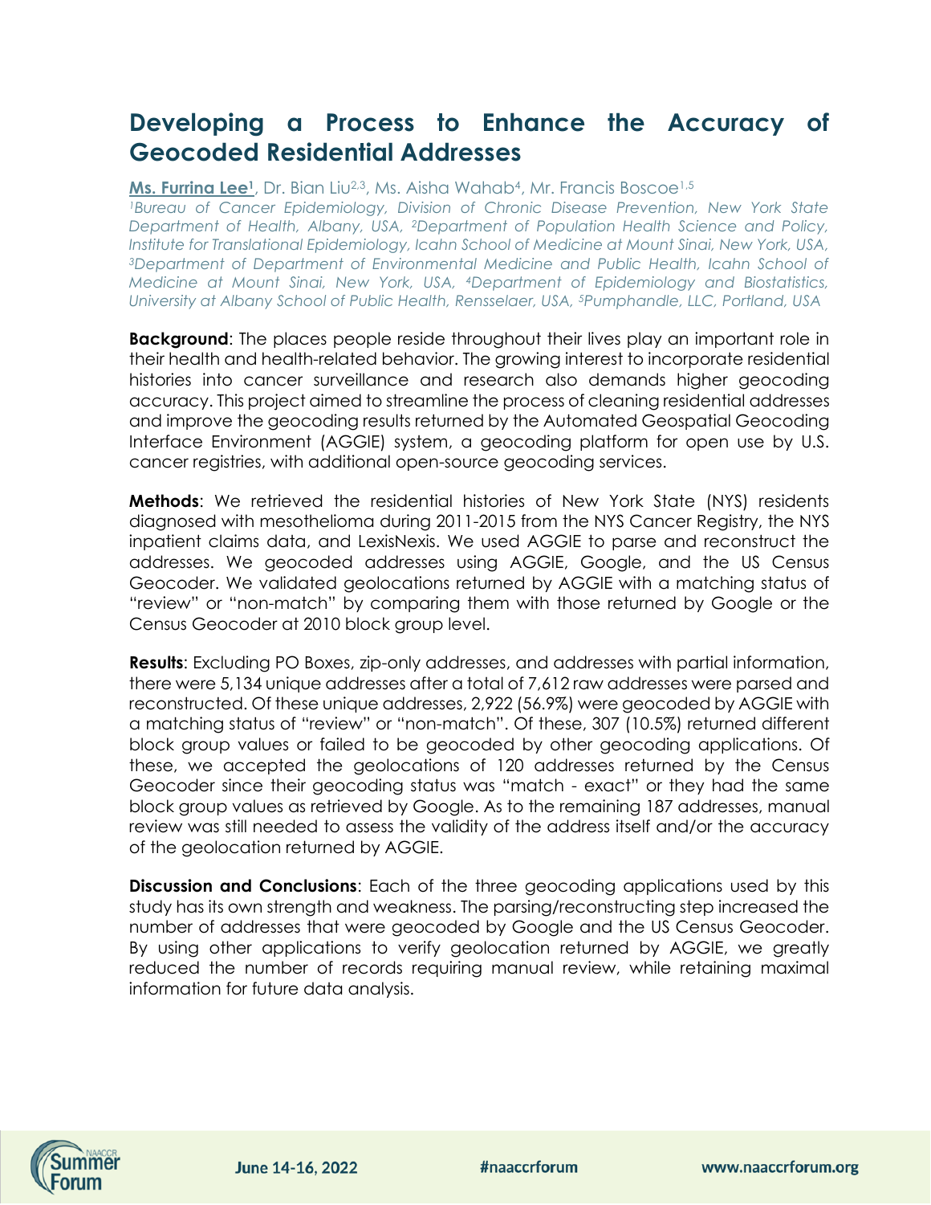# Developing a Process to Enhance the Accuracy of Geocoded Residential Addresses

**Ms. Furrina Lee**[1], Dr. Bian Liu[2,3], Ms. Aisha Wahab[4], Mr. Francis Boscoe[1,5]

*[1]Bureau of Cancer Epidemiology, Division of Chronic Disease Prevention, New York State Department of Health, Albany, USA, [2]Department of Population Health Science and Policy, Institute for Translational Epidemiology, Icahn School of Medicine at Mount Sinai, New York, USA, [3]Department of Department of Environmental Medicine and Public Health, Icahn School of Medicine at Mount Sinai, New York, USA, [4]Department of Epidemiology and Biostatistics, University at Albany School of Public Health, Rensselaer, USA, [5]Pumphandle, LLC, Portland, USA*

**Background**: The places people reside throughout their lives play an important role in their health and health-related behavior. The growing interest to incorporate residential histories into cancer surveillance and research also demands higher geocoding accuracy. This project aimed to streamline the process of cleaning residential addresses and improve the geocoding results returned by the Automated Geospatial Geocoding Interface Environment (AGGIE) system, a geocoding platform for open use by U.S. cancer registries, with additional open-source geocoding services.

**Methods**: We retrieved the residential histories of New York State (NYS) residents diagnosed with mesothelioma during 2011-2015 from the NYS Cancer Registry, the NYS inpatient claims data, and LexisNexis. We used AGGIE to parse and reconstruct the addresses. We geocoded addresses using AGGIE, Google, and the US Census Geocoder. We validated geolocations returned by AGGIE with a matching status of "review" or "non-match" by comparing them with those returned by Google or the Census Geocoder at 2010 block group level.

**Results**: Excluding PO Boxes, zip-only addresses, and addresses with partial information, there were 5,134 unique addresses after a total of 7,612 raw addresses were parsed and reconstructed. Of these unique addresses, 2,922 (56.9%) were geocoded by AGGIE with a matching status of "review" or "non-match". Of these, 307 (10.5%) returned different block group values or failed to be geocoded by other geocoding applications. Of these, we accepted the geolocations of 120 addresses returned by the Census Geocoder since their geocoding status was "match - exact" or they had the same block group values as retrieved by Google. As to the remaining 187 addresses, manual review was still needed to assess the validity of the address itself and/or the accuracy of the geolocation returned by AGGIE.

**Discussion and Conclusions**: Each of the three geocoding applications used by this study has its own strength and weakness. The parsing/reconstructing step increased the number of addresses that were geocoded by Google and the US Census Geocoder. By using other applications to verify geolocation returned by AGGIE, we greatly reduced the number of records requiring manual review, while retaining maximal information for future data analysis.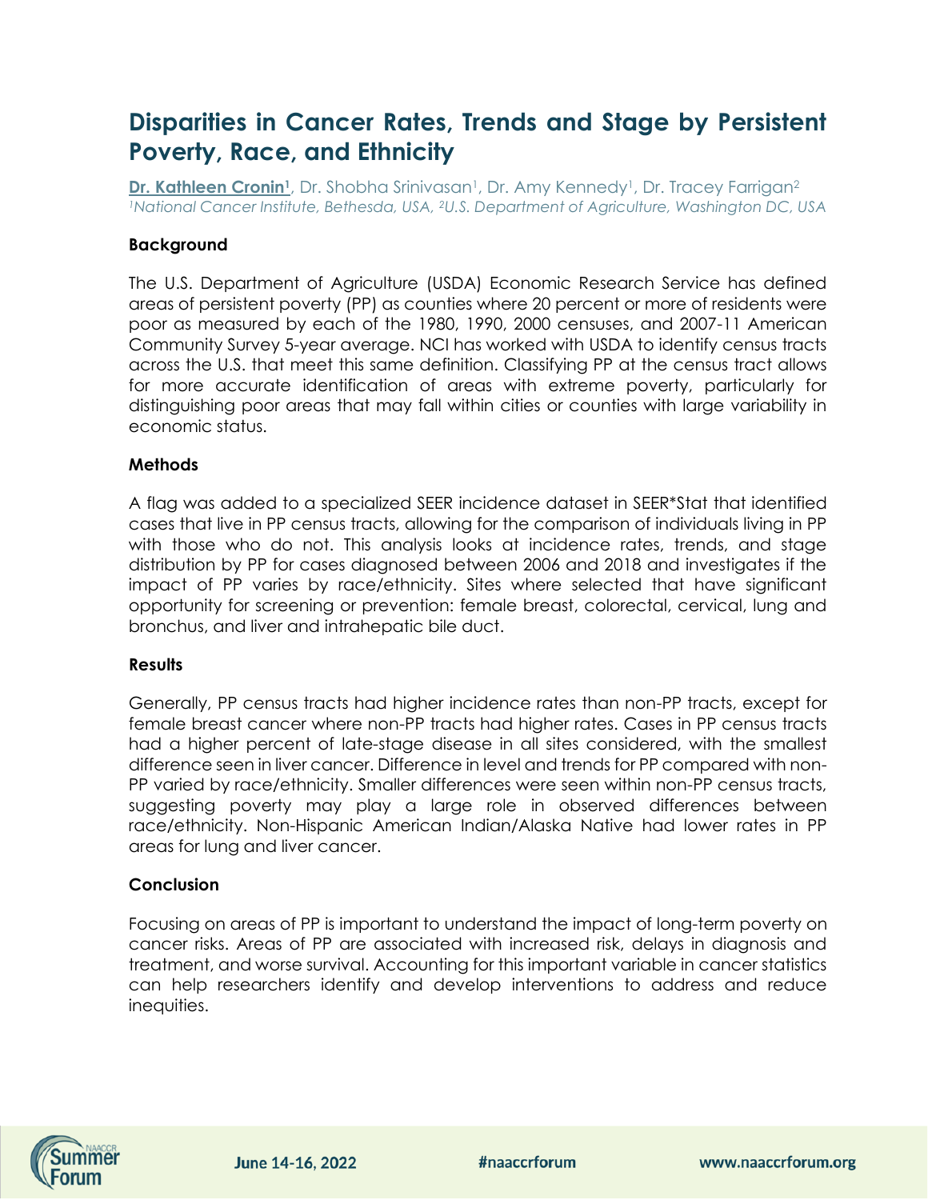# Disparities in Cancer Rates, Trends and Stage by Persistent Poverty, Race, and Ethnicity

**Dr. Kathleen Cronin[1]**, Dr. Shobha Srinivasan[1], Dr. Amy Kennedy[1], Dr. Tracey Farrigan[2]

*[1]National Cancer Institute, Bethesda, USA, [2]U.S. Department of Agriculture, Washington DC, USA*

### Background

The U.S. Department of Agriculture (USDA) Economic Research Service has defined areas of persistent poverty (PP) as counties where 20 percent or more of residents were poor as measured by each of the 1980, 1990, 2000 censuses, and 2007-11 American Community Survey 5-year average. NCI has worked with USDA to identify census tracts across the U.S. that meet this same definition. Classifying PP at the census tract allows for more accurate identification of areas with extreme poverty, particularly for distinguishing poor areas that may fall within cities or counties with large variability in economic status.

### Methods

A flag was added to a specialized SEER incidence dataset in SEER*Stat that identified cases that live in PP census tracts, allowing for the comparison of individuals living in PP with those who do not. This analysis looks at incidence rates, trends, and stage distribution by PP for cases diagnosed between 2006 and 2018 and investigates if the impact of PP varies by race/ethnicity. Sites where selected that have significant opportunity for screening or prevention: female breast, colorectal, cervical, lung and bronchus, and liver and intrahepatic bile duct.

### Results

Generally, PP census tracts had higher incidence rates than non-PP tracts, except for female breast cancer where non-PP tracts had higher rates. Cases in PP census tracts had a higher percent of late-stage disease in all sites considered, with the smallest difference seen in liver cancer. Difference in level and trends for PP compared with non-PP varied by race/ethnicity. Smaller differences were seen within non-PP census tracts, suggesting poverty may play a large role in observed differences between race/ethnicity. Non-Hispanic American Indian/Alaska Native had lower rates in PP areas for lung and liver cancer.

### Conclusion

Focusing on areas of PP is important to understand the impact of long-term poverty on cancer risks. Areas of PP are associated with increased risk, delays in diagnosis and treatment, and worse survival. Accounting for this important variable in cancer statistics can help researchers identify and develop interventions to address and reduce inequities.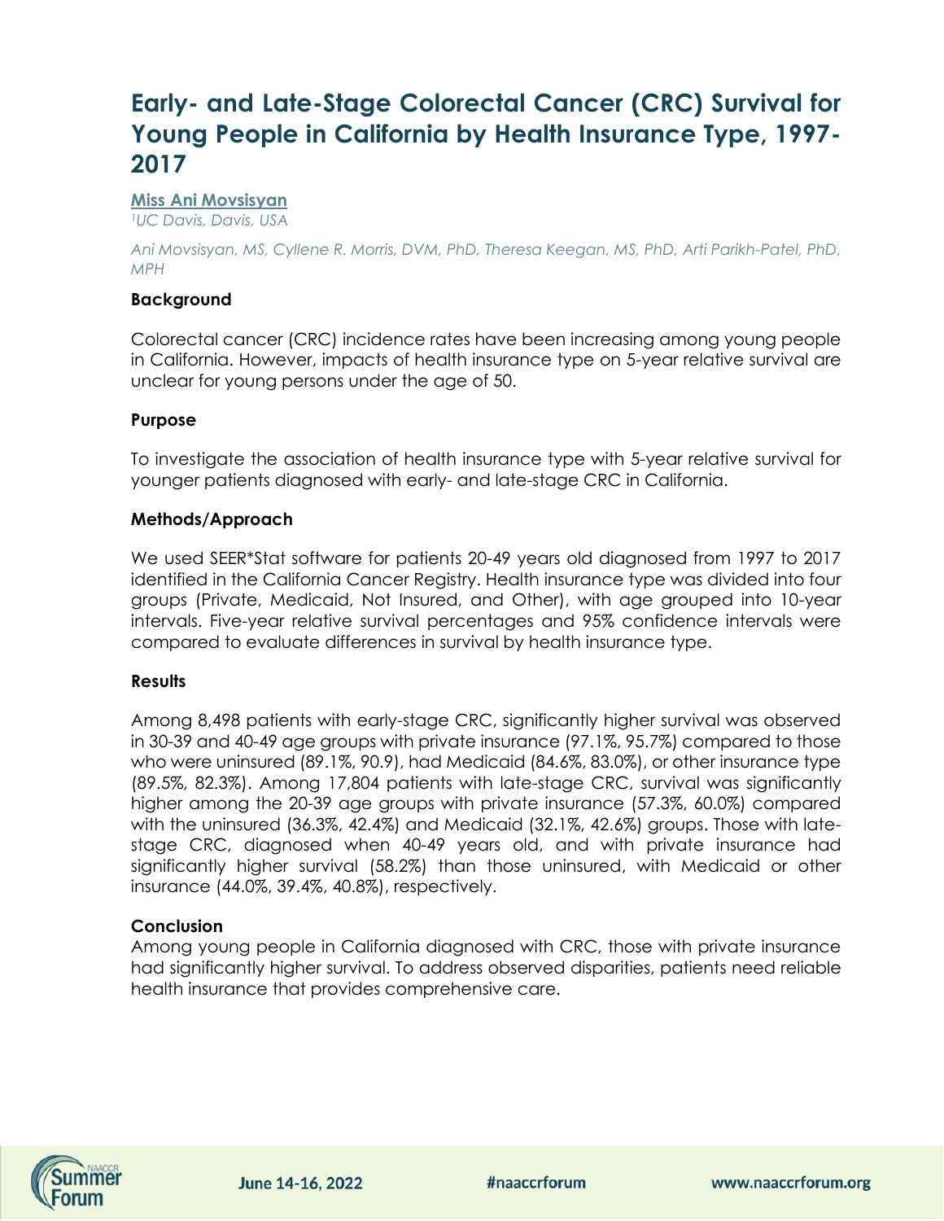# Early- and Late-Stage Colorectal Cancer (CRC) Survival for Young People in California by Health Insurance Type, 1997-2017

**Miss Ani Movsisyan**

*[1]UC Davis, Davis, USA*

*Ani Movsisyan, MS, Cyllene R. Morris, DVM, PhD, Theresa Keegan, MS, PhD, Arti Parikh-Patel, PhD, MPH*

### Background

Colorectal cancer (CRC) incidence rates have been increasing among young people in California. However, impacts of health insurance type on 5-year relative survival are unclear for young persons under the age of 50.

### Purpose

To investigate the association of health insurance type with 5-year relative survival for younger patients diagnosed with early- and late-stage CRC in California.

### Methods/Approach

We used SEER*Stat software for patients 20-49 years old diagnosed from 1997 to 2017 identified in the California Cancer Registry. Health insurance type was divided into four groups (Private, Medicaid, Not Insured, and Other), with age grouped into 10-year intervals. Five-year relative survival percentages and 95% confidence intervals were compared to evaluate differences in survival by health insurance type.

### Results

Among 8,498 patients with early-stage CRC, significantly higher survival was observed in 30-39 and 40-49 age groups with private insurance (97.1%, 95.7%) compared to those who were uninsured (89.1%, 90.9), had Medicaid (84.6%, 83.0%), or other insurance type (89.5%, 82.3%). Among 17,804 patients with late-stage CRC, survival was significantly higher among the 20-39 age groups with private insurance (57.3%, 60.0%) compared with the uninsured (36.3%, 42.4%) and Medicaid (32.1%, 42.6%) groups. Those with late-stage CRC, diagnosed when 40-49 years old, and with private insurance had significantly higher survival (58.2%) than those uninsured, with Medicaid or other insurance (44.0%, 39.4%, 40.8%), respectively.

### Conclusion

Among young people in California diagnosed with CRC, those with private insurance had significantly higher survival. To address observed disparities, patients need reliable health insurance that provides comprehensive care.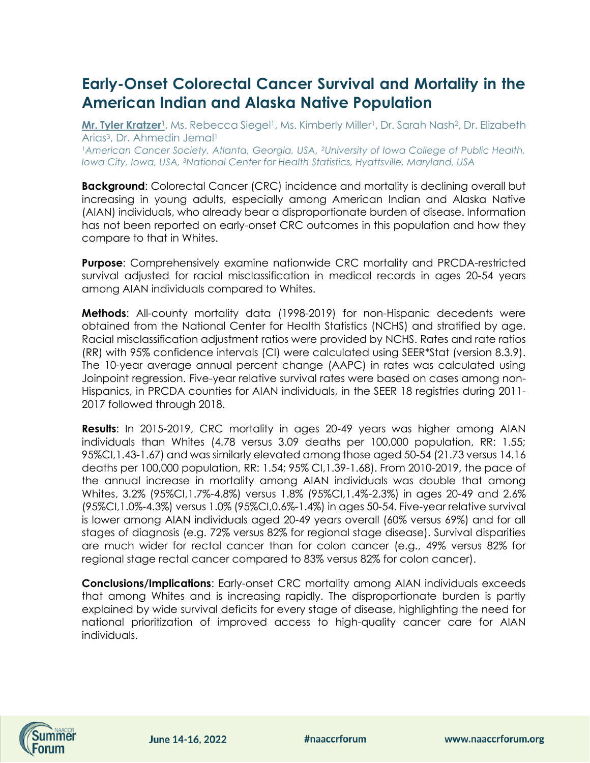# Early-Onset Colorectal Cancer Survival and Mortality in the American Indian and Alaska Native Population

**Mr. Tyler Kratzer[1]**, Ms. Rebecca Siegel[1], Ms. Kimberly Miller[1], Dr. Sarah Nash[2], Dr. Elizabeth Arias[3], Dr. Ahmedin Jemal[1]

*[1]American Cancer Society, Atlanta, Georgia, USA, [2]University of Iowa College of Public Health, Iowa City, Iowa, USA, [3]National Center for Health Statistics, Hyattsville, Maryland, USA*

**Background**: Colorectal Cancer (CRC) incidence and mortality is declining overall but increasing in young adults, especially among American Indian and Alaska Native (AIAN) individuals, who already bear a disproportionate burden of disease. Information has not been reported on early-onset CRC outcomes in this population and how they compare to that in Whites.

**Purpose**: Comprehensively examine nationwide CRC mortality and PRCDA-restricted survival adjusted for racial misclassification in medical records in ages 20-54 years among AIAN individuals compared to Whites.

**Methods**: All-county mortality data (1998-2019) for non-Hispanic decedents were obtained from the National Center for Health Statistics (NCHS) and stratified by age. Racial misclassification adjustment ratios were provided by NCHS. Rates and rate ratios (RR) with 95% confidence intervals (CI) were calculated using SEER*Stat (version 8.3.9). The 10-year average annual percent change (AAPC) in rates was calculated using Joinpoint regression. Five-year relative survival rates were based on cases among non-Hispanics, in PRCDA counties for AIAN individuals, in the SEER 18 registries during 2011-2017 followed through 2018.

**Results**: In 2015-2019, CRC mortality in ages 20-49 years was higher among AIAN individuals than Whites (4.78 versus 3.09 deaths per 100,000 population, RR: 1.55; 95%CI,1.43-1.67) and was similarly elevated among those aged 50-54 (21.73 versus 14.16 deaths per 100,000 population, RR: 1.54; 95% CI,1.39-1.68). From 2010-2019, the pace of the annual increase in mortality among AIAN individuals was double that among Whites, 3.2% (95%CI,1.7%-4.8%) versus 1.8% (95%CI,1.4%-2.3%) in ages 20-49 and 2.6% (95%CI,1.0%-4.3%) versus 1.0% (95%CI,0.6%-1.4%) in ages 50-54. Five-year relative survival is lower among AIAN individuals aged 20-49 years overall (60% versus 69%) and for all stages of diagnosis (e.g. 72% versus 82% for regional stage disease). Survival disparities are much wider for rectal cancer than for colon cancer (e.g., 49% versus 82% for regional stage rectal cancer compared to 83% versus 82% for colon cancer).

**Conclusions/Implications**: Early-onset CRC mortality among AIAN individuals exceeds that among Whites and is increasing rapidly. The disproportionate burden is partly explained by wide survival deficits for every stage of disease, highlighting the need for national prioritization of improved access to high-quality cancer care for AIAN individuals.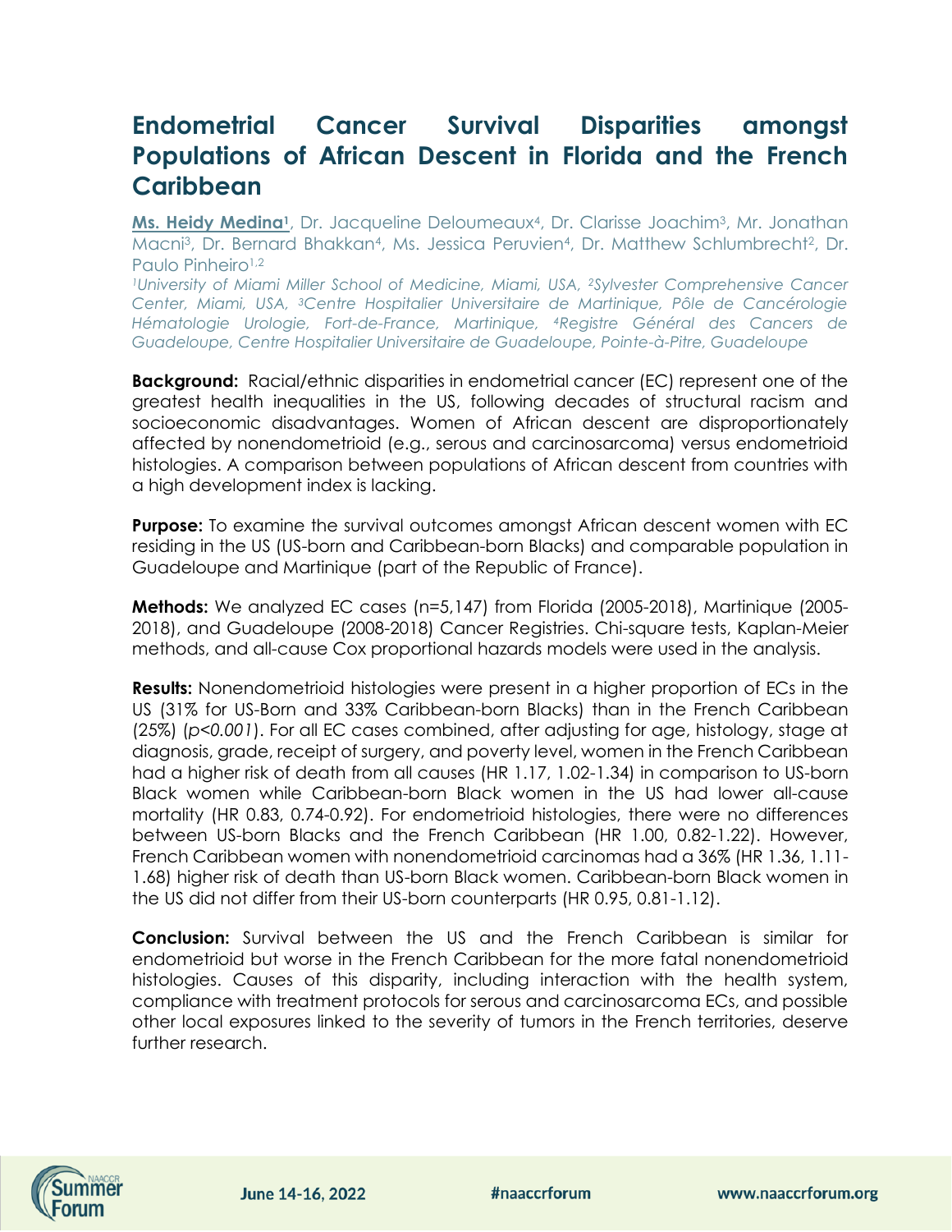# Endometrial Cancer Survival Disparities amongst Populations of African Descent in Florida and the French Caribbean

**Ms. Heidy Medina**[1], Dr. Jacqueline Deloumeaux[4], Dr. Clarisse Joachim[3], Mr. Jonathan Macni[3], Dr. Bernard Bhakkan[4], Ms. Jessica Peruvien[4], Dr. Matthew Schlumbrecht[2], Dr. Paulo Pinheiro[1,2]

*[1]University of Miami Miller School of Medicine, Miami, USA, [2]Sylvester Comprehensive Cancer Center, Miami, USA, [3]Centre Hospitalier Universitaire de Martinique, Pôle de Cancérologie Hématologie Urologie, Fort-de-France, Martinique, [4]Registre Général des Cancers de Guadeloupe, Centre Hospitalier Universitaire de Guadeloupe, Pointe-à-Pitre, Guadeloupe*

**Background:** Racial/ethnic disparities in endometrial cancer (EC) represent one of the greatest health inequalities in the US, following decades of structural racism and socioeconomic disadvantages. Women of African descent are disproportionately affected by nonendometrioid (e.g., serous and carcinosarcoma) versus endometrioid histologies. A comparison between populations of African descent from countries with a high development index is lacking.

**Purpose:** To examine the survival outcomes amongst African descent women with EC residing in the US (US-born and Caribbean-born Blacks) and comparable population in Guadeloupe and Martinique (part of the Republic of France).

**Methods:** We analyzed EC cases (n=5,147) from Florida (2005-2018), Martinique (2005-2018), and Guadeloupe (2008-2018) Cancer Registries. Chi-square tests, Kaplan-Meier methods, and all-cause Cox proportional hazards models were used in the analysis.

**Results:** Nonendometrioid histologies were present in a higher proportion of ECs in the US (31% for US-Born and 33% Caribbean-born Blacks) than in the French Caribbean (25%) (*p<0.001*). For all EC cases combined, after adjusting for age, histology, stage at diagnosis, grade, receipt of surgery, and poverty level, women in the French Caribbean had a higher risk of death from all causes (HR 1.17, 1.02-1.34) in comparison to US-born Black women while Caribbean-born Black women in the US had lower all-cause mortality (HR 0.83, 0.74-0.92). For endometrioid histologies, there were no differences between US-born Blacks and the French Caribbean (HR 1.00, 0.82-1.22). However, French Caribbean women with nonendometrioid carcinomas had a 36% (HR 1.36, 1.11-1.68) higher risk of death than US-born Black women. Caribbean-born Black women in the US did not differ from their US-born counterparts (HR 0.95, 0.81-1.12).

**Conclusion:** Survival between the US and the French Caribbean is similar for endometrioid but worse in the French Caribbean for the more fatal nonendometrioid histologies. Causes of this disparity, including interaction with the health system, compliance with treatment protocols for serous and carcinosarcoma ECs, and possible other local exposures linked to the severity of tumors in the French territories, deserve further research.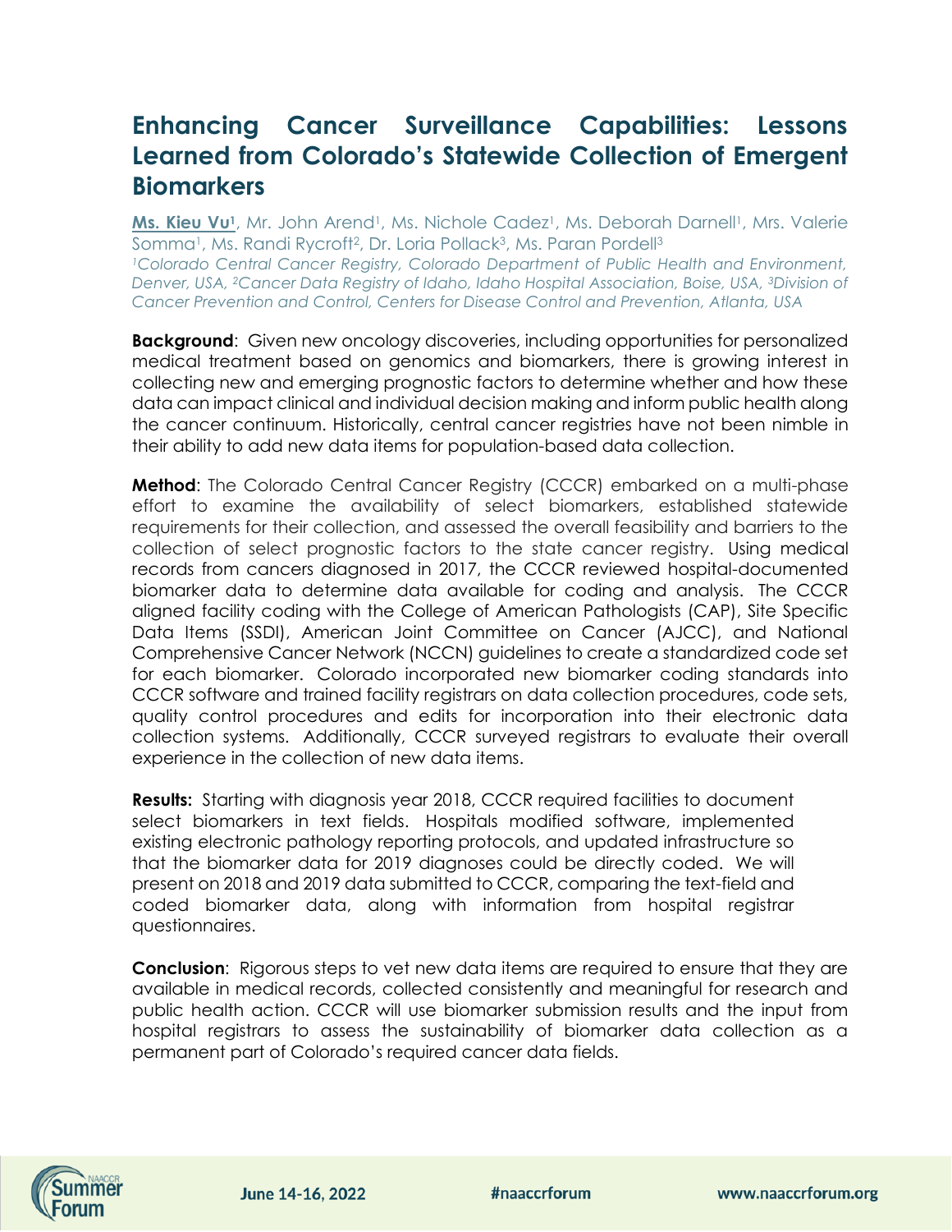# Enhancing Cancer Surveillance Capabilities: Lessons Learned from Colorado's Statewide Collection of Emergent Biomarkers

**Ms. Kieu Vu[1]**, Mr. John Arend[1], Ms. Nichole Cadez[1], Ms. Deborah Darnell[1], Mrs. Valerie Somma[1], Ms. Randi Rycroft[2], Dr. Loria Pollack[3], Ms. Paran Pordell[3]

*[1]Colorado Central Cancer Registry, Colorado Department of Public Health and Environment, Denver, USA, [2]Cancer Data Registry of Idaho, Idaho Hospital Association, Boise, USA, [3]Division of Cancer Prevention and Control, Centers for Disease Control and Prevention, Atlanta, USA*

**Background**: Given new oncology discoveries, including opportunities for personalized medical treatment based on genomics and biomarkers, there is growing interest in collecting new and emerging prognostic factors to determine whether and how these data can impact clinical and individual decision making and inform public health along the cancer continuum. Historically, central cancer registries have not been nimble in their ability to add new data items for population-based data collection.

**Method**: The Colorado Central Cancer Registry (CCCR) embarked on a multi-phase effort to examine the availability of select biomarkers, established statewide requirements for their collection, and assessed the overall feasibility and barriers to the collection of select prognostic factors to the state cancer registry. Using medical records from cancers diagnosed in 2017, the CCCR reviewed hospital-documented biomarker data to determine data available for coding and analysis. The CCCR aligned facility coding with the College of American Pathologists (CAP), Site Specific Data Items (SSDI), American Joint Committee on Cancer (AJCC), and National Comprehensive Cancer Network (NCCN) guidelines to create a standardized code set for each biomarker. Colorado incorporated new biomarker coding standards into CCCR software and trained facility registrars on data collection procedures, code sets, quality control procedures and edits for incorporation into their electronic data collection systems. Additionally, CCCR surveyed registrars to evaluate their overall experience in the collection of new data items.

**Results:** Starting with diagnosis year 2018, CCCR required facilities to document select biomarkers in text fields. Hospitals modified software, implemented existing electronic pathology reporting protocols, and updated infrastructure so that the biomarker data for 2019 diagnoses could be directly coded. We will present on 2018 and 2019 data submitted to CCCR, comparing the text-field and coded biomarker data, along with information from hospital registrar questionnaires.

**Conclusion**: Rigorous steps to vet new data items are required to ensure that they are available in medical records, collected consistently and meaningful for research and public health action. CCCR will use biomarker submission results and the input from hospital registrars to assess the sustainability of biomarker data collection as a permanent part of Colorado's required cancer data fields.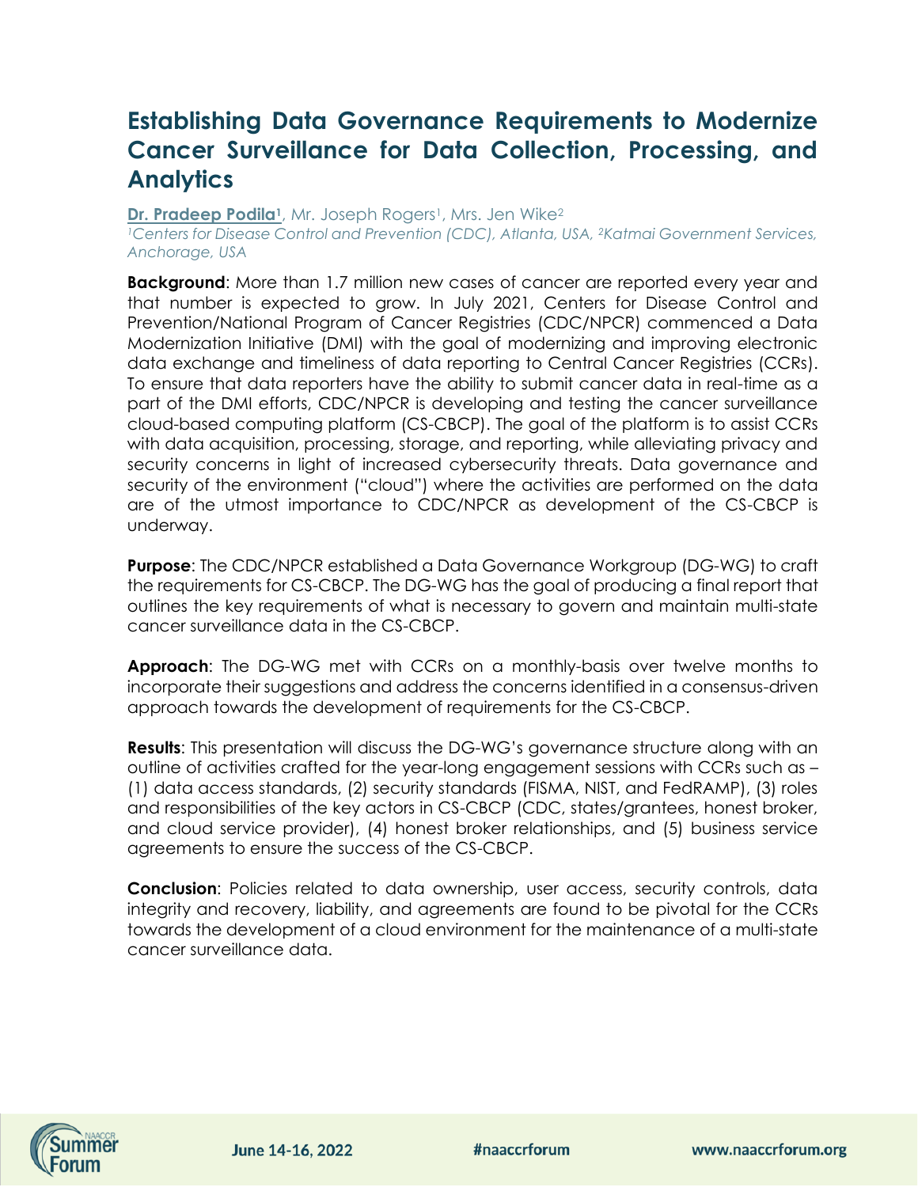# Establishing Data Governance Requirements to Modernize Cancer Surveillance for Data Collection, Processing, and Analytics

**Dr. Pradeep Podila[1]**, Mr. Joseph Rogers[1], Mrs. Jen Wike[2]

*[1]Centers for Disease Control and Prevention (CDC), Atlanta, USA, [2]Katmai Government Services, Anchorage, USA*

**Background**: More than 1.7 million new cases of cancer are reported every year and that number is expected to grow. In July 2021, Centers for Disease Control and Prevention/National Program of Cancer Registries (CDC/NPCR) commenced a Data Modernization Initiative (DMI) with the goal of modernizing and improving electronic data exchange and timeliness of data reporting to Central Cancer Registries (CCRs). To ensure that data reporters have the ability to submit cancer data in real-time as a part of the DMI efforts, CDC/NPCR is developing and testing the cancer surveillance cloud-based computing platform (CS-CBCP). The goal of the platform is to assist CCRs with data acquisition, processing, storage, and reporting, while alleviating privacy and security concerns in light of increased cybersecurity threats. Data governance and security of the environment ("cloud") where the activities are performed on the data are of the utmost importance to CDC/NPCR as development of the CS-CBCP is underway.

**Purpose**: The CDC/NPCR established a Data Governance Workgroup (DG-WG) to craft the requirements for CS-CBCP. The DG-WG has the goal of producing a final report that outlines the key requirements of what is necessary to govern and maintain multi-state cancer surveillance data in the CS-CBCP.

**Approach**: The DG-WG met with CCRs on a monthly-basis over twelve months to incorporate their suggestions and address the concerns identified in a consensus-driven approach towards the development of requirements for the CS-CBCP.

**Results**: This presentation will discuss the DG-WG's governance structure along with an outline of activities crafted for the year-long engagement sessions with CCRs such as – (1) data access standards, (2) security standards (FISMA, NIST, and FedRAMP), (3) roles and responsibilities of the key actors in CS-CBCP (CDC, states/grantees, honest broker, and cloud service provider), (4) honest broker relationships, and (5) business service agreements to ensure the success of the CS-CBCP.

**Conclusion**: Policies related to data ownership, user access, security controls, data integrity and recovery, liability, and agreements are found to be pivotal for the CCRs towards the development of a cloud environment for the maintenance of a multi-state cancer surveillance data.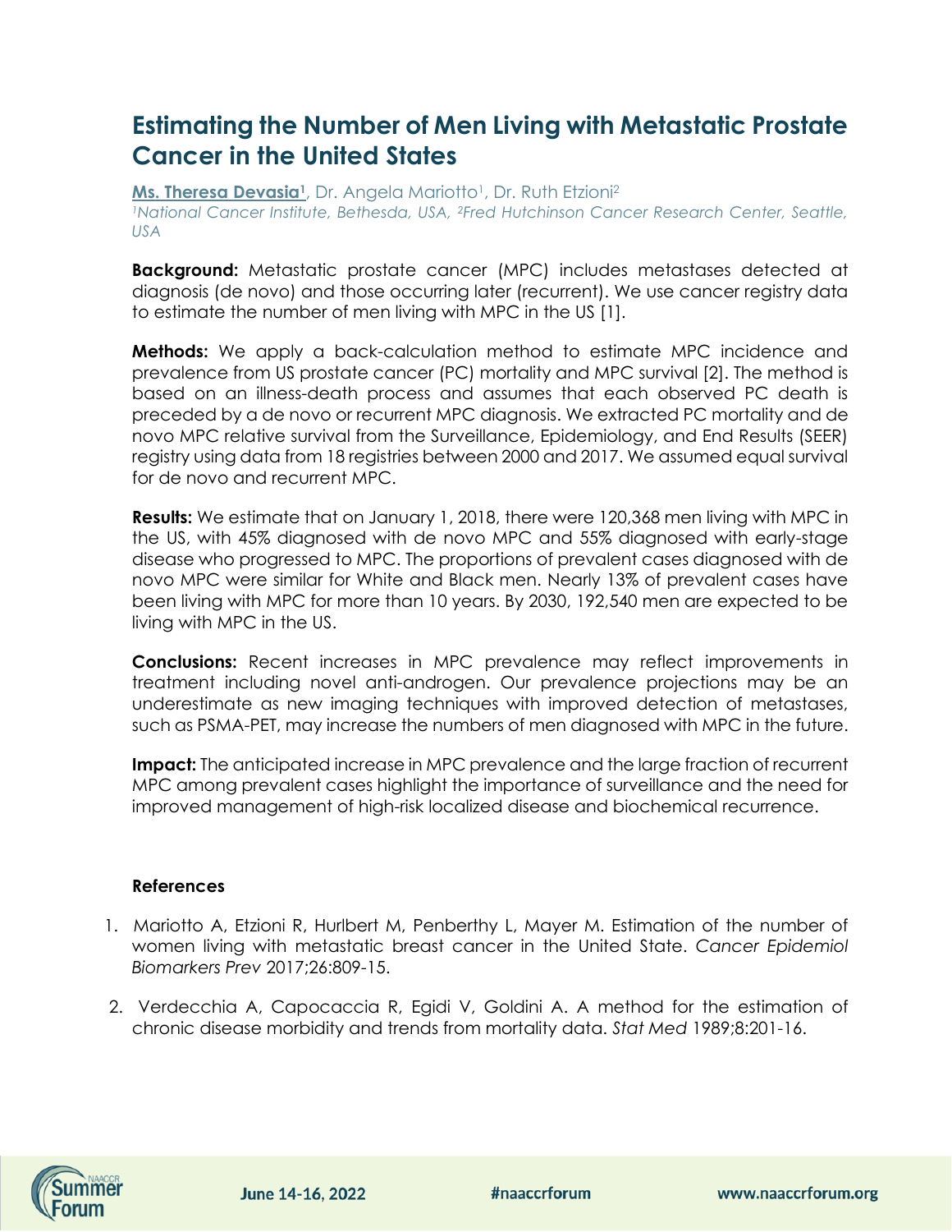# Estimating the Number of Men Living with Metastatic Prostate Cancer in the United States

**Ms. Theresa Devasia[1]**, Dr. Angela Mariotto[1], Dr. Ruth Etzioni[2]

*[1]National Cancer Institute, Bethesda, USA, [2]Fred Hutchinson Cancer Research Center, Seattle, USA*

**Background:** Metastatic prostate cancer (MPC) includes metastases detected at diagnosis (de novo) and those occurring later (recurrent). We use cancer registry data to estimate the number of men living with MPC in the US [1].

**Methods:** We apply a back-calculation method to estimate MPC incidence and prevalence from US prostate cancer (PC) mortality and MPC survival [2]. The method is based on an illness-death process and assumes that each observed PC death is preceded by a de novo or recurrent MPC diagnosis. We extracted PC mortality and de novo MPC relative survival from the Surveillance, Epidemiology, and End Results (SEER) registry using data from 18 registries between 2000 and 2017. We assumed equal survival for de novo and recurrent MPC.

**Results:** We estimate that on January 1, 2018, there were 120,368 men living with MPC in the US, with 45% diagnosed with de novo MPC and 55% diagnosed with early-stage disease who progressed to MPC. The proportions of prevalent cases diagnosed with de novo MPC were similar for White and Black men. Nearly 13% of prevalent cases have been living with MPC for more than 10 years. By 2030, 192,540 men are expected to be living with MPC in the US.

**Conclusions:** Recent increases in MPC prevalence may reflect improvements in treatment including novel anti-androgen. Our prevalence projections may be an underestimate as new imaging techniques with improved detection of metastases, such as PSMA-PET, may increase the numbers of men diagnosed with MPC in the future.

**Impact:** The anticipated increase in MPC prevalence and the large fraction of recurrent MPC among prevalent cases highlight the importance of surveillance and the need for improved management of high-risk localized disease and biochemical recurrence.

### References

1. Mariotto A, Etzioni R, Hurlbert M, Penberthy L, Mayer M. Estimation of the number of women living with metastatic breast cancer in the United State. *Cancer Epidemiol Biomarkers Prev* 2017;26:809-15.
2. Verdecchia A, Capocaccia R, Egidi V, Goldini A. A method for the estimation of chronic disease morbidity and trends from mortality data. *Stat Med* 1989;8:201-16.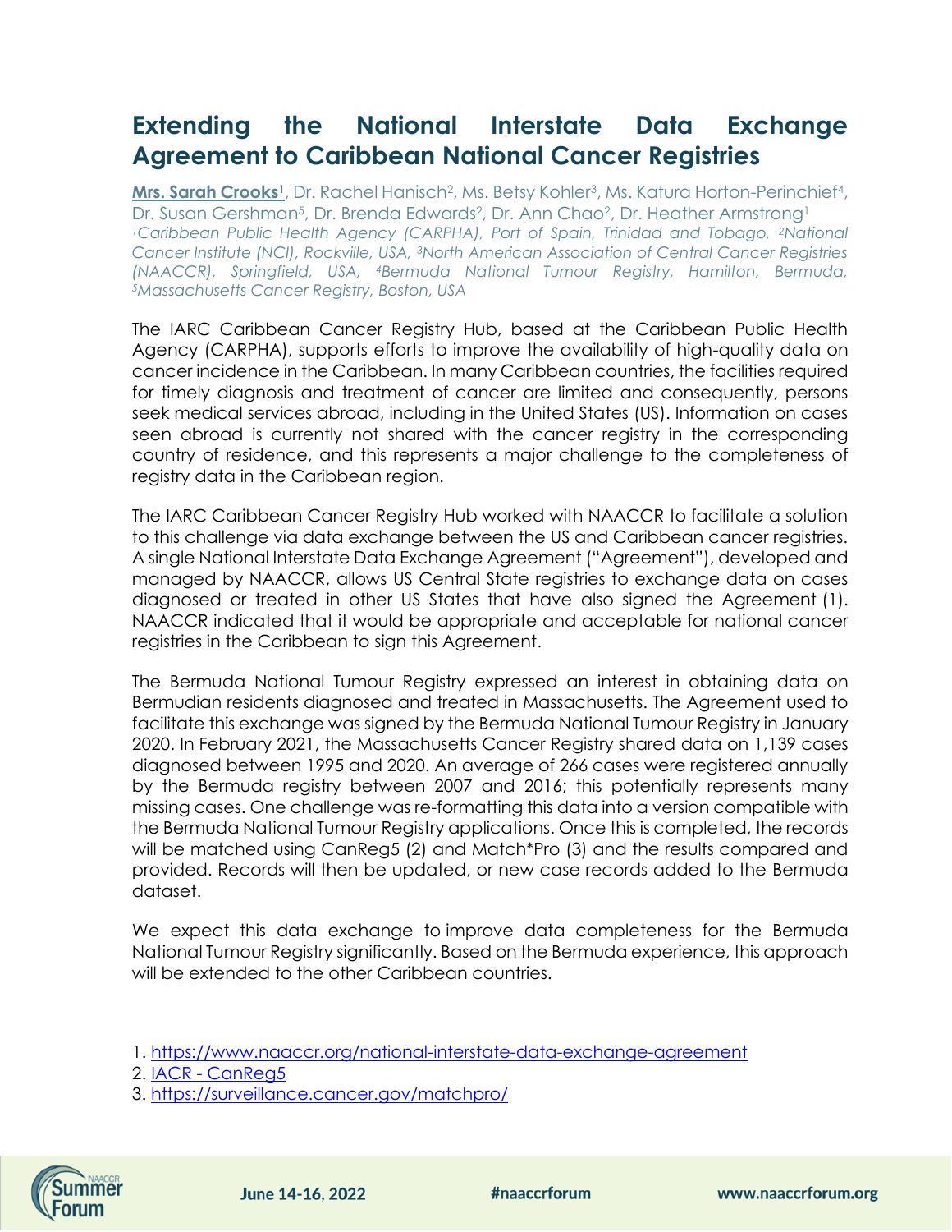# Extending the National Interstate Data Exchange Agreement to Caribbean National Cancer Registries

**Mrs. Sarah Crooks[1]**, Dr. Rachel Hanisch[2], Ms. Betsy Kohler[3], Ms. Katura Horton-Perinchief[4], Dr. Susan Gershman[5], Dr. Brenda Edwards[2], Dr. Ann Chao[2], Dr. Heather Armstrong[1]
*[1]Caribbean Public Health Agency (CARPHA), Port of Spain, Trinidad and Tobago, [2]National Cancer Institute (NCI), Rockville, USA, [3]North American Association of Central Cancer Registries (NAACCR), Springfield, USA, [4]Bermuda National Tumour Registry, Hamilton, Bermuda, [5]Massachusetts Cancer Registry, Boston, USA*

The IARC Caribbean Cancer Registry Hub, based at the Caribbean Public Health Agency (CARPHA), supports efforts to improve the availability of high-quality data on cancer incidence in the Caribbean. In many Caribbean countries, the facilities required for timely diagnosis and treatment of cancer are limited and consequently, persons seek medical services abroad, including in the United States (US). Information on cases seen abroad is currently not shared with the cancer registry in the corresponding country of residence, and this represents a major challenge to the completeness of registry data in the Caribbean region.

The IARC Caribbean Cancer Registry Hub worked with NAACCR to facilitate a solution to this challenge via data exchange between the US and Caribbean cancer registries. A single National Interstate Data Exchange Agreement ("Agreement"), developed and managed by NAACCR, allows US Central State registries to exchange data on cases diagnosed or treated in other US States that have also signed the Agreement (1). NAACCR indicated that it would be appropriate and acceptable for national cancer registries in the Caribbean to sign this Agreement.

The Bermuda National Tumour Registry expressed an interest in obtaining data on Bermudian residents diagnosed and treated in Massachusetts. The Agreement used to facilitate this exchange was signed by the Bermuda National Tumour Registry in January 2020. In February 2021, the Massachusetts Cancer Registry shared data on 1,139 cases diagnosed between 1995 and 2020. An average of 266 cases were registered annually by the Bermuda registry between 2007 and 2016; this potentially represents many missing cases. One challenge was re-formatting this data into a version compatible with the Bermuda National Tumour Registry applications. Once this is completed, the records will be matched using CanReg5 (2) and Match*Pro (3) and the results compared and provided. Records will then be updated, or new case records added to the Bermuda dataset.

We expect this data exchange to improve data completeness for the Bermuda National Tumour Registry significantly. Based on the Bermuda experience, this approach will be extended to the other Caribbean countries.

1. https://www.naaccr.org/national-interstate-data-exchange-agreement
2. IACR - CanReg5
3. https://surveillance.cancer.gov/matchpro/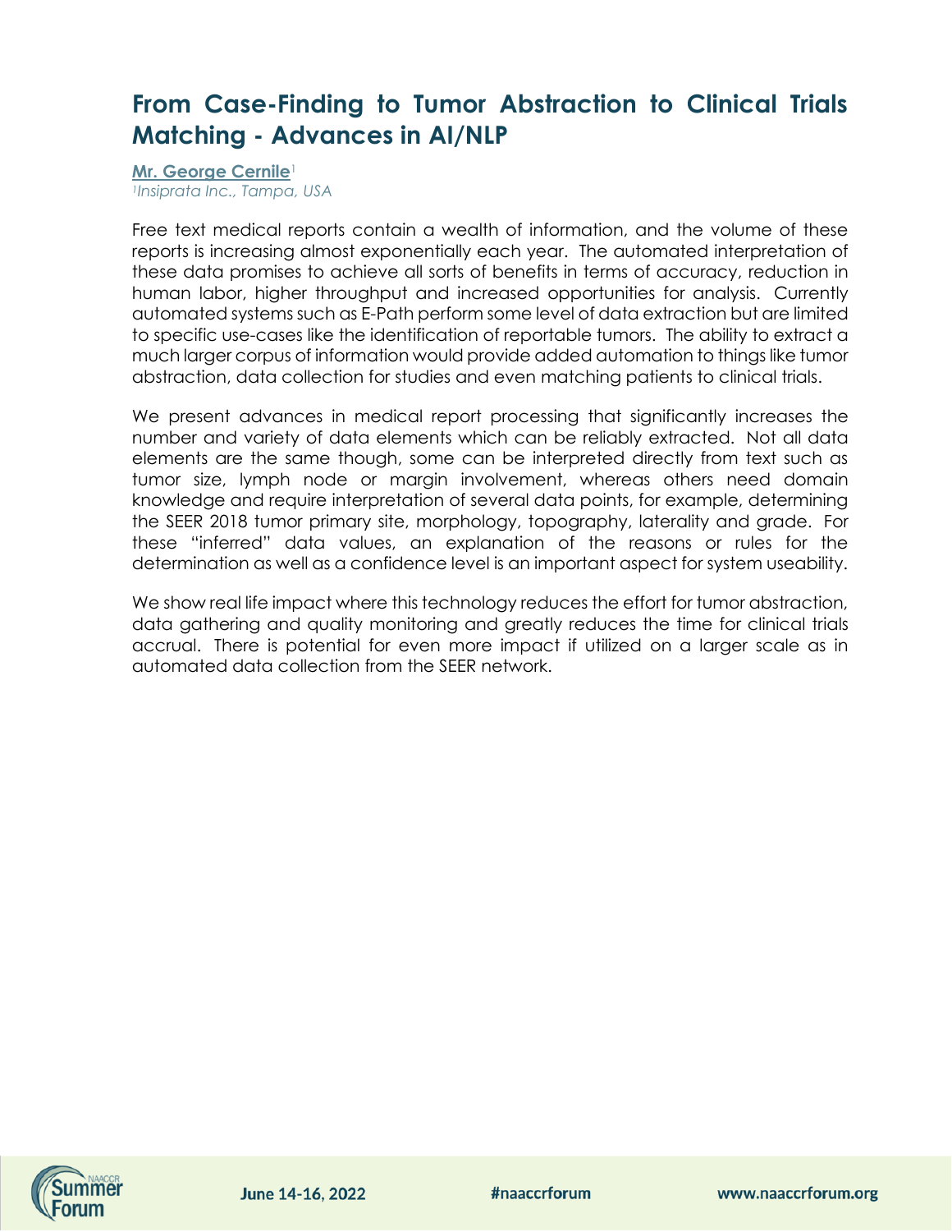## From Case-Finding to Tumor Abstraction to Clinical Trials Matching - Advances in AI/NLP

**Mr. George Cernile**[1]
*[1]Insiprata Inc., Tampa, USA*

Free text medical reports contain a wealth of information, and the volume of these reports is increasing almost exponentially each year. The automated interpretation of these data promises to achieve all sorts of benefits in terms of accuracy, reduction in human labor, higher throughput and increased opportunities for analysis. Currently automated systems such as E-Path perform some level of data extraction but are limited to specific use-cases like the identification of reportable tumors. The ability to extract a much larger corpus of information would provide added automation to things like tumor abstraction, data collection for studies and even matching patients to clinical trials.

We present advances in medical report processing that significantly increases the number and variety of data elements which can be reliably extracted. Not all data elements are the same though, some can be interpreted directly from text such as tumor size, lymph node or margin involvement, whereas others need domain knowledge and require interpretation of several data points, for example, determining the SEER 2018 tumor primary site, morphology, topography, laterality and grade. For these "inferred" data values, an explanation of the reasons or rules for the determination as well as a confidence level is an important aspect for system useability.

We show real life impact where this technology reduces the effort for tumor abstraction, data gathering and quality monitoring and greatly reduces the time for clinical trials accrual. There is potential for even more impact if utilized on a larger scale as in automated data collection from the SEER network.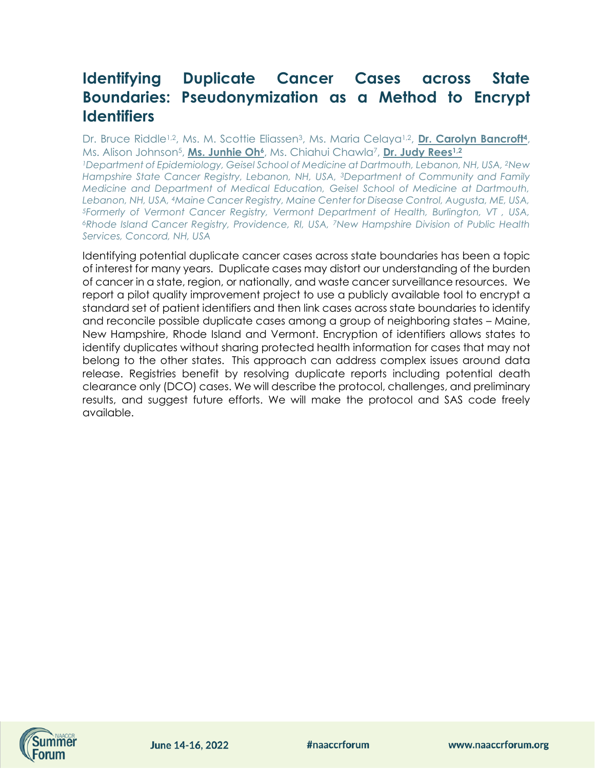# Identifying Duplicate Cancer Cases across State Boundaries: Pseudonymization as a Method to Encrypt Identifiers

Dr. Bruce Riddle[1,2], Ms. M. Scottie Eliassen[3], Ms. Maria Celaya[1,2], **Dr. Carolyn Bancroft[4]**, Ms. Alison Johnson[5], **Ms. Junhie Oh[6]**, Ms. Chiahui Chawla[7], **Dr. Judy Rees[1,2]**

*[1]Department of Epidemiology, Geisel School of Medicine at Dartmouth, Lebanon, NH, USA, [2]New Hampshire State Cancer Registry, Lebanon, NH, USA, [3]Department of Community and Family Medicine and Department of Medical Education, Geisel School of Medicine at Dartmouth, Lebanon, NH, USA, [4]Maine Cancer Registry, Maine Center for Disease Control, Augusta, ME, USA, [5]Formerly of Vermont Cancer Registry, Vermont Department of Health, Burlington, VT , USA, [6]Rhode Island Cancer Registry, Providence, RI, USA, [7]New Hampshire Division of Public Health Services, Concord, NH, USA*

Identifying potential duplicate cancer cases across state boundaries has been a topic of interest for many years. Duplicate cases may distort our understanding of the burden of cancer in a state, region, or nationally, and waste cancer surveillance resources. We report a pilot quality improvement project to use a publicly available tool to encrypt a standard set of patient identifiers and then link cases across state boundaries to identify and reconcile possible duplicate cases among a group of neighboring states – Maine, New Hampshire, Rhode Island and Vermont. Encryption of identifiers allows states to identify duplicates without sharing protected health information for cases that may not belong to the other states. This approach can address complex issues around data release. Registries benefit by resolving duplicate reports including potential death clearance only (DCO) cases. We will describe the protocol, challenges, and preliminary results, and suggest future efforts. We will make the protocol and SAS code freely available.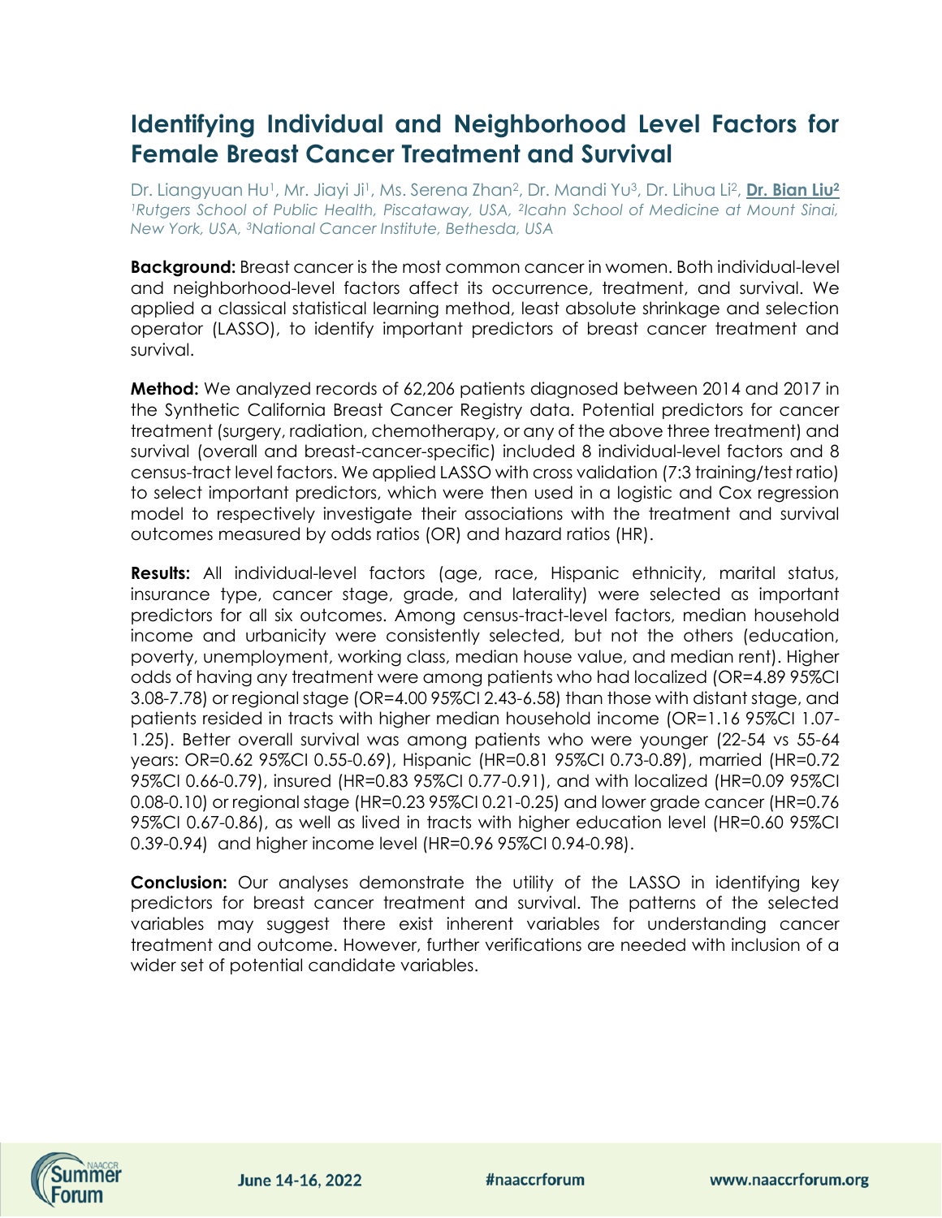# Identifying Individual and Neighborhood Level Factors for Female Breast Cancer Treatment and Survival

Dr. Liangyuan Hu[1], Mr. Jiayi Ji[1], Ms. Serena Zhan[2], Dr. Mandi Yu[3], Dr. Lihua Li[2], **Dr. Bian Liu[2]**
*[1]Rutgers School of Public Health, Piscataway, USA, [2]Icahn School of Medicine at Mount Sinai, New York, USA, [3]National Cancer Institute, Bethesda, USA*

**Background:** Breast cancer is the most common cancer in women. Both individual-level and neighborhood-level factors affect its occurrence, treatment, and survival. We applied a classical statistical learning method, least absolute shrinkage and selection operator (LASSO), to identify important predictors of breast cancer treatment and survival.

**Method:** We analyzed records of 62,206 patients diagnosed between 2014 and 2017 in the Synthetic California Breast Cancer Registry data. Potential predictors for cancer treatment (surgery, radiation, chemotherapy, or any of the above three treatment) and survival (overall and breast-cancer-specific) included 8 individual-level factors and 8 census-tract level factors. We applied LASSO with cross validation (7:3 training/test ratio) to select important predictors, which were then used in a logistic and Cox regression model to respectively investigate their associations with the treatment and survival outcomes measured by odds ratios (OR) and hazard ratios (HR).

**Results:** All individual-level factors (age, race, Hispanic ethnicity, marital status, insurance type, cancer stage, grade, and laterality) were selected as important predictors for all six outcomes. Among census-tract-level factors, median household income and urbanicity were consistently selected, but not the others (education, poverty, unemployment, working class, median house value, and median rent). Higher odds of having any treatment were among patients who had localized (OR=4.89 95%CI 3.08-7.78) or regional stage (OR=4.00 95%CI 2.43-6.58) than those with distant stage, and patients resided in tracts with higher median household income (OR=1.16 95%CI 1.07-1.25). Better overall survival was among patients who were younger (22-54 vs 55-64 years: OR=0.62 95%CI 0.55-0.69), Hispanic (HR=0.81 95%CI 0.73-0.89), married (HR=0.72 95%CI 0.66-0.79), insured (HR=0.83 95%CI 0.77-0.91), and with localized (HR=0.09 95%CI 0.08-0.10) or regional stage (HR=0.23 95%CI 0.21-0.25) and lower grade cancer (HR=0.76 95%CI 0.67-0.86), as well as lived in tracts with higher education level (HR=0.60 95%CI 0.39-0.94) and higher income level (HR=0.96 95%CI 0.94-0.98).

**Conclusion:** Our analyses demonstrate the utility of the LASSO in identifying key predictors for breast cancer treatment and survival. The patterns of the selected variables may suggest there exist inherent variables for understanding cancer treatment and outcome. However, further verifications are needed with inclusion of a wider set of potential candidate variables.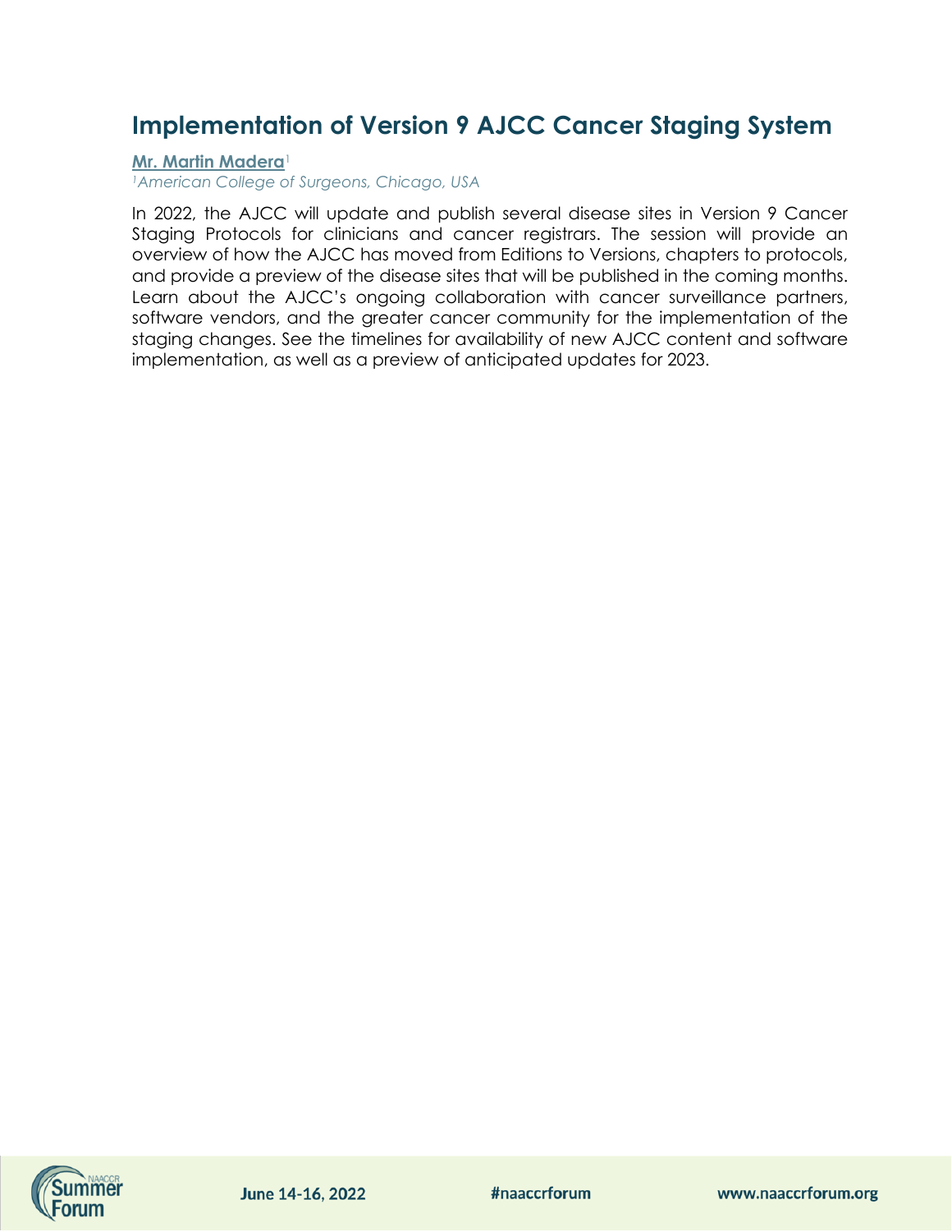# Implementation of Version 9 AJCC Cancer Staging System

**Mr. Martin Madera**[1]

*[1]American College of Surgeons, Chicago, USA*

In 2022, the AJCC will update and publish several disease sites in Version 9 Cancer Staging Protocols for clinicians and cancer registrars. The session will provide an overview of how the AJCC has moved from Editions to Versions, chapters to protocols, and provide a preview of the disease sites that will be published in the coming months. Learn about the AJCC's ongoing collaboration with cancer surveillance partners, software vendors, and the greater cancer community for the implementation of the staging changes. See the timelines for availability of new AJCC content and software implementation, as well as a preview of anticipated updates for 2023.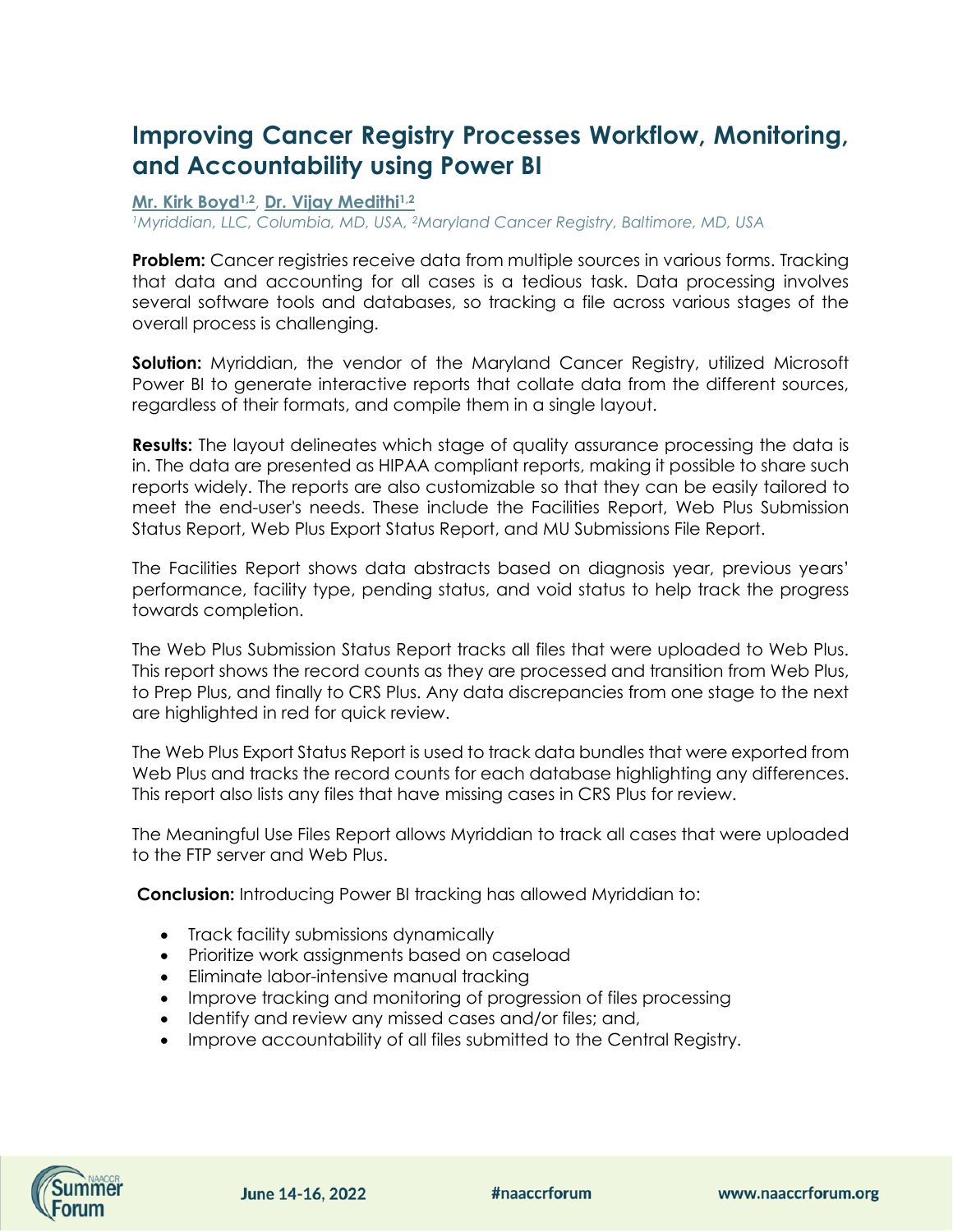# Improving Cancer Registry Processes Workflow, Monitoring, and Accountability using Power BI

**Mr. Kirk Boyd[1,2], Dr. Vijay Medithi[1,2]**

*[1]Myriddian, LLC, Columbia, MD, USA, [2]Maryland Cancer Registry, Baltimore, MD, USA*

**Problem:** Cancer registries receive data from multiple sources in various forms. Tracking that data and accounting for all cases is a tedious task. Data processing involves several software tools and databases, so tracking a file across various stages of the overall process is challenging.

**Solution:** Myriddian, the vendor of the Maryland Cancer Registry, utilized Microsoft Power BI to generate interactive reports that collate data from the different sources, regardless of their formats, and compile them in a single layout.

**Results:** The layout delineates which stage of quality assurance processing the data is in. The data are presented as HIPAA compliant reports, making it possible to share such reports widely. The reports are also customizable so that they can be easily tailored to meet the end-user's needs. These include the Facilities Report, Web Plus Submission Status Report, Web Plus Export Status Report, and MU Submissions File Report.

The Facilities Report shows data abstracts based on diagnosis year, previous years' performance, facility type, pending status, and void status to help track the progress towards completion.

The Web Plus Submission Status Report tracks all files that were uploaded to Web Plus. This report shows the record counts as they are processed and transition from Web Plus, to Prep Plus, and finally to CRS Plus. Any data discrepancies from one stage to the next are highlighted in red for quick review.

The Web Plus Export Status Report is used to track data bundles that were exported from Web Plus and tracks the record counts for each database highlighting any differences. This report also lists any files that have missing cases in CRS Plus for review.

The Meaningful Use Files Report allows Myriddian to track all cases that were uploaded to the FTP server and Web Plus.

**Conclusion:** Introducing Power BI tracking has allowed Myriddian to:

- Track facility submissions dynamically
- Prioritize work assignments based on caseload
- Eliminate labor-intensive manual tracking
- Improve tracking and monitoring of progression of files processing
- Identify and review any missed cases and/or files; and,
- Improve accountability of all files submitted to the Central Registry.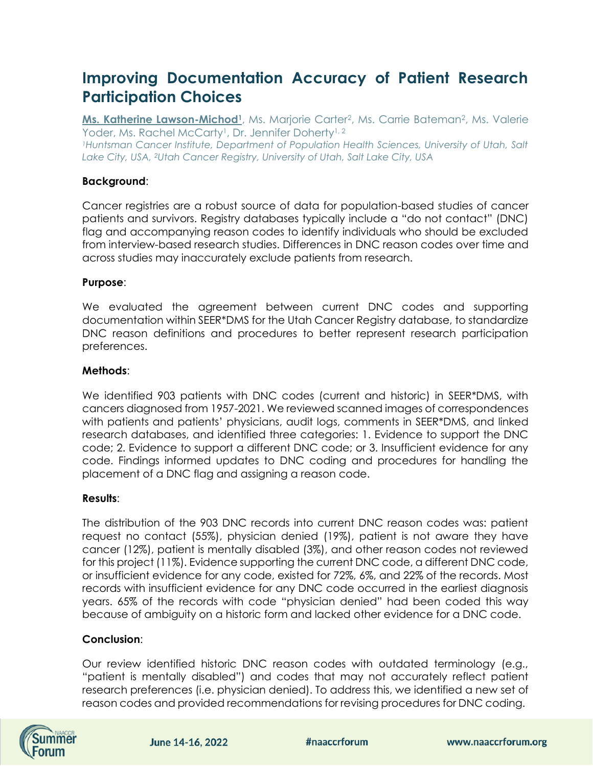# Improving Documentation Accuracy of Patient Research Participation Choices

**Ms. Katherine Lawson-Michod[1]**, Ms. Marjorie Carter[2], Ms. Carrie Bateman[2], Ms. Valerie Yoder, Ms. Rachel McCarty[1], Dr. Jennifer Doherty[1, 2]

*[1]Huntsman Cancer Institute, Department of Population Health Sciences, University of Utah, Salt Lake City, USA, [2]Utah Cancer Registry, University of Utah, Salt Lake City, USA*

**Background**:

Cancer registries are a robust source of data for population-based studies of cancer patients and survivors. Registry databases typically include a "do not contact" (DNC) flag and accompanying reason codes to identify individuals who should be excluded from interview-based research studies. Differences in DNC reason codes over time and across studies may inaccurately exclude patients from research.

**Purpose**:

We evaluated the agreement between current DNC codes and supporting documentation within SEER*DMS for the Utah Cancer Registry database, to standardize DNC reason definitions and procedures to better represent research participation preferences.

**Methods**:

We identified 903 patients with DNC codes (current and historic) in SEER*DMS, with cancers diagnosed from 1957-2021. We reviewed scanned images of correspondences with patients and patients' physicians, audit logs, comments in SEER*DMS, and linked research databases, and identified three categories: 1. Evidence to support the DNC code; 2. Evidence to support a different DNC code; or 3. Insufficient evidence for any code. Findings informed updates to DNC coding and procedures for handling the placement of a DNC flag and assigning a reason code.

**Results**:

The distribution of the 903 DNC records into current DNC reason codes was: patient request no contact (55%), physician denied (19%), patient is not aware they have cancer (12%), patient is mentally disabled (3%), and other reason codes not reviewed for this project (11%). Evidence supporting the current DNC code, a different DNC code, or insufficient evidence for any code, existed for 72%, 6%, and 22% of the records. Most records with insufficient evidence for any DNC code occurred in the earliest diagnosis years. 65% of the records with code "physician denied" had been coded this way because of ambiguity on a historic form and lacked other evidence for a DNC code.

**Conclusion**:

Our review identified historic DNC reason codes with outdated terminology (e.g., "patient is mentally disabled") and codes that may not accurately reflect patient research preferences (i.e. physician denied). To address this, we identified a new set of reason codes and provided recommendations for revising procedures for DNC coding.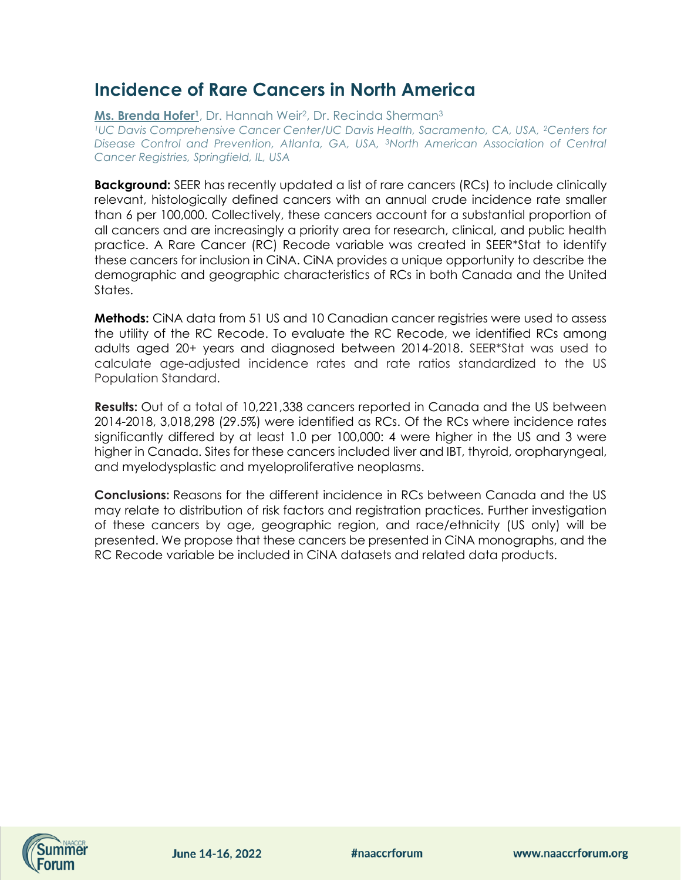# Incidence of Rare Cancers in North America

**Ms. Brenda Hofer[1]**, Dr. Hannah Weir[2], Dr. Recinda Sherman[3]

*[1]UC Davis Comprehensive Cancer Center/UC Davis Health, Sacramento, CA, USA, [2]Centers for Disease Control and Prevention, Atlanta, GA, USA, [3]North American Association of Central Cancer Registries, Springfield, IL, USA*

**Background:** SEER has recently updated a list of rare cancers (RCs) to include clinically relevant, histologically defined cancers with an annual crude incidence rate smaller than 6 per 100,000. Collectively, these cancers account for a substantial proportion of all cancers and are increasingly a priority area for research, clinical, and public health practice. A Rare Cancer (RC) Recode variable was created in SEER*Stat to identify these cancers for inclusion in CiNA. CiNA provides a unique opportunity to describe the demographic and geographic characteristics of RCs in both Canada and the United States.

**Methods:** CiNA data from 51 US and 10 Canadian cancer registries were used to assess the utility of the RC Recode. To evaluate the RC Recode, we identified RCs among adults aged 20+ years and diagnosed between 2014-2018. SEER*Stat was used to calculate age-adjusted incidence rates and rate ratios standardized to the US Population Standard.

**Results:** Out of a total of 10,221,338 cancers reported in Canada and the US between 2014-2018, 3,018,298 (29.5%) were identified as RCs. Of the RCs where incidence rates significantly differed by at least 1.0 per 100,000: 4 were higher in the US and 3 were higher in Canada. Sites for these cancers included liver and IBT, thyroid, oropharyngeal, and myelodysplastic and myeloproliferative neoplasms.

**Conclusions:** Reasons for the different incidence in RCs between Canada and the US may relate to distribution of risk factors and registration practices. Further investigation of these cancers by age, geographic region, and race/ethnicity (US only) will be presented. We propose that these cancers be presented in CiNA monographs, and the RC Recode variable be included in CiNA datasets and related data products.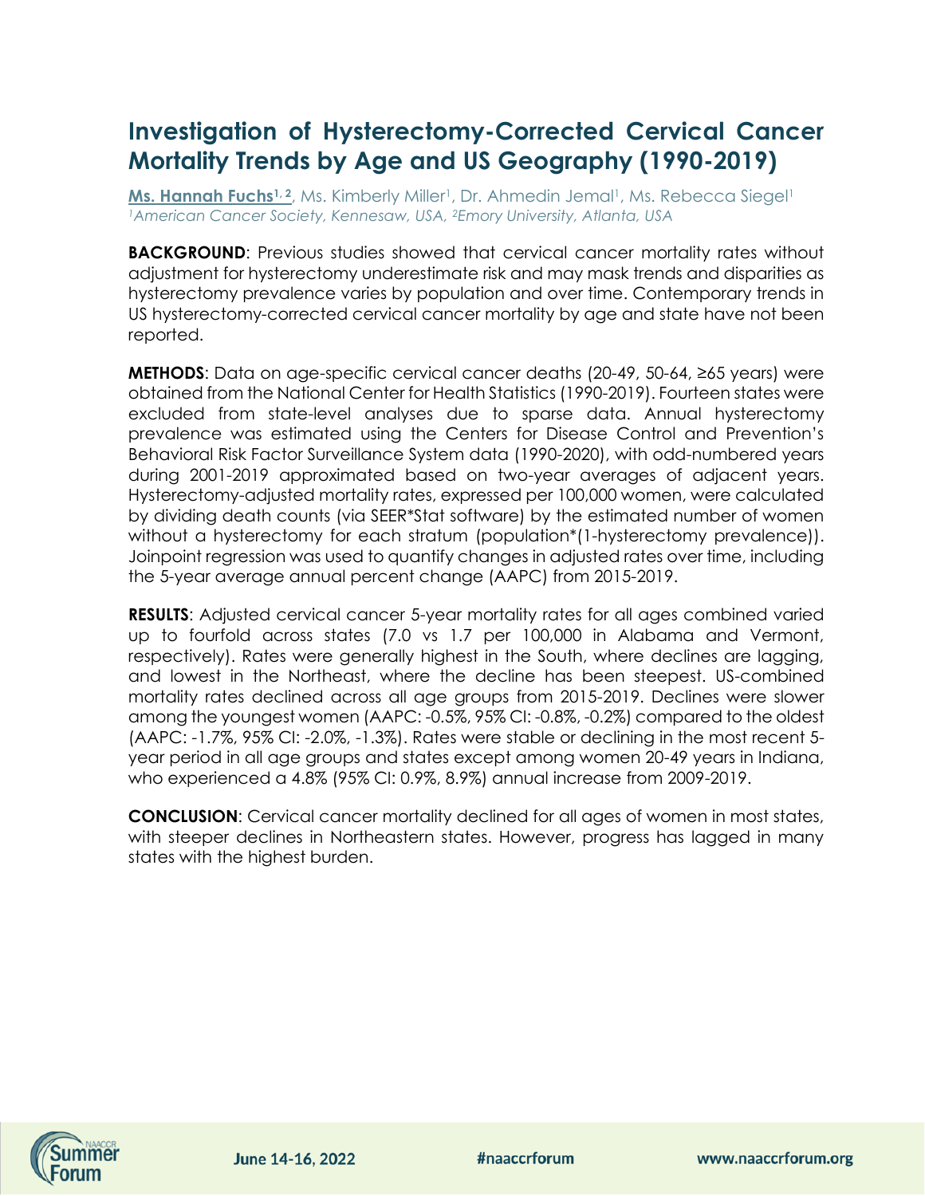# Investigation of Hysterectomy-Corrected Cervical Cancer Mortality Trends by Age and US Geography (1990-2019)

**Ms. Hannah Fuchs[1, 2]**, Ms. Kimberly Miller[1], Dr. Ahmedin Jemal[1], Ms. Rebecca Siegel[1]
*[1]American Cancer Society, Kennesaw, USA, [2]Emory University, Atlanta, USA*

**BACKGROUND**: Previous studies showed that cervical cancer mortality rates without adjustment for hysterectomy underestimate risk and may mask trends and disparities as hysterectomy prevalence varies by population and over time. Contemporary trends in US hysterectomy-corrected cervical cancer mortality by age and state have not been reported.

**METHODS**: Data on age-specific cervical cancer deaths (20-49, 50-64, ≥65 years) were obtained from the National Center for Health Statistics (1990-2019). Fourteen states were excluded from state-level analyses due to sparse data. Annual hysterectomy prevalence was estimated using the Centers for Disease Control and Prevention's Behavioral Risk Factor Surveillance System data (1990-2020), with odd-numbered years during 2001-2019 approximated based on two-year averages of adjacent years. Hysterectomy-adjusted mortality rates, expressed per 100,000 women, were calculated by dividing death counts (via SEER*Stat software) by the estimated number of women without a hysterectomy for each stratum (population*(1-hysterectomy prevalence)). Joinpoint regression was used to quantify changes in adjusted rates over time, including the 5-year average annual percent change (AAPC) from 2015-2019.

**RESULTS**: Adjusted cervical cancer 5-year mortality rates for all ages combined varied up to fourfold across states (7.0 vs 1.7 per 100,000 in Alabama and Vermont, respectively). Rates were generally highest in the South, where declines are lagging, and lowest in the Northeast, where the decline has been steepest. US-combined mortality rates declined across all age groups from 2015-2019. Declines were slower among the youngest women (AAPC: -0.5%, 95% CI: -0.8%, -0.2%) compared to the oldest (AAPC: -1.7%, 95% CI: -2.0%, -1.3%). Rates were stable or declining in the most recent 5-year period in all age groups and states except among women 20-49 years in Indiana, who experienced a 4.8% (95% CI: 0.9%, 8.9%) annual increase from 2009-2019.

**CONCLUSION**: Cervical cancer mortality declined for all ages of women in most states, with steeper declines in Northeastern states. However, progress has lagged in many states with the highest burden.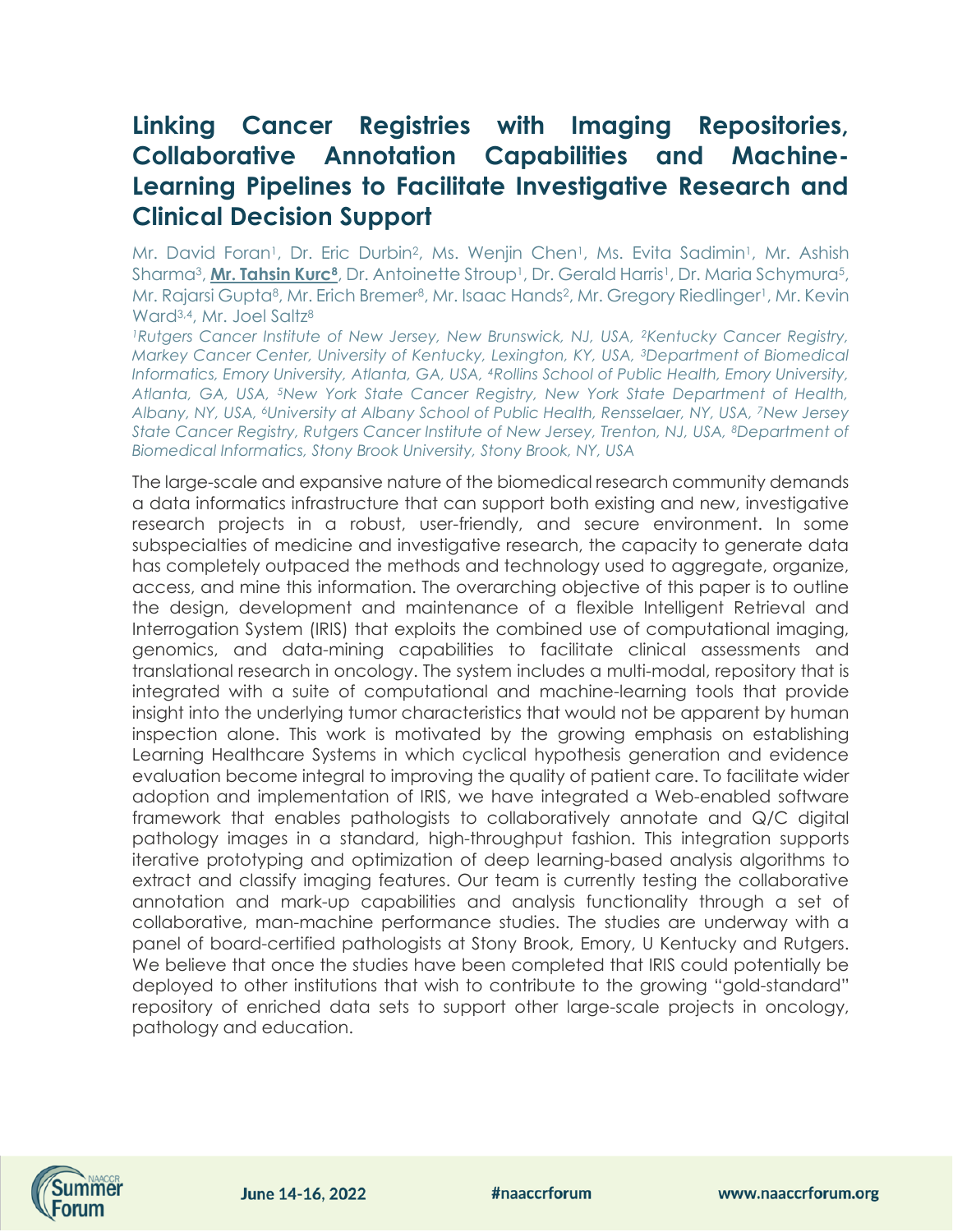# Linking Cancer Registries with Imaging Repositories, Collaborative Annotation Capabilities and Machine-Learning Pipelines to Facilitate Investigative Research and Clinical Decision Support

Mr. David Foran[1], Dr. Eric Durbin[2], Ms. Wenjin Chen[1], Ms. Evita Sadimin[1], Mr. Ashish Sharma[3], **Mr. Tahsin Kurc[8]**, Dr. Antoinette Stroup[1], Dr. Gerald Harris[1], Dr. Maria Schymura[5], Mr. Rajarsi Gupta[8], Mr. Erich Bremer[8], Mr. Isaac Hands[2], Mr. Gregory Riedlinger[1], Mr. Kevin Ward[3,4], Mr. Joel Saltz[8]

*[1]Rutgers Cancer Institute of New Jersey, New Brunswick, NJ, USA, [2]Kentucky Cancer Registry, Markey Cancer Center, University of Kentucky, Lexington, KY, USA, [3]Department of Biomedical Informatics, Emory University, Atlanta, GA, USA, [4]Rollins School of Public Health, Emory University, Atlanta, GA, USA, [5]New York State Cancer Registry, New York State Department of Health, Albany, NY, USA, [6]University at Albany School of Public Health, Rensselaer, NY, USA, [7]New Jersey State Cancer Registry, Rutgers Cancer Institute of New Jersey, Trenton, NJ, USA, [8]Department of Biomedical Informatics, Stony Brook University, Stony Brook, NY, USA*

The large-scale and expansive nature of the biomedical research community demands a data informatics infrastructure that can support both existing and new, investigative research projects in a robust, user-friendly, and secure environment. In some subspecialties of medicine and investigative research, the capacity to generate data has completely outpaced the methods and technology used to aggregate, organize, access, and mine this information. The overarching objective of this paper is to outline the design, development and maintenance of a flexible Intelligent Retrieval and Interrogation System (IRIS) that exploits the combined use of computational imaging, genomics, and data-mining capabilities to facilitate clinical assessments and translational research in oncology. The system includes a multi-modal, repository that is integrated with a suite of computational and machine-learning tools that provide insight into the underlying tumor characteristics that would not be apparent by human inspection alone. This work is motivated by the growing emphasis on establishing Learning Healthcare Systems in which cyclical hypothesis generation and evidence evaluation become integral to improving the quality of patient care. To facilitate wider adoption and implementation of IRIS, we have integrated a Web-enabled software framework that enables pathologists to collaboratively annotate and Q/C digital pathology images in a standard, high-throughput fashion. This integration supports iterative prototyping and optimization of deep learning-based analysis algorithms to extract and classify imaging features. Our team is currently testing the collaborative annotation and mark-up capabilities and analysis functionality through a set of collaborative, man-machine performance studies. The studies are underway with a panel of board-certified pathologists at Stony Brook, Emory, U Kentucky and Rutgers. We believe that once the studies have been completed that IRIS could potentially be deployed to other institutions that wish to contribute to the growing "gold-standard" repository of enriched data sets to support other large-scale projects in oncology, pathology and education.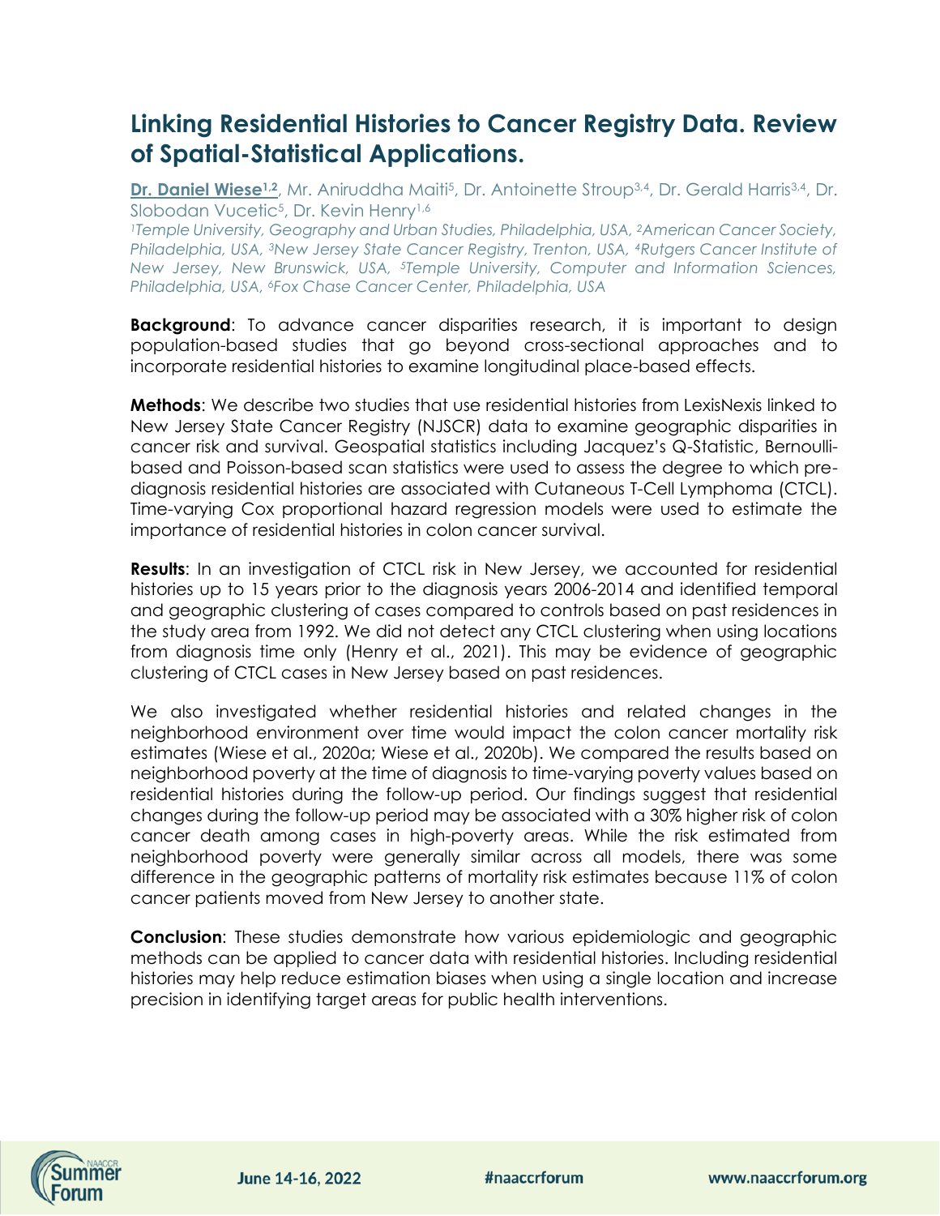# Linking Residential Histories to Cancer Registry Data. Review of Spatial-Statistical Applications.

**Dr. Daniel Wiese**[1,2], Mr. Aniruddha Maiti[5], Dr. Antoinette Stroup[3,4], Dr. Gerald Harris[3,4], Dr. Slobodan Vucetic[5], Dr. Kevin Henry[1,6]

*[1]Temple University, Geography and Urban Studies, Philadelphia, USA, [2]American Cancer Society, Philadelphia, USA, [3]New Jersey State Cancer Registry, Trenton, USA, [4]Rutgers Cancer Institute of New Jersey, New Brunswick, USA, [5]Temple University, Computer and Information Sciences, Philadelphia, USA, [6]Fox Chase Cancer Center, Philadelphia, USA*

**Background**: To advance cancer disparities research, it is important to design population-based studies that go beyond cross-sectional approaches and to incorporate residential histories to examine longitudinal place-based effects.

**Methods**: We describe two studies that use residential histories from LexisNexis linked to New Jersey State Cancer Registry (NJSCR) data to examine geographic disparities in cancer risk and survival. Geospatial statistics including Jacquez's Q-Statistic, Bernoulli-based and Poisson-based scan statistics were used to assess the degree to which pre-diagnosis residential histories are associated with Cutaneous T-Cell Lymphoma (CTCL). Time-varying Cox proportional hazard regression models were used to estimate the importance of residential histories in colon cancer survival.

**Results**: In an investigation of CTCL risk in New Jersey, we accounted for residential histories up to 15 years prior to the diagnosis years 2006-2014 and identified temporal and geographic clustering of cases compared to controls based on past residences in the study area from 1992. We did not detect any CTCL clustering when using locations from diagnosis time only (Henry et al., 2021). This may be evidence of geographic clustering of CTCL cases in New Jersey based on past residences.

We also investigated whether residential histories and related changes in the neighborhood environment over time would impact the colon cancer mortality risk estimates (Wiese et al., 2020a; Wiese et al., 2020b). We compared the results based on neighborhood poverty at the time of diagnosis to time-varying poverty values based on residential histories during the follow-up period. Our findings suggest that residential changes during the follow-up period may be associated with a 30% higher risk of colon cancer death among cases in high-poverty areas. While the risk estimated from neighborhood poverty were generally similar across all models, there was some difference in the geographic patterns of mortality risk estimates because 11% of colon cancer patients moved from New Jersey to another state.

**Conclusion**: These studies demonstrate how various epidemiologic and geographic methods can be applied to cancer data with residential histories. Including residential histories may help reduce estimation biases when using a single location and increase precision in identifying target areas for public health interventions.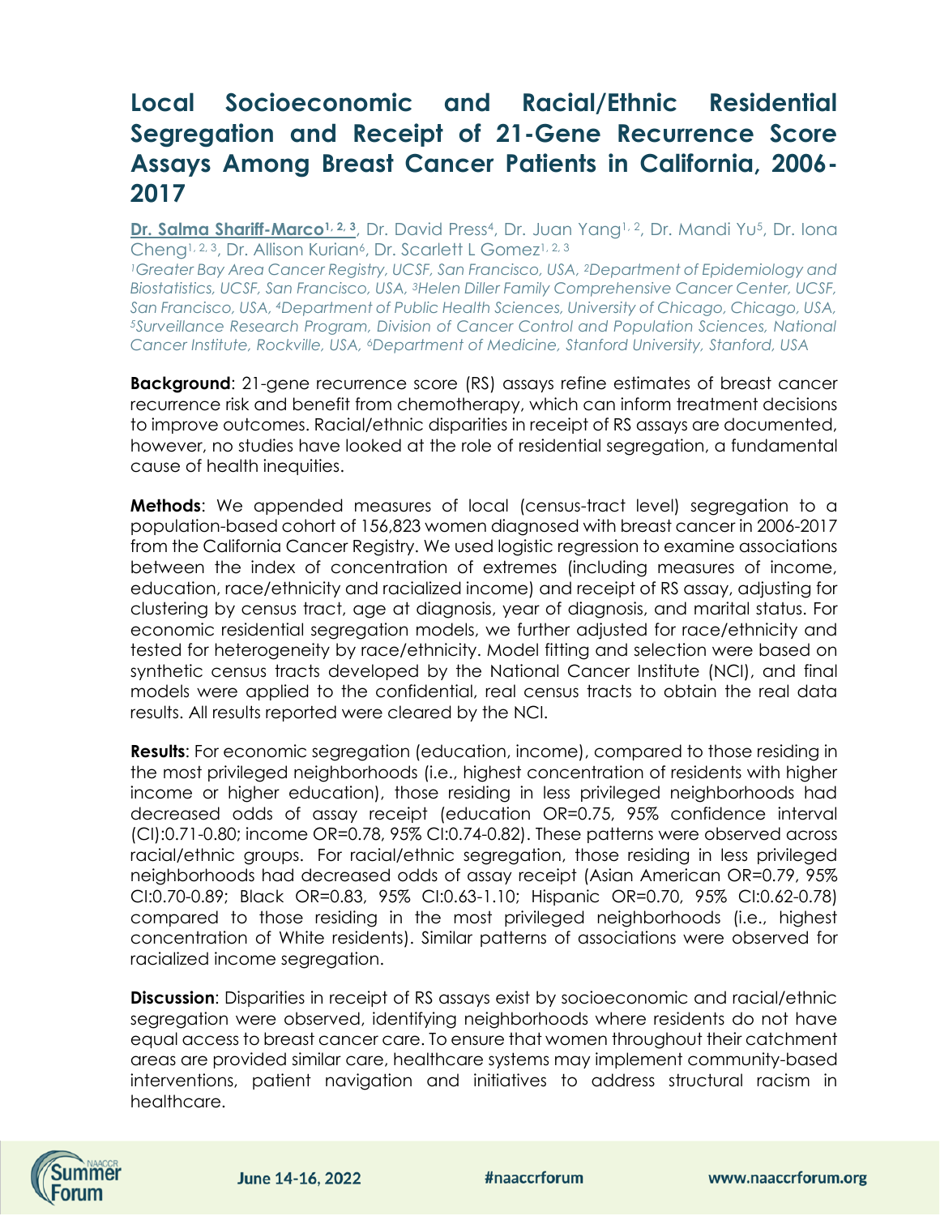# Local Socioeconomic and Racial/Ethnic Residential Segregation and Receipt of 21-Gene Recurrence Score Assays Among Breast Cancer Patients in California, 2006-2017

**Dr. Salma Shariff-Marco**[1, 2, 3], Dr. David Press[4], Dr. Juan Yang[1, 2], Dr. Mandi Yu[5], Dr. Iona Cheng[1, 2, 3], Dr. Allison Kurian[6], Dr. Scarlett L Gomez[1, 2, 3]

*[1]Greater Bay Area Cancer Registry, UCSF, San Francisco, USA, [2]Department of Epidemiology and Biostatistics, UCSF, San Francisco, USA, [3]Helen Diller Family Comprehensive Cancer Center, UCSF, San Francisco, USA, [4]Department of Public Health Sciences, University of Chicago, Chicago, USA, [5]Surveillance Research Program, Division of Cancer Control and Population Sciences, National Cancer Institute, Rockville, USA, [6]Department of Medicine, Stanford University, Stanford, USA*

**Background**: 21-gene recurrence score (RS) assays refine estimates of breast cancer recurrence risk and benefit from chemotherapy, which can inform treatment decisions to improve outcomes. Racial/ethnic disparities in receipt of RS assays are documented, however, no studies have looked at the role of residential segregation, a fundamental cause of health inequities.

**Methods**: We appended measures of local (census-tract level) segregation to a population-based cohort of 156,823 women diagnosed with breast cancer in 2006-2017 from the California Cancer Registry. We used logistic regression to examine associations between the index of concentration of extremes (including measures of income, education, race/ethnicity and racialized income) and receipt of RS assay, adjusting for clustering by census tract, age at diagnosis, year of diagnosis, and marital status. For economic residential segregation models, we further adjusted for race/ethnicity and tested for heterogeneity by race/ethnicity. Model fitting and selection were based on synthetic census tracts developed by the National Cancer Institute (NCI), and final models were applied to the confidential, real census tracts to obtain the real data results. All results reported were cleared by the NCI.

**Results**: For economic segregation (education, income), compared to those residing in the most privileged neighborhoods (i.e., highest concentration of residents with higher income or higher education), those residing in less privileged neighborhoods had decreased odds of assay receipt (education OR=0.75, 95% confidence interval (CI):0.71-0.80; income OR=0.78, 95% CI:0.74-0.82). These patterns were observed across racial/ethnic groups. For racial/ethnic segregation, those residing in less privileged neighborhoods had decreased odds of assay receipt (Asian American OR=0.79, 95% CI:0.70-0.89; Black OR=0.83, 95% CI:0.63-1.10; Hispanic OR=0.70, 95% CI:0.62-0.78) compared to those residing in the most privileged neighborhoods (i.e., highest concentration of White residents). Similar patterns of associations were observed for racialized income segregation.

**Discussion**: Disparities in receipt of RS assays exist by socioeconomic and racial/ethnic segregation were observed, identifying neighborhoods where residents do not have equal access to breast cancer care. To ensure that women throughout their catchment areas are provided similar care, healthcare systems may implement community-based interventions, patient navigation and initiatives to address structural racism in healthcare.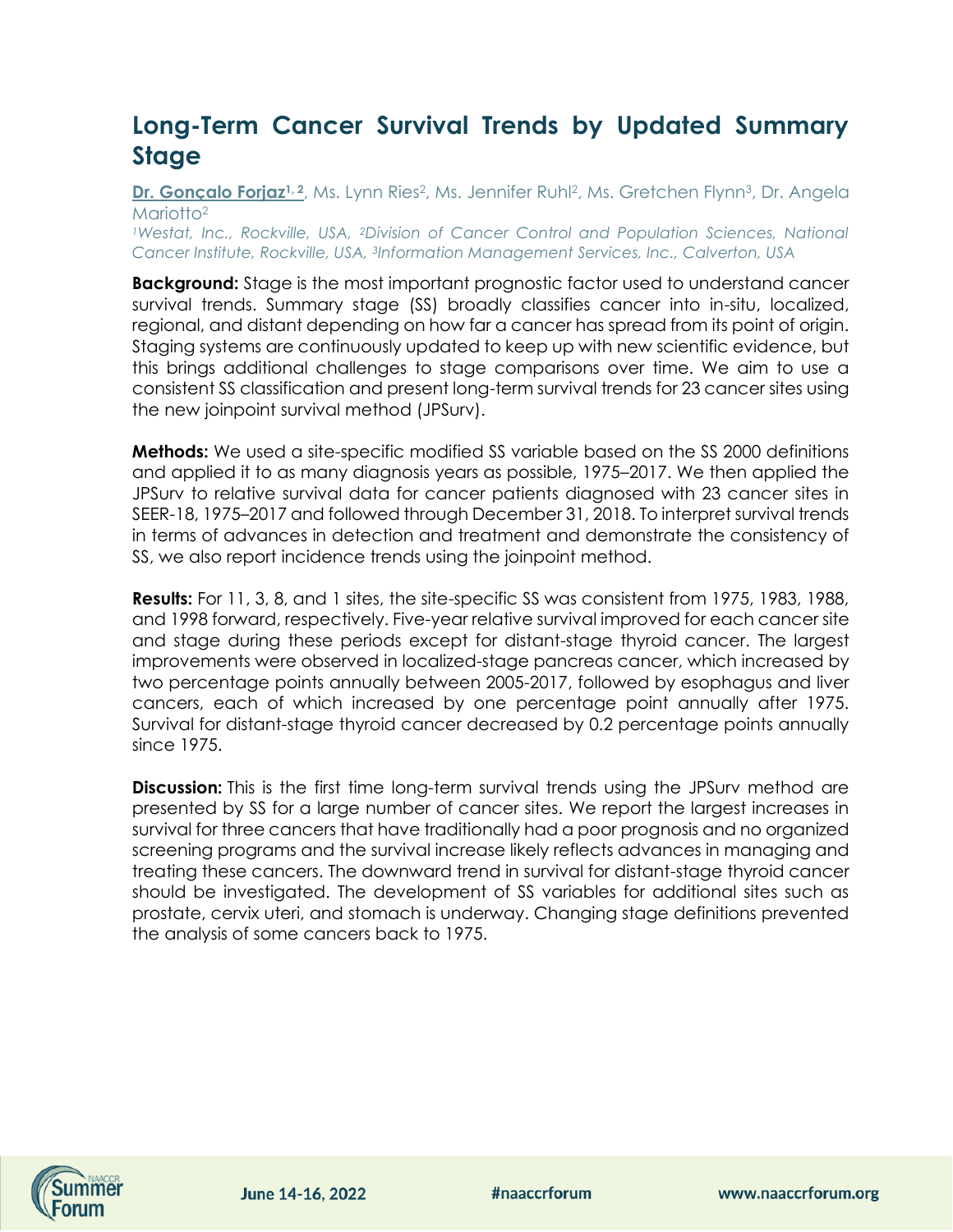# Long-Term Cancer Survival Trends by Updated Summary Stage

**Dr. Gonçalo Forjaz**[1, 2], Ms. Lynn Ries[2], Ms. Jennifer Ruhl[2], Ms. Gretchen Flynn[3], Dr. Angela Mariotto[2]

*[1]Westat, Inc., Rockville, USA, [2]Division of Cancer Control and Population Sciences, National Cancer Institute, Rockville, USA, [3]Information Management Services, Inc., Calverton, USA*

**Background:** Stage is the most important prognostic factor used to understand cancer survival trends. Summary stage (SS) broadly classifies cancer into in-situ, localized, regional, and distant depending on how far a cancer has spread from its point of origin. Staging systems are continuously updated to keep up with new scientific evidence, but this brings additional challenges to stage comparisons over time. We aim to use a consistent SS classification and present long-term survival trends for 23 cancer sites using the new joinpoint survival method (JPSurv).

**Methods:** We used a site-specific modified SS variable based on the SS 2000 definitions and applied it to as many diagnosis years as possible, 1975–2017. We then applied the JPSurv to relative survival data for cancer patients diagnosed with 23 cancer sites in SEER-18, 1975–2017 and followed through December 31, 2018. To interpret survival trends in terms of advances in detection and treatment and demonstrate the consistency of SS, we also report incidence trends using the joinpoint method.

**Results:** For 11, 3, 8, and 1 sites, the site-specific SS was consistent from 1975, 1983, 1988, and 1998 forward, respectively. Five-year relative survival improved for each cancer site and stage during these periods except for distant-stage thyroid cancer. The largest improvements were observed in localized-stage pancreas cancer, which increased by two percentage points annually between 2005-2017, followed by esophagus and liver cancers, each of which increased by one percentage point annually after 1975. Survival for distant-stage thyroid cancer decreased by 0.2 percentage points annually since 1975.

**Discussion:** This is the first time long-term survival trends using the JPSurv method are presented by SS for a large number of cancer sites. We report the largest increases in survival for three cancers that have traditionally had a poor prognosis and no organized screening programs and the survival increase likely reflects advances in managing and treating these cancers. The downward trend in survival for distant-stage thyroid cancer should be investigated. The development of SS variables for additional sites such as prostate, cervix uteri, and stomach is underway. Changing stage definitions prevented the analysis of some cancers back to 1975.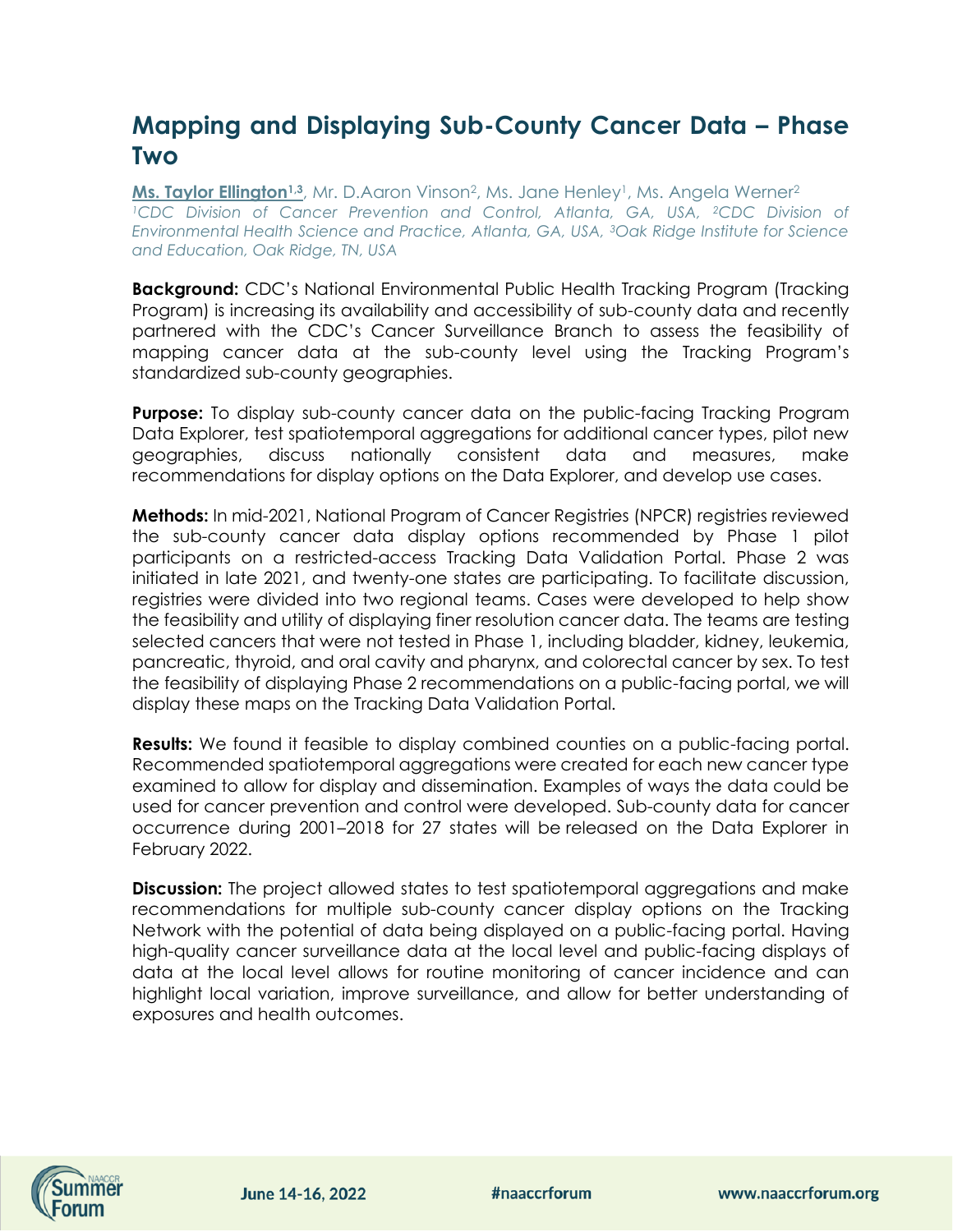# Mapping and Displaying Sub-County Cancer Data – Phase Two

**Ms. Taylor Ellington[1,3]**, Mr. D.Aaron Vinson[2], Ms. Jane Henley[1], Ms. Angela Werner[2]
*[1]CDC Division of Cancer Prevention and Control, Atlanta, GA, USA, [2]CDC Division of Environmental Health Science and Practice, Atlanta, GA, USA, [3]Oak Ridge Institute for Science and Education, Oak Ridge, TN, USA*

**Background:** CDC's National Environmental Public Health Tracking Program (Tracking Program) is increasing its availability and accessibility of sub-county data and recently partnered with the CDC's Cancer Surveillance Branch to assess the feasibility of mapping cancer data at the sub-county level using the Tracking Program's standardized sub-county geographies.

**Purpose:** To display sub-county cancer data on the public-facing Tracking Program Data Explorer, test spatiotemporal aggregations for additional cancer types, pilot new geographies, discuss nationally consistent data and measures, make recommendations for display options on the Data Explorer, and develop use cases.

**Methods:** In mid-2021, National Program of Cancer Registries (NPCR) registries reviewed the sub-county cancer data display options recommended by Phase 1 pilot participants on a restricted-access Tracking Data Validation Portal. Phase 2 was initiated in late 2021, and twenty-one states are participating. To facilitate discussion, registries were divided into two regional teams. Cases were developed to help show the feasibility and utility of displaying finer resolution cancer data. The teams are testing selected cancers that were not tested in Phase 1, including bladder, kidney, leukemia, pancreatic, thyroid, and oral cavity and pharynx, and colorectal cancer by sex. To test the feasibility of displaying Phase 2 recommendations on a public-facing portal, we will display these maps on the Tracking Data Validation Portal.

**Results:** We found it feasible to display combined counties on a public-facing portal. Recommended spatiotemporal aggregations were created for each new cancer type examined to allow for display and dissemination. Examples of ways the data could be used for cancer prevention and control were developed. Sub-county data for cancer occurrence during 2001–2018 for 27 states will be released on the Data Explorer in February 2022.

**Discussion:** The project allowed states to test spatiotemporal aggregations and make recommendations for multiple sub-county cancer display options on the Tracking Network with the potential of data being displayed on a public-facing portal. Having high-quality cancer surveillance data at the local level and public-facing displays of data at the local level allows for routine monitoring of cancer incidence and can highlight local variation, improve surveillance, and allow for better understanding of exposures and health outcomes.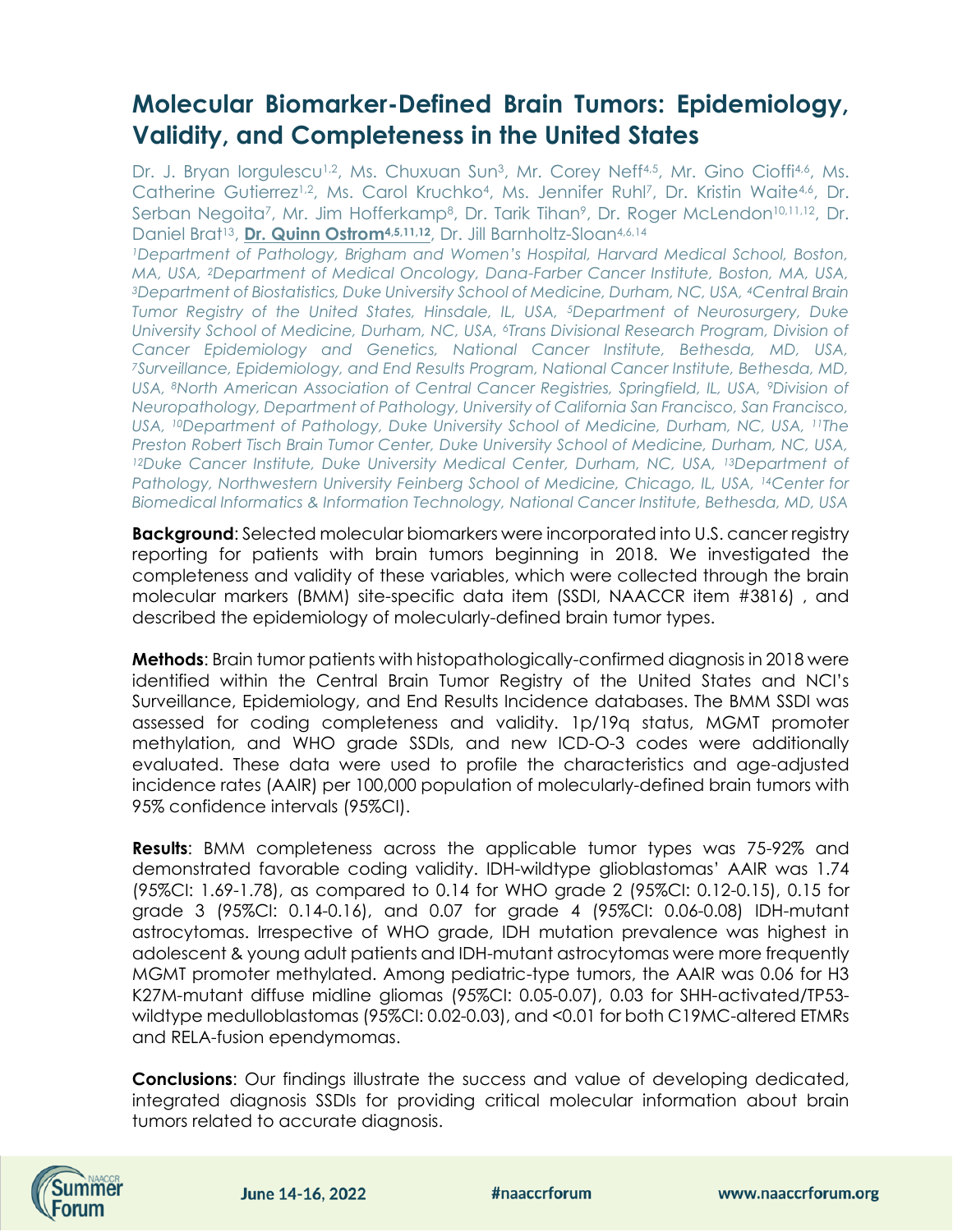# Molecular Biomarker-Defined Brain Tumors: Epidemiology, Validity, and Completeness in the United States

Dr. J. Bryan Iorgulescu[1,2], Ms. Chuxuan Sun[3], Mr. Corey Neff[4,5], Mr. Gino Cioffi[4,6], Ms. Catherine Gutierrez[1,2], Ms. Carol Kruchko[4], Ms. Jennifer Ruhl[7], Dr. Kristin Waite[4,6], Dr. Serban Negoita[7], Mr. Jim Hofferkamp[8], Dr. Tarik Tihan[9], Dr. Roger McLendon[10,11,12], Dr. Daniel Brat[13], **Dr. Quinn Ostrom[4,5,11,12]**, Dr. Jill Barnholtz-Sloan[4,6,14]

*[1]Department of Pathology, Brigham and Women's Hospital, Harvard Medical School, Boston, MA, USA, [2]Department of Medical Oncology, Dana-Farber Cancer Institute, Boston, MA, USA, [3]Department of Biostatistics, Duke University School of Medicine, Durham, NC, USA, [4]Central Brain Tumor Registry of the United States, Hinsdale, IL, USA, [5]Department of Neurosurgery, Duke University School of Medicine, Durham, NC, USA, [6]Trans Divisional Research Program, Division of Cancer Epidemiology and Genetics, National Cancer Institute, Bethesda, MD, USA, [7]Surveillance, Epidemiology, and End Results Program, National Cancer Institute, Bethesda, MD, USA, [8]North American Association of Central Cancer Registries, Springfield, IL, USA, [9]Division of Neuropathology, Department of Pathology, University of California San Francisco, San Francisco, USA, [10]Department of Pathology, Duke University School of Medicine, Durham, NC, USA, [11]The Preston Robert Tisch Brain Tumor Center, Duke University School of Medicine, Durham, NC, USA, [12]Duke Cancer Institute, Duke University Medical Center, Durham, NC, USA, [13]Department of Pathology, Northwestern University Feinberg School of Medicine, Chicago, IL, USA, [14]Center for Biomedical Informatics & Information Technology, National Cancer Institute, Bethesda, MD, USA*

**Background**: Selected molecular biomarkers were incorporated into U.S. cancer registry reporting for patients with brain tumors beginning in 2018. We investigated the completeness and validity of these variables, which were collected through the brain molecular markers (BMM) site-specific data item (SSDI, NAACCR item #3816) , and described the epidemiology of molecularly-defined brain tumor types.

**Methods**: Brain tumor patients with histopathologically-confirmed diagnosis in 2018 were identified within the Central Brain Tumor Registry of the United States and NCI's Surveillance, Epidemiology, and End Results Incidence databases. The BMM SSDI was assessed for coding completeness and validity. 1p/19q status, MGMT promoter methylation, and WHO grade SSDIs, and new ICD-O-3 codes were additionally evaluated. These data were used to profile the characteristics and age-adjusted incidence rates (AAIR) per 100,000 population of molecularly-defined brain tumors with 95% confidence intervals (95%CI).

**Results**: BMM completeness across the applicable tumor types was 75-92% and demonstrated favorable coding validity. IDH-wildtype glioblastomas' AAIR was 1.74 (95%CI: 1.69-1.78), as compared to 0.14 for WHO grade 2 (95%CI: 0.12-0.15), 0.15 for grade 3 (95%CI: 0.14-0.16), and 0.07 for grade 4 (95%CI: 0.06-0.08) IDH-mutant astrocytomas. Irrespective of WHO grade, IDH mutation prevalence was highest in adolescent & young adult patients and IDH-mutant astrocytomas were more frequently MGMT promoter methylated. Among pediatric-type tumors, the AAIR was 0.06 for H3 K27M-mutant diffuse midline gliomas (95%CI: 0.05-0.07), 0.03 for SHH-activated/TP53-wildtype medulloblastomas (95%CI: 0.02-0.03), and <0.01 for both C19MC-altered ETMRs and RELA-fusion ependymomas.

**Conclusions**: Our findings illustrate the success and value of developing dedicated, integrated diagnosis SSDIs for providing critical molecular information about brain tumors related to accurate diagnosis.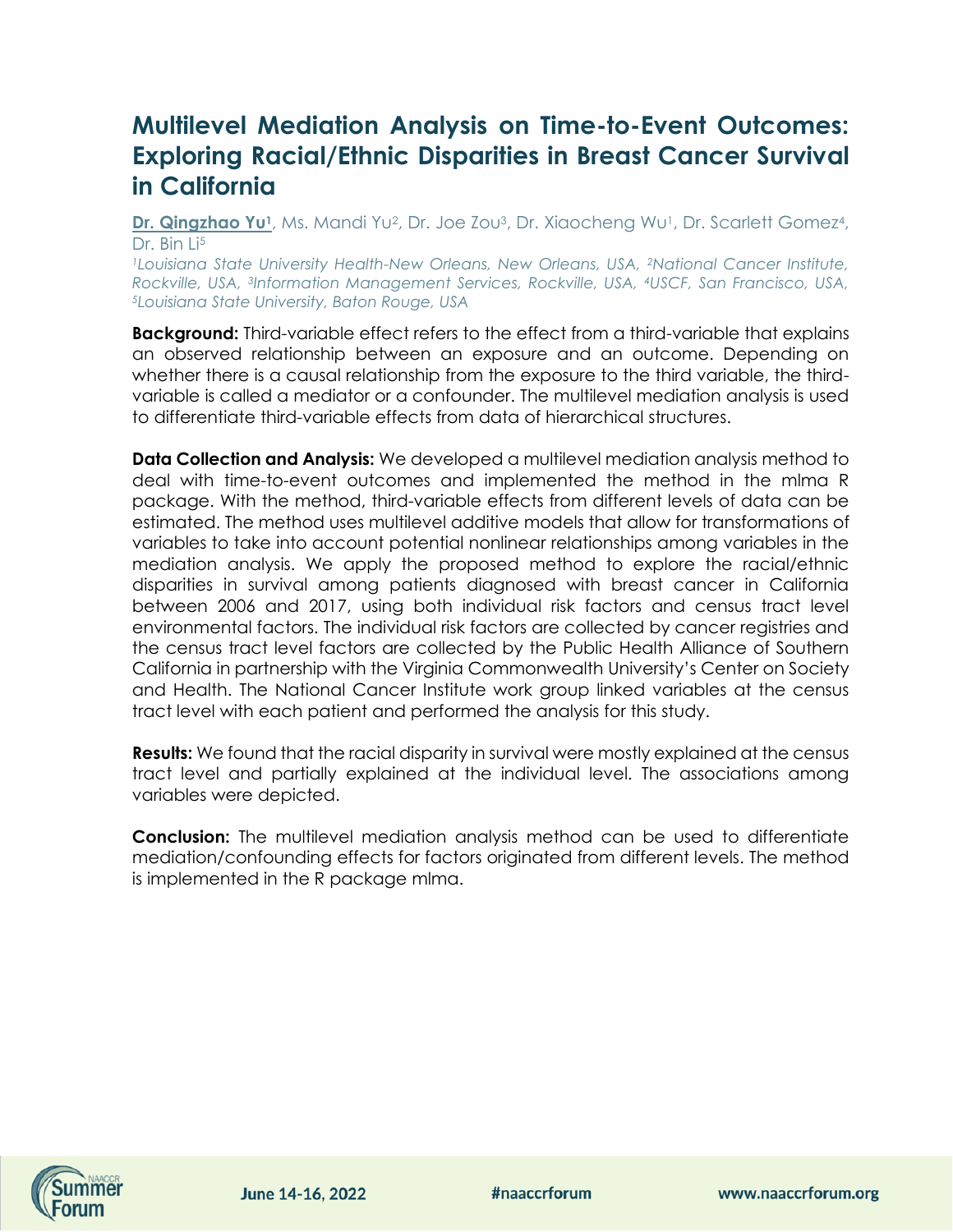# Multilevel Mediation Analysis on Time-to-Event Outcomes: Exploring Racial/Ethnic Disparities in Breast Cancer Survival in California

**Dr. Qingzhao Yu**[1], Ms. Mandi Yu[2], Dr. Joe Zou[3], Dr. Xiaocheng Wu[1], Dr. Scarlett Gomez[4], Dr. Bin Li[5]

*[1]Louisiana State University Health-New Orleans, New Orleans, USA, [2]National Cancer Institute, Rockville, USA, [3]Information Management Services, Rockville, USA, [4]USCF, San Francisco, USA, [5]Louisiana State University, Baton Rouge, USA*

**Background:** Third-variable effect refers to the effect from a third-variable that explains an observed relationship between an exposure and an outcome. Depending on whether there is a causal relationship from the exposure to the third variable, the third-variable is called a mediator or a confounder. The multilevel mediation analysis is used to differentiate third-variable effects from data of hierarchical structures.

**Data Collection and Analysis:** We developed a multilevel mediation analysis method to deal with time-to-event outcomes and implemented the method in the mlma R package. With the method, third-variable effects from different levels of data can be estimated. The method uses multilevel additive models that allow for transformations of variables to take into account potential nonlinear relationships among variables in the mediation analysis. We apply the proposed method to explore the racial/ethnic disparities in survival among patients diagnosed with breast cancer in California between 2006 and 2017, using both individual risk factors and census tract level environmental factors. The individual risk factors are collected by cancer registries and the census tract level factors are collected by the Public Health Alliance of Southern California in partnership with the Virginia Commonwealth University's Center on Society and Health. The National Cancer Institute work group linked variables at the census tract level with each patient and performed the analysis for this study.

**Results:** We found that the racial disparity in survival were mostly explained at the census tract level and partially explained at the individual level. The associations among variables were depicted.

**Conclusion:** The multilevel mediation analysis method can be used to differentiate mediation/confounding effects for factors originated from different levels. The method is implemented in the R package mlma.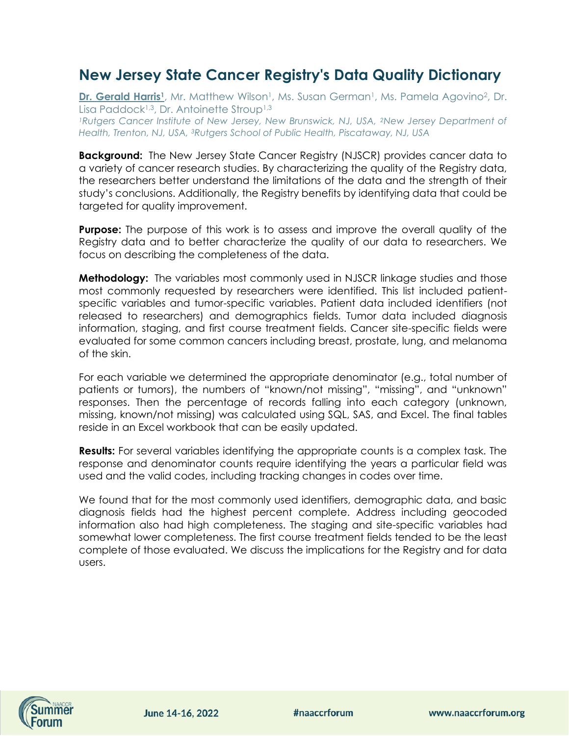# New Jersey State Cancer Registry's Data Quality Dictionary

**Dr. Gerald Harris**[1], Mr. Matthew Wilson[1], Ms. Susan German[1], Ms. Pamela Agovino[2], Dr. Lisa Paddock[1,3], Dr. Antoinette Stroup[1,3]

*[1]Rutgers Cancer Institute of New Jersey, New Brunswick, NJ, USA, [2]New Jersey Department of Health, Trenton, NJ, USA, [3]Rutgers School of Public Health, Piscataway, NJ, USA*

**Background:** The New Jersey State Cancer Registry (NJSCR) provides cancer data to a variety of cancer research studies. By characterizing the quality of the Registry data, the researchers better understand the limitations of the data and the strength of their study's conclusions. Additionally, the Registry benefits by identifying data that could be targeted for quality improvement.

**Purpose:** The purpose of this work is to assess and improve the overall quality of the Registry data and to better characterize the quality of our data to researchers. We focus on describing the completeness of the data.

**Methodology:** The variables most commonly used in NJSCR linkage studies and those most commonly requested by researchers were identified. This list included patient-specific variables and tumor-specific variables. Patient data included identifiers (not released to researchers) and demographics fields. Tumor data included diagnosis information, staging, and first course treatment fields. Cancer site-specific fields were evaluated for some common cancers including breast, prostate, lung, and melanoma of the skin.

For each variable we determined the appropriate denominator (e.g., total number of patients or tumors), the numbers of "known/not missing", "missing", and "unknown" responses. Then the percentage of records falling into each category (unknown, missing, known/not missing) was calculated using SQL, SAS, and Excel. The final tables reside in an Excel workbook that can be easily updated.

**Results:** For several variables identifying the appropriate counts is a complex task. The response and denominator counts require identifying the years a particular field was used and the valid codes, including tracking changes in codes over time.

We found that for the most commonly used identifiers, demographic data, and basic diagnosis fields had the highest percent complete. Address including geocoded information also had high completeness. The staging and site-specific variables had somewhat lower completeness. The first course treatment fields tended to be the least complete of those evaluated. We discuss the implications for the Registry and for data users.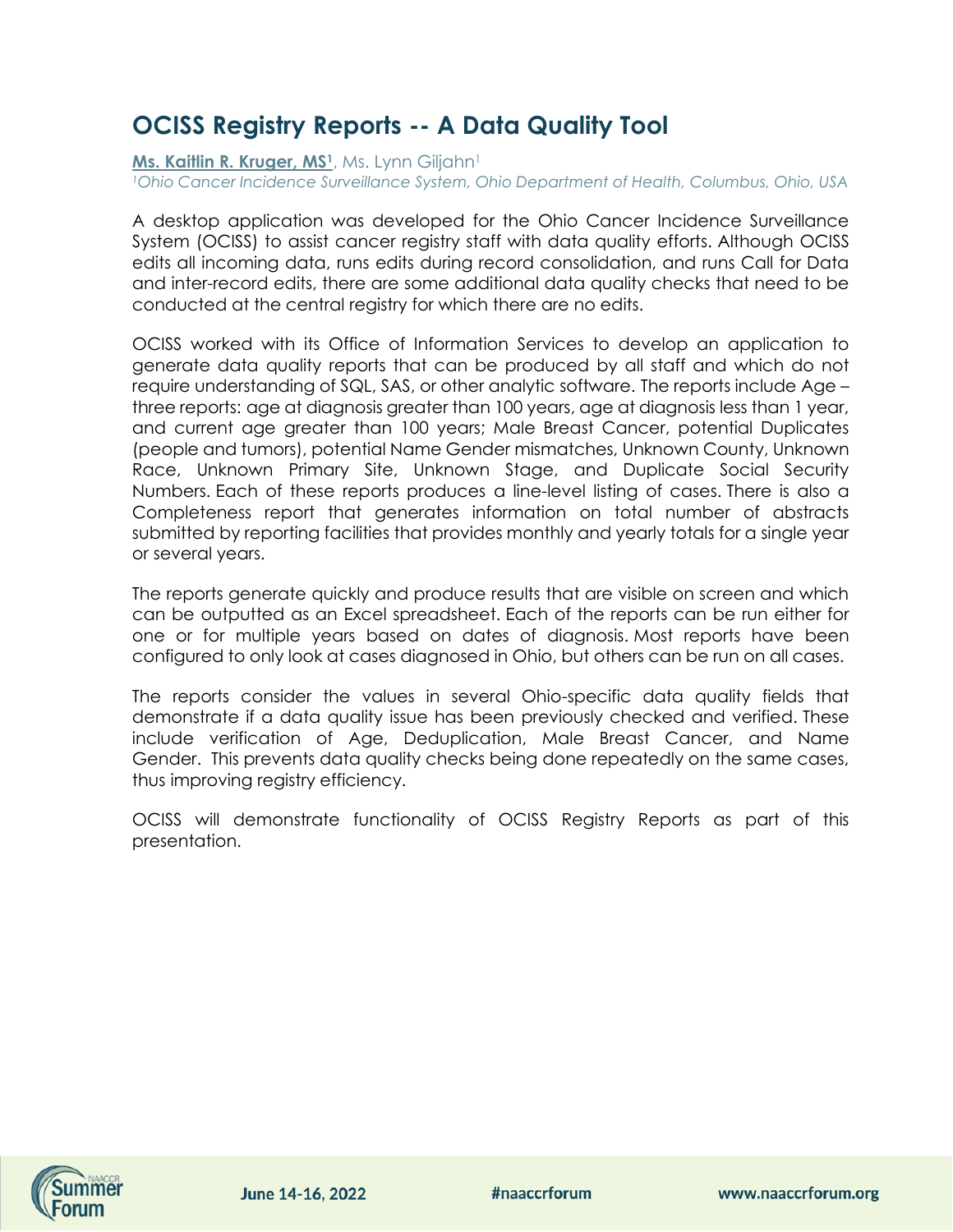# OCISS Registry Reports -- A Data Quality Tool

**Ms. Kaitlin R. Kruger, MS[1]**, Ms. Lynn Giljahn[1]

*[1]Ohio Cancer Incidence Surveillance System, Ohio Department of Health, Columbus, Ohio, USA*

A desktop application was developed for the Ohio Cancer Incidence Surveillance System (OCISS) to assist cancer registry staff with data quality efforts. Although OCISS edits all incoming data, runs edits during record consolidation, and runs Call for Data and inter-record edits, there are some additional data quality checks that need to be conducted at the central registry for which there are no edits.

OCISS worked with its Office of Information Services to develop an application to generate data quality reports that can be produced by all staff and which do not require understanding of SQL, SAS, or other analytic software. The reports include Age – three reports: age at diagnosis greater than 100 years, age at diagnosis less than 1 year, and current age greater than 100 years; Male Breast Cancer, potential Duplicates (people and tumors), potential Name Gender mismatches, Unknown County, Unknown Race, Unknown Primary Site, Unknown Stage, and Duplicate Social Security Numbers. Each of these reports produces a line-level listing of cases. There is also a Completeness report that generates information on total number of abstracts submitted by reporting facilities that provides monthly and yearly totals for a single year or several years.

The reports generate quickly and produce results that are visible on screen and which can be outputted as an Excel spreadsheet. Each of the reports can be run either for one or for multiple years based on dates of diagnosis. Most reports have been configured to only look at cases diagnosed in Ohio, but others can be run on all cases.

The reports consider the values in several Ohio-specific data quality fields that demonstrate if a data quality issue has been previously checked and verified. These include verification of Age, Deduplication, Male Breast Cancer, and Name Gender. This prevents data quality checks being done repeatedly on the same cases, thus improving registry efficiency.

OCISS will demonstrate functionality of OCISS Registry Reports as part of this presentation.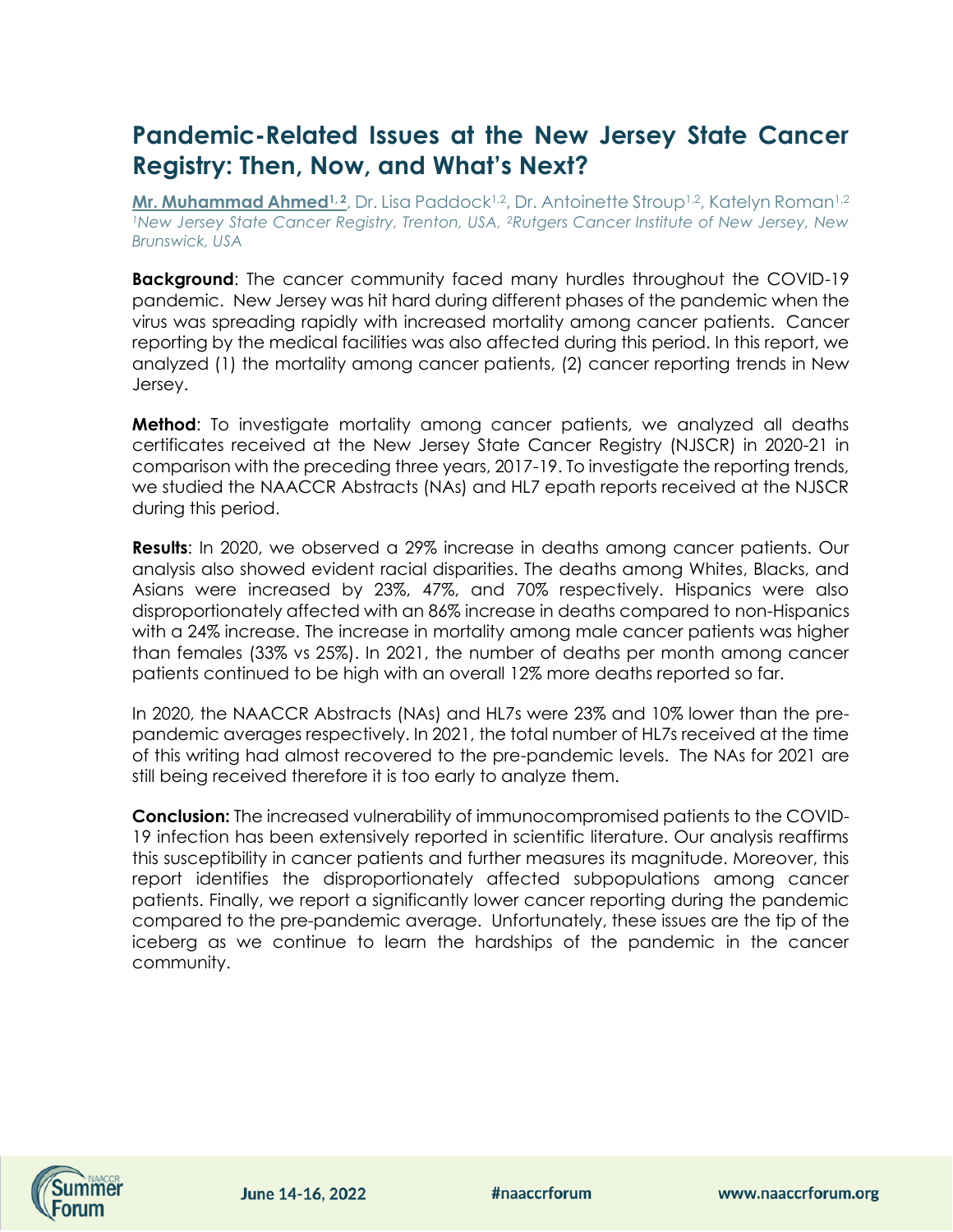# Pandemic-Related Issues at the New Jersey State Cancer Registry: Then, Now, and What's Next?

**Mr. Muhammad Ahmed**[1,2], Dr. Lisa Paddock[1,2], Dr. Antoinette Stroup[1,2], Katelyn Roman[1,2]
*[1]New Jersey State Cancer Registry, Trenton, USA, [2]Rutgers Cancer Institute of New Jersey, New Brunswick, USA*

**Background**: The cancer community faced many hurdles throughout the COVID-19 pandemic. New Jersey was hit hard during different phases of the pandemic when the virus was spreading rapidly with increased mortality among cancer patients. Cancer reporting by the medical facilities was also affected during this period. In this report, we analyzed (1) the mortality among cancer patients, (2) cancer reporting trends in New Jersey.

**Method**: To investigate mortality among cancer patients, we analyzed all deaths certificates received at the New Jersey State Cancer Registry (NJSCR) in 2020-21 in comparison with the preceding three years, 2017-19. To investigate the reporting trends, we studied the NAACCR Abstracts (NAs) and HL7 epath reports received at the NJSCR during this period.

**Results**: In 2020, we observed a 29% increase in deaths among cancer patients. Our analysis also showed evident racial disparities. The deaths among Whites, Blacks, and Asians were increased by 23%, 47%, and 70% respectively. Hispanics were also disproportionately affected with an 86% increase in deaths compared to non-Hispanics with a 24% increase. The increase in mortality among male cancer patients was higher than females (33% vs 25%). In 2021, the number of deaths per month among cancer patients continued to be high with an overall 12% more deaths reported so far.

In 2020, the NAACCR Abstracts (NAs) and HL7s were 23% and 10% lower than the pre-pandemic averages respectively. In 2021, the total number of HL7s received at the time of this writing had almost recovered to the pre-pandemic levels. The NAs for 2021 are still being received therefore it is too early to analyze them.

**Conclusion:** The increased vulnerability of immunocompromised patients to the COVID-19 infection has been extensively reported in scientific literature. Our analysis reaffirms this susceptibility in cancer patients and further measures its magnitude. Moreover, this report identifies the disproportionately affected subpopulations among cancer patients. Finally, we report a significantly lower cancer reporting during the pandemic compared to the pre-pandemic average. Unfortunately, these issues are the tip of the iceberg as we continue to learn the hardships of the pandemic in the cancer community.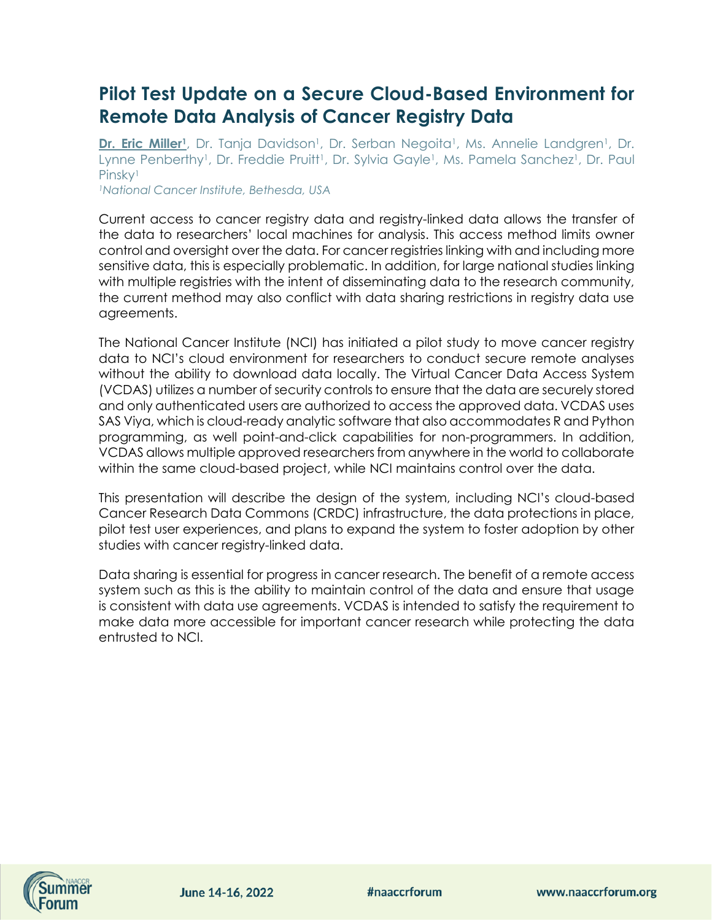# Pilot Test Update on a Secure Cloud-Based Environment for Remote Data Analysis of Cancer Registry Data

**Dr. Eric Miller[1]**, Dr. Tanja Davidson[1], Dr. Serban Negoita[1], Ms. Annelie Landgren[1], Dr. Lynne Penberthy[1], Dr. Freddie Pruitt[1], Dr. Sylvia Gayle[1], Ms. Pamela Sanchez[1], Dr. Paul Pinsky[1]

*[1]National Cancer Institute, Bethesda, USA*

Current access to cancer registry data and registry-linked data allows the transfer of the data to researchers' local machines for analysis. This access method limits owner control and oversight over the data. For cancer registries linking with and including more sensitive data, this is especially problematic. In addition, for large national studies linking with multiple registries with the intent of disseminating data to the research community, the current method may also conflict with data sharing restrictions in registry data use agreements.

The National Cancer Institute (NCI) has initiated a pilot study to move cancer registry data to NCI's cloud environment for researchers to conduct secure remote analyses without the ability to download data locally. The Virtual Cancer Data Access System (VCDAS) utilizes a number of security controls to ensure that the data are securely stored and only authenticated users are authorized to access the approved data. VCDAS uses SAS Viya, which is cloud-ready analytic software that also accommodates R and Python programming, as well point-and-click capabilities for non-programmers. In addition, VCDAS allows multiple approved researchers from anywhere in the world to collaborate within the same cloud-based project, while NCI maintains control over the data.

This presentation will describe the design of the system, including NCI's cloud-based Cancer Research Data Commons (CRDC) infrastructure, the data protections in place, pilot test user experiences, and plans to expand the system to foster adoption by other studies with cancer registry-linked data.

Data sharing is essential for progress in cancer research. The benefit of a remote access system such as this is the ability to maintain control of the data and ensure that usage is consistent with data use agreements. VCDAS is intended to satisfy the requirement to make data more accessible for important cancer research while protecting the data entrusted to NCI.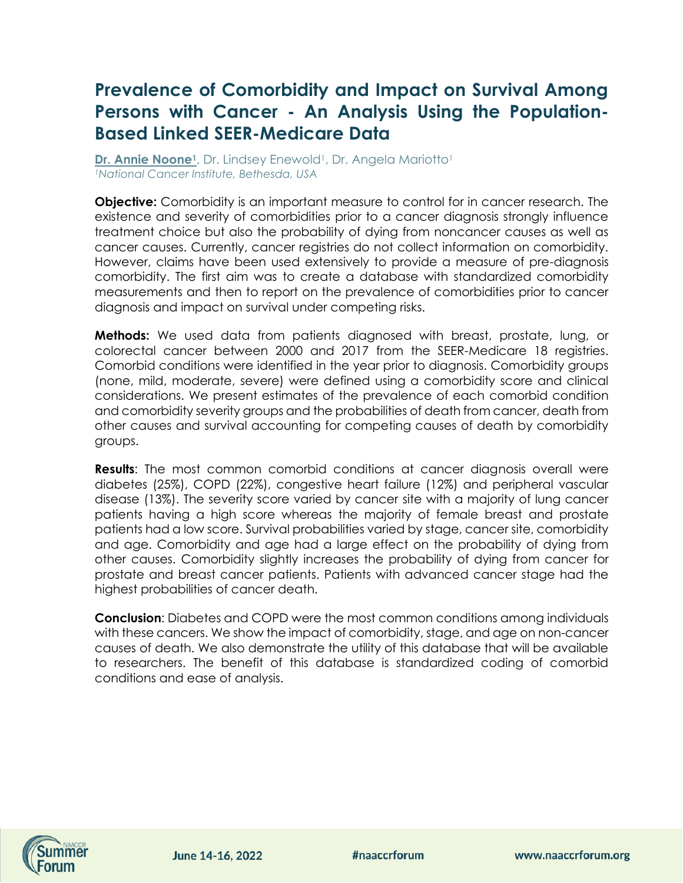# Prevalence of Comorbidity and Impact on Survival Among Persons with Cancer - An Analysis Using the Population-Based Linked SEER-Medicare Data

**Dr. Annie Noone[1]**, Dr. Lindsey Enewold[1], Dr. Angela Mariotto[1]
*[1]National Cancer Institute, Bethesda, USA*

**Objective:** Comorbidity is an important measure to control for in cancer research. The existence and severity of comorbidities prior to a cancer diagnosis strongly influence treatment choice but also the probability of dying from noncancer causes as well as cancer causes. Currently, cancer registries do not collect information on comorbidity. However, claims have been used extensively to provide a measure of pre-diagnosis comorbidity. The first aim was to create a database with standardized comorbidity measurements and then to report on the prevalence of comorbidities prior to cancer diagnosis and impact on survival under competing risks.

**Methods:** We used data from patients diagnosed with breast, prostate, lung, or colorectal cancer between 2000 and 2017 from the SEER-Medicare 18 registries. Comorbid conditions were identified in the year prior to diagnosis. Comorbidity groups (none, mild, moderate, severe) were defined using a comorbidity score and clinical considerations. We present estimates of the prevalence of each comorbid condition and comorbidity severity groups and the probabilities of death from cancer, death from other causes and survival accounting for competing causes of death by comorbidity groups.

**Results**: The most common comorbid conditions at cancer diagnosis overall were diabetes (25%), COPD (22%), congestive heart failure (12%) and peripheral vascular disease (13%). The severity score varied by cancer site with a majority of lung cancer patients having a high score whereas the majority of female breast and prostate patients had a low score. Survival probabilities varied by stage, cancer site, comorbidity and age. Comorbidity and age had a large effect on the probability of dying from other causes. Comorbidity slightly increases the probability of dying from cancer for prostate and breast cancer patients. Patients with advanced cancer stage had the highest probabilities of cancer death.

**Conclusion**: Diabetes and COPD were the most common conditions among individuals with these cancers. We show the impact of comorbidity, stage, and age on non-cancer causes of death. We also demonstrate the utility of this database that will be available to researchers. The benefit of this database is standardized coding of comorbid conditions and ease of analysis.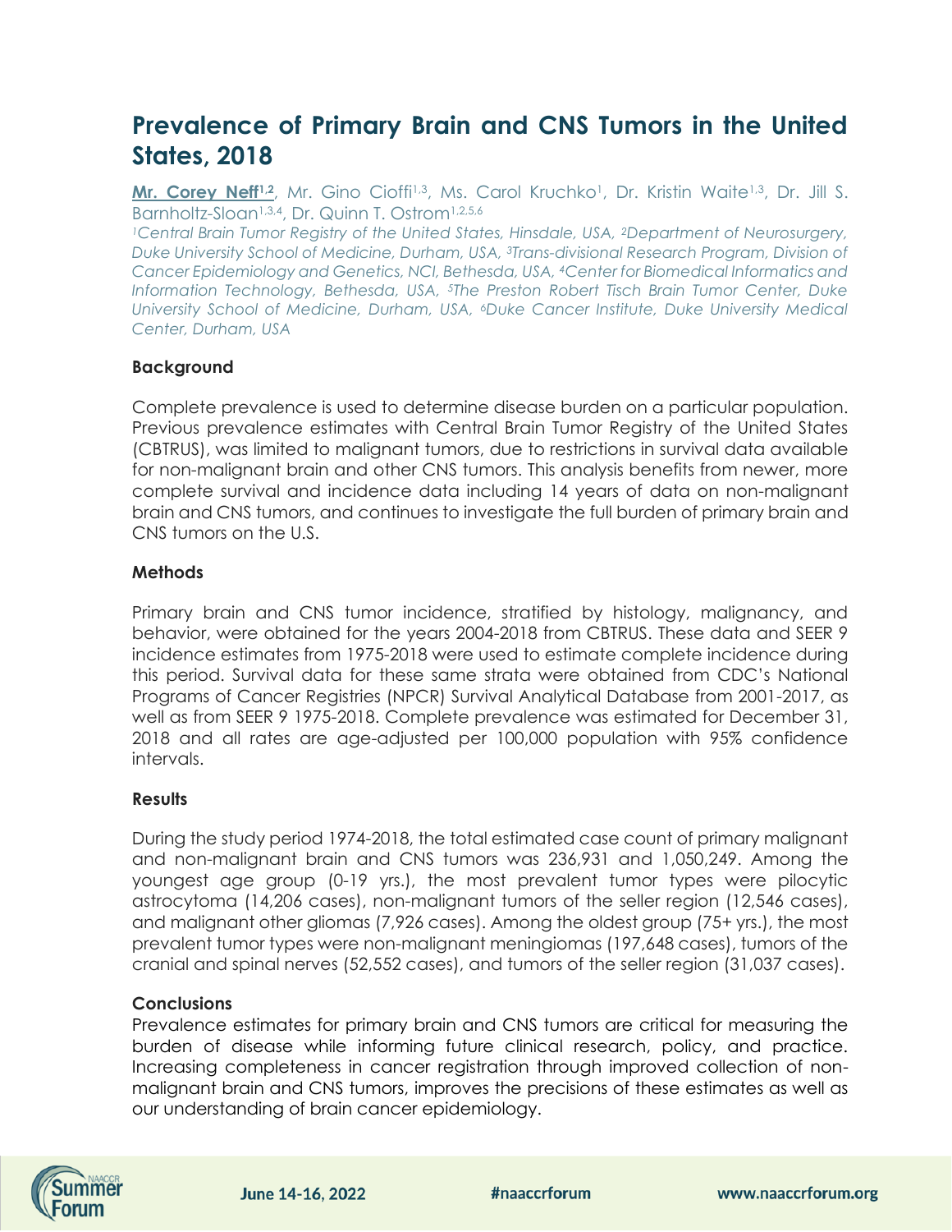# Prevalence of Primary Brain and CNS Tumors in the United States, 2018

**Mr. Corey Neff[1,2]**, Mr. Gino Cioffi[1,3], Ms. Carol Kruchko[1], Dr. Kristin Waite[1,3], Dr. Jill S. Barnholtz-Sloan[1,3,4], Dr. Quinn T. Ostrom[1,2,5,6]

*[1]Central Brain Tumor Registry of the United States, Hinsdale, USA, [2]Department of Neurosurgery, Duke University School of Medicine, Durham, USA, [3]Trans-divisional Research Program, Division of Cancer Epidemiology and Genetics, NCI, Bethesda, USA, [4]Center for Biomedical Informatics and Information Technology, Bethesda, USA, [5]The Preston Robert Tisch Brain Tumor Center, Duke University School of Medicine, Durham, USA, [6]Duke Cancer Institute, Duke University Medical Center, Durham, USA*

### Background

Complete prevalence is used to determine disease burden on a particular population. Previous prevalence estimates with Central Brain Tumor Registry of the United States (CBTRUS), was limited to malignant tumors, due to restrictions in survival data available for non-malignant brain and other CNS tumors. This analysis benefits from newer, more complete survival and incidence data including 14 years of data on non-malignant brain and CNS tumors, and continues to investigate the full burden of primary brain and CNS tumors on the U.S.

### Methods

Primary brain and CNS tumor incidence, stratified by histology, malignancy, and behavior, were obtained for the years 2004-2018 from CBTRUS. These data and SEER 9 incidence estimates from 1975-2018 were used to estimate complete incidence during this period. Survival data for these same strata were obtained from CDC's National Programs of Cancer Registries (NPCR) Survival Analytical Database from 2001-2017, as well as from SEER 9 1975-2018. Complete prevalence was estimated for December 31, 2018 and all rates are age-adjusted per 100,000 population with 95% confidence intervals.

### Results

During the study period 1974-2018, the total estimated case count of primary malignant and non-malignant brain and CNS tumors was 236,931 and 1,050,249. Among the youngest age group (0-19 yrs.), the most prevalent tumor types were pilocytic astrocytoma (14,206 cases), non-malignant tumors of the seller region (12,546 cases), and malignant other gliomas (7,926 cases). Among the oldest group (75+ yrs.), the most prevalent tumor types were non-malignant meningiomas (197,648 cases), tumors of the cranial and spinal nerves (52,552 cases), and tumors of the seller region (31,037 cases).

### Conclusions

Prevalence estimates for primary brain and CNS tumors are critical for measuring the burden of disease while informing future clinical research, policy, and practice. Increasing completeness in cancer registration through improved collection of non-malignant brain and CNS tumors, improves the precisions of these estimates as well as our understanding of brain cancer epidemiology.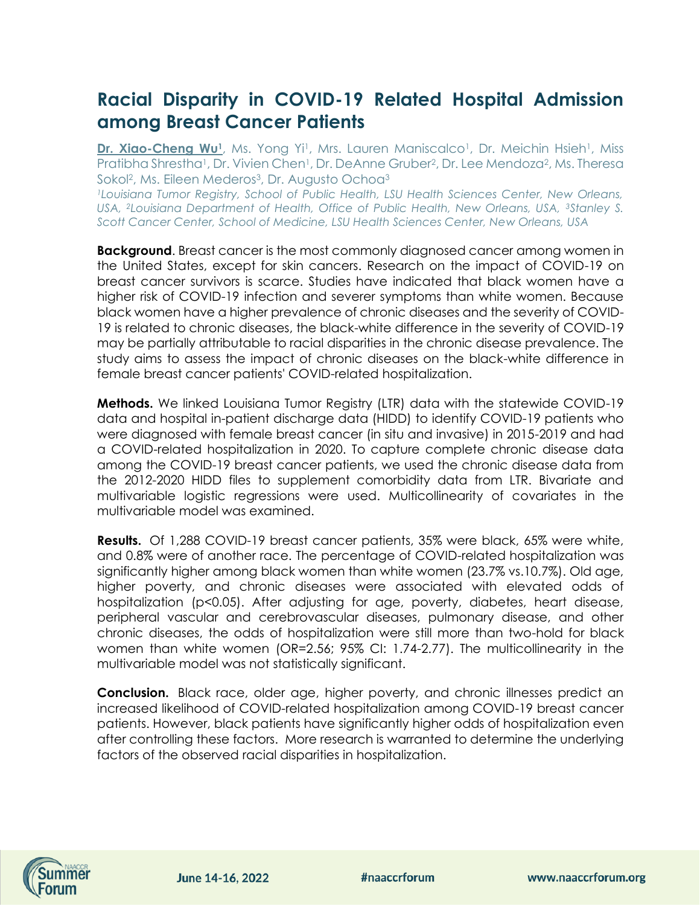# Racial Disparity in COVID-19 Related Hospital Admission among Breast Cancer Patients

**Dr. Xiao-Cheng Wu[1]**, Ms. Yong Yi[1], Mrs. Lauren Maniscalco[1], Dr. Meichin Hsieh[1], Miss Pratibha Shrestha[1], Dr. Vivien Chen[1], Dr. DeAnne Gruber[2], Dr. Lee Mendoza[2], Ms. Theresa Sokol[2], Ms. Eileen Mederos[3], Dr. Augusto Ochoa[3]

*[1]Louisiana Tumor Registry, School of Public Health, LSU Health Sciences Center, New Orleans, USA, [2]Louisiana Department of Health, Office of Public Health, New Orleans, USA, [3]Stanley S. Scott Cancer Center, School of Medicine, LSU Health Sciences Center, New Orleans, USA*

**Background**. Breast cancer is the most commonly diagnosed cancer among women in the United States, except for skin cancers. Research on the impact of COVID-19 on breast cancer survivors is scarce. Studies have indicated that black women have a higher risk of COVID-19 infection and severer symptoms than white women. Because black women have a higher prevalence of chronic diseases and the severity of COVID-19 is related to chronic diseases, the black-white difference in the severity of COVID-19 may be partially attributable to racial disparities in the chronic disease prevalence. The study aims to assess the impact of chronic diseases on the black-white difference in female breast cancer patients' COVID-related hospitalization.

**Methods.** We linked Louisiana Tumor Registry (LTR) data with the statewide COVID-19 data and hospital in-patient discharge data (HIDD) to identify COVID-19 patients who were diagnosed with female breast cancer (in situ and invasive) in 2015-2019 and had a COVID-related hospitalization in 2020. To capture complete chronic disease data among the COVID-19 breast cancer patients, we used the chronic disease data from the 2012-2020 HIDD files to supplement comorbidity data from LTR. Bivariate and multivariable logistic regressions were used. Multicollinearity of covariates in the multivariable model was examined.

**Results.** Of 1,288 COVID-19 breast cancer patients, 35% were black, 65% were white, and 0.8% were of another race. The percentage of COVID-related hospitalization was significantly higher among black women than white women (23.7% vs.10.7%). Old age, higher poverty, and chronic diseases were associated with elevated odds of hospitalization ($p<0.05$). After adjusting for age, poverty, diabetes, heart disease, peripheral vascular and cerebrovascular diseases, pulmonary disease, and other chronic diseases, the odds of hospitalization were still more than two-hold for black women than white women (OR=2.56; 95% CI: 1.74-2.77). The multicollinearity in the multivariable model was not statistically significant.

**Conclusion.** Black race, older age, higher poverty, and chronic illnesses predict an increased likelihood of COVID-related hospitalization among COVID-19 breast cancer patients. However, black patients have significantly higher odds of hospitalization even after controlling these factors. More research is warranted to determine the underlying factors of the observed racial disparities in hospitalization.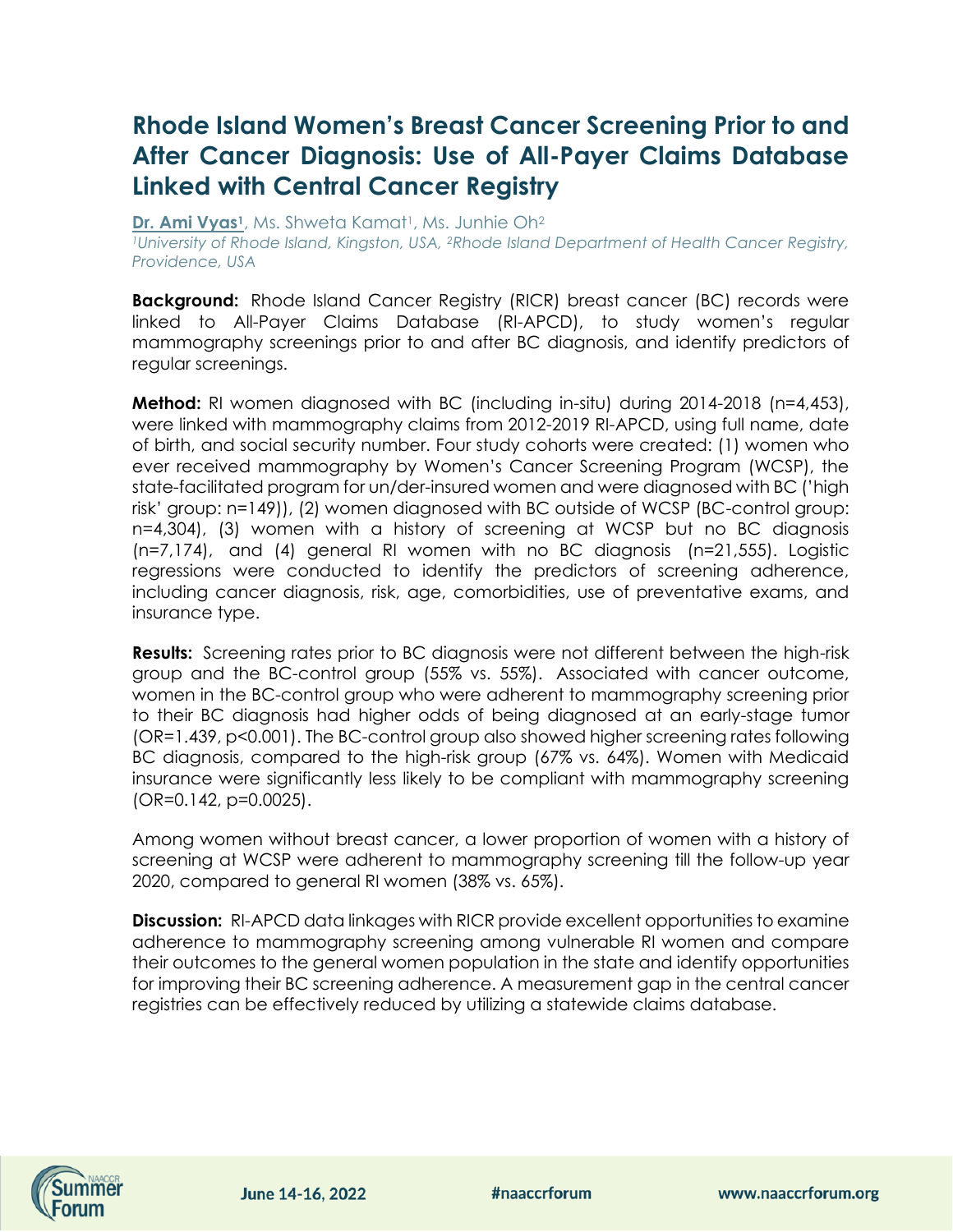# Rhode Island Women's Breast Cancer Screening Prior to and After Cancer Diagnosis: Use of All-Payer Claims Database Linked with Central Cancer Registry

**Dr. Ami Vyas[1]**, Ms. Shweta Kamat[1], Ms. Junhie Oh[2]

*[1]University of Rhode Island, Kingston, USA, [2]Rhode Island Department of Health Cancer Registry, Providence, USA*

**Background:** Rhode Island Cancer Registry (RICR) breast cancer (BC) records were linked to All-Payer Claims Database (RI-APCD), to study women's regular mammography screenings prior to and after BC diagnosis, and identify predictors of regular screenings.

**Method:** RI women diagnosed with BC (including in-situ) during 2014-2018 (n=4,453), were linked with mammography claims from 2012-2019 RI-APCD, using full name, date of birth, and social security number. Four study cohorts were created: (1) women who ever received mammography by Women's Cancer Screening Program (WCSP), the state-facilitated program for un/der-insured women and were diagnosed with BC ('high risk' group: n=149)), (2) women diagnosed with BC outside of WCSP (BC-control group: n=4,304), (3) women with a history of screening at WCSP but no BC diagnosis (n=7,174), and (4) general RI women with no BC diagnosis (n=21,555). Logistic regressions were conducted to identify the predictors of screening adherence, including cancer diagnosis, risk, age, comorbidities, use of preventative exams, and insurance type.

**Results:** Screening rates prior to BC diagnosis were not different between the high-risk group and the BC-control group (55% vs. 55%). Associated with cancer outcome, women in the BC-control group who were adherent to mammography screening prior to their BC diagnosis had higher odds of being diagnosed at an early-stage tumor (OR=1.439, p<0.001). The BC-control group also showed higher screening rates following BC diagnosis, compared to the high-risk group (67% vs. 64%). Women with Medicaid insurance were significantly less likely to be compliant with mammography screening (OR=0.142, p=0.0025).

Among women without breast cancer, a lower proportion of women with a history of screening at WCSP were adherent to mammography screening till the follow-up year 2020, compared to general RI women (38% vs. 65%).

**Discussion:** RI-APCD data linkages with RICR provide excellent opportunities to examine adherence to mammography screening among vulnerable RI women and compare their outcomes to the general women population in the state and identify opportunities for improving their BC screening adherence. A measurement gap in the central cancer registries can be effectively reduced by utilizing a statewide claims database.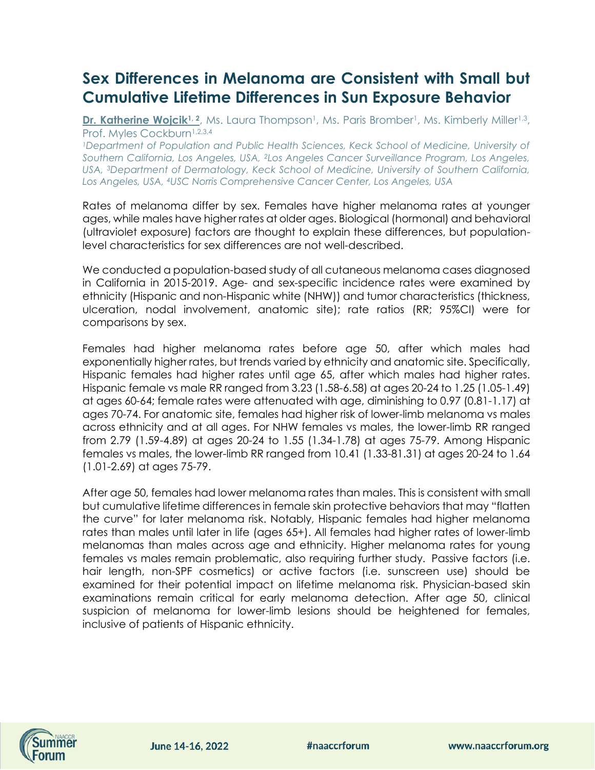# Sex Differences in Melanoma are Consistent with Small but Cumulative Lifetime Differences in Sun Exposure Behavior

**Dr. Katherine Wojcik**[1, 2], Ms. Laura Thompson[1], Ms. Paris Bromber[1], Ms. Kimberly Miller[1,3], Prof. Myles Cockburn[1,2,3,4]

*[1]Department of Population and Public Health Sciences, Keck School of Medicine, University of Southern California, Los Angeles, USA, [2]Los Angeles Cancer Surveillance Program, Los Angeles, USA, [3]Department of Dermatology, Keck School of Medicine, University of Southern California, Los Angeles, USA, [4]USC Norris Comprehensive Cancer Center, Los Angeles, USA*

Rates of melanoma differ by sex. Females have higher melanoma rates at younger ages, while males have higher rates at older ages. Biological (hormonal) and behavioral (ultraviolet exposure) factors are thought to explain these differences, but population-level characteristics for sex differences are not well-described.

We conducted a population-based study of all cutaneous melanoma cases diagnosed in California in 2015-2019. Age- and sex-specific incidence rates were examined by ethnicity (Hispanic and non-Hispanic white (NHW)) and tumor characteristics (thickness, ulceration, nodal involvement, anatomic site); rate ratios (RR; 95%CI) were for comparisons by sex.

Females had higher melanoma rates before age 50, after which males had exponentially higher rates, but trends varied by ethnicity and anatomic site. Specifically, Hispanic females had higher rates until age 65, after which males had higher rates. Hispanic female vs male RR ranged from 3.23 (1.58-6.58) at ages 20-24 to 1.25 (1.05-1.49) at ages 60-64; female rates were attenuated with age, diminishing to 0.97 (0.81-1.17) at ages 70-74. For anatomic site, females had higher risk of lower-limb melanoma vs males across ethnicity and at all ages. For NHW females vs males, the lower-limb RR ranged from 2.79 (1.59-4.89) at ages 20-24 to 1.55 (1.34-1.78) at ages 75-79. Among Hispanic females vs males, the lower-limb RR ranged from 10.41 (1.33-81.31) at ages 20-24 to 1.64 (1.01-2.69) at ages 75-79.

After age 50, females had lower melanoma rates than males. This is consistent with small but cumulative lifetime differences in female skin protective behaviors that may "flatten the curve" for later melanoma risk. Notably, Hispanic females had higher melanoma rates than males until later in life (ages 65+). All females had higher rates of lower-limb melanomas than males across age and ethnicity. Higher melanoma rates for young females vs males remain problematic, also requiring further study. Passive factors (i.e. hair length, non-SPF cosmetics) or active factors (i.e. sunscreen use) should be examined for their potential impact on lifetime melanoma risk. Physician-based skin examinations remain critical for early melanoma detection. After age 50, clinical suspicion of melanoma for lower-limb lesions should be heightened for females, inclusive of patients of Hispanic ethnicity.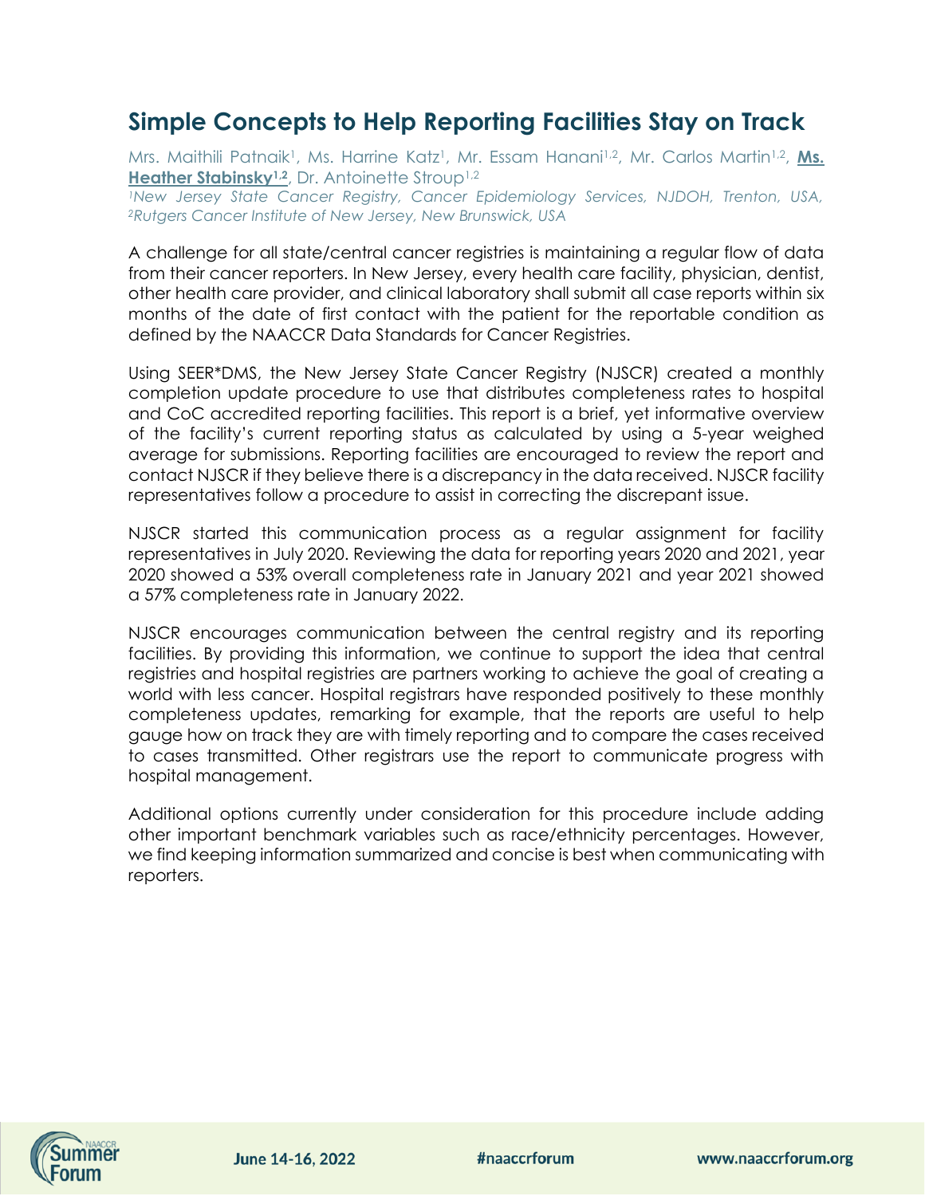# Simple Concepts to Help Reporting Facilities Stay on Track

Mrs. Maithili Patnaik[1], Ms. Harrine Katz[1], Mr. Essam Hanani[1,2], Mr. Carlos Martin[1,2], **Ms. Heather Stabinsky[1,2]**, Dr. Antoinette Stroup[1,2]

*[1]New Jersey State Cancer Registry, Cancer Epidemiology Services, NJDOH, Trenton, USA, [2]Rutgers Cancer Institute of New Jersey, New Brunswick, USA*

A challenge for all state/central cancer registries is maintaining a regular flow of data from their cancer reporters. In New Jersey, every health care facility, physician, dentist, other health care provider, and clinical laboratory shall submit all case reports within six months of the date of first contact with the patient for the reportable condition as defined by the NAACCR Data Standards for Cancer Registries.

Using SEER*DMS, the New Jersey State Cancer Registry (NJSCR) created a monthly completion update procedure to use that distributes completeness rates to hospital and CoC accredited reporting facilities. This report is a brief, yet informative overview of the facility's current reporting status as calculated by using a 5-year weighed average for submissions. Reporting facilities are encouraged to review the report and contact NJSCR if they believe there is a discrepancy in the data received. NJSCR facility representatives follow a procedure to assist in correcting the discrepant issue.

NJSCR started this communication process as a regular assignment for facility representatives in July 2020. Reviewing the data for reporting years 2020 and 2021, year 2020 showed a 53% overall completeness rate in January 2021 and year 2021 showed a 57% completeness rate in January 2022.

NJSCR encourages communication between the central registry and its reporting facilities. By providing this information, we continue to support the idea that central registries and hospital registries are partners working to achieve the goal of creating a world with less cancer. Hospital registrars have responded positively to these monthly completeness updates, remarking for example, that the reports are useful to help gauge how on track they are with timely reporting and to compare the cases received to cases transmitted. Other registrars use the report to communicate progress with hospital management.

Additional options currently under consideration for this procedure include adding other important benchmark variables such as race/ethnicity percentages. However, we find keeping information summarized and concise is best when communicating with reporters.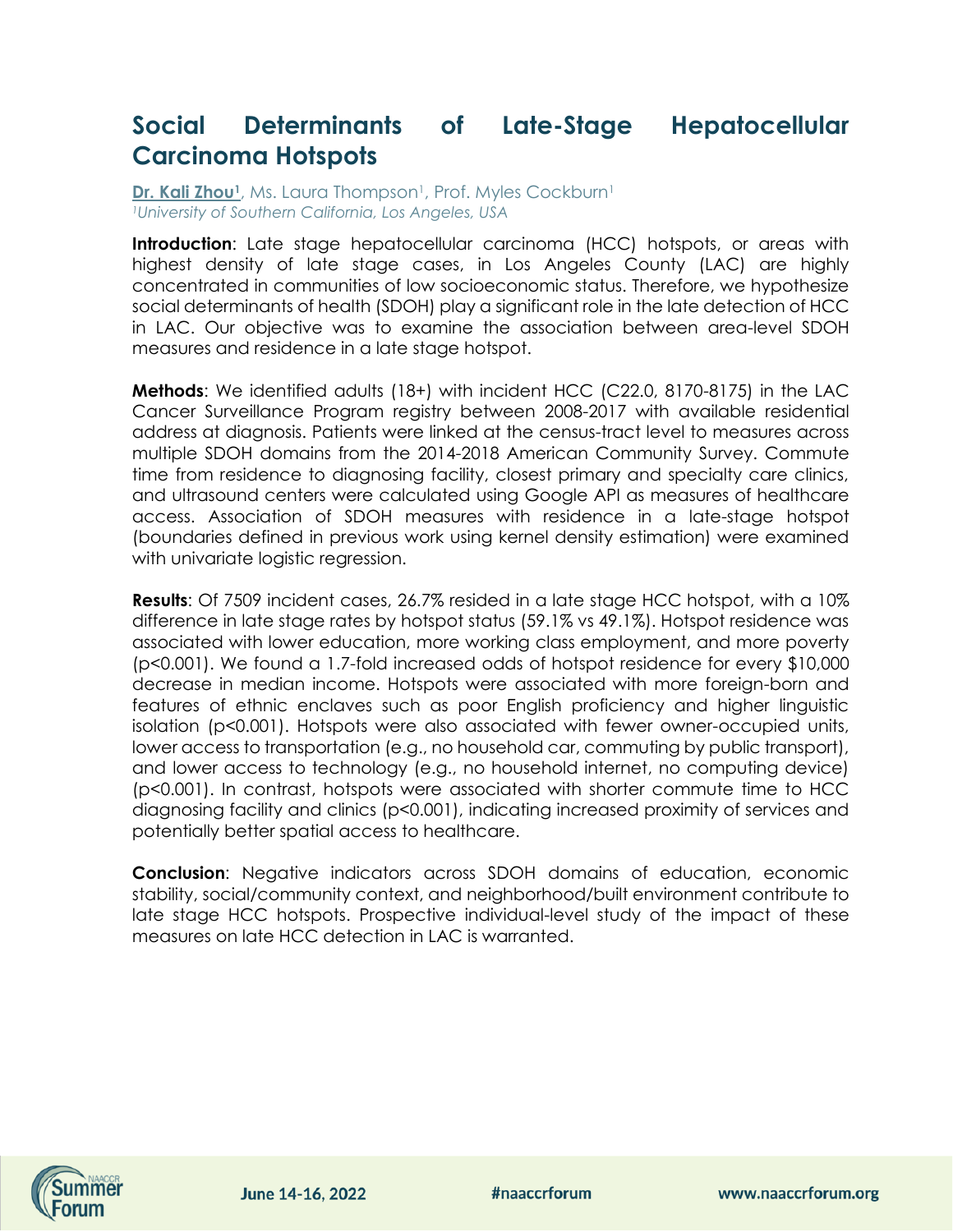## Social Determinants of Late-Stage Hepatocellular Carcinoma Hotspots

**Dr. Kali Zhou**[1], Ms. Laura Thompson[1], Prof. Myles Cockburn[1]

*[1]University of Southern California, Los Angeles, USA*

**Introduction**: Late stage hepatocellular carcinoma (HCC) hotspots, or areas with highest density of late stage cases, in Los Angeles County (LAC) are highly concentrated in communities of low socioeconomic status. Therefore, we hypothesize social determinants of health (SDOH) play a significant role in the late detection of HCC in LAC. Our objective was to examine the association between area-level SDOH measures and residence in a late stage hotspot.

**Methods**: We identified adults (18+) with incident HCC (C22.0, 8170-8175) in the LAC Cancer Surveillance Program registry between 2008-2017 with available residential address at diagnosis. Patients were linked at the census-tract level to measures across multiple SDOH domains from the 2014-2018 American Community Survey. Commute time from residence to diagnosing facility, closest primary and specialty care clinics, and ultrasound centers were calculated using Google API as measures of healthcare access. Association of SDOH measures with residence in a late-stage hotspot (boundaries defined in previous work using kernel density estimation) were examined with univariate logistic regression.

**Results**: Of 7509 incident cases, 26.7% resided in a late stage HCC hotspot, with a 10% difference in late stage rates by hotspot status (59.1% vs 49.1%). Hotspot residence was associated with lower education, more working class employment, and more poverty ($p<0.001$). We found a 1.7-fold increased odds of hotspot residence for every $10,000 decrease in median income. Hotspots were associated with more foreign-born and features of ethnic enclaves such as poor English proficiency and higher linguistic isolation ($p<0.001$). Hotspots were also associated with fewer owner-occupied units, lower access to transportation (e.g., no household car, commuting by public transport), and lower access to technology (e.g., no household internet, no computing device) ($p<0.001$). In contrast, hotspots were associated with shorter commute time to HCC diagnosing facility and clinics ($p<0.001$), indicating increased proximity of services and potentially better spatial access to healthcare.

**Conclusion**: Negative indicators across SDOH domains of education, economic stability, social/community context, and neighborhood/built environment contribute to late stage HCC hotspots. Prospective individual-level study of the impact of these measures on late HCC detection in LAC is warranted.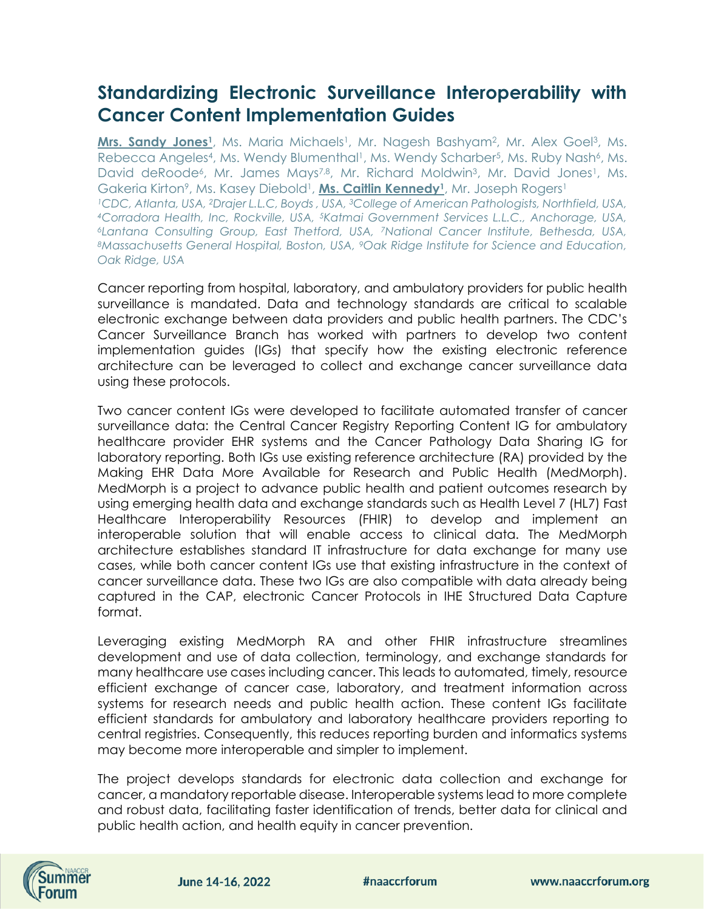# Standardizing Electronic Surveillance Interoperability with Cancer Content Implementation Guides

**Mrs. Sandy Jones**[1], Ms. Maria Michaels[1], Mr. Nagesh Bashyam[2], Mr. Alex Goel[3], Ms. Rebecca Angeles[4], Ms. Wendy Blumenthal[1], Ms. Wendy Scharber[5], Ms. Ruby Nash[6], Ms. David deRoode[6], Mr. James Mays[7,8], Mr. Richard Moldwin[3], Mr. David Jones[1], Ms. Gakeria Kirton[9], Ms. Kasey Diebold[1], **Ms. Caitlin Kennedy**[1], Mr. Joseph Rogers[1]

*[1]CDC, Atlanta, USA, [2]Drajer L.L.C, Boyds , USA, [3]College of American Pathologists, Northfield, USA, [4]Corradora Health, Inc, Rockville, USA, [5]Katmai Government Services L.L.C., Anchorage, USA, [6]Lantana Consulting Group, East Thetford, USA, [7]National Cancer Institute, Bethesda, USA, [8]Massachusetts General Hospital, Boston, USA, [9]Oak Ridge Institute for Science and Education, Oak Ridge, USA*

Cancer reporting from hospital, laboratory, and ambulatory providers for public health surveillance is mandated. Data and technology standards are critical to scalable electronic exchange between data providers and public health partners. The CDC's Cancer Surveillance Branch has worked with partners to develop two content implementation guides (IGs) that specify how the existing electronic reference architecture can be leveraged to collect and exchange cancer surveillance data using these protocols.

Two cancer content IGs were developed to facilitate automated transfer of cancer surveillance data: the Central Cancer Registry Reporting Content IG for ambulatory healthcare provider EHR systems and the Cancer Pathology Data Sharing IG for laboratory reporting. Both IGs use existing reference architecture (RA) provided by the Making EHR Data More Available for Research and Public Health (MedMorph). MedMorph is a project to advance public health and patient outcomes research by using emerging health data and exchange standards such as Health Level 7 (HL7) Fast Healthcare Interoperability Resources (FHIR) to develop and implement an interoperable solution that will enable access to clinical data. The MedMorph architecture establishes standard IT infrastructure for data exchange for many use cases, while both cancer content IGs use that existing infrastructure in the context of cancer surveillance data. These two IGs are also compatible with data already being captured in the CAP, electronic Cancer Protocols in IHE Structured Data Capture format.

Leveraging existing MedMorph RA and other FHIR infrastructure streamlines development and use of data collection, terminology, and exchange standards for many healthcare use cases including cancer. This leads to automated, timely, resource efficient exchange of cancer case, laboratory, and treatment information across systems for research needs and public health action. These content IGs facilitate efficient standards for ambulatory and laboratory healthcare providers reporting to central registries. Consequently, this reduces reporting burden and informatics systems may become more interoperable and simpler to implement.

The project develops standards for electronic data collection and exchange for cancer, a mandatory reportable disease. Interoperable systems lead to more complete and robust data, facilitating faster identification of trends, better data for clinical and public health action, and health equity in cancer prevention.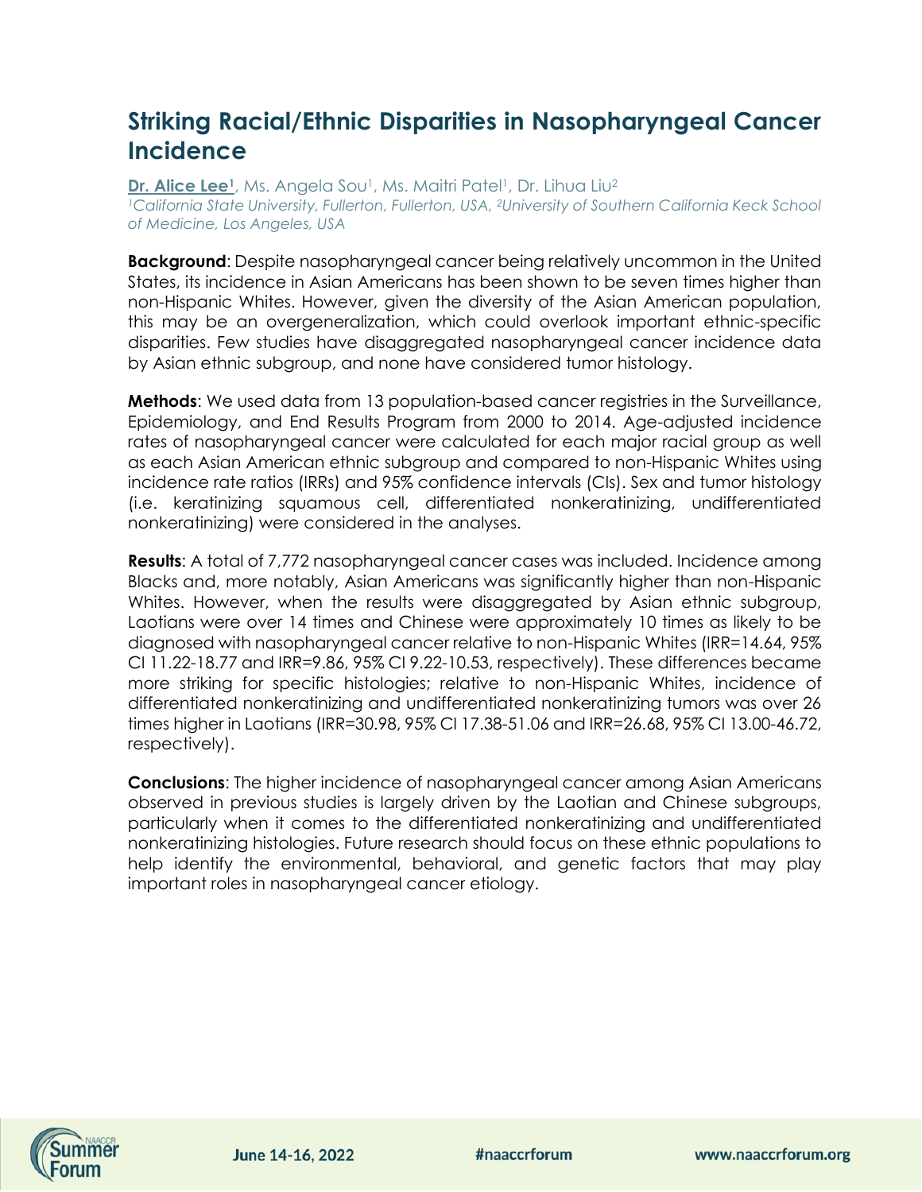# Striking Racial/Ethnic Disparities in Nasopharyngeal Cancer Incidence

**Dr. Alice Lee**[1], Ms. Angela Sou[1], Ms. Maitri Patel[1], Dr. Lihua Liu[2]

*[1]California State University, Fullerton, Fullerton, USA, [2]University of Southern California Keck School of Medicine, Los Angeles, USA*

**Background**: Despite nasopharyngeal cancer being relatively uncommon in the United States, its incidence in Asian Americans has been shown to be seven times higher than non-Hispanic Whites. However, given the diversity of the Asian American population, this may be an overgeneralization, which could overlook important ethnic-specific disparities. Few studies have disaggregated nasopharyngeal cancer incidence data by Asian ethnic subgroup, and none have considered tumor histology.

**Methods**: We used data from 13 population-based cancer registries in the Surveillance, Epidemiology, and End Results Program from 2000 to 2014. Age-adjusted incidence rates of nasopharyngeal cancer were calculated for each major racial group as well as each Asian American ethnic subgroup and compared to non-Hispanic Whites using incidence rate ratios (IRRs) and 95% confidence intervals (CIs). Sex and tumor histology (i.e. keratinizing squamous cell, differentiated nonkeratinizing, undifferentiated nonkeratinizing) were considered in the analyses.

**Results**: A total of 7,772 nasopharyngeal cancer cases was included. Incidence among Blacks and, more notably, Asian Americans was significantly higher than non-Hispanic Whites. However, when the results were disaggregated by Asian ethnic subgroup, Laotians were over 14 times and Chinese were approximately 10 times as likely to be diagnosed with nasopharyngeal cancer relative to non-Hispanic Whites (IRR=14.64, 95% CI 11.22-18.77 and IRR=9.86, 95% CI 9.22-10.53, respectively). These differences became more striking for specific histologies; relative to non-Hispanic Whites, incidence of differentiated nonkeratinizing and undifferentiated nonkeratinizing tumors was over 26 times higher in Laotians (IRR=30.98, 95% CI 17.38-51.06 and IRR=26.68, 95% CI 13.00-46.72, respectively).

**Conclusions**: The higher incidence of nasopharyngeal cancer among Asian Americans observed in previous studies is largely driven by the Laotian and Chinese subgroups, particularly when it comes to the differentiated nonkeratinizing and undifferentiated nonkeratinizing histologies. Future research should focus on these ethnic populations to help identify the environmental, behavioral, and genetic factors that may play important roles in nasopharyngeal cancer etiology.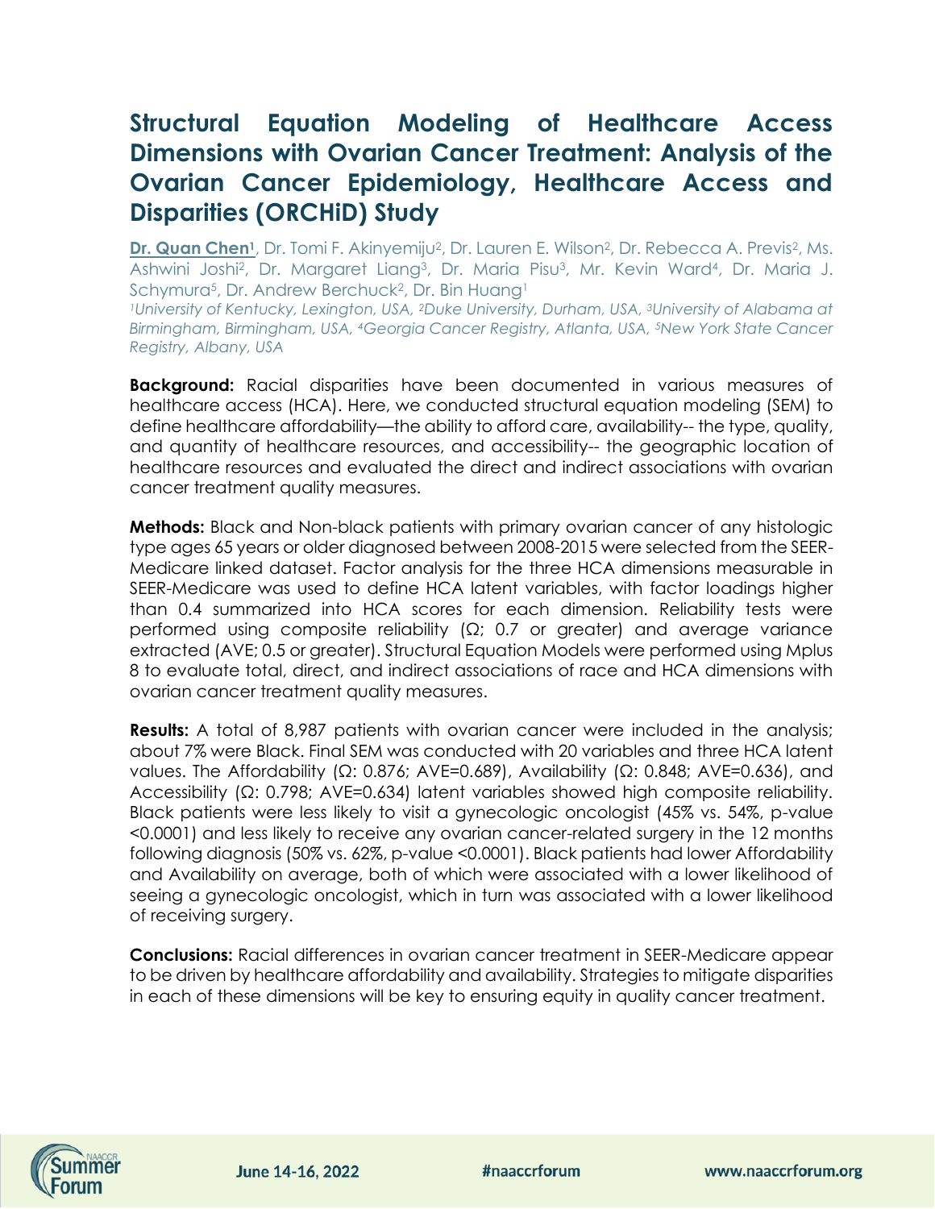# Structural Equation Modeling of Healthcare Access Dimensions with Ovarian Cancer Treatment: Analysis of the Ovarian Cancer Epidemiology, Healthcare Access and Disparities (ORCHiD) Study

**Dr. Quan Chen**[1], Dr. Tomi F. Akinyemiju[2], Dr. Lauren E. Wilson[2], Dr. Rebecca A. Previs[2], Ms. Ashwini Joshi[2], Dr. Margaret Liang[3], Dr. Maria Pisu[3], Mr. Kevin Ward[4], Dr. Maria J. Schymura[5], Dr. Andrew Berchuck[2], Dr. Bin Huang[1]

*[1]University of Kentucky, Lexington, USA, [2]Duke University, Durham, USA, [3]University of Alabama at Birmingham, Birmingham, USA, [4]Georgia Cancer Registry, Atlanta, USA, [5]New York State Cancer Registry, Albany, USA*

**Background:** Racial disparities have been documented in various measures of healthcare access (HCA). Here, we conducted structural equation modeling (SEM) to define healthcare affordability—the ability to afford care, availability-- the type, quality, and quantity of healthcare resources, and accessibility-- the geographic location of healthcare resources and evaluated the direct and indirect associations with ovarian cancer treatment quality measures.

**Methods:** Black and Non-black patients with primary ovarian cancer of any histologic type ages 65 years or older diagnosed between 2008-2015 were selected from the SEER-Medicare linked dataset. Factor analysis for the three HCA dimensions measurable in SEER-Medicare was used to define HCA latent variables, with factor loadings higher than 0.4 summarized into HCA scores for each dimension. Reliability tests were performed using composite reliability (Ω; 0.7 or greater) and average variance extracted (AVE; 0.5 or greater). Structural Equation Models were performed using Mplus 8 to evaluate total, direct, and indirect associations of race and HCA dimensions with ovarian cancer treatment quality measures.

**Results:** A total of 8,987 patients with ovarian cancer were included in the analysis; about 7% were Black. Final SEM was conducted with 20 variables and three HCA latent values. The Affordability (Ω: 0.876; AVE=0.689), Availability (Ω: 0.848; AVE=0.636), and Accessibility (Ω: 0.798; AVE=0.634) latent variables showed high composite reliability. Black patients were less likely to visit a gynecologic oncologist (45% vs. 54%, p-value <0.0001) and less likely to receive any ovarian cancer-related surgery in the 12 months following diagnosis (50% vs. 62%, p-value <0.0001). Black patients had lower Affordability and Availability on average, both of which were associated with a lower likelihood of seeing a gynecologic oncologist, which in turn was associated with a lower likelihood of receiving surgery.

**Conclusions:** Racial differences in ovarian cancer treatment in SEER-Medicare appear to be driven by healthcare affordability and availability. Strategies to mitigate disparities in each of these dimensions will be key to ensuring equity in quality cancer treatment.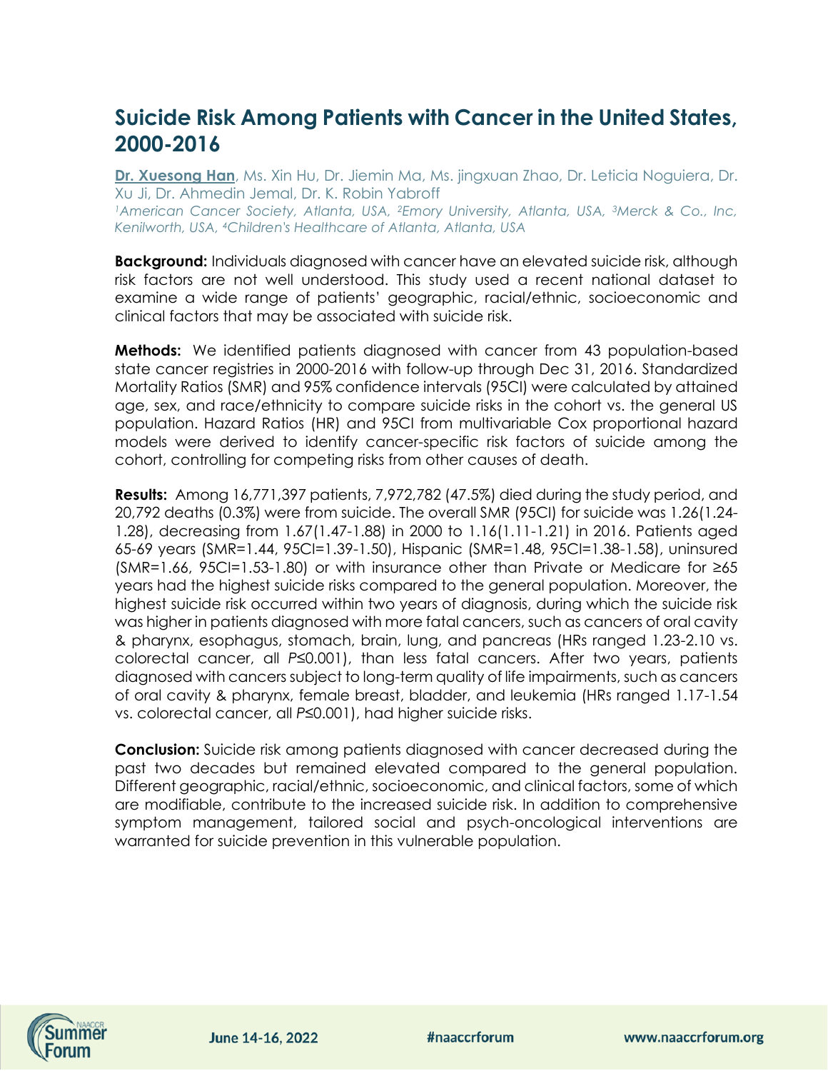# Suicide Risk Among Patients with Cancer in the United States, 2000-2016

**Dr. Xuesong Han**, Ms. Xin Hu, Dr. Jiemin Ma, Ms. jingxuan Zhao, Dr. Leticia Noguiera, Dr. Xu Ji, Dr. Ahmedin Jemal, Dr. K. Robin Yabroff

*[1]American Cancer Society, Atlanta, USA, [2]Emory University, Atlanta, USA, [3]Merck & Co., Inc, Kenilworth, USA, [4]Children's Healthcare of Atlanta, Atlanta, USA*

**Background:** Individuals diagnosed with cancer have an elevated suicide risk, although risk factors are not well understood. This study used a recent national dataset to examine a wide range of patients' geographic, racial/ethnic, socioeconomic and clinical factors that may be associated with suicide risk.

**Methods:** We identified patients diagnosed with cancer from 43 population-based state cancer registries in 2000-2016 with follow-up through Dec 31, 2016. Standardized Mortality Ratios (SMR) and 95% confidence intervals (95CI) were calculated by attained age, sex, and race/ethnicity to compare suicide risks in the cohort vs. the general US population. Hazard Ratios (HR) and 95CI from multivariable Cox proportional hazard models were derived to identify cancer-specific risk factors of suicide among the cohort, controlling for competing risks from other causes of death.

**Results:** Among 16,771,397 patients, 7,972,782 (47.5%) died during the study period, and 20,792 deaths (0.3%) were from suicide. The overall SMR (95CI) for suicide was 1.26(1.24-1.28), decreasing from 1.67(1.47-1.88) in 2000 to 1.16(1.11-1.21) in 2016. Patients aged 65-69 years (SMR=1.44, 95CI=1.39-1.50), Hispanic (SMR=1.48, 95CI=1.38-1.58), uninsured (SMR=1.66, 95CI=1.53-1.80) or with insurance other than Private or Medicare for ≥65 years had the highest suicide risks compared to the general population. Moreover, the highest suicide risk occurred within two years of diagnosis, during which the suicide risk was higher in patients diagnosed with more fatal cancers, such as cancers of oral cavity & pharynx, esophagus, stomach, brain, lung, and pancreas (HRs ranged 1.23-2.10 vs. colorectal cancer, all $P \leq 0.001$), than less fatal cancers. After two years, patients diagnosed with cancers subject to long-term quality of life impairments, such as cancers of oral cavity & pharynx, female breast, bladder, and leukemia (HRs ranged 1.17-1.54 vs. colorectal cancer, all $P \leq 0.001$), had higher suicide risks.

**Conclusion:** Suicide risk among patients diagnosed with cancer decreased during the past two decades but remained elevated compared to the general population. Different geographic, racial/ethnic, socioeconomic, and clinical factors, some of which are modifiable, contribute to the increased suicide risk. In addition to comprehensive symptom management, tailored social and psych-oncological interventions are warranted for suicide prevention in this vulnerable population.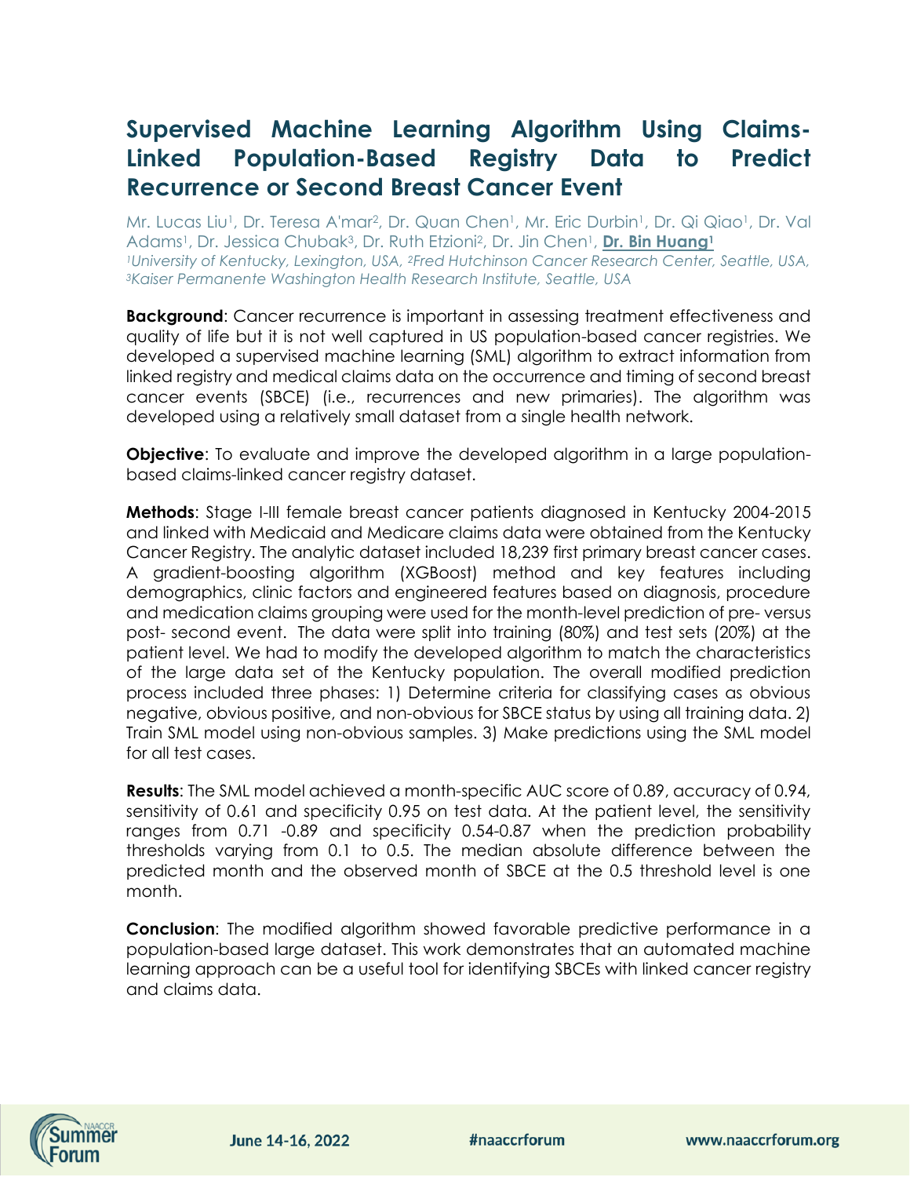# Supervised Machine Learning Algorithm Using Claims-Linked Population-Based Registry Data to Predict Recurrence or Second Breast Cancer Event

Mr. Lucas Liu[1], Dr. Teresa A'mar[2], Dr. Quan Chen[1], Mr. Eric Durbin[1], Dr. Qi Qiao[1], Dr. Val Adams[1], Dr. Jessica Chubak[3], Dr. Ruth Etzioni[2], Dr. Jin Chen[1], **Dr. Bin Huang[1]**

*[1]University of Kentucky, Lexington, USA, [2]Fred Hutchinson Cancer Research Center, Seattle, USA, [3]Kaiser Permanente Washington Health Research Institute, Seattle, USA*

**Background**: Cancer recurrence is important in assessing treatment effectiveness and quality of life but it is not well captured in US population-based cancer registries. We developed a supervised machine learning (SML) algorithm to extract information from linked registry and medical claims data on the occurrence and timing of second breast cancer events (SBCE) (i.e., recurrences and new primaries). The algorithm was developed using a relatively small dataset from a single health network.

**Objective**: To evaluate and improve the developed algorithm in a large population-based claims-linked cancer registry dataset.

**Methods**: Stage I-III female breast cancer patients diagnosed in Kentucky 2004-2015 and linked with Medicaid and Medicare claims data were obtained from the Kentucky Cancer Registry. The analytic dataset included 18,239 first primary breast cancer cases. A gradient-boosting algorithm (XGBoost) method and key features including demographics, clinic factors and engineered features based on diagnosis, procedure and medication claims grouping were used for the month-level prediction of pre- versus post- second event. The data were split into training (80%) and test sets (20%) at the patient level. We had to modify the developed algorithm to match the characteristics of the large data set of the Kentucky population. The overall modified prediction process included three phases: 1) Determine criteria for classifying cases as obvious negative, obvious positive, and non-obvious for SBCE status by using all training data. 2) Train SML model using non-obvious samples. 3) Make predictions using the SML model for all test cases.

**Results**: The SML model achieved a month-specific AUC score of 0.89, accuracy of 0.94, sensitivity of 0.61 and specificity 0.95 on test data. At the patient level, the sensitivity ranges from 0.71 -0.89 and specificity 0.54-0.87 when the prediction probability thresholds varying from 0.1 to 0.5. The median absolute difference between the predicted month and the observed month of SBCE at the 0.5 threshold level is one month.

**Conclusion**: The modified algorithm showed favorable predictive performance in a population-based large dataset. This work demonstrates that an automated machine learning approach can be a useful tool for identifying SBCEs with linked cancer registry and claims data.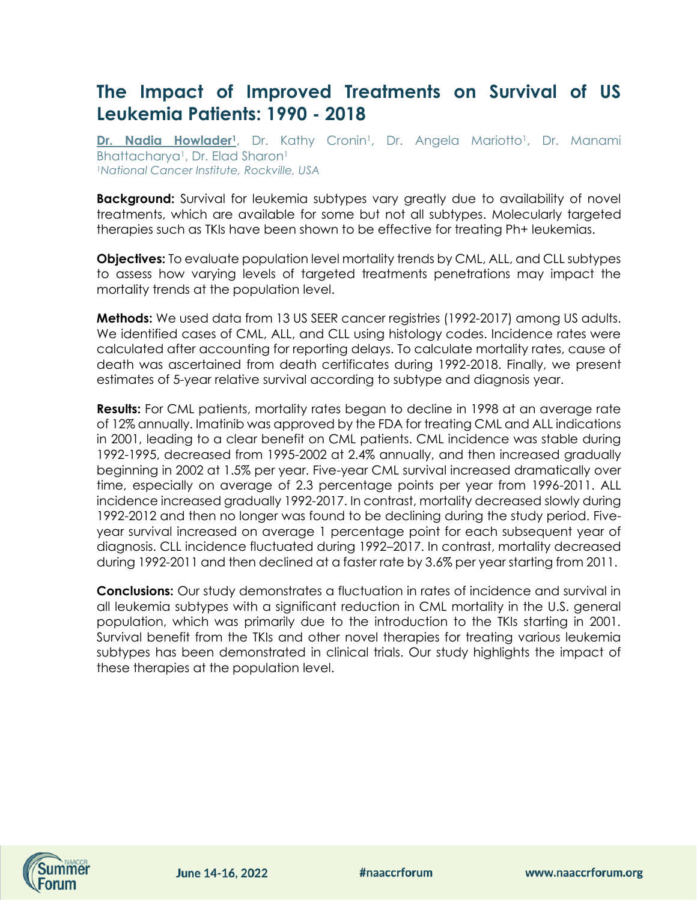# The Impact of Improved Treatments on Survival of US Leukemia Patients: 1990 - 2018

**Dr. Nadia Howlader[1]**, Dr. Kathy Cronin[1], Dr. Angela Mariotto[1], Dr. Manami Bhattacharya[1], Dr. Elad Sharon[1]

*[1]National Cancer Institute, Rockville, USA*

**Background:** Survival for leukemia subtypes vary greatly due to availability of novel treatments, which are available for some but not all subtypes. Molecularly targeted therapies such as TKIs have been shown to be effective for treating Ph+ leukemias.

**Objectives:** To evaluate population level mortality trends by CML, ALL, and CLL subtypes to assess how varying levels of targeted treatments penetrations may impact the mortality trends at the population level.

**Methods:** We used data from 13 US SEER cancer registries (1992-2017) among US adults. We identified cases of CML, ALL, and CLL using histology codes. Incidence rates were calculated after accounting for reporting delays. To calculate mortality rates, cause of death was ascertained from death certificates during 1992-2018. Finally, we present estimates of 5-year relative survival according to subtype and diagnosis year.

**Results:** For CML patients, mortality rates began to decline in 1998 at an average rate of 12% annually. Imatinib was approved by the FDA for treating CML and ALL indications in 2001, leading to a clear benefit on CML patients. CML incidence was stable during 1992-1995, decreased from 1995-2002 at 2.4% annually, and then increased gradually beginning in 2002 at 1.5% per year. Five-year CML survival increased dramatically over time, especially on average of 2.3 percentage points per year from 1996-2011. ALL incidence increased gradually 1992-2017. In contrast, mortality decreased slowly during 1992-2012 and then no longer was found to be declining during the study period. Five-year survival increased on average 1 percentage point for each subsequent year of diagnosis. CLL incidence fluctuated during 1992–2017. In contrast, mortality decreased during 1992-2011 and then declined at a faster rate by 3.6% per year starting from 2011.

**Conclusions:** Our study demonstrates a fluctuation in rates of incidence and survival in all leukemia subtypes with a significant reduction in CML mortality in the U.S. general population, which was primarily due to the introduction to the TKIs starting in 2001. Survival benefit from the TKIs and other novel therapies for treating various leukemia subtypes has been demonstrated in clinical trials. Our study highlights the impact of these therapies at the population level.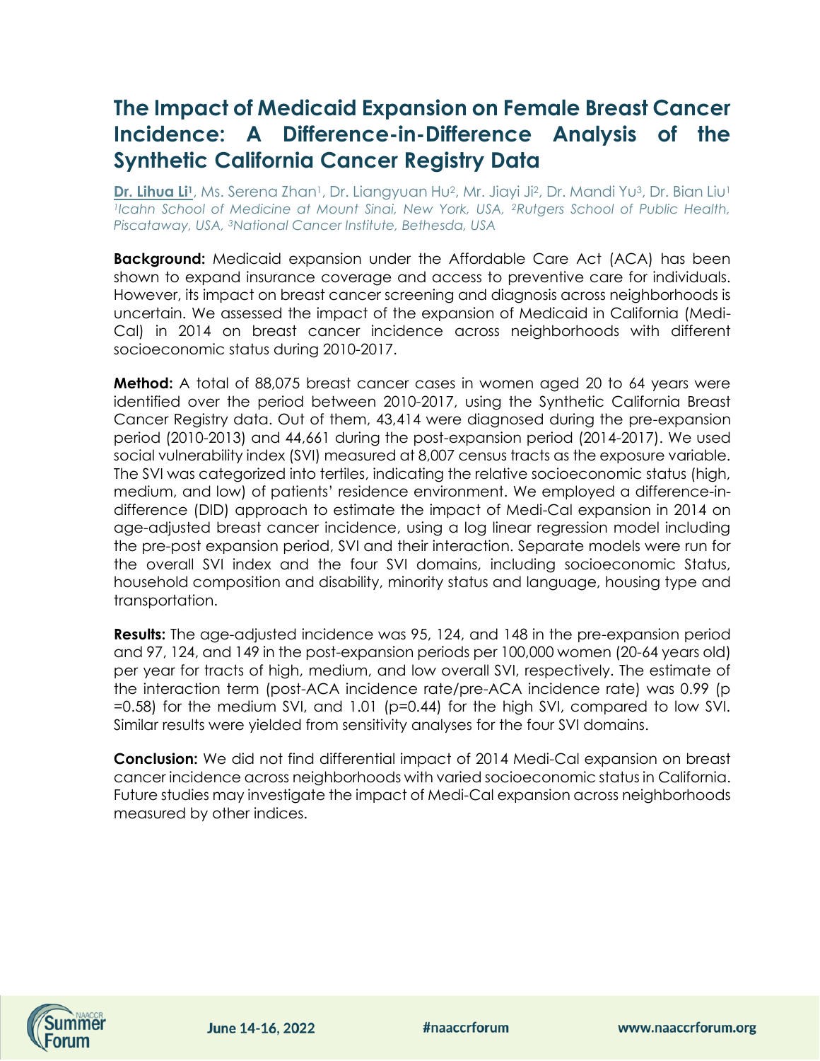# The Impact of Medicaid Expansion on Female Breast Cancer Incidence: A Difference-in-Difference Analysis of the Synthetic California Cancer Registry Data

**Dr. Lihua Li**[1], Ms. Serena Zhan[1], Dr. Liangyuan Hu[2], Mr. Jiayi Ji[2], Dr. Mandi Yu[3], Dr. Bian Liu[1]
*[1]Icahn School of Medicine at Mount Sinai, New York, USA, [2]Rutgers School of Public Health, Piscataway, USA, [3]National Cancer Institute, Bethesda, USA*

**Background:** Medicaid expansion under the Affordable Care Act (ACA) has been shown to expand insurance coverage and access to preventive care for individuals. However, its impact on breast cancer screening and diagnosis across neighborhoods is uncertain. We assessed the impact of the expansion of Medicaid in California (Medi-Cal) in 2014 on breast cancer incidence across neighborhoods with different socioeconomic status during 2010-2017.

**Method:** A total of 88,075 breast cancer cases in women aged 20 to 64 years were identified over the period between 2010-2017, using the Synthetic California Breast Cancer Registry data. Out of them, 43,414 were diagnosed during the pre-expansion period (2010-2013) and 44,661 during the post-expansion period (2014-2017). We used social vulnerability index (SVI) measured at 8,007 census tracts as the exposure variable. The SVI was categorized into tertiles, indicating the relative socioeconomic status (high, medium, and low) of patients' residence environment. We employed a difference-in-difference (DID) approach to estimate the impact of Medi-Cal expansion in 2014 on age-adjusted breast cancer incidence, using a log linear regression model including the pre-post expansion period, SVI and their interaction. Separate models were run for the overall SVI index and the four SVI domains, including socioeconomic Status, household composition and disability, minority status and language, housing type and transportation.

**Results:** The age-adjusted incidence was 95, 124, and 148 in the pre-expansion period and 97, 124, and 149 in the post-expansion periods per 100,000 women (20-64 years old) per year for tracts of high, medium, and low overall SVI, respectively. The estimate of the interaction term (post-ACA incidence rate/pre-ACA incidence rate) was 0.99 ($p = 0.58$) for the medium SVI, and 1.01 ($p = 0.44$) for the high SVI, compared to low SVI. Similar results were yielded from sensitivity analyses for the four SVI domains.

**Conclusion:** We did not find differential impact of 2014 Medi-Cal expansion on breast cancer incidence across neighborhoods with varied socioeconomic status in California. Future studies may investigate the impact of Medi-Cal expansion across neighborhoods measured by other indices.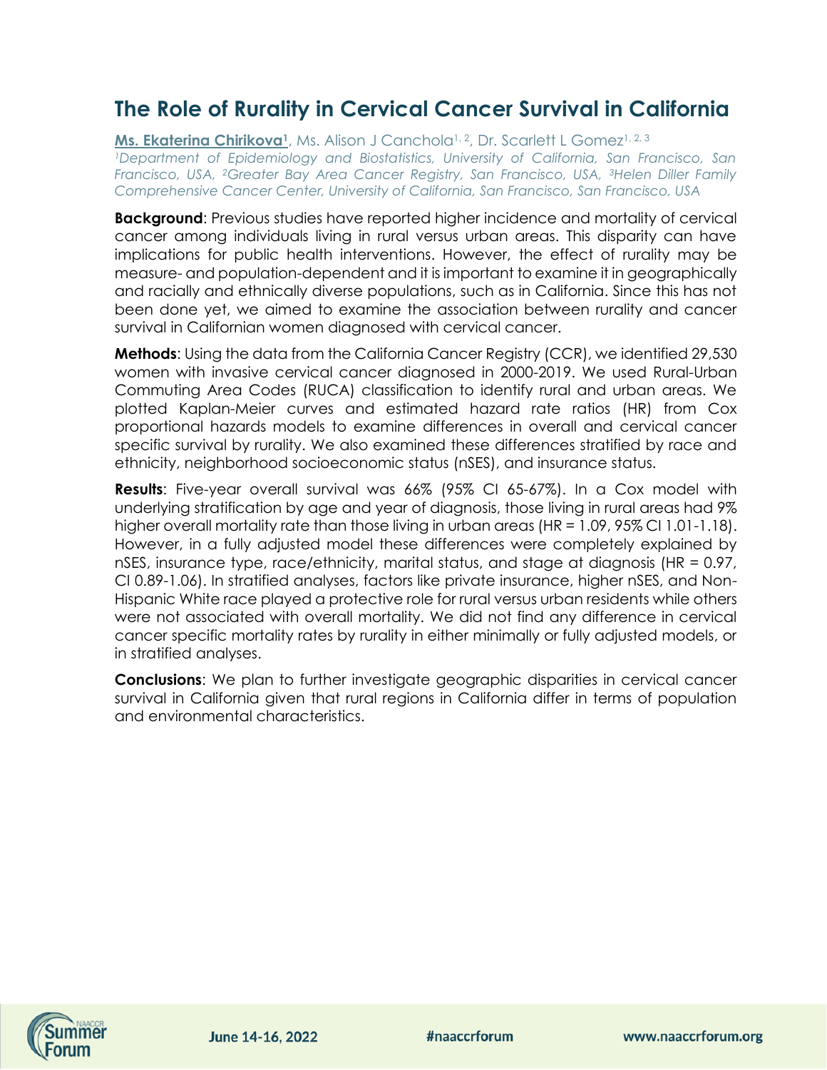# The Role of Rurality in Cervical Cancer Survival in California

**Ms. Ekaterina Chirikova**[1], Ms. Alison J Canchola[1, 2], Dr. Scarlett L Gomez[1, 2, 3]

*[1]Department of Epidemiology and Biostatistics, University of California, San Francisco, San Francisco, USA, [2]Greater Bay Area Cancer Registry, San Francisco, USA, [3]Helen Diller Family Comprehensive Cancer Center, University of California, San Francisco, San Francisco, USA*

**Background**: Previous studies have reported higher incidence and mortality of cervical cancer among individuals living in rural versus urban areas. This disparity can have implications for public health interventions. However, the effect of rurality may be measure- and population-dependent and it is important to examine it in geographically and racially and ethnically diverse populations, such as in California. Since this has not been done yet, we aimed to examine the association between rurality and cancer survival in Californian women diagnosed with cervical cancer.

**Methods**: Using the data from the California Cancer Registry (CCR), we identified 29,530 women with invasive cervical cancer diagnosed in 2000-2019. We used Rural-Urban Commuting Area Codes (RUCA) classification to identify rural and urban areas. We plotted Kaplan-Meier curves and estimated hazard rate ratios (HR) from Cox proportional hazards models to examine differences in overall and cervical cancer specific survival by rurality. We also examined these differences stratified by race and ethnicity, neighborhood socioeconomic status (nSES), and insurance status.

**Results**: Five-year overall survival was 66% (95% CI 65-67%). In a Cox model with underlying stratification by age and year of diagnosis, those living in rural areas had 9% higher overall mortality rate than those living in urban areas (HR = 1.09, 95% CI 1.01-1.18). However, in a fully adjusted model these differences were completely explained by nSES, insurance type, race/ethnicity, marital status, and stage at diagnosis (HR = 0.97, CI 0.89-1.06). In stratified analyses, factors like private insurance, higher nSES, and Non-Hispanic White race played a protective role for rural versus urban residents while others were not associated with overall mortality. We did not find any difference in cervical cancer specific mortality rates by rurality in either minimally or fully adjusted models, or in stratified analyses.

**Conclusions**: We plan to further investigate geographic disparities in cervical cancer survival in California given that rural regions in California differ in terms of population and environmental characteristics.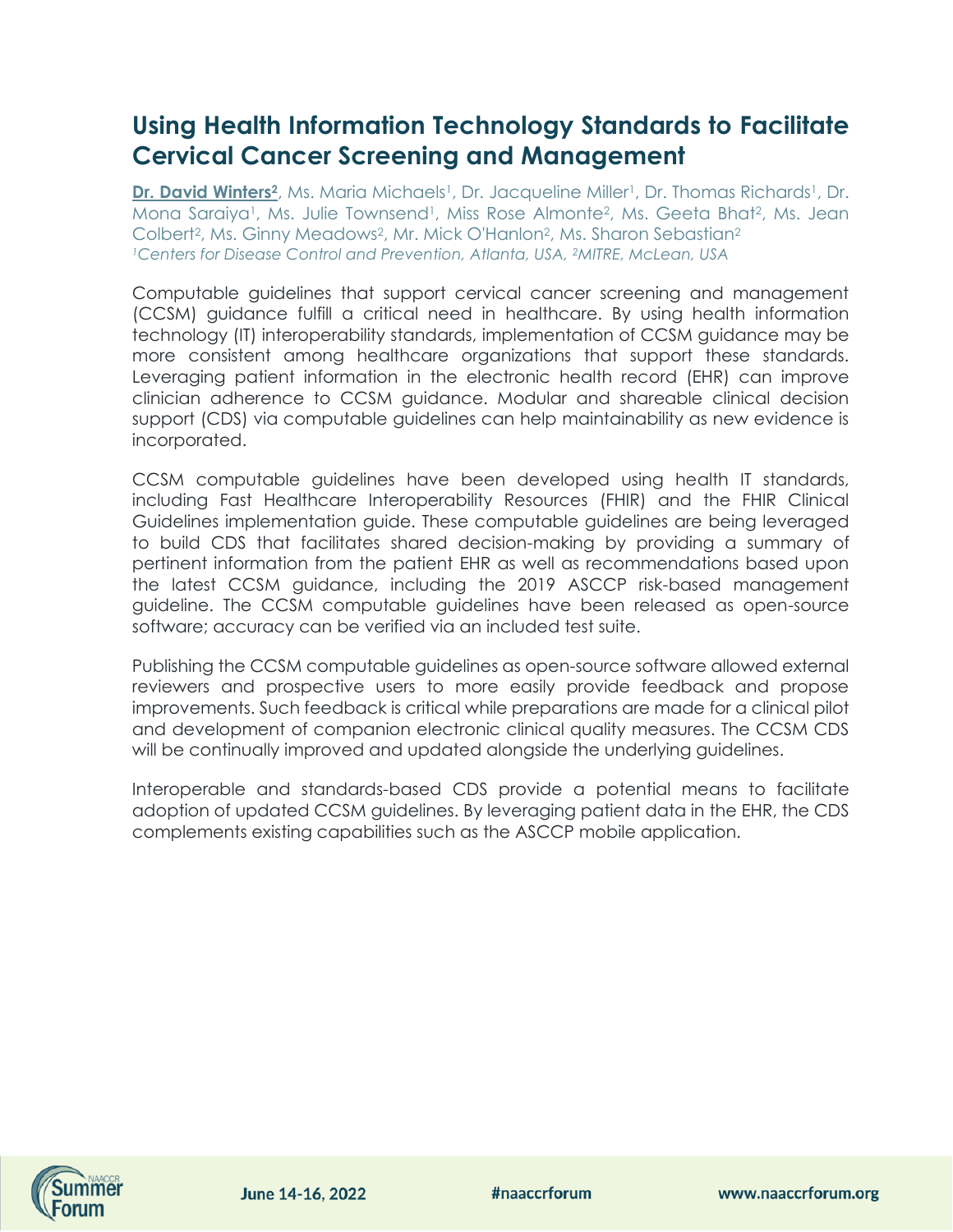# Using Health Information Technology Standards to Facilitate Cervical Cancer Screening and Management

**Dr. David Winters[2]**, Ms. Maria Michaels[1], Dr. Jacqueline Miller[1], Dr. Thomas Richards[1], Dr. Mona Saraiya[1], Ms. Julie Townsend[1], Miss Rose Almonte[2], Ms. Geeta Bhat[2], Ms. Jean Colbert[2], Ms. Ginny Meadows[2], Mr. Mick O'Hanlon[2], Ms. Sharon Sebastian[2]

*[1]Centers for Disease Control and Prevention, Atlanta, USA, [2]MITRE, McLean, USA*

Computable guidelines that support cervical cancer screening and management (CCSM) guidance fulfill a critical need in healthcare. By using health information technology (IT) interoperability standards, implementation of CCSM guidance may be more consistent among healthcare organizations that support these standards. Leveraging patient information in the electronic health record (EHR) can improve clinician adherence to CCSM guidance. Modular and shareable clinical decision support (CDS) via computable guidelines can help maintainability as new evidence is incorporated.

CCSM computable guidelines have been developed using health IT standards, including Fast Healthcare Interoperability Resources (FHIR) and the FHIR Clinical Guidelines implementation guide. These computable guidelines are being leveraged to build CDS that facilitates shared decision-making by providing a summary of pertinent information from the patient EHR as well as recommendations based upon the latest CCSM guidance, including the 2019 ASCCP risk-based management guideline. The CCSM computable guidelines have been released as open-source software; accuracy can be verified via an included test suite.

Publishing the CCSM computable guidelines as open-source software allowed external reviewers and prospective users to more easily provide feedback and propose improvements. Such feedback is critical while preparations are made for a clinical pilot and development of companion electronic clinical quality measures. The CCSM CDS will be continually improved and updated alongside the underlying guidelines.

Interoperable and standards-based CDS provide a potential means to facilitate adoption of updated CCSM guidelines. By leveraging patient data in the EHR, the CDS complements existing capabilities such as the ASCCP mobile application.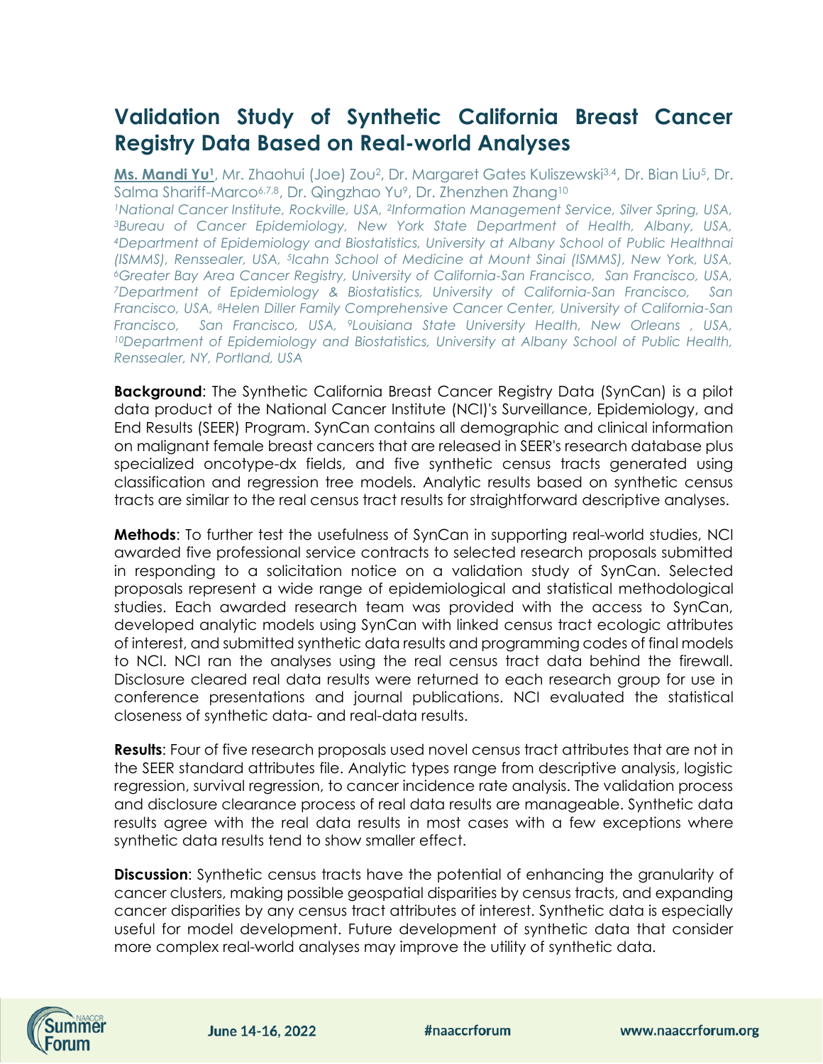# Validation Study of Synthetic California Breast Cancer Registry Data Based on Real-world Analyses

**Ms. Mandi Yu[1]**, Mr. Zhaohui (Joe) Zou[2], Dr. Margaret Gates Kuliszewski[3,4], Dr. Bian Liu[5], Dr. Salma Shariff-Marco[6,7,8], Dr. Qingzhao Yu[9], Dr. Zhenzhen Zhang[10]

*[1]National Cancer Institute, Rockville, USA, [2]Information Management Service, Silver Spring, USA, [3]Bureau of Cancer Epidemiology, New York State Department of Health, Albany, USA, [4]Department of Epidemiology and Biostatistics, University at Albany School of Public Healthnai (ISMMS), Renssealer, USA, [5]Icahn School of Medicine at Mount Sinai (ISMMS), New York, USA, [6]Greater Bay Area Cancer Registry, University of California-San Francisco, San Francisco, USA, [7]Department of Epidemiology & Biostatistics, University of California-San Francisco, San Francisco, USA, [8]Helen Diller Family Comprehensive Cancer Center, University of California-San Francisco, San Francisco, USA, [9]Louisiana State University Health, New Orleans , USA, [10]Department of Epidemiology and Biostatistics, University at Albany School of Public Health, Renssealer, NY, Portland, USA*

**Background**: The Synthetic California Breast Cancer Registry Data (SynCan) is a pilot data product of the National Cancer Institute (NCI)'s Surveillance, Epidemiology, and End Results (SEER) Program. SynCan contains all demographic and clinical information on malignant female breast cancers that are released in SEER's research database plus specialized oncotype-dx fields, and five synthetic census tracts generated using classification and regression tree models. Analytic results based on synthetic census tracts are similar to the real census tract results for straightforward descriptive analyses.

**Methods**: To further test the usefulness of SynCan in supporting real-world studies, NCI awarded five professional service contracts to selected research proposals submitted in responding to a solicitation notice on a validation study of SynCan. Selected proposals represent a wide range of epidemiological and statistical methodological studies. Each awarded research team was provided with the access to SynCan, developed analytic models using SynCan with linked census tract ecologic attributes of interest, and submitted synthetic data results and programming codes of final models to NCI. NCI ran the analyses using the real census tract data behind the firewall. Disclosure cleared real data results were returned to each research group for use in conference presentations and journal publications. NCI evaluated the statistical closeness of synthetic data- and real-data results.

**Results**: Four of five research proposals used novel census tract attributes that are not in the SEER standard attributes file. Analytic types range from descriptive analysis, logistic regression, survival regression, to cancer incidence rate analysis. The validation process and disclosure clearance process of real data results are manageable. Synthetic data results agree with the real data results in most cases with a few exceptions where synthetic data results tend to show smaller effect.

**Discussion**: Synthetic census tracts have the potential of enhancing the granularity of cancer clusters, making possible geospatial disparities by census tracts, and expanding cancer disparities by any census tract attributes of interest. Synthetic data is especially useful for model development. Future development of synthetic data that consider more complex real-world analyses may improve the utility of synthetic data.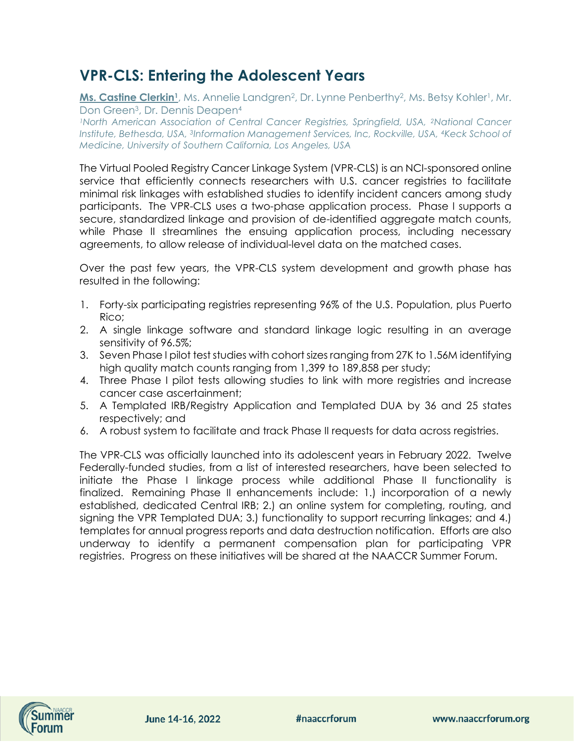## VPR-CLS: Entering the Adolescent Years

**Ms. Castine Clerkin[1]**, Ms. Annelie Landgren[2], Dr. Lynne Penberthy[2], Ms. Betsy Kohler[1], Mr. Don Green[3], Dr. Dennis Deapen[4]

*[1]North American Association of Central Cancer Registries, Springfield, USA, [2]National Cancer Institute, Bethesda, USA, [3]Information Management Services, Inc, Rockville, USA, [4]Keck School of Medicine, University of Southern California, Los Angeles, USA*

The Virtual Pooled Registry Cancer Linkage System (VPR-CLS) is an NCI-sponsored online service that efficiently connects researchers with U.S. cancer registries to facilitate minimal risk linkages with established studies to identify incident cancers among study participants. The VPR-CLS uses a two-phase application process. Phase I supports a secure, standardized linkage and provision of de-identified aggregate match counts, while Phase II streamlines the ensuing application process, including necessary agreements, to allow release of individual-level data on the matched cases.

Over the past few years, the VPR-CLS system development and growth phase has resulted in the following:

1. Forty-six participating registries representing 96% of the U.S. Population, plus Puerto Rico;
2. A single linkage software and standard linkage logic resulting in an average sensitivity of 96.5%;
3. Seven Phase I pilot test studies with cohort sizes ranging from 27K to 1.56M identifying high quality match counts ranging from 1,399 to 189,858 per study;
4. Three Phase I pilot tests allowing studies to link with more registries and increase cancer case ascertainment;
5. A Templated IRB/Registry Application and Templated DUA by 36 and 25 states respectively; and
6. A robust system to facilitate and track Phase II requests for data across registries.

The VPR-CLS was officially launched into its adolescent years in February 2022. Twelve Federally-funded studies, from a list of interested researchers, have been selected to initiate the Phase I linkage process while additional Phase II functionality is finalized. Remaining Phase II enhancements include: 1.) incorporation of a newly established, dedicated Central IRB; 2.) an online system for completing, routing, and signing the VPR Templated DUA; 3.) functionality to support recurring linkages; and 4.) templates for annual progress reports and data destruction notification. Efforts are also underway to identify a permanent compensation plan for participating VPR registries. Progress on these initiatives will be shared at the NAACCR Summer Forum.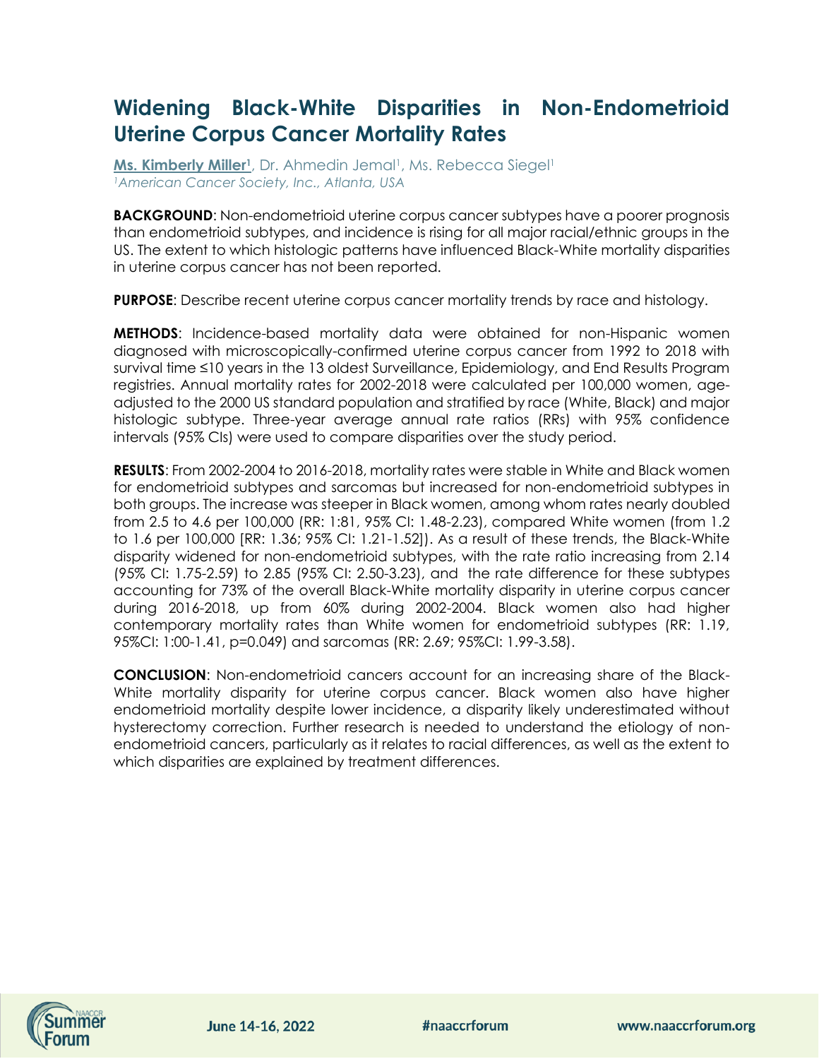# Widening Black-White Disparities in Non-Endometrioid Uterine Corpus Cancer Mortality Rates

**Ms. Kimberly Miller[1]**, Dr. Ahmedin Jemal[1], Ms. Rebecca Siegel[1]
*[1]American Cancer Society, Inc., Atlanta, USA*

**BACKGROUND**: Non-endometrioid uterine corpus cancer subtypes have a poorer prognosis than endometrioid subtypes, and incidence is rising for all major racial/ethnic groups in the US. The extent to which histologic patterns have influenced Black-White mortality disparities in uterine corpus cancer has not been reported.

**PURPOSE**: Describe recent uterine corpus cancer mortality trends by race and histology.

**METHODS**: Incidence-based mortality data were obtained for non-Hispanic women diagnosed with microscopically-confirmed uterine corpus cancer from 1992 to 2018 with survival time ≤10 years in the 13 oldest Surveillance, Epidemiology, and End Results Program registries. Annual mortality rates for 2002-2018 were calculated per 100,000 women, age-adjusted to the 2000 US standard population and stratified by race (White, Black) and major histologic subtype. Three-year average annual rate ratios (RRs) with 95% confidence intervals (95% CIs) were used to compare disparities over the study period.

**RESULTS**: From 2002-2004 to 2016-2018, mortality rates were stable in White and Black women for endometrioid subtypes and sarcomas but increased for non-endometrioid subtypes in both groups. The increase was steeper in Black women, among whom rates nearly doubled from 2.5 to 4.6 per 100,000 (RR: 1:81, 95% CI: 1.48-2.23), compared White women (from 1.2 to 1.6 per 100,000 [RR: 1.36; 95% CI: 1.21-1.52]). As a result of these trends, the Black-White disparity widened for non-endometrioid subtypes, with the rate ratio increasing from 2.14 (95% CI: 1.75-2.59) to 2.85 (95% CI: 2.50-3.23), and the rate difference for these subtypes accounting for 73% of the overall Black-White mortality disparity in uterine corpus cancer during 2016-2018, up from 60% during 2002-2004. Black women also had higher contemporary mortality rates than White women for endometrioid subtypes (RR: 1.19, 95%CI: 1:00-1.41, p=0.049) and sarcomas (RR: 2.69; 95%CI: 1.99-3.58).

**CONCLUSION**: Non-endometrioid cancers account for an increasing share of the Black-White mortality disparity for uterine corpus cancer. Black women also have higher endometrioid mortality despite lower incidence, a disparity likely underestimated without hysterectomy correction. Further research is needed to understand the etiology of non-endometrioid cancers, particularly as it relates to racial differences, as well as the extent to which disparities are explained by treatment differences.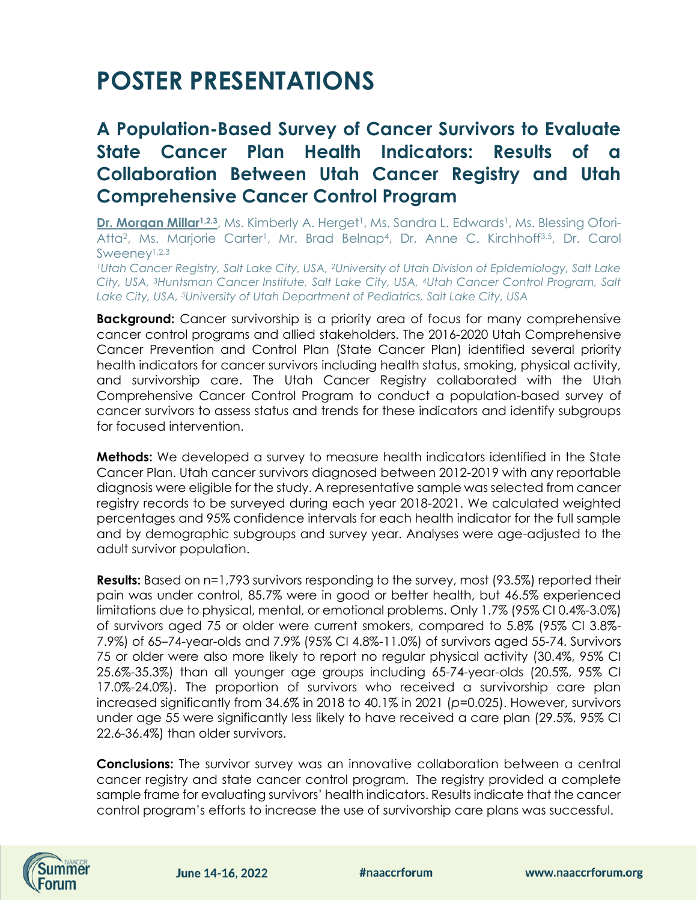# POSTER PRESENTATIONS

## A Population-Based Survey of Cancer Survivors to Evaluate State Cancer Plan Health Indicators: Results of a Collaboration Between Utah Cancer Registry and Utah Comprehensive Cancer Control Program

**Dr. Morgan Millar**[1,2,3], Ms. Kimberly A. Herget[1], Ms. Sandra L. Edwards[1], Ms. Blessing Ofori-Atta[2], Ms. Marjorie Carter[1], Mr. Brad Belnap[4], Dr. Anne C. Kirchhoff[3,5], Dr. Carol Sweeney[1,2,3]

*[1]Utah Cancer Registry, Salt Lake City, USA, [2]University of Utah Division of Epidemiology, Salt Lake City, USA, [3]Huntsman Cancer Institute, Salt Lake City, USA, [4]Utah Cancer Control Program, Salt Lake City, USA, [5]University of Utah Department of Pediatrics, Salt Lake City, USA*

**Background:** Cancer survivorship is a priority area of focus for many comprehensive cancer control programs and allied stakeholders. The 2016-2020 Utah Comprehensive Cancer Prevention and Control Plan (State Cancer Plan) identified several priority health indicators for cancer survivors including health status, smoking, physical activity, and survivorship care. The Utah Cancer Registry collaborated with the Utah Comprehensive Cancer Control Program to conduct a population-based survey of cancer survivors to assess status and trends for these indicators and identify subgroups for focused intervention.

**Methods:** We developed a survey to measure health indicators identified in the State Cancer Plan. Utah cancer survivors diagnosed between 2012-2019 with any reportable diagnosis were eligible for the study. A representative sample was selected from cancer registry records to be surveyed during each year 2018-2021. We calculated weighted percentages and 95% confidence intervals for each health indicator for the full sample and by demographic subgroups and survey year. Analyses were age-adjusted to the adult survivor population.

**Results:** Based on n=1,793 survivors responding to the survey, most (93.5%) reported their pain was under control, 85.7% were in good or better health, but 46.5% experienced limitations due to physical, mental, or emotional problems. Only 1.7% (95% CI 0.4%-3.0%) of survivors aged 75 or older were current smokers, compared to 5.8% (95% CI 3.8%-7.9%) of 65–74-year-olds and 7.9% (95% CI 4.8%-11.0%) of survivors aged 55-74. Survivors 75 or older were also more likely to report no regular physical activity (30.4%, 95% CI 25.6%-35.3%) than all younger age groups including 65-74-year-olds (20.5%, 95% CI 17.0%-24.0%). The proportion of survivors who received a survivorship care plan increased significantly from 34.6% in 2018 to 40.1% in 2021 ($p$=0.025). However, survivors under age 55 were significantly less likely to have received a care plan (29.5%, 95% CI 22.6-36.4%) than older survivors.

**Conclusions:** The survivor survey was an innovative collaboration between a central cancer registry and state cancer control program. The registry provided a complete sample frame for evaluating survivors' health indicators. Results indicate that the cancer control program's efforts to increase the use of survivorship care plans was successful.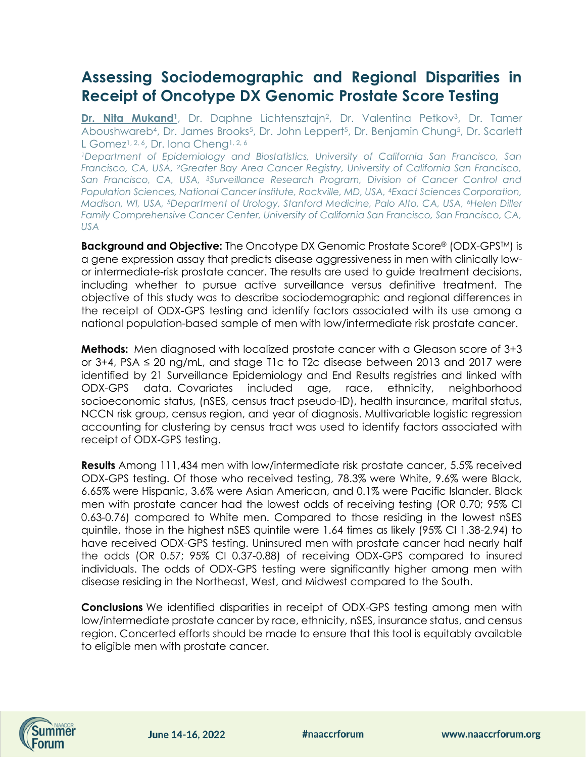# Assessing Sociodemographic and Regional Disparities in Receipt of Oncotype DX Genomic Prostate Score Testing

**Dr. Nita Mukand**[1], Dr. Daphne Lichtensztajn[2], Dr. Valentina Petkov[3], Dr. Tamer Aboushwareb[4], Dr. James Brooks[5], Dr. John Leppert[5], Dr. Benjamin Chung[5], Dr. Scarlett L Gomez[1, 2, 6], Dr. Iona Cheng[1, 2, 6]

*[1]Department of Epidemiology and Biostatistics, University of California San Francisco, San Francisco, CA, USA, [2]Greater Bay Area Cancer Registry, University of California San Francisco, San Francisco, CA, USA, [3]Surveillance Research Program, Division of Cancer Control and Population Sciences, National Cancer Institute, Rockville, MD, USA, [4]Exact Sciences Corporation, Madison, WI, USA, [5]Department of Urology, Stanford Medicine, Palo Alto, CA, USA, [6]Helen Diller Family Comprehensive Cancer Center, University of California San Francisco, San Francisco, CA, USA*

**Background and Objective:** The Oncotype DX Genomic Prostate Score® (ODX-GPS™) is a gene expression assay that predicts disease aggressiveness in men with clinically low- or intermediate-risk prostate cancer. The results are used to guide treatment decisions, including whether to pursue active surveillance versus definitive treatment. The objective of this study was to describe sociodemographic and regional differences in the receipt of ODX-GPS testing and identify factors associated with its use among a national population-based sample of men with low/intermediate risk prostate cancer.

**Methods:** Men diagnosed with localized prostate cancer with a Gleason score of 3+3 or 3+4, PSA ≤ 20 ng/mL, and stage T1c to T2c disease between 2013 and 2017 were identified by 21 Surveillance Epidemiology and End Results registries and linked with ODX-GPS data. Covariates included age, race, ethnicity, neighborhood socioeconomic status, (nSES, census tract pseudo-ID), health insurance, marital status, NCCN risk group, census region, and year of diagnosis. Multivariable logistic regression accounting for clustering by census tract was used to identify factors associated with receipt of ODX-GPS testing.

**Results** Among 111,434 men with low/intermediate risk prostate cancer, 5.5% received ODX-GPS testing. Of those who received testing, 78.3% were White, 9.6% were Black, 6.65% were Hispanic, 3.6% were Asian American, and 0.1% were Pacific Islander. Black men with prostate cancer had the lowest odds of receiving testing (OR 0.70; 95% CI 0.63-0.76) compared to White men. Compared to those residing in the lowest nSES quintile, those in the highest nSES quintile were 1.64 times as likely (95% CI 1.38-2.94) to have received ODX-GPS testing. Uninsured men with prostate cancer had nearly half the odds (OR 0.57; 95% CI 0.37-0.88) of receiving ODX-GPS compared to insured individuals. The odds of ODX-GPS testing were significantly higher among men with disease residing in the Northeast, West, and Midwest compared to the South.

**Conclusions** We identified disparities in receipt of ODX-GPS testing among men with low/intermediate prostate cancer by race, ethnicity, nSES, insurance status, and census region. Concerted efforts should be made to ensure that this tool is equitably available to eligible men with prostate cancer.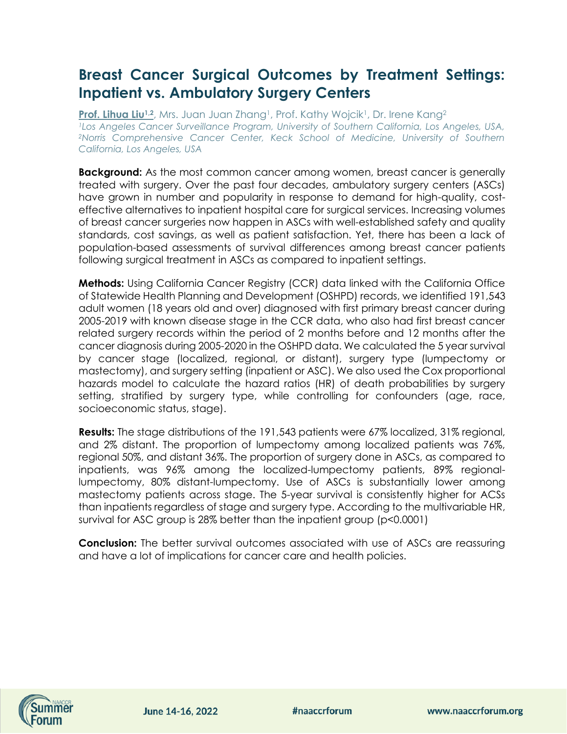# Breast Cancer Surgical Outcomes by Treatment Settings: Inpatient vs. Ambulatory Surgery Centers

**Prof. Lihua Liu**[1,2], Mrs. Juan Juan Zhang[1], Prof. Kathy Wojcik[1], Dr. Irene Kang[2]

*[1]Los Angeles Cancer Surveillance Program, University of Southern California, Los Angeles, USA, [2]Norris Comprehensive Cancer Center, Keck School of Medicine, University of Southern California, Los Angeles, USA*

**Background:** As the most common cancer among women, breast cancer is generally treated with surgery. Over the past four decades, ambulatory surgery centers (ASCs) have grown in number and popularity in response to demand for high-quality, cost-effective alternatives to inpatient hospital care for surgical services. Increasing volumes of breast cancer surgeries now happen in ASCs with well-established safety and quality standards, cost savings, as well as patient satisfaction. Yet, there has been a lack of population-based assessments of survival differences among breast cancer patients following surgical treatment in ASCs as compared to inpatient settings.

**Methods:** Using California Cancer Registry (CCR) data linked with the California Office of Statewide Health Planning and Development (OSHPD) records, we identified 191,543 adult women (18 years old and over) diagnosed with first primary breast cancer during 2005-2019 with known disease stage in the CCR data, who also had first breast cancer related surgery records within the period of 2 months before and 12 months after the cancer diagnosis during 2005-2020 in the OSHPD data. We calculated the 5 year survival by cancer stage (localized, regional, or distant), surgery type (lumpectomy or mastectomy), and surgery setting (inpatient or ASC). We also used the Cox proportional hazards model to calculate the hazard ratios (HR) of death probabilities by surgery setting, stratified by surgery type, while controlling for confounders (age, race, socioeconomic status, stage).

**Results:** The stage distributions of the 191,543 patients were 67% localized, 31% regional, and 2% distant. The proportion of lumpectomy among localized patients was 76%, regional 50%, and distant 36%. The proportion of surgery done in ASCs, as compared to inpatients, was 96% among the localized-lumpectomy patients, 89% regional-lumpectomy, 80% distant-lumpectomy. Use of ASCs is substantially lower among mastectomy patients across stage. The 5-year survival is consistently higher for ACSs than inpatients regardless of stage and surgery type. According to the multivariable HR, survival for ASC group is 28% better than the inpatient group ($p<0.0001$)

**Conclusion:** The better survival outcomes associated with use of ASCs are reassuring and have a lot of implications for cancer care and health policies.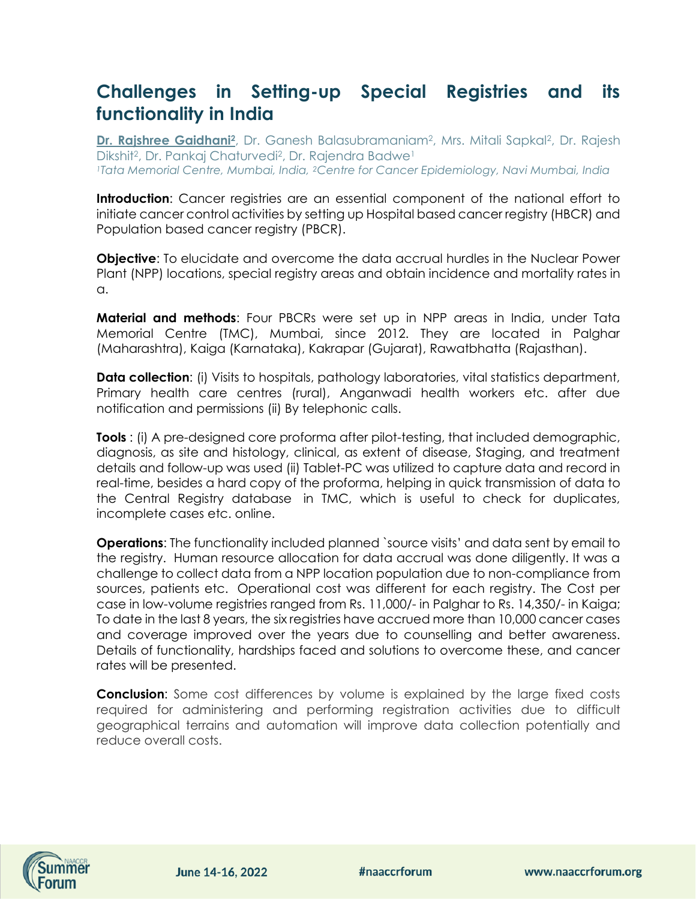# Challenges in Setting-up Special Registries and its functionality in India

**Dr. Rajshree Gaidhani[2]**, Dr. Ganesh Balasubramaniam[2], Mrs. Mitali Sapkal[2], Dr. Rajesh Dikshit[2], Dr. Pankaj Chaturvedi[2], Dr. Rajendra Badwe[1]

*[1]Tata Memorial Centre, Mumbai, India, [2]Centre for Cancer Epidemiology, Navi Mumbai, India*

**Introduction**: Cancer registries are an essential component of the national effort to initiate cancer control activities by setting up Hospital based cancer registry (HBCR) and Population based cancer registry (PBCR).

**Objective**: To elucidate and overcome the data accrual hurdles in the Nuclear Power Plant (NPP) locations, special registry areas and obtain incidence and mortality rates in a.

**Material and methods**: Four PBCRs were set up in NPP areas in India, under Tata Memorial Centre (TMC), Mumbai, since 2012. They are located in Palghar (Maharashtra), Kaiga (Karnataka), Kakrapar (Gujarat), Rawatbhatta (Rajasthan).

**Data collection**: (i) Visits to hospitals, pathology laboratories, vital statistics department, Primary health care centres (rural), Anganwadi health workers etc. after due notification and permissions (ii) By telephonic calls.

**Tools** : (i) A pre-designed core proforma after pilot-testing, that included demographic, diagnosis, as site and histology, clinical, as extent of disease, Staging, and treatment details and follow-up was used (ii) Tablet-PC was utilized to capture data and record in real-time, besides a hard copy of the proforma, helping in quick transmission of data to the Central Registry database in TMC, which is useful to check for duplicates, incomplete cases etc. online.

**Operations**: The functionality included planned `source visits' and data sent by email to the registry. Human resource allocation for data accrual was done diligently. It was a challenge to collect data from a NPP location population due to non-compliance from sources, patients etc. Operational cost was different for each registry. The Cost per case in low-volume registries ranged from Rs. 11,000/- in Palghar to Rs. 14,350/- in Kaiga; To date in the last 8 years, the six registries have accrued more than 10,000 cancer cases and coverage improved over the years due to counselling and better awareness. Details of functionality, hardships faced and solutions to overcome these, and cancer rates will be presented.

**Conclusion**: Some cost differences by volume is explained by the large fixed costs required for administering and performing registration activities due to difficult geographical terrains and automation will improve data collection potentially and reduce overall costs.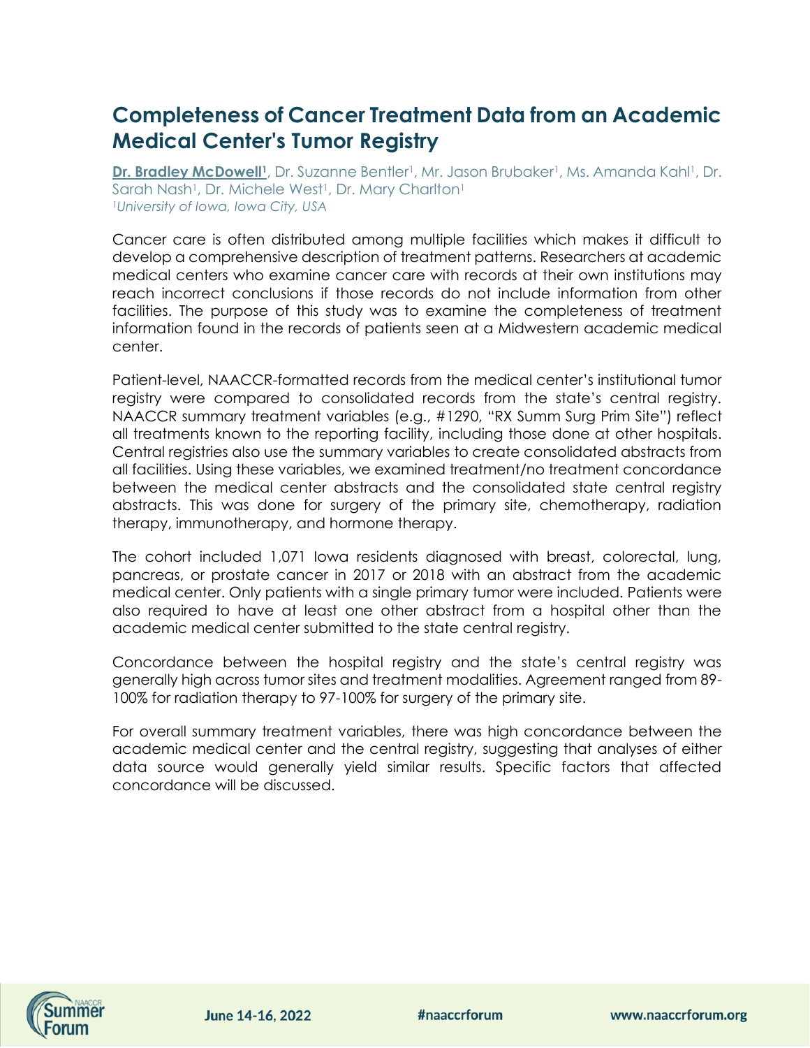# Completeness of Cancer Treatment Data from an Academic Medical Center's Tumor Registry

**Dr. Bradley McDowell[1]**, Dr. Suzanne Bentler[1], Mr. Jason Brubaker[1], Ms. Amanda Kahl[1], Dr. Sarah Nash[1], Dr. Michele West[1], Dr. Mary Charlton[1]
*[1]University of Iowa, Iowa City, USA*

Cancer care is often distributed among multiple facilities which makes it difficult to develop a comprehensive description of treatment patterns. Researchers at academic medical centers who examine cancer care with records at their own institutions may reach incorrect conclusions if those records do not include information from other facilities. The purpose of this study was to examine the completeness of treatment information found in the records of patients seen at a Midwestern academic medical center.

Patient-level, NAACCR-formatted records from the medical center's institutional tumor registry were compared to consolidated records from the state's central registry. NAACCR summary treatment variables (e.g., #1290, "RX Summ Surg Prim Site") reflect all treatments known to the reporting facility, including those done at other hospitals. Central registries also use the summary variables to create consolidated abstracts from all facilities. Using these variables, we examined treatment/no treatment concordance between the medical center abstracts and the consolidated state central registry abstracts. This was done for surgery of the primary site, chemotherapy, radiation therapy, immunotherapy, and hormone therapy.

The cohort included 1,071 Iowa residents diagnosed with breast, colorectal, lung, pancreas, or prostate cancer in 2017 or 2018 with an abstract from the academic medical center. Only patients with a single primary tumor were included. Patients were also required to have at least one other abstract from a hospital other than the academic medical center submitted to the state central registry.

Concordance between the hospital registry and the state's central registry was generally high across tumor sites and treatment modalities. Agreement ranged from 89-100% for radiation therapy to 97-100% for surgery of the primary site.

For overall summary treatment variables, there was high concordance between the academic medical center and the central registry, suggesting that analyses of either data source would generally yield similar results. Specific factors that affected concordance will be discussed.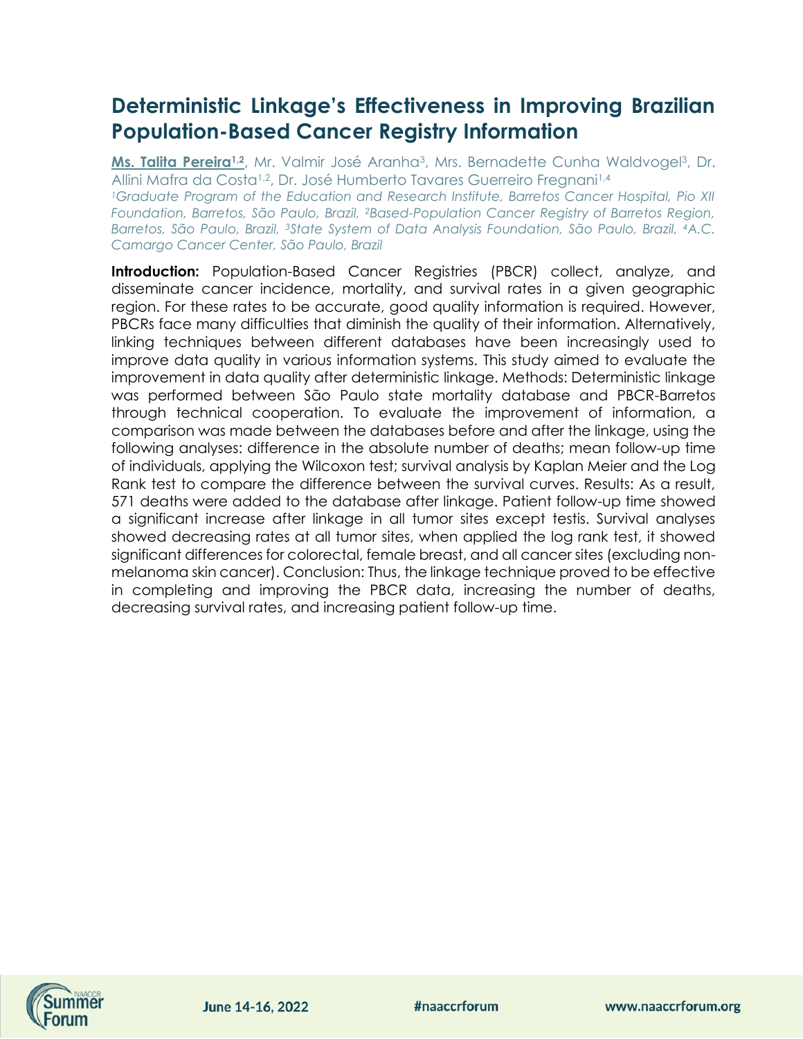# Deterministic Linkage's Effectiveness in Improving Brazilian Population-Based Cancer Registry Information

**Ms. Talita Pereira[1,2]**, Mr. Valmir José Aranha[3], Mrs. Bernadette Cunha Waldvogel[3], Dr. Allini Mafra da Costa[1,2], Dr. José Humberto Tavares Guerreiro Fregnani[1,4]

*[1]Graduate Program of the Education and Research Institute, Barretos Cancer Hospital, Pio XII Foundation, Barretos, São Paulo, Brazil, [2]Based-Population Cancer Registry of Barretos Region, Barretos, São Paulo, Brazil, [3]State System of Data Analysis Foundation, São Paulo, Brazil, [4]A.C. Camargo Cancer Center, São Paulo, Brazil*

**Introduction:** Population-Based Cancer Registries (PBCR) collect, analyze, and disseminate cancer incidence, mortality, and survival rates in a given geographic region. For these rates to be accurate, good quality information is required. However, PBCRs face many difficulties that diminish the quality of their information. Alternatively, linking techniques between different databases have been increasingly used to improve data quality in various information systems. This study aimed to evaluate the improvement in data quality after deterministic linkage. Methods: Deterministic linkage was performed between São Paulo state mortality database and PBCR-Barretos through technical cooperation. To evaluate the improvement of information, a comparison was made between the databases before and after the linkage, using the following analyses: difference in the absolute number of deaths; mean follow-up time of individuals, applying the Wilcoxon test; survival analysis by Kaplan Meier and the Log Rank test to compare the difference between the survival curves. Results: As a result, 571 deaths were added to the database after linkage. Patient follow-up time showed a significant increase after linkage in all tumor sites except testis. Survival analyses showed decreasing rates at all tumor sites, when applied the log rank test, it showed significant differences for colorectal, female breast, and all cancer sites (excluding non-melanoma skin cancer). Conclusion: Thus, the linkage technique proved to be effective in completing and improving the PBCR data, increasing the number of deaths, decreasing survival rates, and increasing patient follow-up time.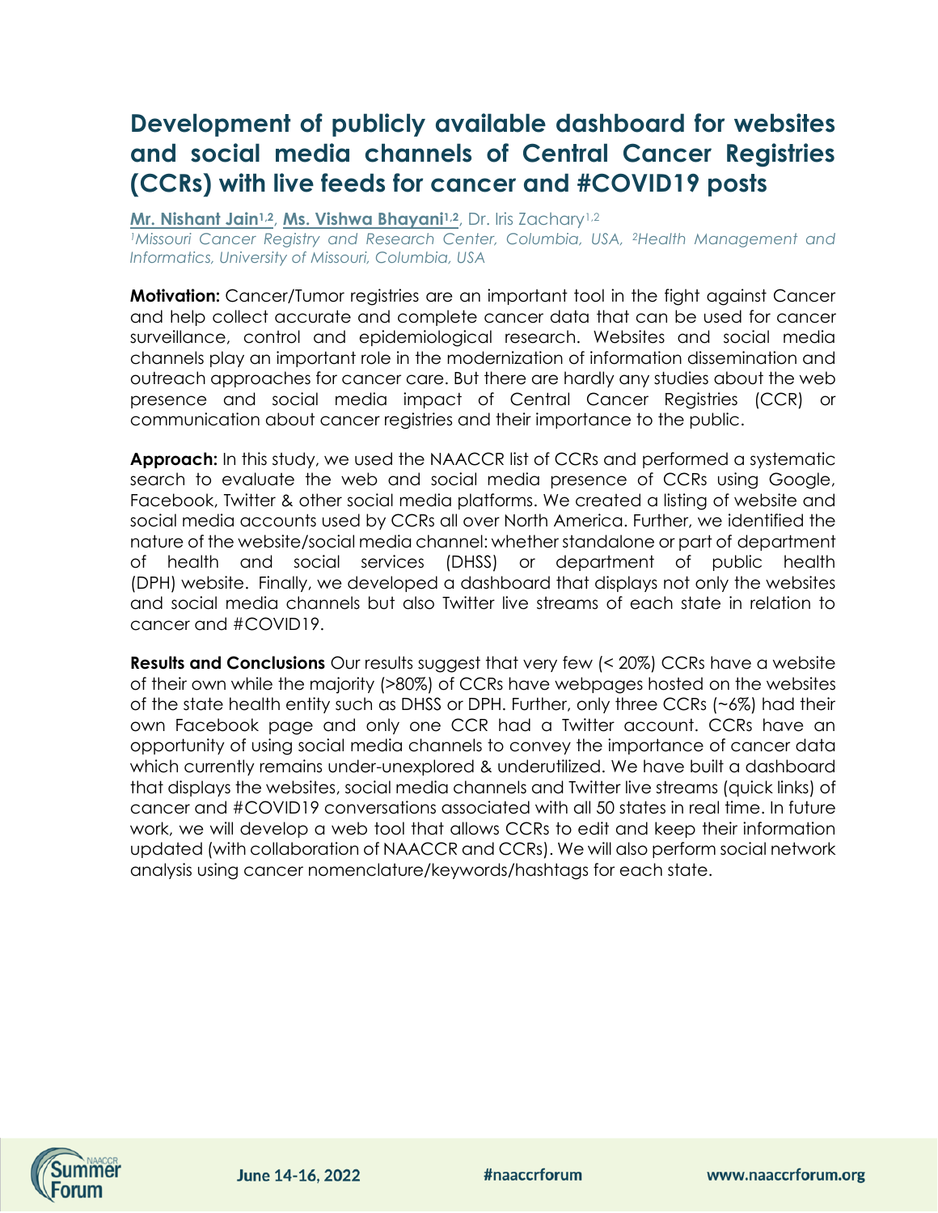# Development of publicly available dashboard for websites and social media channels of Central Cancer Registries (CCRs) with live feeds for cancer and #COVID19 posts

**Mr. Nishant Jain**[1,2], **Ms. Vishwa Bhayani**[1,2], Dr. Iris Zachary[1,2]

*[1]Missouri Cancer Registry and Research Center, Columbia, USA, [2]Health Management and Informatics, University of Missouri, Columbia, USA*

**Motivation:** Cancer/Tumor registries are an important tool in the fight against Cancer and help collect accurate and complete cancer data that can be used for cancer surveillance, control and epidemiological research. Websites and social media channels play an important role in the modernization of information dissemination and outreach approaches for cancer care. But there are hardly any studies about the web presence and social media impact of Central Cancer Registries (CCR) or communication about cancer registries and their importance to the public.

**Approach:** In this study, we used the NAACCR list of CCRs and performed a systematic search to evaluate the web and social media presence of CCRs using Google, Facebook, Twitter & other social media platforms. We created a listing of website and social media accounts used by CCRs all over North America. Further, we identified the nature of the website/social media channel: whether standalone or part of department of health and social services (DHSS) or department of public health (DPH) website. Finally, we developed a dashboard that displays not only the websites and social media channels but also Twitter live streams of each state in relation to cancer and #COVID19.

**Results and Conclusions** Our results suggest that very few (< 20%) CCRs have a website of their own while the majority (>80%) of CCRs have webpages hosted on the websites of the state health entity such as DHSS or DPH. Further, only three CCRs (~6%) had their own Facebook page and only one CCR had a Twitter account. CCRs have an opportunity of using social media channels to convey the importance of cancer data which currently remains under-unexplored & underutilized. We have built a dashboard that displays the websites, social media channels and Twitter live streams (quick links) of cancer and #COVID19 conversations associated with all 50 states in real time. In future work, we will develop a web tool that allows CCRs to edit and keep their information updated (with collaboration of NAACCR and CCRs). We will also perform social network analysis using cancer nomenclature/keywords/hashtags for each state.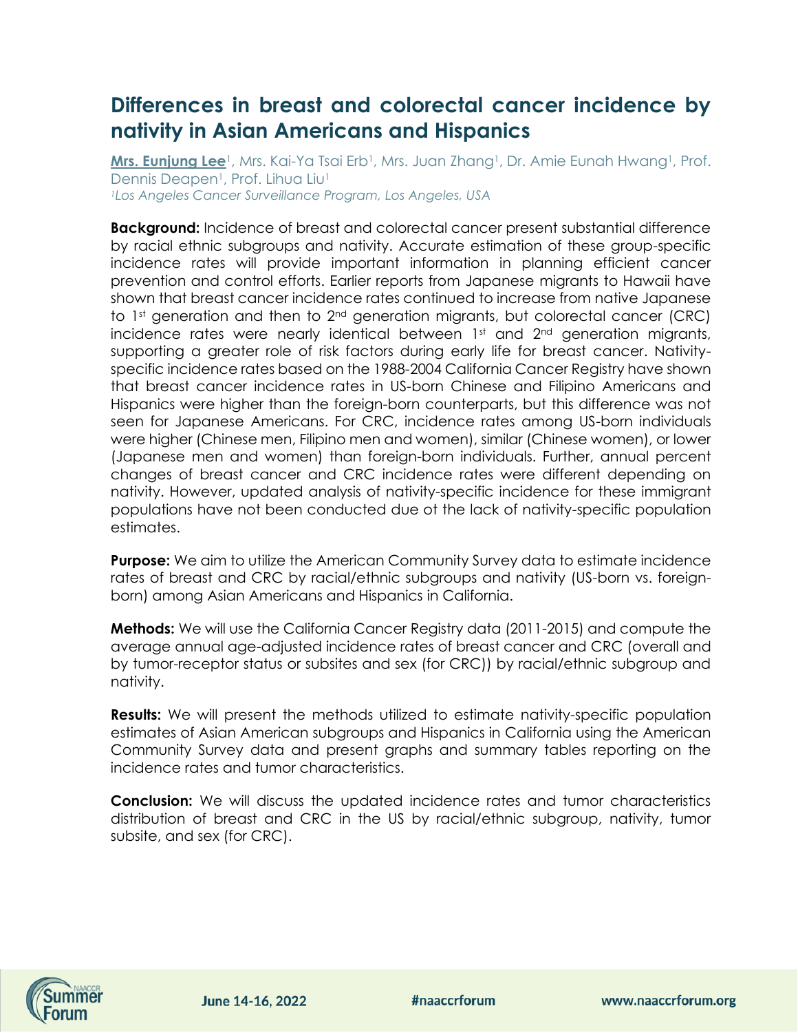# Differences in breast and colorectal cancer incidence by nativity in Asian Americans and Hispanics

**Mrs. Eunjung Lee**[1], Mrs. Kai-Ya Tsai Erb[1], Mrs. Juan Zhang[1], Dr. Amie Eunah Hwang[1], Prof. Dennis Deapen[1], Prof. Lihua Liu[1]

*[1]Los Angeles Cancer Surveillance Program, Los Angeles, USA*

**Background:** Incidence of breast and colorectal cancer present substantial difference by racial ethnic subgroups and nativity. Accurate estimation of these group-specific incidence rates will provide important information in planning efficient cancer prevention and control efforts. Earlier reports from Japanese migrants to Hawaii have shown that breast cancer incidence rates continued to increase from native Japanese to 1st generation and then to 2nd generation migrants, but colorectal cancer (CRC) incidence rates were nearly identical between 1st and 2nd generation migrants, supporting a greater role of risk factors during early life for breast cancer. Nativity-specific incidence rates based on the 1988-2004 California Cancer Registry have shown that breast cancer incidence rates in US-born Chinese and Filipino Americans and Hispanics were higher than the foreign-born counterparts, but this difference was not seen for Japanese Americans. For CRC, incidence rates among US-born individuals were higher (Chinese men, Filipino men and women), similar (Chinese women), or lower (Japanese men and women) than foreign-born individuals. Further, annual percent changes of breast cancer and CRC incidence rates were different depending on nativity. However, updated analysis of nativity-specific incidence for these immigrant populations have not been conducted due ot the lack of nativity-specific population estimates.

**Purpose:** We aim to utilize the American Community Survey data to estimate incidence rates of breast and CRC by racial/ethnic subgroups and nativity (US-born vs. foreign-born) among Asian Americans and Hispanics in California.

**Methods:** We will use the California Cancer Registry data (2011-2015) and compute the average annual age-adjusted incidence rates of breast cancer and CRC (overall and by tumor-receptor status or subsites and sex (for CRC)) by racial/ethnic subgroup and nativity.

**Results:** We will present the methods utilized to estimate nativity-specific population estimates of Asian American subgroups and Hispanics in California using the American Community Survey data and present graphs and summary tables reporting on the incidence rates and tumor characteristics.

**Conclusion:** We will discuss the updated incidence rates and tumor characteristics distribution of breast and CRC in the US by racial/ethnic subgroup, nativity, tumor subsite, and sex (for CRC).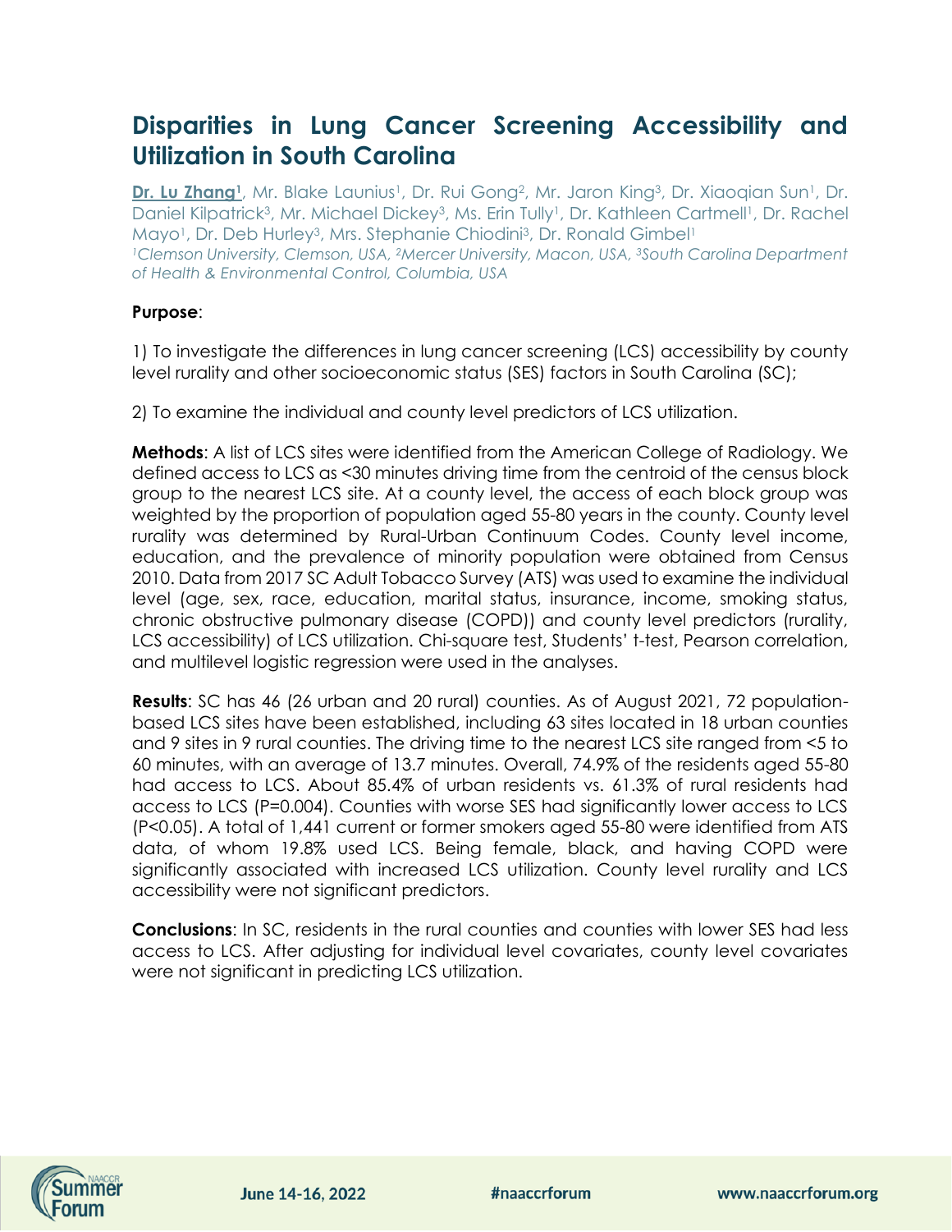# Disparities in Lung Cancer Screening Accessibility and Utilization in South Carolina

**Dr. Lu Zhang[1]**, Mr. Blake Launius[1], Dr. Rui Gong[2], Mr. Jaron King[3], Dr. Xiaoqian Sun[1], Dr. Daniel Kilpatrick[3], Mr. Michael Dickey[3], Ms. Erin Tully[1], Dr. Kathleen Cartmell[1], Dr. Rachel Mayo[1], Dr. Deb Hurley[3], Mrs. Stephanie Chiodini[3], Dr. Ronald Gimbel[1]

*[1]Clemson University, Clemson, USA, [2]Mercer University, Macon, USA, [3]South Carolina Department of Health & Environmental Control, Columbia, USA*

**Purpose**:

1) To investigate the differences in lung cancer screening (LCS) accessibility by county level rurality and other socioeconomic status (SES) factors in South Carolina (SC);

2) To examine the individual and county level predictors of LCS utilization.

**Methods**: A list of LCS sites were identified from the American College of Radiology. We defined access to LCS as <30 minutes driving time from the centroid of the census block group to the nearest LCS site. At a county level, the access of each block group was weighted by the proportion of population aged 55-80 years in the county. County level rurality was determined by Rural-Urban Continuum Codes. County level income, education, and the prevalence of minority population were obtained from Census 2010. Data from 2017 SC Adult Tobacco Survey (ATS) was used to examine the individual level (age, sex, race, education, marital status, insurance, income, smoking status, chronic obstructive pulmonary disease (COPD)) and county level predictors (rurality, LCS accessibility) of LCS utilization. Chi-square test, Students' t-test, Pearson correlation, and multilevel logistic regression were used in the analyses.

**Results**: SC has 46 (26 urban and 20 rural) counties. As of August 2021, 72 population-based LCS sites have been established, including 63 sites located in 18 urban counties and 9 sites in 9 rural counties. The driving time to the nearest LCS site ranged from <5 to 60 minutes, with an average of 13.7 minutes. Overall, 74.9% of the residents aged 55-80 had access to LCS. About 85.4% of urban residents vs. 61.3% of rural residents had access to LCS (P=0.004). Counties with worse SES had significantly lower access to LCS (P<0.05). A total of 1,441 current or former smokers aged 55-80 were identified from ATS data, of whom 19.8% used LCS. Being female, black, and having COPD were significantly associated with increased LCS utilization. County level rurality and LCS accessibility were not significant predictors.

**Conclusions**: In SC, residents in the rural counties and counties with lower SES had less access to LCS. After adjusting for individual level covariates, county level covariates were not significant in predicting LCS utilization.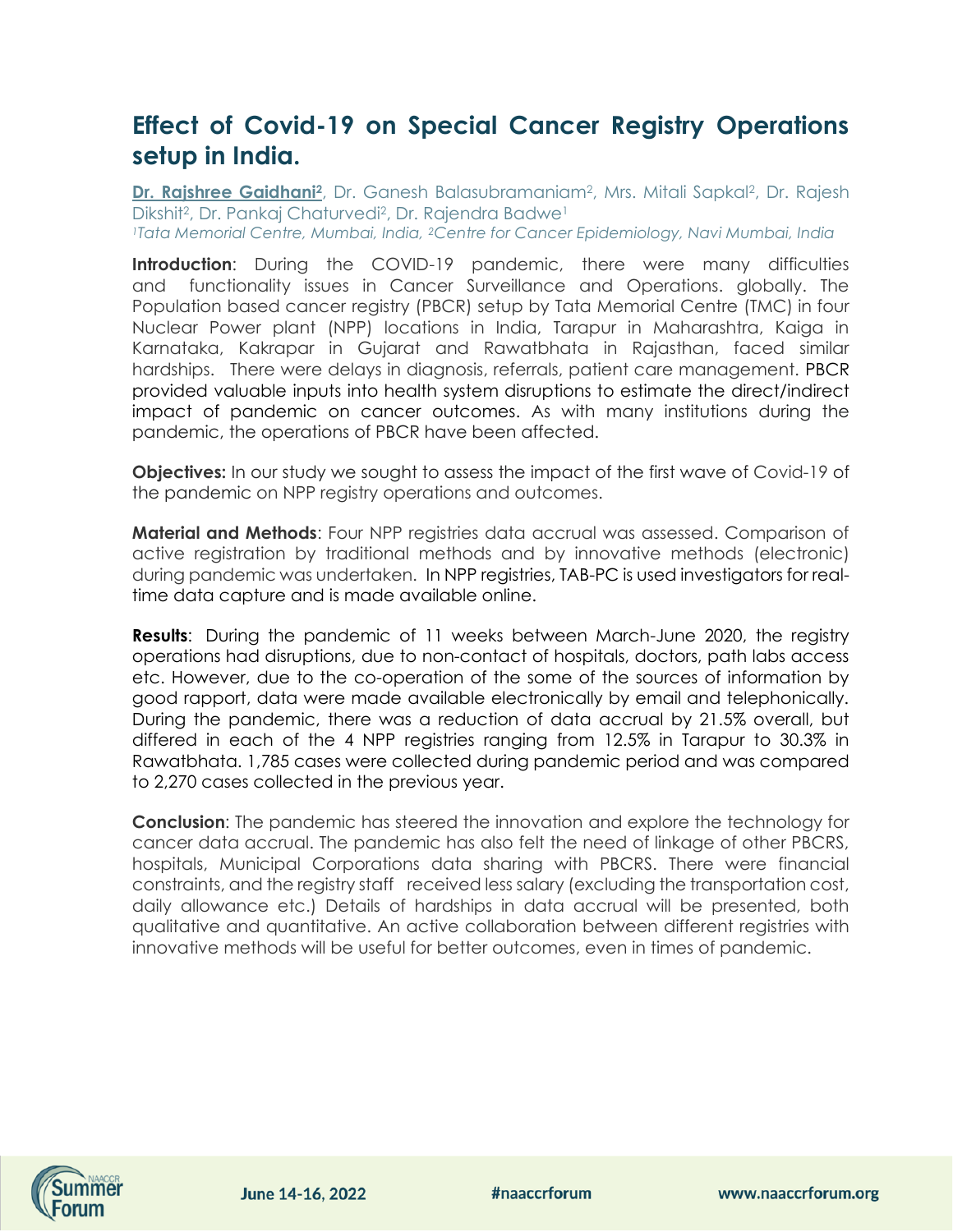# Effect of Covid-19 on Special Cancer Registry Operations setup in India.

**Dr. Rajshree Gaidhani[2]**, Dr. Ganesh Balasubramaniam[2], Mrs. Mitali Sapkal[2], Dr. Rajesh Dikshit[2], Dr. Pankaj Chaturvedi[2], Dr. Rajendra Badwe[1]

*[1]Tata Memorial Centre, Mumbai, India, [2]Centre for Cancer Epidemiology, Navi Mumbai, India*

**Introduction**: During the COVID-19 pandemic, there were many difficulties and functionality issues in Cancer Surveillance and Operations. globally. The Population based cancer registry (PBCR) setup by Tata Memorial Centre (TMC) in four Nuclear Power plant (NPP) locations in India, Tarapur in Maharashtra, Kaiga in Karnataka, Kakrapar in Gujarat and Rawatbhata in Rajasthan, faced similar hardships. There were delays in diagnosis, referrals, patient care management. PBCR provided valuable inputs into health system disruptions to estimate the direct/indirect impact of pandemic on cancer outcomes. As with many institutions during the pandemic, the operations of PBCR have been affected.

**Objectives:** In our study we sought to assess the impact of the first wave of Covid-19 of the pandemic on NPP registry operations and outcomes.

**Material and Methods**: Four NPP registries data accrual was assessed. Comparison of active registration by traditional methods and by innovative methods (electronic) during pandemic was undertaken. In NPP registries, TAB-PC is used investigators for real-time data capture and is made available online.

**Results**: During the pandemic of 11 weeks between March-June 2020, the registry operations had disruptions, due to non-contact of hospitals, doctors, path labs access etc. However, due to the co-operation of the some of the sources of information by good rapport, data were made available electronically by email and telephonically. During the pandemic, there was a reduction of data accrual by 21.5% overall, but differed in each of the 4 NPP registries ranging from 12.5% in Tarapur to 30.3% in Rawatbhata. 1,785 cases were collected during pandemic period and was compared to 2,270 cases collected in the previous year.

**Conclusion**: The pandemic has steered the innovation and explore the technology for cancer data accrual. The pandemic has also felt the need of linkage of other PBCRS, hospitals, Municipal Corporations data sharing with PBCRS. There were financial constraints, and the registry staff received less salary (excluding the transportation cost, daily allowance etc.) Details of hardships in data accrual will be presented, both qualitative and quantitative. An active collaboration between different registries with innovative methods will be useful for better outcomes, even in times of pandemic.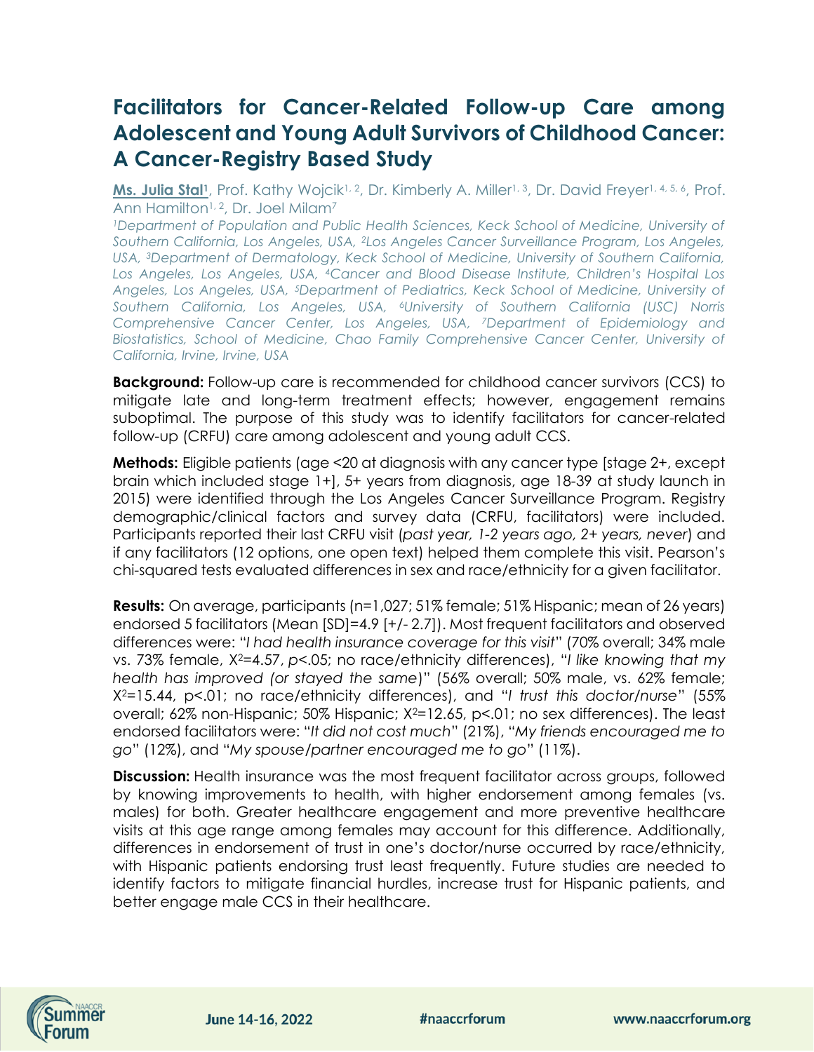# Facilitators for Cancer-Related Follow-up Care among Adolescent and Young Adult Survivors of Childhood Cancer: A Cancer-Registry Based Study

**Ms. Julia Stal**[1], Prof. Kathy Wojcik[1, 2], Dr. Kimberly A. Miller[1, 3], Dr. David Freyer[1, 4, 5, 6], Prof. Ann Hamilton[1, 2], Dr. Joel Milam[7]

*[1]Department of Population and Public Health Sciences, Keck School of Medicine, University of Southern California, Los Angeles, USA, [2]Los Angeles Cancer Surveillance Program, Los Angeles, USA, [3]Department of Dermatology, Keck School of Medicine, University of Southern California, Los Angeles, Los Angeles, USA, [4]Cancer and Blood Disease Institute, Children's Hospital Los Angeles, Los Angeles, USA, [5]Department of Pediatrics, Keck School of Medicine, University of Southern California, Los Angeles, USA, [6]University of Southern California (USC) Norris Comprehensive Cancer Center, Los Angeles, USA, [7]Department of Epidemiology and Biostatistics, School of Medicine, Chao Family Comprehensive Cancer Center, University of California, Irvine, Irvine, USA*

**Background:** Follow-up care is recommended for childhood cancer survivors (CCS) to mitigate late and long-term treatment effects; however, engagement remains suboptimal. The purpose of this study was to identify facilitators for cancer-related follow-up (CRFU) care among adolescent and young adult CCS.

**Methods:** Eligible patients (age <20 at diagnosis with any cancer type [stage 2+, except brain which included stage 1+], 5+ years from diagnosis, age 18-39 at study launch in 2015) were identified through the Los Angeles Cancer Surveillance Program. Registry demographic/clinical factors and survey data (CRFU, facilitators) were included. Participants reported their last CRFU visit (*past year, 1-2 years ago, 2+ years, never*) and if any facilitators (12 options, one open text) helped them complete this visit. Pearson's chi-squared tests evaluated differences in sex and race/ethnicity for a given facilitator.

**Results:** On average, participants (n=1,027; 51% female; 51% Hispanic; mean of 26 years) endorsed 5 facilitators (Mean [SD]=4.9 [+/- 2.7]). Most frequent facilitators and observed differences were: "*I had health insurance coverage for this visit*" (70% overall; 34% male vs. 73% female, $X^2$=4.57, *p*<.05; no race/ethnicity differences), "*I like knowing that my health has improved (or stayed the same)*" (56% overall; 50% male, vs. 62% female; $X^2$=15.44, p<.01; no race/ethnicity differences), and "*I trust this doctor/nurse*" (55% overall; 62% non-Hispanic; 50% Hispanic; $X^2$=12.65, p<.01; no sex differences). The least endorsed facilitators were: "*It did not cost much*" (21%), "*My friends encouraged me to go*" (12%), and "*My spouse/partner encouraged me to go*" (11%).

**Discussion:** Health insurance was the most frequent facilitator across groups, followed by knowing improvements to health, with higher endorsement among females (vs. males) for both. Greater healthcare engagement and more preventive healthcare visits at this age range among females may account for this difference. Additionally, differences in endorsement of trust in one's doctor/nurse occurred by race/ethnicity, with Hispanic patients endorsing trust least frequently. Future studies are needed to identify factors to mitigate financial hurdles, increase trust for Hispanic patients, and better engage male CCS in their healthcare.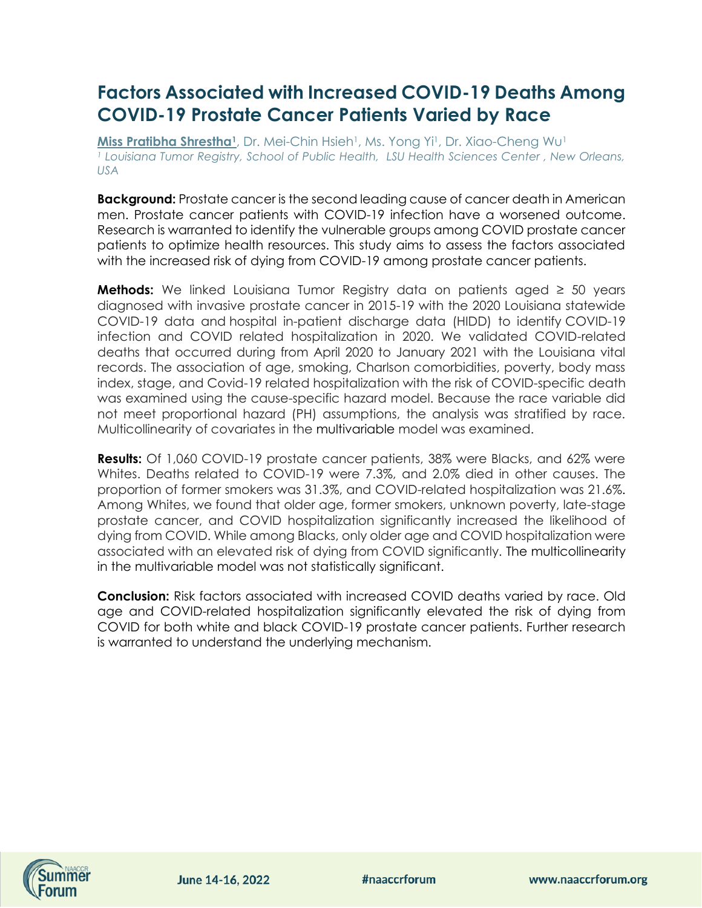# Factors Associated with Increased COVID-19 Deaths Among COVID-19 Prostate Cancer Patients Varied by Race

**Miss Pratibha Shrestha[1]**, Dr. Mei-Chin Hsieh[1], Ms. Yong Yi[1], Dr. Xiao-Cheng Wu[1]

*[1] Louisiana Tumor Registry, School of Public Health, LSU Health Sciences Center , New Orleans, USA*

**Background:** Prostate cancer is the second leading cause of cancer death in American men. Prostate cancer patients with COVID-19 infection have a worsened outcome. Research is warranted to identify the vulnerable groups among COVID prostate cancer patients to optimize health resources. This study aims to assess the factors associated with the increased risk of dying from COVID-19 among prostate cancer patients.

**Methods:** We linked Louisiana Tumor Registry data on patients aged ≥ 50 years diagnosed with invasive prostate cancer in 2015-19 with the 2020 Louisiana statewide COVID-19 data and hospital in-patient discharge data (HIDD) to identify COVID-19 infection and COVID related hospitalization in 2020. We validated COVID-related deaths that occurred during from April 2020 to January 2021 with the Louisiana vital records. The association of age, smoking, Charlson comorbidities, poverty, body mass index, stage, and Covid-19 related hospitalization with the risk of COVID-specific death was examined using the cause-specific hazard model. Because the race variable did not meet proportional hazard (PH) assumptions, the analysis was stratified by race. Multicollinearity of covariates in the multivariable model was examined.

**Results:** Of 1,060 COVID-19 prostate cancer patients, 38% were Blacks, and 62% were Whites. Deaths related to COVID-19 were 7.3%, and 2.0% died in other causes. The proportion of former smokers was 31.3%, and COVID-related hospitalization was 21.6%. Among Whites, we found that older age, former smokers, unknown poverty, late-stage prostate cancer, and COVID hospitalization significantly increased the likelihood of dying from COVID. While among Blacks, only older age and COVID hospitalization were associated with an elevated risk of dying from COVID significantly. The multicollinearity in the multivariable model was not statistically significant.

**Conclusion:** Risk factors associated with increased COVID deaths varied by race. Old age and COVID-related hospitalization significantly elevated the risk of dying from COVID for both white and black COVID-19 prostate cancer patients. Further research is warranted to understand the underlying mechanism.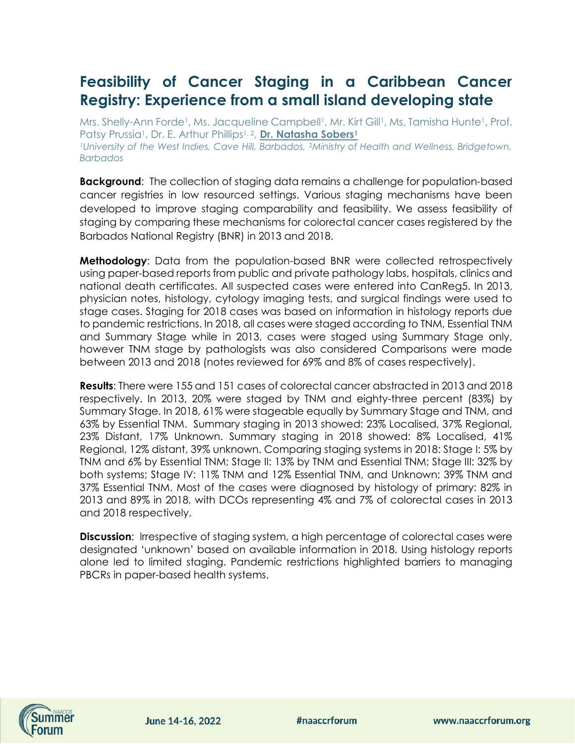# Feasibility of Cancer Staging in a Caribbean Cancer Registry: Experience from a small island developing state

Mrs. Shelly-Ann Forde[1], Ms. Jacqueline Campbell[1], Mr. Kirt Gill[1], Ms. Tamisha Hunte[1], Prof. Patsy Prussia[1], Dr. E. Arthur Phillips[1, 2], **Dr. Natasha Sobers[1]**

*[1]University of the West Indies, Cave Hill, Barbados, [2]Ministry of Health and Wellness, Bridgetown, Barbados*

**Background**: The collection of staging data remains a challenge for population-based cancer registries in low resourced settings. Various staging mechanisms have been developed to improve staging comparability and feasibility. We assess feasibility of staging by comparing these mechanisms for colorectal cancer cases registered by the Barbados National Registry (BNR) in 2013 and 2018.

**Methodology**: Data from the population-based BNR were collected retrospectively using paper-based reports from public and private pathology labs, hospitals, clinics and national death certificates. All suspected cases were entered into CanReg5. In 2013, physician notes, histology, cytology imaging tests, and surgical findings were used to stage cases. Staging for 2018 cases was based on information in histology reports due to pandemic restrictions. In 2018, all cases were staged according to TNM, Essential TNM and Summary Stage while in 2013, cases were staged using Summary Stage only, however TNM stage by pathologists was also considered Comparisons were made between 2013 and 2018 (notes reviewed for 69% and 8% of cases respectively).

**Results**: There were 155 and 151 cases of colorectal cancer abstracted in 2013 and 2018 respectively. In 2013, 20% were staged by TNM and eighty-three percent (83%) by Summary Stage. In 2018, 61% were stageable equally by Summary Stage and TNM, and 63% by Essential TNM. Summary staging in 2013 showed: 23% Localised, 37% Regional, 23% Distant, 17% Unknown. Summary staging in 2018 showed: 8% Localised, 41% Regional, 12% distant, 39% unknown. Comparing staging systems in 2018: Stage I: 5% by TNM and 6% by Essential TNM; Stage II: 13% by TNM and Essential TNM; Stage III: 32% by both systems; Stage IV: 11% TNM and 12% Essential TNM, and Unknown: 39% TNM and 37% Essential TNM. Most of the cases were diagnosed by histology of primary: 82% in 2013 and 89% in 2018, with DCOs representing 4% and 7% of colorectal cases in 2013 and 2018 respectively.

**Discussion**: Irrespective of staging system, a high percentage of colorectal cases were designated 'unknown' based on available information in 2018. Using histology reports alone led to limited staging. Pandemic restrictions highlighted barriers to managing PBCRs in paper-based health systems.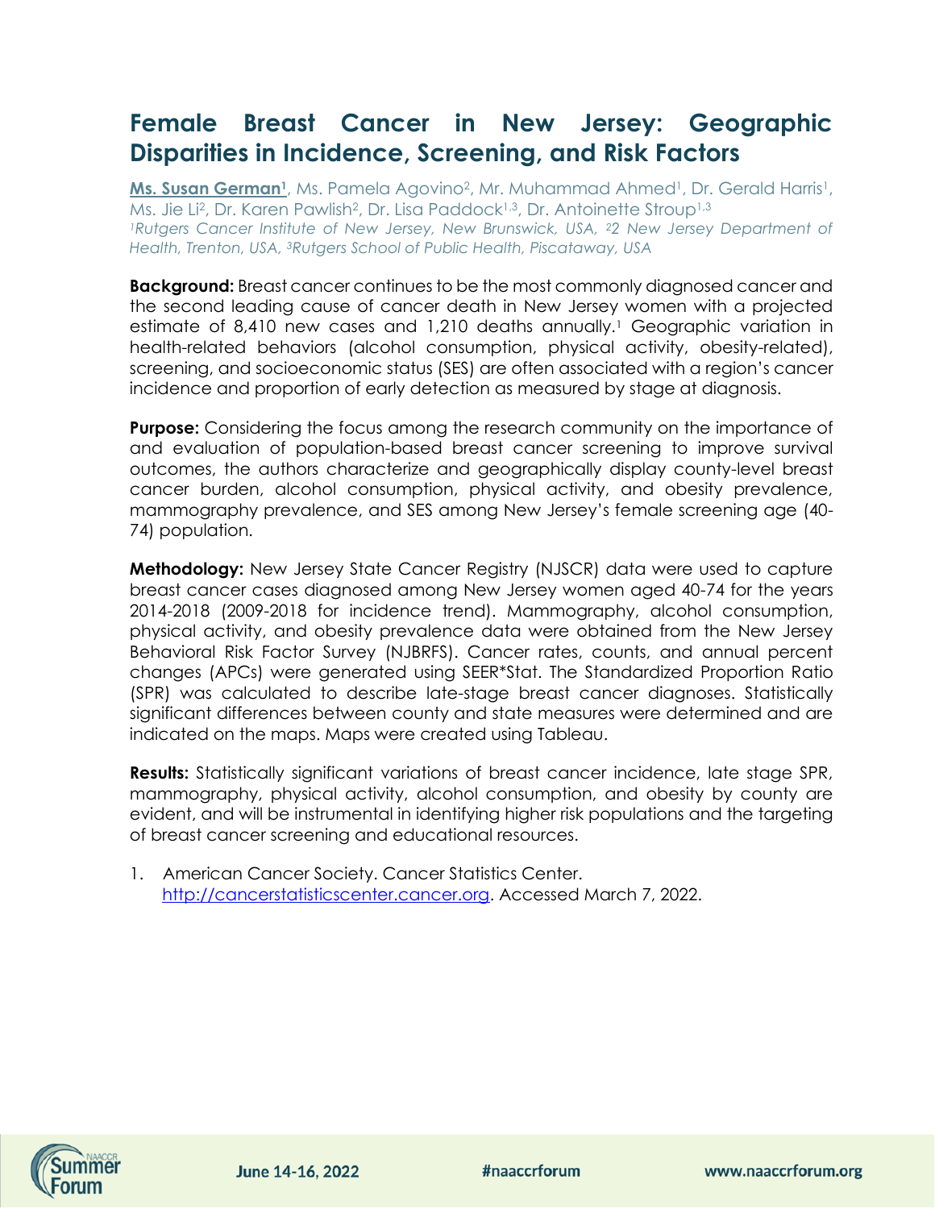# Female Breast Cancer in New Jersey: Geographic Disparities in Incidence, Screening, and Risk Factors

**Ms. Susan German[1]**, Ms. Pamela Agovino[2], Mr. Muhammad Ahmed[1], Dr. Gerald Harris[1], Ms. Jie Li[2], Dr. Karen Pawlish[2], Dr. Lisa Paddock[1,3], Dr. Antoinette Stroup[1,3]

*[1]Rutgers Cancer Institute of New Jersey, New Brunswick, USA, [2]2 New Jersey Department of Health, Trenton, USA, [3]Rutgers School of Public Health, Piscataway, USA*

**Background:** Breast cancer continues to be the most commonly diagnosed cancer and the second leading cause of cancer death in New Jersey women with a projected estimate of 8,410 new cases and 1,210 deaths annually.[1] Geographic variation in health-related behaviors (alcohol consumption, physical activity, obesity-related), screening, and socioeconomic status (SES) are often associated with a region's cancer incidence and proportion of early detection as measured by stage at diagnosis.

**Purpose:** Considering the focus among the research community on the importance of and evaluation of population-based breast cancer screening to improve survival outcomes, the authors characterize and geographically display county-level breast cancer burden, alcohol consumption, physical activity, and obesity prevalence, mammography prevalence, and SES among New Jersey's female screening age (40-74) population.

**Methodology:** New Jersey State Cancer Registry (NJSCR) data were used to capture breast cancer cases diagnosed among New Jersey women aged 40-74 for the years 2014-2018 (2009-2018 for incidence trend). Mammography, alcohol consumption, physical activity, and obesity prevalence data were obtained from the New Jersey Behavioral Risk Factor Survey (NJBRFS). Cancer rates, counts, and annual percent changes (APCs) were generated using SEER*Stat. The Standardized Proportion Ratio (SPR) was calculated to describe late-stage breast cancer diagnoses. Statistically significant differences between county and state measures were determined and are indicated on the maps. Maps were created using Tableau.

**Results:** Statistically significant variations of breast cancer incidence, late stage SPR, mammography, physical activity, alcohol consumption, and obesity by county are evident, and will be instrumental in identifying higher risk populations and the targeting of breast cancer screening and educational resources.

1. American Cancer Society. Cancer Statistics Center. http://cancerstatisticscenter.cancer.org. Accessed March 7, 2022.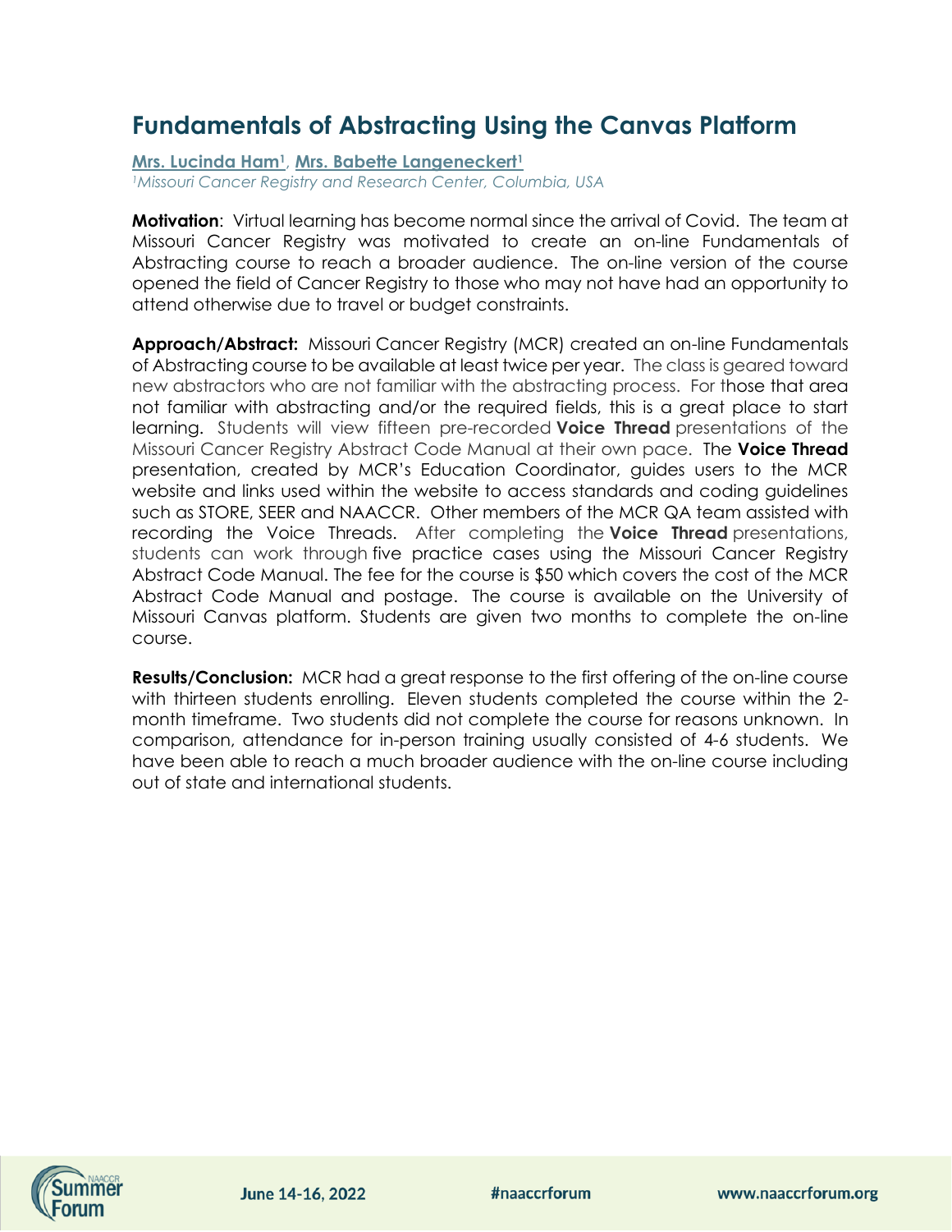# Fundamentals of Abstracting Using the Canvas Platform

**Mrs. Lucinda Ham**[1], **Mrs. Babette Langeneckert**[1]

*[1]Missouri Cancer Registry and Research Center, Columbia, USA*

**Motivation**: Virtual learning has become normal since the arrival of Covid. The team at Missouri Cancer Registry was motivated to create an on-line Fundamentals of Abstracting course to reach a broader audience. The on-line version of the course opened the field of Cancer Registry to those who may not have had an opportunity to attend otherwise due to travel or budget constraints.

**Approach/Abstract:** Missouri Cancer Registry (MCR) created an on-line Fundamentals of Abstracting course to be available at least twice per year. The class is geared toward new abstractors who are not familiar with the abstracting process. For those that area not familiar with abstracting and/or the required fields, this is a great place to start learning. Students will view fifteen pre-recorded **Voice Thread** presentations of the Missouri Cancer Registry Abstract Code Manual at their own pace. The **Voice Thread** presentation, created by MCR's Education Coordinator, guides users to the MCR website and links used within the website to access standards and coding guidelines such as STORE, SEER and NAACCR. Other members of the MCR QA team assisted with recording the Voice Threads. After completing the **Voice Thread** presentations, students can work through five practice cases using the Missouri Cancer Registry Abstract Code Manual. The fee for the course is $50 which covers the cost of the MCR Abstract Code Manual and postage. The course is available on the University of Missouri Canvas platform. Students are given two months to complete the on-line course.

**Results/Conclusion:** MCR had a great response to the first offering of the on-line course with thirteen students enrolling. Eleven students completed the course within the 2-month timeframe. Two students did not complete the course for reasons unknown. In comparison, attendance for in-person training usually consisted of 4-6 students. We have been able to reach a much broader audience with the on-line course including out of state and international students.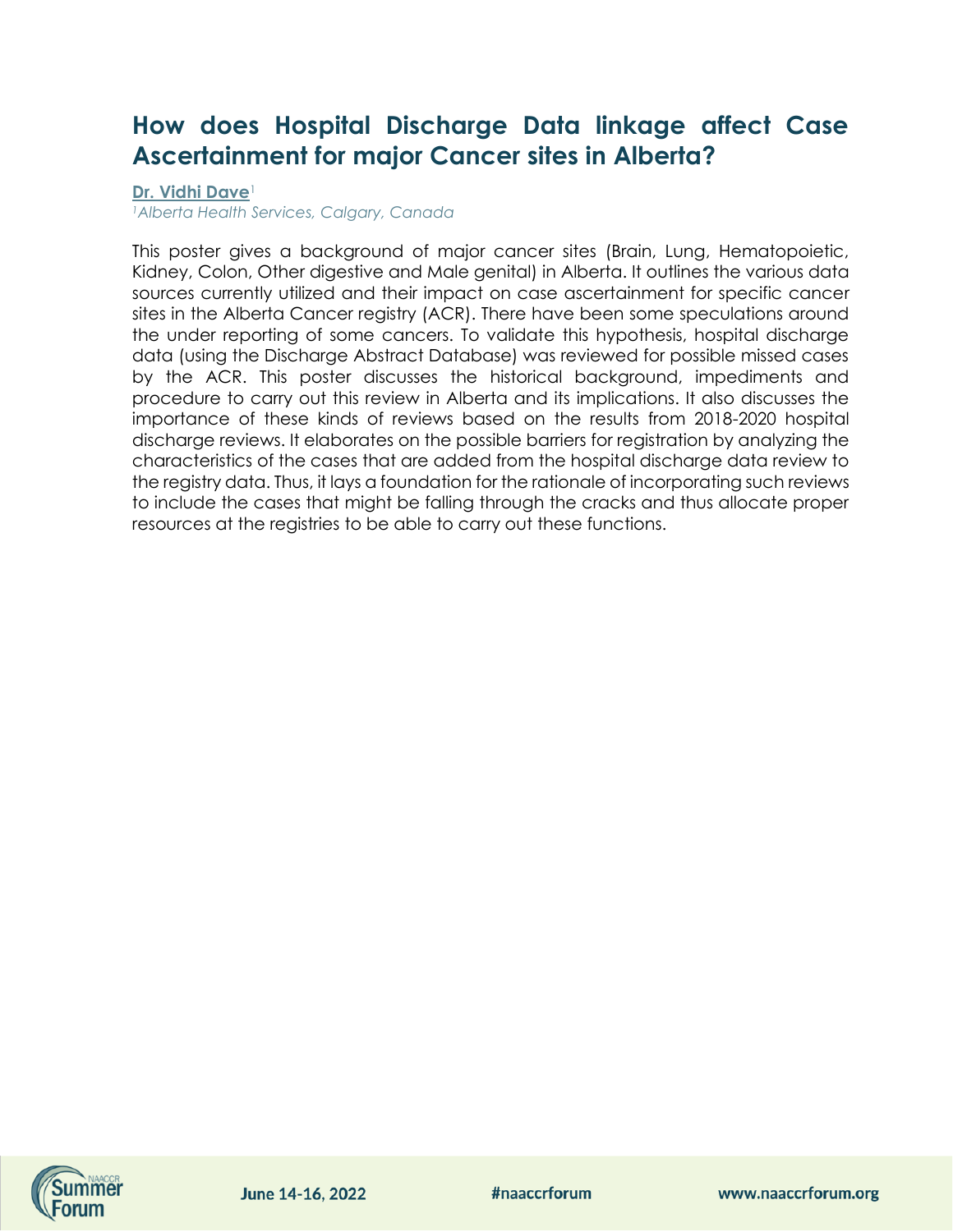# How does Hospital Discharge Data linkage affect Case Ascertainment for major Cancer sites in Alberta?

**Dr. Vidhi Dave**[1]

*[1]Alberta Health Services, Calgary, Canada*

This poster gives a background of major cancer sites (Brain, Lung, Hematopoietic, Kidney, Colon, Other digestive and Male genital) in Alberta. It outlines the various data sources currently utilized and their impact on case ascertainment for specific cancer sites in the Alberta Cancer registry (ACR). There have been some speculations around the under reporting of some cancers. To validate this hypothesis, hospital discharge data (using the Discharge Abstract Database) was reviewed for possible missed cases by the ACR. This poster discusses the historical background, impediments and procedure to carry out this review in Alberta and its implications. It also discusses the importance of these kinds of reviews based on the results from 2018-2020 hospital discharge reviews. It elaborates on the possible barriers for registration by analyzing the characteristics of the cases that are added from the hospital discharge data review to the registry data. Thus, it lays a foundation for the rationale of incorporating such reviews to include the cases that might be falling through the cracks and thus allocate proper resources at the registries to be able to carry out these functions.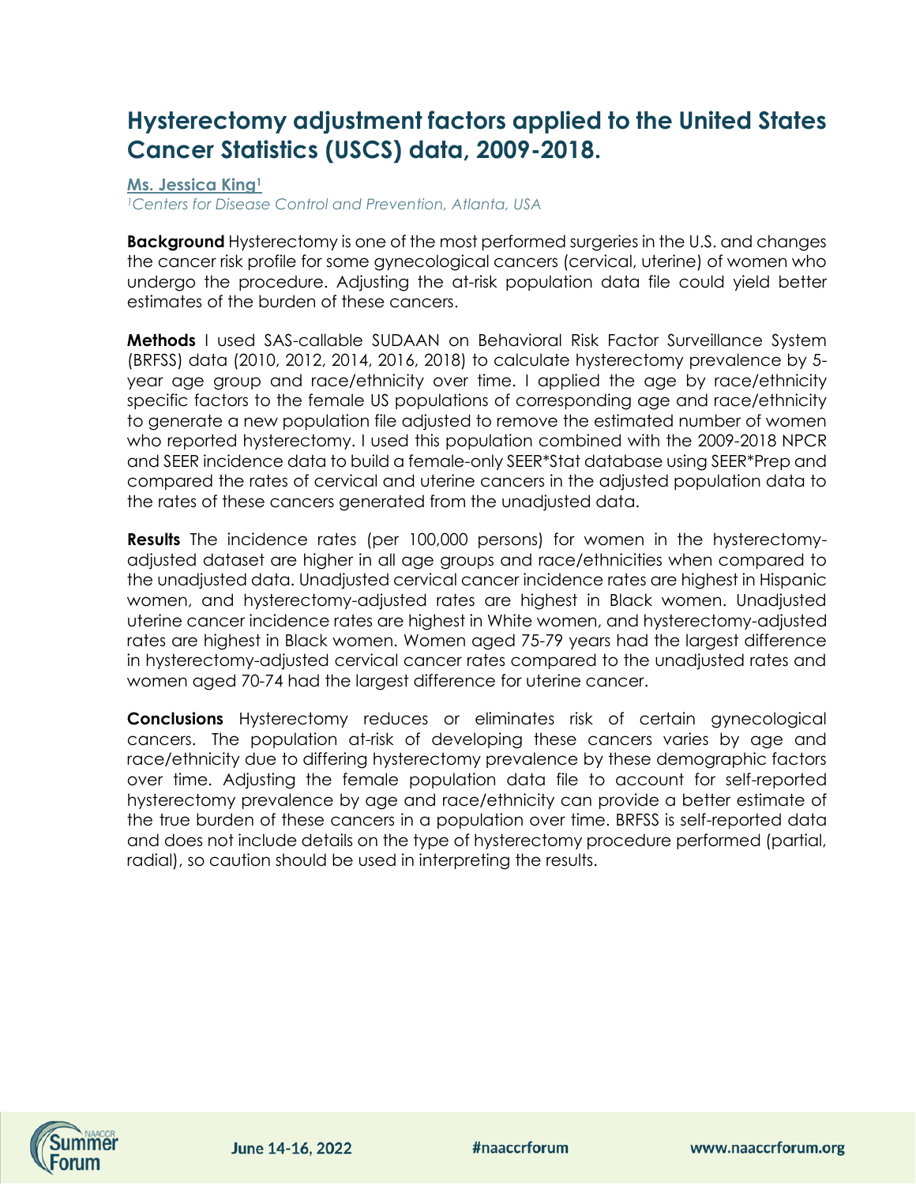# Hysterectomy adjustment factors applied to the United States Cancer Statistics (USCS) data, 2009-2018.

**Ms. Jessica King**[1]

*[1]Centers for Disease Control and Prevention, Atlanta, USA*

**Background** Hysterectomy is one of the most performed surgeries in the U.S. and changes the cancer risk profile for some gynecological cancers (cervical, uterine) of women who undergo the procedure. Adjusting the at-risk population data file could yield better estimates of the burden of these cancers.

**Methods** I used SAS-callable SUDAAN on Behavioral Risk Factor Surveillance System (BRFSS) data (2010, 2012, 2014, 2016, 2018) to calculate hysterectomy prevalence by 5-year age group and race/ethnicity over time. I applied the age by race/ethnicity specific factors to the female US populations of corresponding age and race/ethnicity to generate a new population file adjusted to remove the estimated number of women who reported hysterectomy. I used this population combined with the 2009-2018 NPCR and SEER incidence data to build a female-only SEER*Stat database using SEER*Prep and compared the rates of cervical and uterine cancers in the adjusted population data to the rates of these cancers generated from the unadjusted data.

**Results** The incidence rates (per 100,000 persons) for women in the hysterectomy-adjusted dataset are higher in all age groups and race/ethnicities when compared to the unadjusted data. Unadjusted cervical cancer incidence rates are highest in Hispanic women, and hysterectomy-adjusted rates are highest in Black women. Unadjusted uterine cancer incidence rates are highest in White women, and hysterectomy-adjusted rates are highest in Black women. Women aged 75-79 years had the largest difference in hysterectomy-adjusted cervical cancer rates compared to the unadjusted rates and women aged 70-74 had the largest difference for uterine cancer.

**Conclusions** Hysterectomy reduces or eliminates risk of certain gynecological cancers. The population at-risk of developing these cancers varies by age and race/ethnicity due to differing hysterectomy prevalence by these demographic factors over time. Adjusting the female population data file to account for self-reported hysterectomy prevalence by age and race/ethnicity can provide a better estimate of the true burden of these cancers in a population over time. BRFSS is self-reported data and does not include details on the type of hysterectomy procedure performed (partial, radial), so caution should be used in interpreting the results.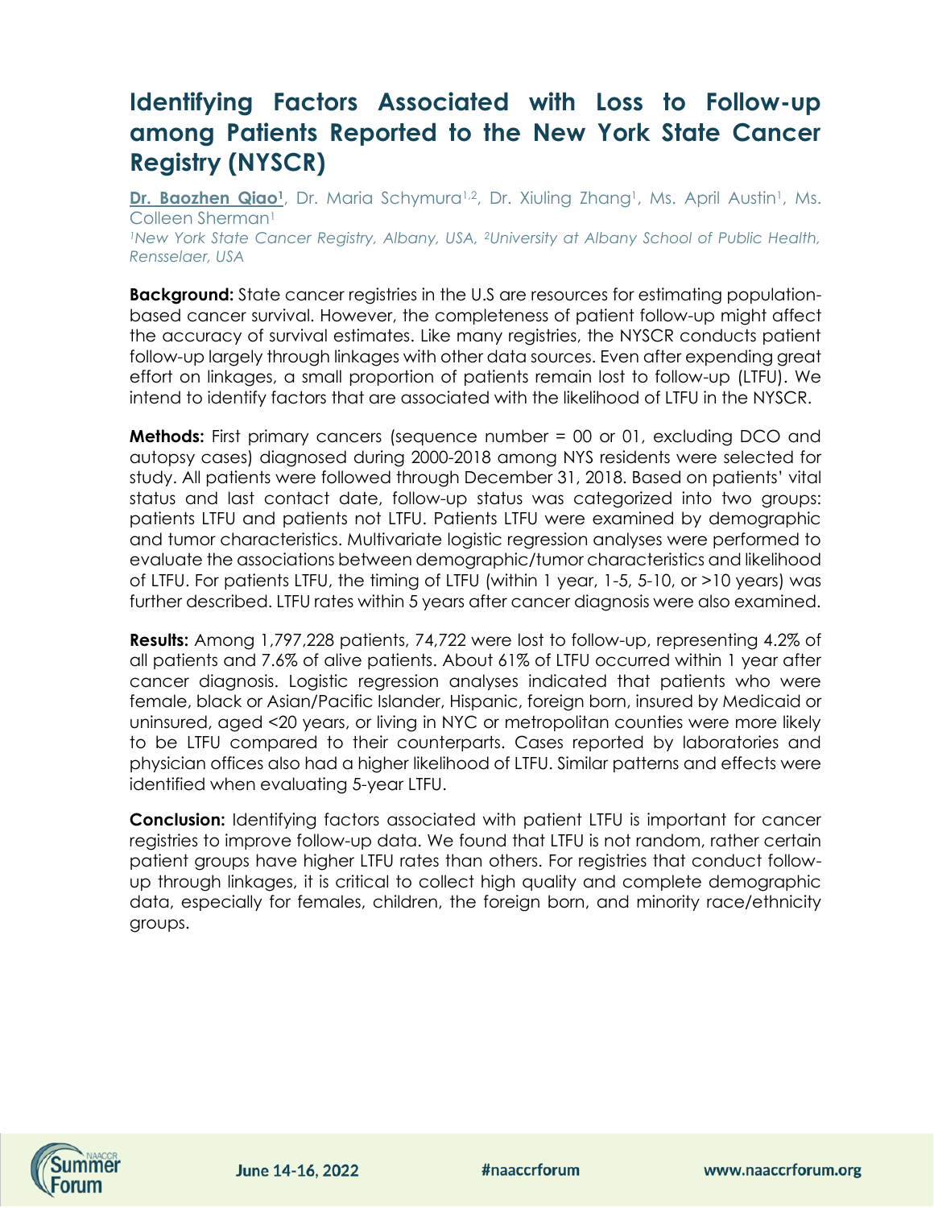# Identifying Factors Associated with Loss to Follow-up among Patients Reported to the New York State Cancer Registry (NYSCR)

**Dr. Baozhen Qiao[1]**, Dr. Maria Schymura[1,2], Dr. Xiuling Zhang[1], Ms. April Austin[1], Ms. Colleen Sherman[1]

*[1]New York State Cancer Registry, Albany, USA, [2]University at Albany School of Public Health, Rensselaer, USA*

**Background:** State cancer registries in the U.S are resources for estimating population-based cancer survival. However, the completeness of patient follow-up might affect the accuracy of survival estimates. Like many registries, the NYSCR conducts patient follow-up largely through linkages with other data sources. Even after expending great effort on linkages, a small proportion of patients remain lost to follow-up (LTFU). We intend to identify factors that are associated with the likelihood of LTFU in the NYSCR.

**Methods:** First primary cancers (sequence number = 00 or 01, excluding DCO and autopsy cases) diagnosed during 2000-2018 among NYS residents were selected for study. All patients were followed through December 31, 2018. Based on patients' vital status and last contact date, follow-up status was categorized into two groups: patients LTFU and patients not LTFU. Patients LTFU were examined by demographic and tumor characteristics. Multivariate logistic regression analyses were performed to evaluate the associations between demographic/tumor characteristics and likelihood of LTFU. For patients LTFU, the timing of LTFU (within 1 year, 1-5, 5-10, or >10 years) was further described. LTFU rates within 5 years after cancer diagnosis were also examined.

**Results:** Among 1,797,228 patients, 74,722 were lost to follow-up, representing 4.2% of all patients and 7.6% of alive patients. About 61% of LTFU occurred within 1 year after cancer diagnosis. Logistic regression analyses indicated that patients who were female, black or Asian/Pacific Islander, Hispanic, foreign born, insured by Medicaid or uninsured, aged <20 years, or living in NYC or metropolitan counties were more likely to be LTFU compared to their counterparts. Cases reported by laboratories and physician offices also had a higher likelihood of LTFU. Similar patterns and effects were identified when evaluating 5-year LTFU.

**Conclusion:** Identifying factors associated with patient LTFU is important for cancer registries to improve follow-up data. We found that LTFU is not random, rather certain patient groups have higher LTFU rates than others. For registries that conduct follow-up through linkages, it is critical to collect high quality and complete demographic data, especially for females, children, the foreign born, and minority race/ethnicity groups.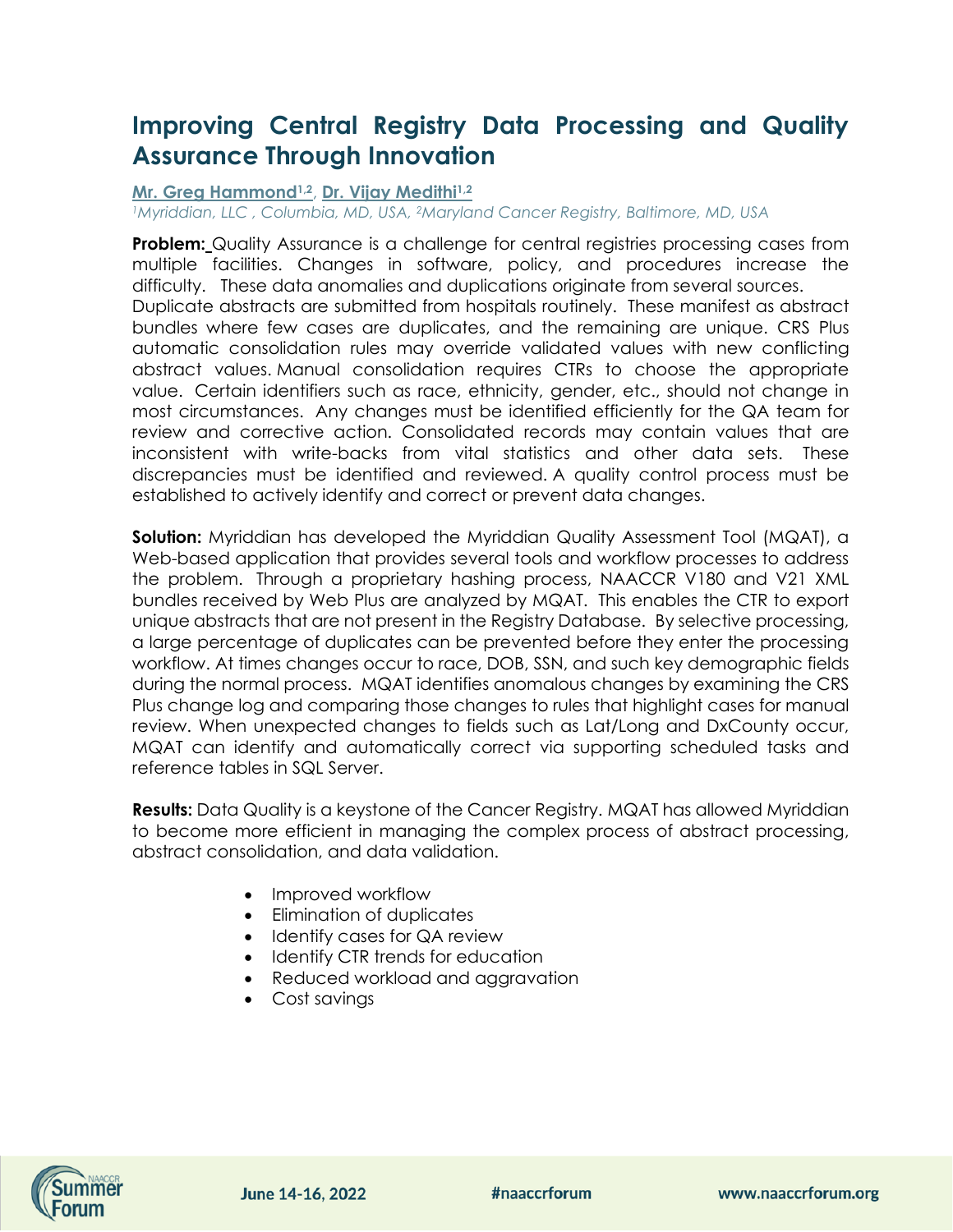# Improving Central Registry Data Processing and Quality Assurance Through Innovation

**Mr. Greg Hammond[1,2], Dr. Vijay Medithi[1,2]**

*[1]Myriddian, LLC , Columbia, MD, USA, [2]Maryland Cancer Registry, Baltimore, MD, USA*

**Problem:** Quality Assurance is a challenge for central registries processing cases from multiple facilities. Changes in software, policy, and procedures increase the difficulty. These data anomalies and duplications originate from several sources. Duplicate abstracts are submitted from hospitals routinely. These manifest as abstract bundles where few cases are duplicates, and the remaining are unique. CRS Plus automatic consolidation rules may override validated values with new conflicting abstract values. Manual consolidation requires CTRs to choose the appropriate value. Certain identifiers such as race, ethnicity, gender, etc., should not change in most circumstances. Any changes must be identified efficiently for the QA team for review and corrective action. Consolidated records may contain values that are inconsistent with write-backs from vital statistics and other data sets. These discrepancies must be identified and reviewed. A quality control process must be established to actively identify and correct or prevent data changes.

**Solution:** Myriddian has developed the Myriddian Quality Assessment Tool (MQAT), a Web-based application that provides several tools and workflow processes to address the problem. Through a proprietary hashing process, NAACCR V180 and V21 XML bundles received by Web Plus are analyzed by MQAT. This enables the CTR to export unique abstracts that are not present in the Registry Database. By selective processing, a large percentage of duplicates can be prevented before they enter the processing workflow. At times changes occur to race, DOB, SSN, and such key demographic fields during the normal process. MQAT identifies anomalous changes by examining the CRS Plus change log and comparing those changes to rules that highlight cases for manual review. When unexpected changes to fields such as Lat/Long and DxCounty occur, MQAT can identify and automatically correct via supporting scheduled tasks and reference tables in SQL Server.

**Results:** Data Quality is a keystone of the Cancer Registry. MQAT has allowed Myriddian to become more efficient in managing the complex process of abstract processing, abstract consolidation, and data validation.

- Improved workflow
- Elimination of duplicates
- Identify cases for QA review
- Identify CTR trends for education
- Reduced workload and aggravation
- Cost savings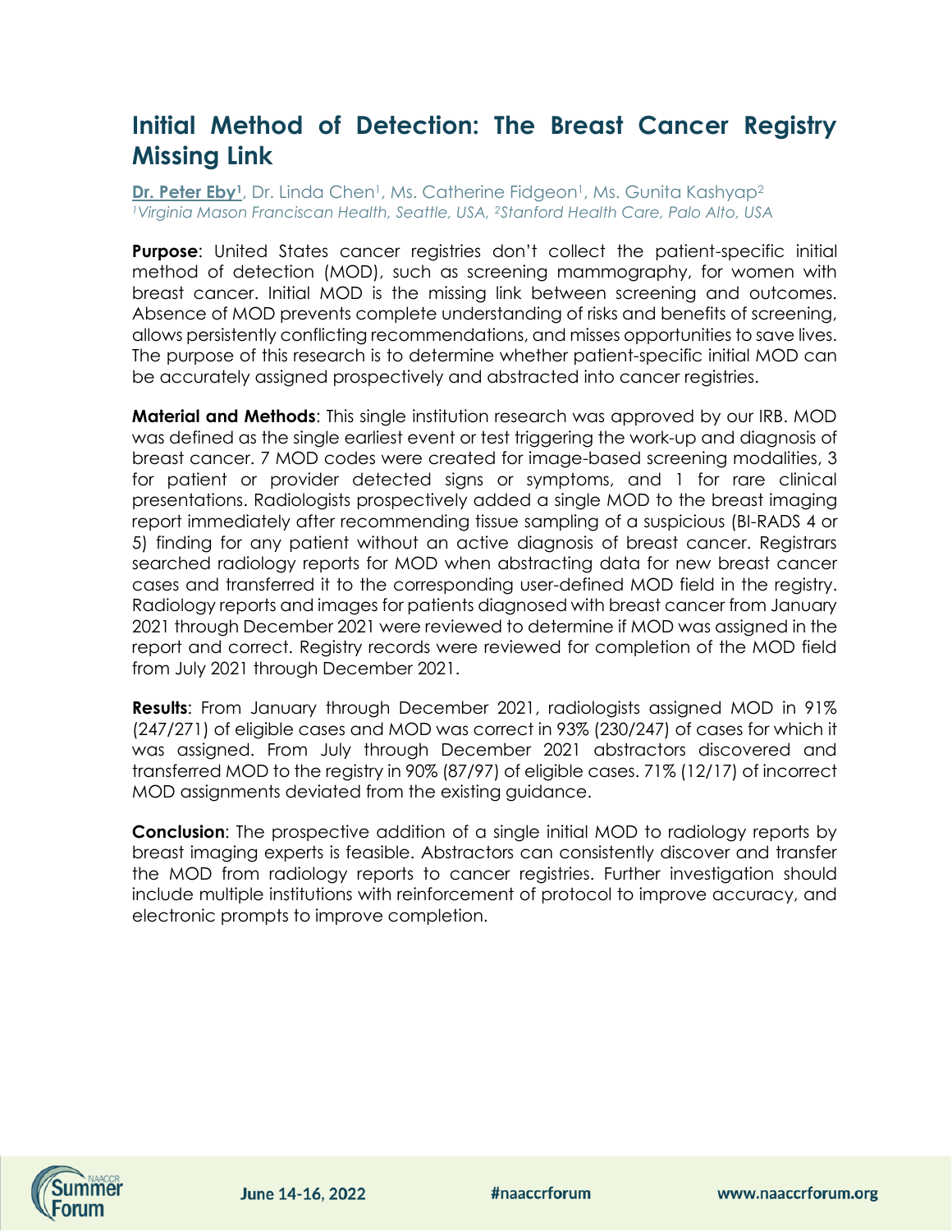# Initial Method of Detection: The Breast Cancer Registry Missing Link

**Dr. Peter Eby[1]**, Dr. Linda Chen[1], Ms. Catherine Fidgeon[1], Ms. Gunita Kashyap[2]
*[1]Virginia Mason Franciscan Health, Seattle, USA, [2]Stanford Health Care, Palo Alto, USA*

**Purpose**: United States cancer registries don't collect the patient-specific initial method of detection (MOD), such as screening mammography, for women with breast cancer. Initial MOD is the missing link between screening and outcomes. Absence of MOD prevents complete understanding of risks and benefits of screening, allows persistently conflicting recommendations, and misses opportunities to save lives. The purpose of this research is to determine whether patient-specific initial MOD can be accurately assigned prospectively and abstracted into cancer registries.

**Material and Methods**: This single institution research was approved by our IRB. MOD was defined as the single earliest event or test triggering the work-up and diagnosis of breast cancer. 7 MOD codes were created for image-based screening modalities, 3 for patient or provider detected signs or symptoms, and 1 for rare clinical presentations. Radiologists prospectively added a single MOD to the breast imaging report immediately after recommending tissue sampling of a suspicious (BI-RADS 4 or 5) finding for any patient without an active diagnosis of breast cancer. Registrars searched radiology reports for MOD when abstracting data for new breast cancer cases and transferred it to the corresponding user-defined MOD field in the registry. Radiology reports and images for patients diagnosed with breast cancer from January 2021 through December 2021 were reviewed to determine if MOD was assigned in the report and correct. Registry records were reviewed for completion of the MOD field from July 2021 through December 2021.

**Results**: From January through December 2021, radiologists assigned MOD in 91% (247/271) of eligible cases and MOD was correct in 93% (230/247) of cases for which it was assigned. From July through December 2021 abstractors discovered and transferred MOD to the registry in 90% (87/97) of eligible cases. 71% (12/17) of incorrect MOD assignments deviated from the existing guidance.

**Conclusion**: The prospective addition of a single initial MOD to radiology reports by breast imaging experts is feasible. Abstractors can consistently discover and transfer the MOD from radiology reports to cancer registries. Further investigation should include multiple institutions with reinforcement of protocol to improve accuracy, and electronic prompts to improve completion.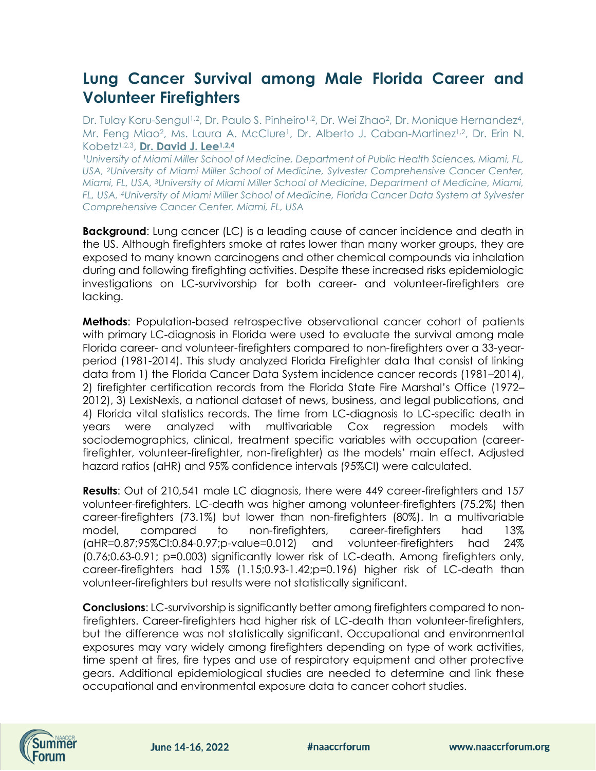# Lung Cancer Survival among Male Florida Career and Volunteer Firefighters

Dr. Tulay Koru-Sengul[1,2], Dr. Paulo S. Pinheiro[1,2], Dr. Wei Zhao[2], Dr. Monique Hernandez[4], Mr. Feng Miao[2], Ms. Laura A. McClure[1], Dr. Alberto J. Caban-Martinez[1,2], Dr. Erin N. Kobetz[1,2,3], **Dr. David J. Lee[1,2,4]**

*[1]University of Miami Miller School of Medicine, Department of Public Health Sciences, Miami, FL, USA, [2]University of Miami Miller School of Medicine, Sylvester Comprehensive Cancer Center, Miami, FL, USA, [3]University of Miami Miller School of Medicine, Department of Medicine, Miami, FL, USA, [4]University of Miami Miller School of Medicine, Florida Cancer Data System at Sylvester Comprehensive Cancer Center, Miami, FL, USA*

**Background**: Lung cancer (LC) is a leading cause of cancer incidence and death in the US. Although firefighters smoke at rates lower than many worker groups, they are exposed to many known carcinogens and other chemical compounds via inhalation during and following firefighting activities. Despite these increased risks epidemiologic investigations on LC-survivorship for both career- and volunteer-firefighters are lacking.

**Methods**: Population-based retrospective observational cancer cohort of patients with primary LC-diagnosis in Florida were used to evaluate the survival among male Florida career- and volunteer-firefighters compared to non-firefighters over a 33-year-period (1981-2014). This study analyzed Florida Firefighter data that consist of linking data from 1) the Florida Cancer Data System incidence cancer records (1981–2014), 2) firefighter certification records from the Florida State Fire Marshal's Office (1972–2012), 3) LexisNexis, a national dataset of news, business, and legal publications, and 4) Florida vital statistics records. The time from LC-diagnosis to LC-specific death in years were analyzed with multivariable Cox regression models with sociodemographics, clinical, treatment specific variables with occupation (career-firefighter, volunteer-firefighter, non-firefighter) as the models' main effect. Adjusted hazard ratios (aHR) and 95% confidence intervals (95%CI) were calculated.

**Results**: Out of 210,541 male LC diagnosis, there were 449 career-firefighters and 157 volunteer-firefighters. LC-death was higher among volunteer-firefighters (75.2%) then career-firefighters (73.1%) but lower than non-firefighters (80%). In a multivariable model, compared to non-firefighters, career-firefighters had 13% (aHR=0.87;95%CI:0.84-0.97;p-value=0.012) and volunteer-firefighters had 24% (0.76;0.63-0.91; p=0.003) significantly lower risk of LC-death. Among firefighters only, career-firefighters had 15% (1.15;0.93-1.42;p=0.196) higher risk of LC-death than volunteer-firefighters but results were not statistically significant.

**Conclusions**: LC-survivorship is significantly better among firefighters compared to non-firefighters. Career-firefighters had higher risk of LC-death than volunteer-firefighters, but the difference was not statistically significant. Occupational and environmental exposures may vary widely among firefighters depending on type of work activities, time spent at fires, fire types and use of respiratory equipment and other protective gears. Additional epidemiological studies are needed to determine and link these occupational and environmental exposure data to cancer cohort studies.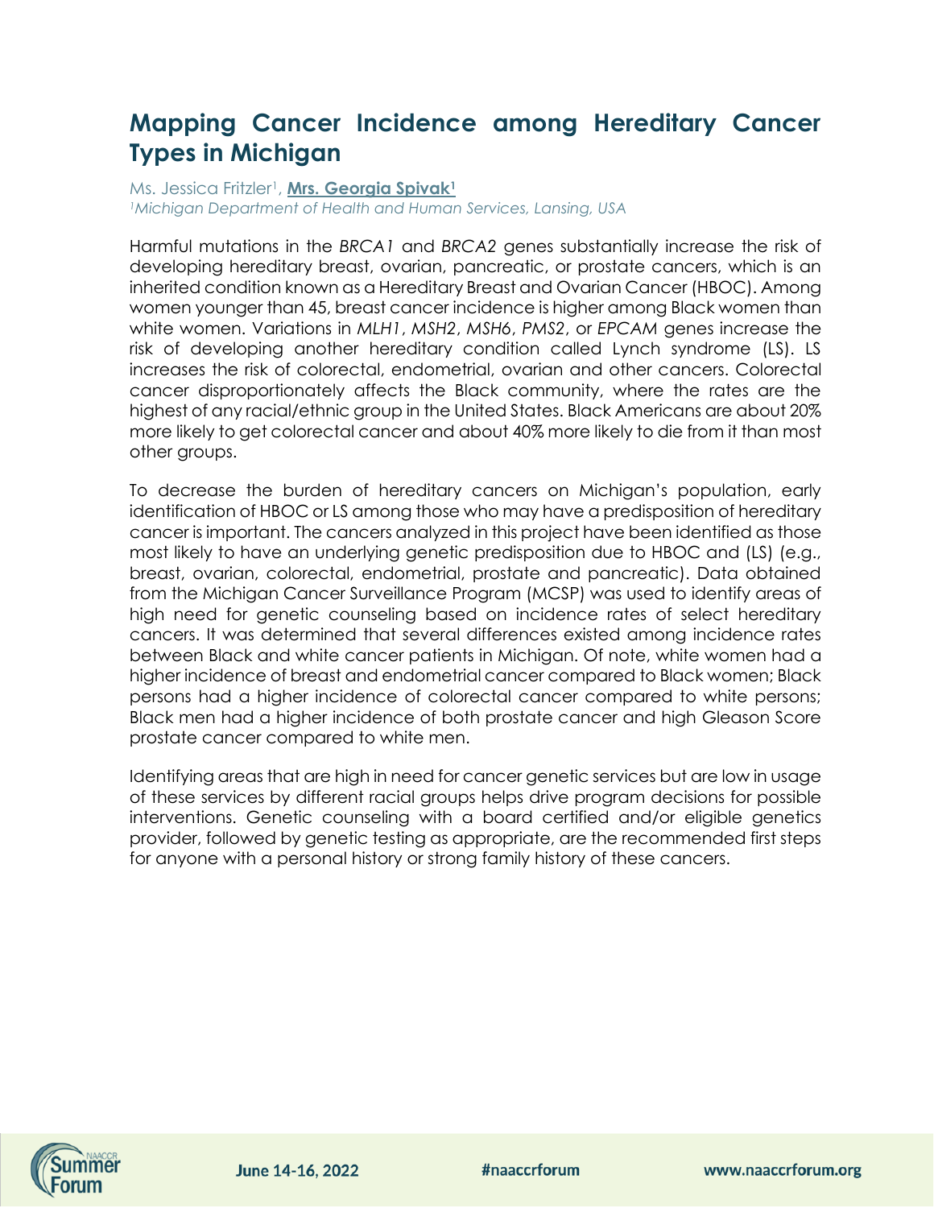# Mapping Cancer Incidence among Hereditary Cancer Types in Michigan

Ms. Jessica Fritzler[1], **Mrs. Georgia Spivak[1]**

*[1]Michigan Department of Health and Human Services, Lansing, USA*

Harmful mutations in the *BRCA1* and *BRCA2* genes substantially increase the risk of developing hereditary breast, ovarian, pancreatic, or prostate cancers, which is an inherited condition known as a Hereditary Breast and Ovarian Cancer (HBOC). Among women younger than 45, breast cancer incidence is higher among Black women than white women. Variations in *MLH1*, *MSH2*, *MSH6*, *PMS2*, or *EPCAM* genes increase the risk of developing another hereditary condition called Lynch syndrome (LS). LS increases the risk of colorectal, endometrial, ovarian and other cancers. Colorectal cancer disproportionately affects the Black community, where the rates are the highest of any racial/ethnic group in the United States. Black Americans are about 20% more likely to get colorectal cancer and about 40% more likely to die from it than most other groups.

To decrease the burden of hereditary cancers on Michigan's population, early identification of HBOC or LS among those who may have a predisposition of hereditary cancer is important. The cancers analyzed in this project have been identified as those most likely to have an underlying genetic predisposition due to HBOC and (LS) (e.g., breast, ovarian, colorectal, endometrial, prostate and pancreatic). Data obtained from the Michigan Cancer Surveillance Program (MCSP) was used to identify areas of high need for genetic counseling based on incidence rates of select hereditary cancers. It was determined that several differences existed among incidence rates between Black and white cancer patients in Michigan. Of note, white women had a higher incidence of breast and endometrial cancer compared to Black women; Black persons had a higher incidence of colorectal cancer compared to white persons; Black men had a higher incidence of both prostate cancer and high Gleason Score prostate cancer compared to white men.

Identifying areas that are high in need for cancer genetic services but are low in usage of these services by different racial groups helps drive program decisions for possible interventions. Genetic counseling with a board certified and/or eligible genetics provider, followed by genetic testing as appropriate, are the recommended first steps for anyone with a personal history or strong family history of these cancers.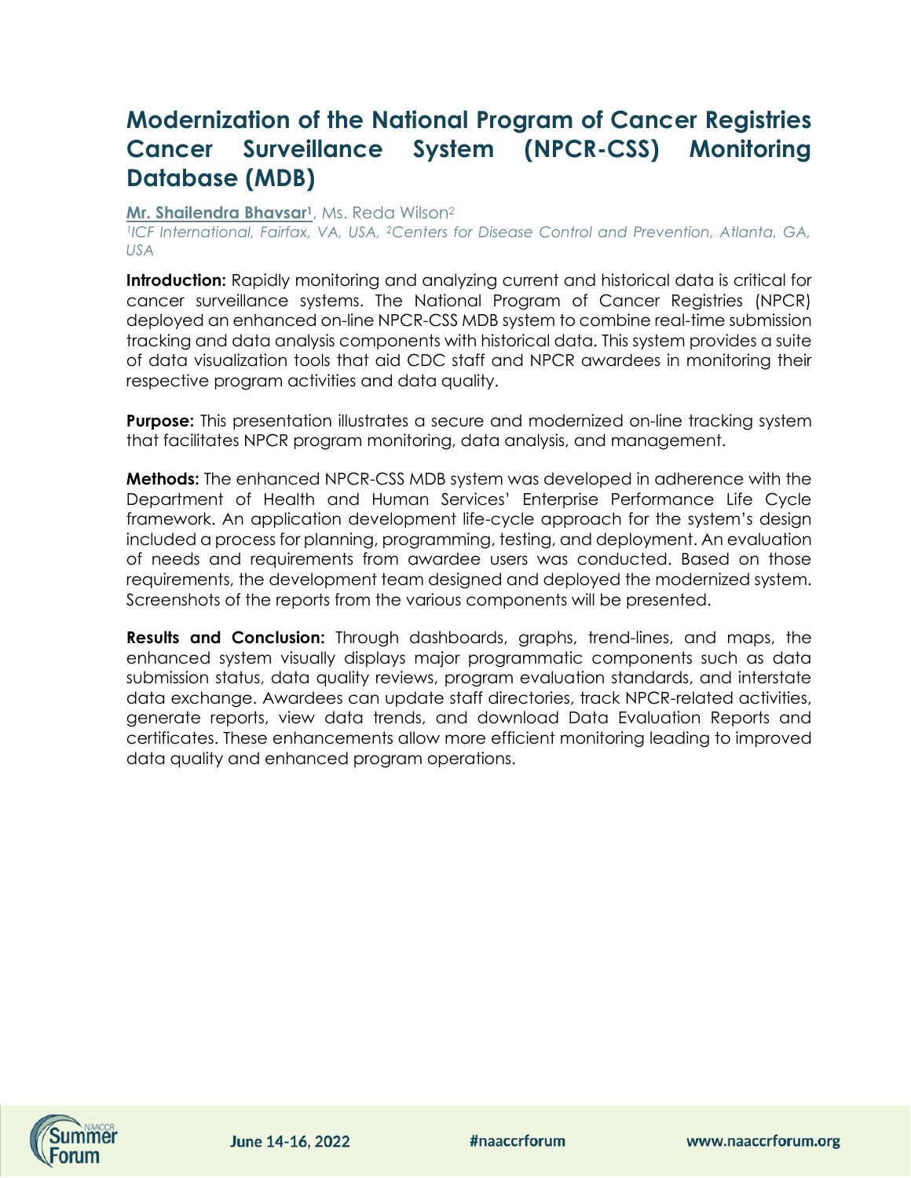# Modernization of the National Program of Cancer Registries Cancer Surveillance System (NPCR-CSS) Monitoring Database (MDB)

**Mr. Shailendra Bhavsar**[1], Ms. Reda Wilson[2]

*[1]ICF International, Fairfax, VA, USA, [2]Centers for Disease Control and Prevention, Atlanta, GA, USA*

**Introduction:** Rapidly monitoring and analyzing current and historical data is critical for cancer surveillance systems. The National Program of Cancer Registries (NPCR) deployed an enhanced on-line NPCR-CSS MDB system to combine real-time submission tracking and data analysis components with historical data. This system provides a suite of data visualization tools that aid CDC staff and NPCR awardees in monitoring their respective program activities and data quality.

**Purpose:** This presentation illustrates a secure and modernized on-line tracking system that facilitates NPCR program monitoring, data analysis, and management.

**Methods:** The enhanced NPCR-CSS MDB system was developed in adherence with the Department of Health and Human Services' Enterprise Performance Life Cycle framework. An application development life-cycle approach for the system's design included a process for planning, programming, testing, and deployment. An evaluation of needs and requirements from awardee users was conducted. Based on those requirements, the development team designed and deployed the modernized system. Screenshots of the reports from the various components will be presented.

**Results and Conclusion:** Through dashboards, graphs, trend-lines, and maps, the enhanced system visually displays major programmatic components such as data submission status, data quality reviews, program evaluation standards, and interstate data exchange. Awardees can update staff directories, track NPCR-related activities, generate reports, view data trends, and download Data Evaluation Reports and certificates. These enhancements allow more efficient monitoring leading to improved data quality and enhanced program operations.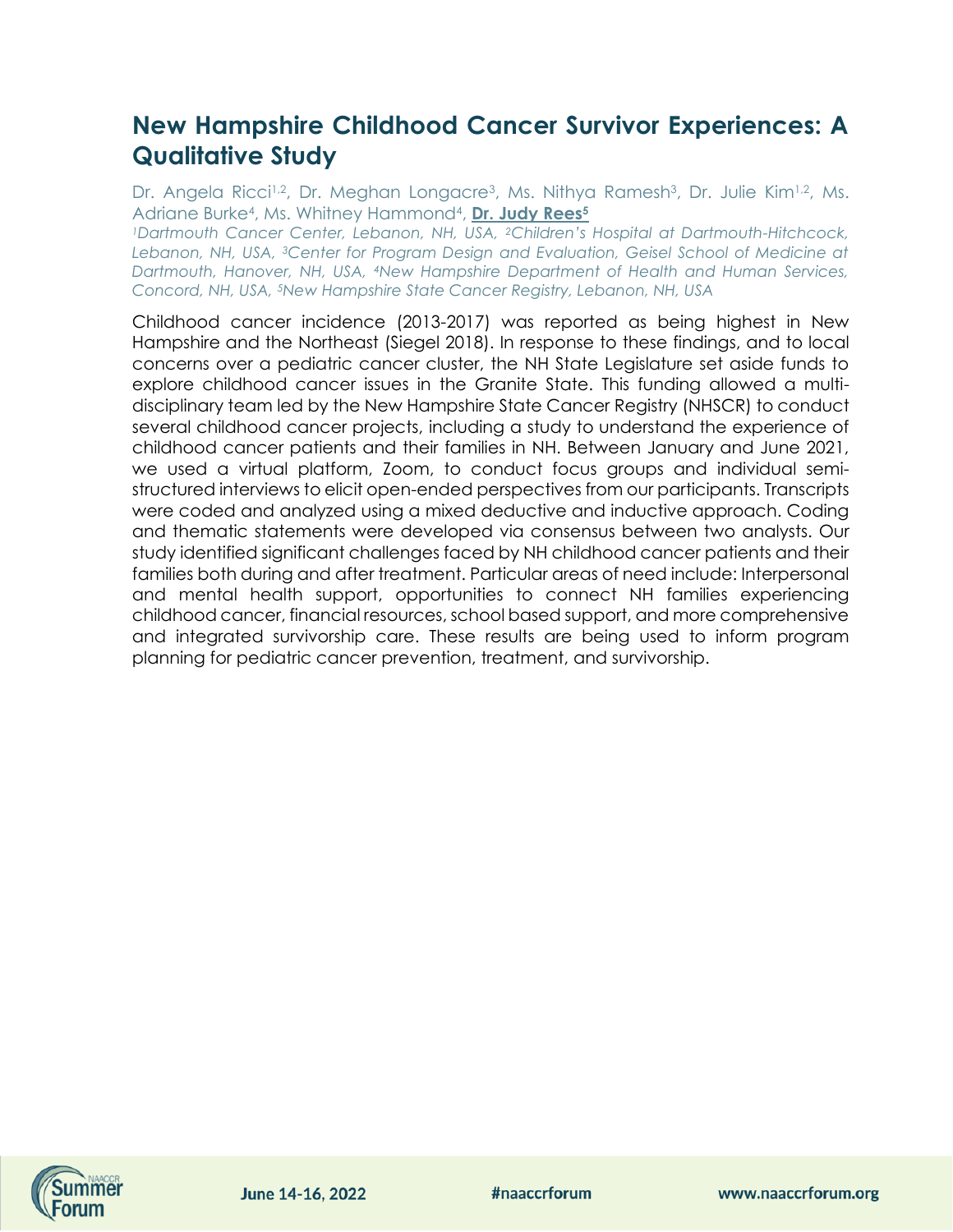# New Hampshire Childhood Cancer Survivor Experiences: A Qualitative Study

Dr. Angela Ricci[1,2], Dr. Meghan Longacre[3], Ms. Nithya Ramesh[3], Dr. Julie Kim[1,2], Ms. Adriane Burke[4], Ms. Whitney Hammond[4], **Dr. Judy Rees[5]**

*[1]Dartmouth Cancer Center, Lebanon, NH, USA, [2]Children's Hospital at Dartmouth-Hitchcock, Lebanon, NH, USA, [3]Center for Program Design and Evaluation, Geisel School of Medicine at Dartmouth, Hanover, NH, USA, [4]New Hampshire Department of Health and Human Services, Concord, NH, USA, [5]New Hampshire State Cancer Registry, Lebanon, NH, USA*

Childhood cancer incidence (2013-2017) was reported as being highest in New Hampshire and the Northeast (Siegel 2018). In response to these findings, and to local concerns over a pediatric cancer cluster, the NH State Legislature set aside funds to explore childhood cancer issues in the Granite State. This funding allowed a multi-disciplinary team led by the New Hampshire State Cancer Registry (NHSCR) to conduct several childhood cancer projects, including a study to understand the experience of childhood cancer patients and their families in NH. Between January and June 2021, we used a virtual platform, Zoom, to conduct focus groups and individual semi-structured interviews to elicit open-ended perspectives from our participants. Transcripts were coded and analyzed using a mixed deductive and inductive approach. Coding and thematic statements were developed via consensus between two analysts. Our study identified significant challenges faced by NH childhood cancer patients and their families both during and after treatment. Particular areas of need include: Interpersonal and mental health support, opportunities to connect NH families experiencing childhood cancer, financial resources, school based support, and more comprehensive and integrated survivorship care. These results are being used to inform program planning for pediatric cancer prevention, treatment, and survivorship.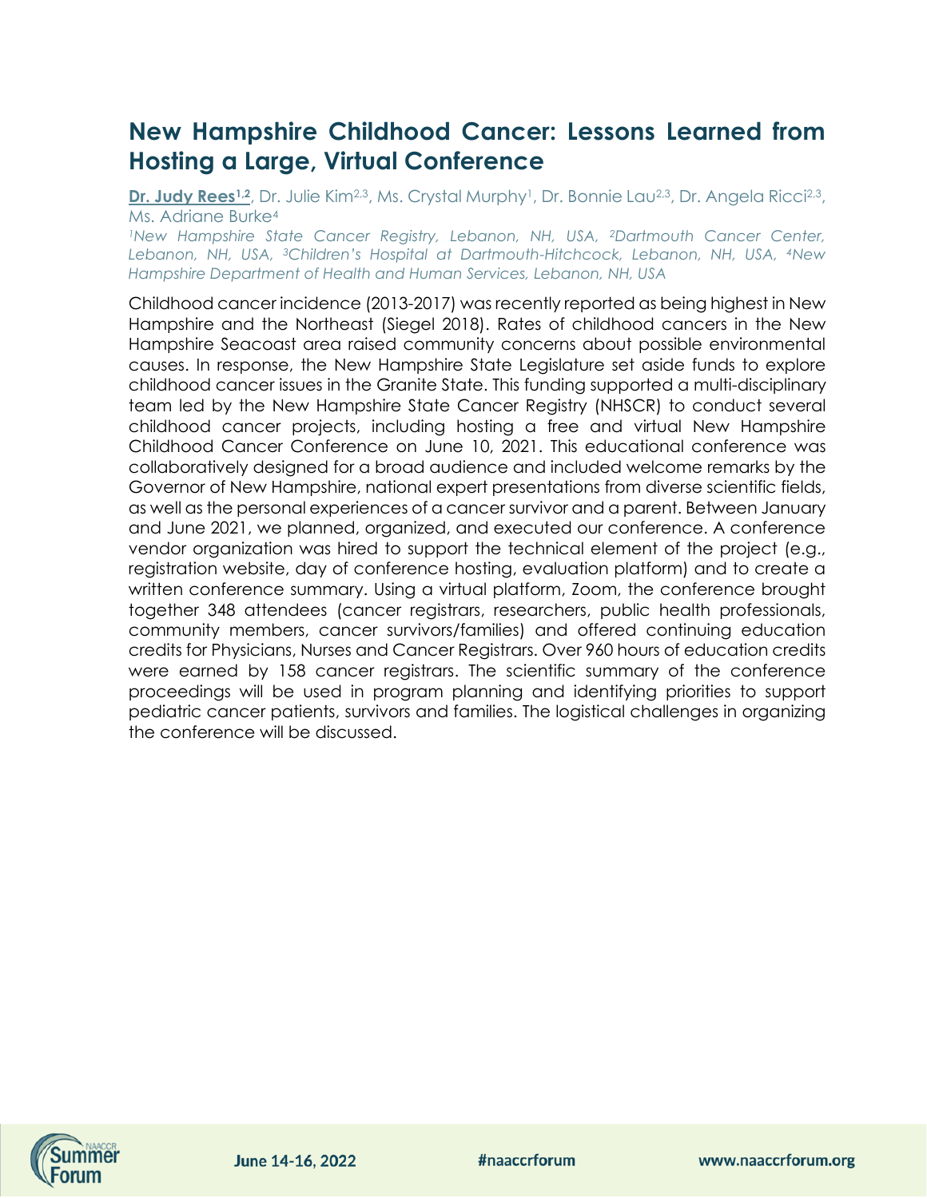# New Hampshire Childhood Cancer: Lessons Learned from Hosting a Large, Virtual Conference

**Dr. Judy Rees[1,2]**, Dr. Julie Kim[2,3], Ms. Crystal Murphy[1], Dr. Bonnie Lau[2,3], Dr. Angela Ricci[2,3], Ms. Adriane Burke[4]

*[1]New Hampshire State Cancer Registry, Lebanon, NH, USA, [2]Dartmouth Cancer Center, Lebanon, NH, USA, [3]Children's Hospital at Dartmouth-Hitchcock, Lebanon, NH, USA, [4]New Hampshire Department of Health and Human Services, Lebanon, NH, USA*

Childhood cancer incidence (2013-2017) was recently reported as being highest in New Hampshire and the Northeast (Siegel 2018). Rates of childhood cancers in the New Hampshire Seacoast area raised community concerns about possible environmental causes. In response, the New Hampshire State Legislature set aside funds to explore childhood cancer issues in the Granite State. This funding supported a multi-disciplinary team led by the New Hampshire State Cancer Registry (NHSCR) to conduct several childhood cancer projects, including hosting a free and virtual New Hampshire Childhood Cancer Conference on June 10, 2021. This educational conference was collaboratively designed for a broad audience and included welcome remarks by the Governor of New Hampshire, national expert presentations from diverse scientific fields, as well as the personal experiences of a cancer survivor and a parent. Between January and June 2021, we planned, organized, and executed our conference. A conference vendor organization was hired to support the technical element of the project (e.g., registration website, day of conference hosting, evaluation platform) and to create a written conference summary. Using a virtual platform, Zoom, the conference brought together 348 attendees (cancer registrars, researchers, public health professionals, community members, cancer survivors/families) and offered continuing education credits for Physicians, Nurses and Cancer Registrars. Over 960 hours of education credits were earned by 158 cancer registrars. The scientific summary of the conference proceedings will be used in program planning and identifying priorities to support pediatric cancer patients, survivors and families. The logistical challenges in organizing the conference will be discussed.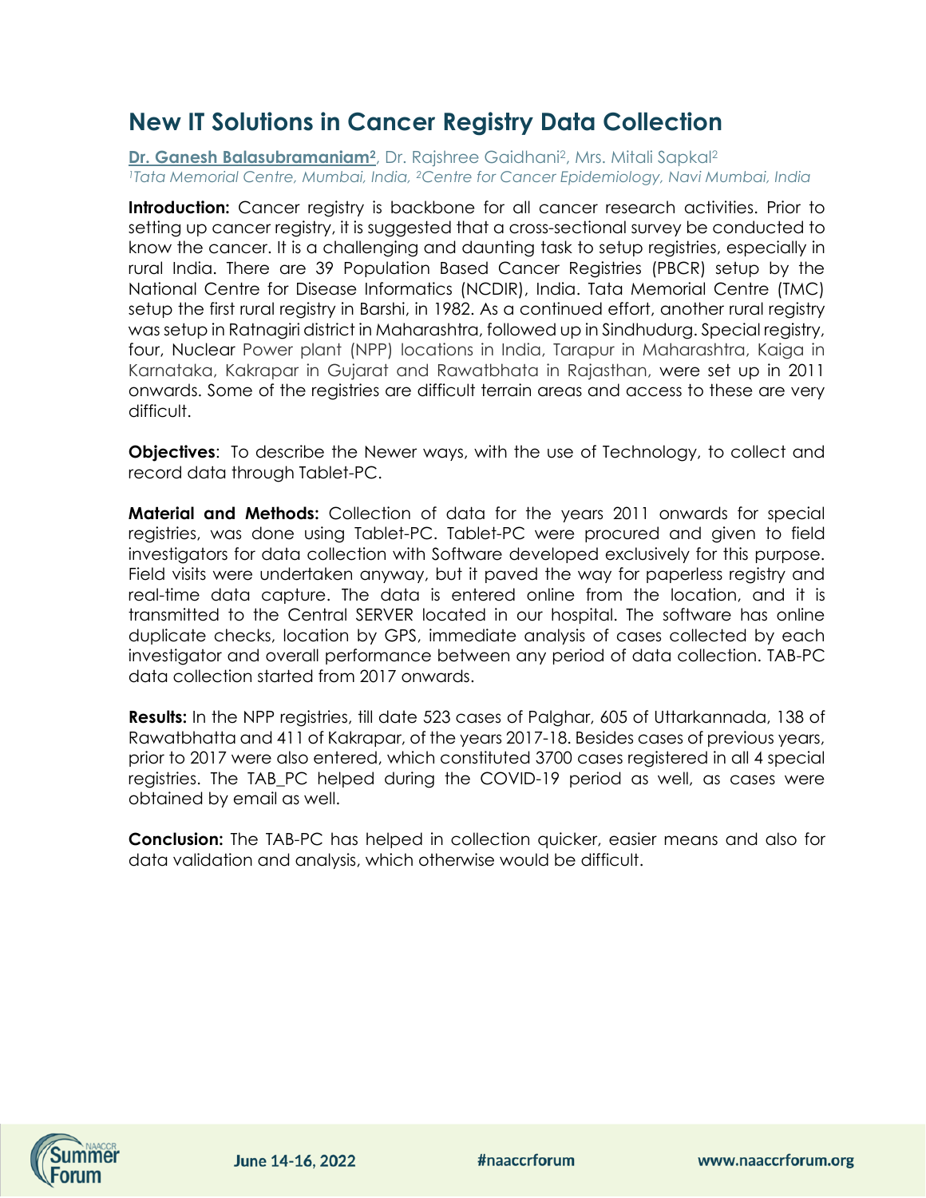## New IT Solutions in Cancer Registry Data Collection

**Dr. Ganesh Balasubramaniam[2]**, Dr. Rajshree Gaidhani[2], Mrs. Mitali Sapkal[2]
*[1]Tata Memorial Centre, Mumbai, India, [2]Centre for Cancer Epidemiology, Navi Mumbai, India*

**Introduction:** Cancer registry is backbone for all cancer research activities. Prior to setting up cancer registry, it is suggested that a cross-sectional survey be conducted to know the cancer. It is a challenging and daunting task to setup registries, especially in rural India. There are 39 Population Based Cancer Registries (PBCR) setup by the National Centre for Disease Informatics (NCDIR), India. Tata Memorial Centre (TMC) setup the first rural registry in Barshi, in 1982. As a continued effort, another rural registry was setup in Ratnagiri district in Maharashtra, followed up in Sindhudurg. Special registry, four, Nuclear Power plant (NPP) locations in India, Tarapur in Maharashtra, Kaiga in Karnataka, Kakrapar in Gujarat and Rawatbhata in Rajasthan, were set up in 2011 onwards. Some of the registries are difficult terrain areas and access to these are very difficult.

**Objectives**: To describe the Newer ways, with the use of Technology, to collect and record data through Tablet-PC.

**Material and Methods:** Collection of data for the years 2011 onwards for special registries, was done using Tablet-PC. Tablet-PC were procured and given to field investigators for data collection with Software developed exclusively for this purpose. Field visits were undertaken anyway, but it paved the way for paperless registry and real-time data capture. The data is entered online from the location, and it is transmitted to the Central SERVER located in our hospital. The software has online duplicate checks, location by GPS, immediate analysis of cases collected by each investigator and overall performance between any period of data collection. TAB-PC data collection started from 2017 onwards.

**Results:** In the NPP registries, till date 523 cases of Palghar, 605 of Uttarkannada, 138 of Rawatbhatta and 411 of Kakrapar, of the years 2017-18. Besides cases of previous years, prior to 2017 were also entered, which constituted 3700 cases registered in all 4 special registries. The TAB_PC helped during the COVID-19 period as well, as cases were obtained by email as well.

**Conclusion:** The TAB-PC has helped in collection quicker, easier means and also for data validation and analysis, which otherwise would be difficult.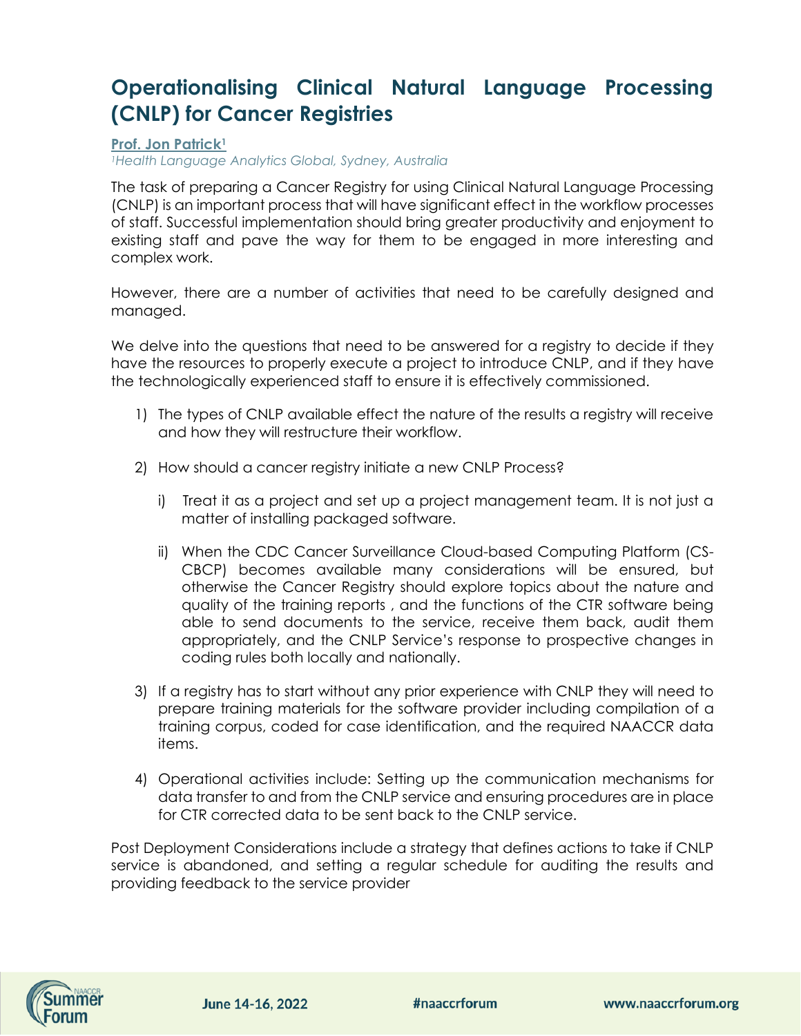# Operationalising Clinical Natural Language Processing (CNLP) for Cancer Registries

**Prof. Jon Patrick[1]**

*[1]Health Language Analytics Global, Sydney, Australia*

The task of preparing a Cancer Registry for using Clinical Natural Language Processing (CNLP) is an important process that will have significant effect in the workflow processes of staff. Successful implementation should bring greater productivity and enjoyment to existing staff and pave the way for them to be engaged in more interesting and complex work.

However, there are a number of activities that need to be carefully designed and managed.

We delve into the questions that need to be answered for a registry to decide if they have the resources to properly execute a project to introduce CNLP, and if they have the technologically experienced staff to ensure it is effectively commissioned.

1) The types of CNLP available effect the nature of the results a registry will receive and how they will restructure their workflow.

2) How should a cancer registry initiate a new CNLP Process?

   i) Treat it as a project and set up a project management team. It is not just a matter of installing packaged software.

   ii) When the CDC Cancer Surveillance Cloud-based Computing Platform (CS-CBCP) becomes available many considerations will be ensured, but otherwise the Cancer Registry should explore topics about the nature and quality of the training reports , and the functions of the CTR software being able to send documents to the service, receive them back, audit them appropriately, and the CNLP Service's response to prospective changes in coding rules both locally and nationally.

3) If a registry has to start without any prior experience with CNLP they will need to prepare training materials for the software provider including compilation of a training corpus, coded for case identification, and the required NAACCR data items.

4) Operational activities include: Setting up the communication mechanisms for data transfer to and from the CNLP service and ensuring procedures are in place for CTR corrected data to be sent back to the CNLP service.

Post Deployment Considerations include a strategy that defines actions to take if CNLP service is abandoned, and setting a regular schedule for auditing the results and providing feedback to the service provider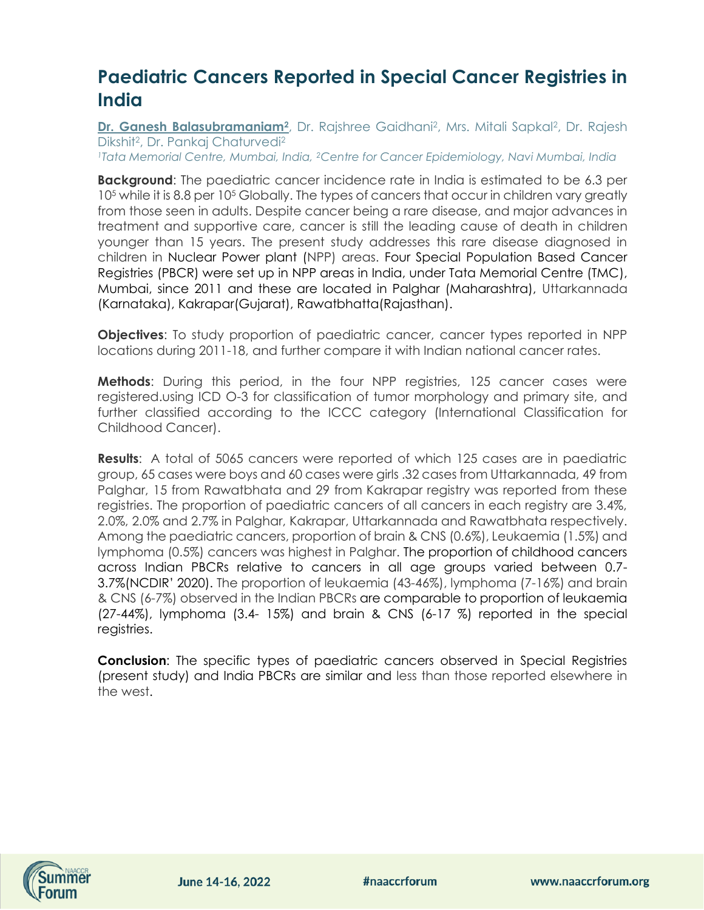# Paediatric Cancers Reported in Special Cancer Registries in India

**Dr. Ganesh Balasubramaniam[2]**, Dr. Rajshree Gaidhani[2], Mrs. Mitali Sapkal[2], Dr. Rajesh Dikshit[2], Dr. Pankaj Chaturvedi[2]

*[1]Tata Memorial Centre, Mumbai, India, [2]Centre for Cancer Epidemiology, Navi Mumbai, India*

**Background**: The paediatric cancer incidence rate in India is estimated to be 6.3 per $10^5$ while it is 8.8 per $10^5$ Globally. The types of cancers that occur in children vary greatly from those seen in adults. Despite cancer being a rare disease, and major advances in treatment and supportive care, cancer is still the leading cause of death in children younger than 15 years. The present study addresses this rare disease diagnosed in children in Nuclear Power plant (NPP) areas. Four Special Population Based Cancer Registries (PBCR) were set up in NPP areas in India, under Tata Memorial Centre (TMC), Mumbai, since 2011 and these are located in Palghar (Maharashtra), Uttarkannada (Karnataka), Kakrapar(Gujarat), Rawatbhatta(Rajasthan).

**Objectives**: To study proportion of paediatric cancer, cancer types reported in NPP locations during 2011-18, and further compare it with Indian national cancer rates.

**Methods**: During this period, in the four NPP registries, 125 cancer cases were registered.using ICD O-3 for classification of tumor morphology and primary site, and further classified according to the ICCC category (International Classification for Childhood Cancer).

**Results**: A total of 5065 cancers were reported of which 125 cases are in paediatric group, 65 cases were boys and 60 cases were girls .32 cases from Uttarkannada, 49 from Palghar, 15 from Rawatbhata and 29 from Kakrapar registry was reported from these registries. The proportion of paediatric cancers of all cancers in each registry are 3.4%, 2.0%, 2.0% and 2.7% in Palghar, Kakrapar, Uttarkannada and Rawatbhata respectively. Among the paediatric cancers, proportion of brain & CNS (0.6%), Leukaemia (1.5%) and lymphoma (0.5%) cancers was highest in Palghar. The proportion of childhood cancers across Indian PBCRs relative to cancers in all age groups varied between 0.7-3.7%(NCDIR' 2020). The proportion of leukaemia (43-46%), lymphoma (7-16%) and brain & CNS (6-7%) observed in the Indian PBCRs are comparable to proportion of leukaemia (27-44%), lymphoma (3.4- 15%) and brain & CNS (6-17 %) reported in the special registries.

**Conclusion**: The specific types of paediatric cancers observed in Special Registries (present study) and India PBCRs are similar and less than those reported elsewhere in the west.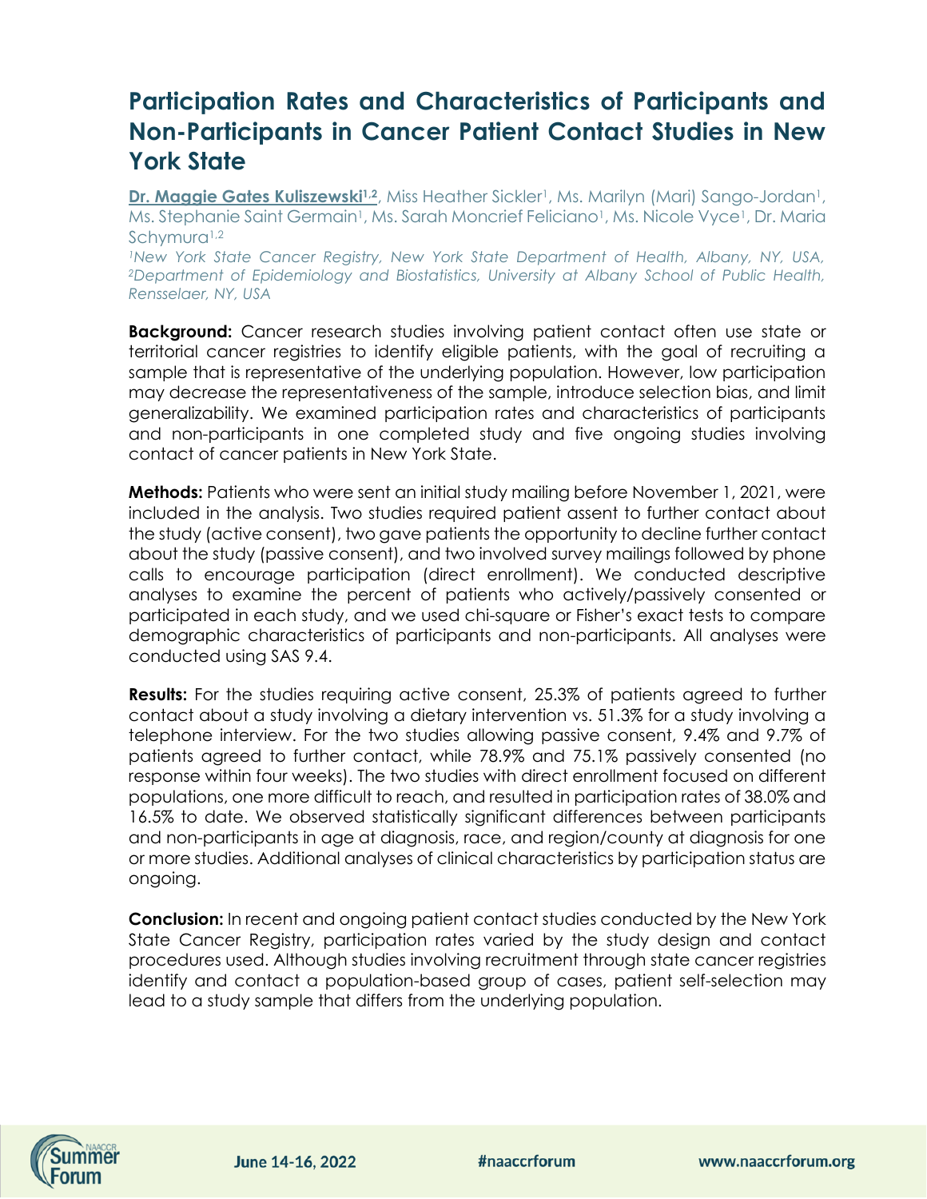# Participation Rates and Characteristics of Participants and Non-Participants in Cancer Patient Contact Studies in New York State

**Dr. Maggie Gates Kuliszewski[1,2]**, Miss Heather Sickler[1], Ms. Marilyn (Mari) Sango-Jordan[1], Ms. Stephanie Saint Germain[1], Ms. Sarah Moncrief Feliciano[1], Ms. Nicole Vyce[1], Dr. Maria Schymura[1,2]

*[1]New York State Cancer Registry, New York State Department of Health, Albany, NY, USA, [2]Department of Epidemiology and Biostatistics, University at Albany School of Public Health, Rensselaer, NY, USA*

**Background:** Cancer research studies involving patient contact often use state or territorial cancer registries to identify eligible patients, with the goal of recruiting a sample that is representative of the underlying population. However, low participation may decrease the representativeness of the sample, introduce selection bias, and limit generalizability. We examined participation rates and characteristics of participants and non-participants in one completed study and five ongoing studies involving contact of cancer patients in New York State.

**Methods:** Patients who were sent an initial study mailing before November 1, 2021, were included in the analysis. Two studies required patient assent to further contact about the study (active consent), two gave patients the opportunity to decline further contact about the study (passive consent), and two involved survey mailings followed by phone calls to encourage participation (direct enrollment). We conducted descriptive analyses to examine the percent of patients who actively/passively consented or participated in each study, and we used chi-square or Fisher's exact tests to compare demographic characteristics of participants and non-participants. All analyses were conducted using SAS 9.4.

**Results:** For the studies requiring active consent, 25.3% of patients agreed to further contact about a study involving a dietary intervention vs. 51.3% for a study involving a telephone interview. For the two studies allowing passive consent, 9.4% and 9.7% of patients agreed to further contact, while 78.9% and 75.1% passively consented (no response within four weeks). The two studies with direct enrollment focused on different populations, one more difficult to reach, and resulted in participation rates of 38.0% and 16.5% to date. We observed statistically significant differences between participants and non-participants in age at diagnosis, race, and region/county at diagnosis for one or more studies. Additional analyses of clinical characteristics by participation status are ongoing.

**Conclusion:** In recent and ongoing patient contact studies conducted by the New York State Cancer Registry, participation rates varied by the study design and contact procedures used. Although studies involving recruitment through state cancer registries identify and contact a population-based group of cases, patient self-selection may lead to a study sample that differs from the underlying population.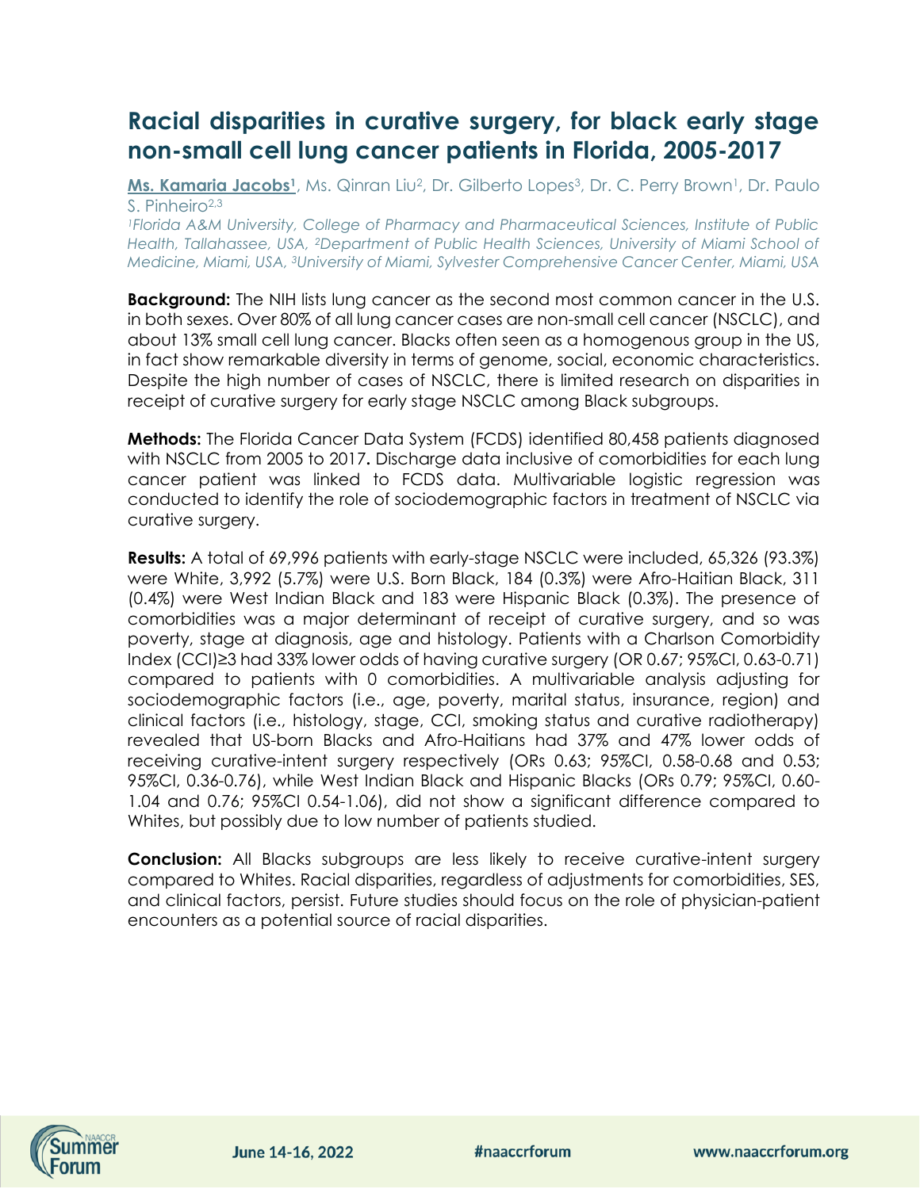# Racial disparities in curative surgery, for black early stage non-small cell lung cancer patients in Florida, 2005-2017

**Ms. Kamaria Jacobs[1]**, Ms. Qinran Liu[2], Dr. Gilberto Lopes[3], Dr. C. Perry Brown[1], Dr. Paulo S. Pinheiro[2,3]

*[1]Florida A&M University, College of Pharmacy and Pharmaceutical Sciences, Institute of Public Health, Tallahassee, USA, [2]Department of Public Health Sciences, University of Miami School of Medicine, Miami, USA, [3]University of Miami, Sylvester Comprehensive Cancer Center, Miami, USA*

**Background:** The NIH lists lung cancer as the second most common cancer in the U.S. in both sexes. Over 80% of all lung cancer cases are non-small cell cancer (NSCLC), and about 13% small cell lung cancer. Blacks often seen as a homogenous group in the US, in fact show remarkable diversity in terms of genome, social, economic characteristics. Despite the high number of cases of NSCLC, there is limited research on disparities in receipt of curative surgery for early stage NSCLC among Black subgroups.

**Methods:** The Florida Cancer Data System (FCDS) identified 80,458 patients diagnosed with NSCLC from 2005 to 2017**.** Discharge data inclusive of comorbidities for each lung cancer patient was linked to FCDS data. Multivariable logistic regression was conducted to identify the role of sociodemographic factors in treatment of NSCLC via curative surgery.

**Results:** A total of 69,996 patients with early-stage NSCLC were included, 65,326 (93.3%) were White, 3,992 (5.7%) were U.S. Born Black, 184 (0.3%) were Afro-Haitian Black, 311 (0.4%) were West Indian Black and 183 were Hispanic Black (0.3%). The presence of comorbidities was a major determinant of receipt of curative surgery, and so was poverty, stage at diagnosis, age and histology. Patients with a Charlson Comorbidity Index (CCI)≥3 had 33% lower odds of having curative surgery (OR 0.67; 95%CI, 0.63-0.71) compared to patients with 0 comorbidities. A multivariable analysis adjusting for sociodemographic factors (i.e., age, poverty, marital status, insurance, region) and clinical factors (i.e., histology, stage, CCI, smoking status and curative radiotherapy) revealed that US-born Blacks and Afro-Haitians had 37% and 47% lower odds of receiving curative-intent surgery respectively (ORs 0.63; 95%CI, 0.58-0.68 and 0.53; 95%CI, 0.36-0.76), while West Indian Black and Hispanic Blacks (ORs 0.79; 95%CI, 0.60-1.04 and 0.76; 95%CI 0.54-1.06), did not show a significant difference compared to Whites, but possibly due to low number of patients studied.

**Conclusion:** All Blacks subgroups are less likely to receive curative-intent surgery compared to Whites. Racial disparities, regardless of adjustments for comorbidities, SES, and clinical factors, persist. Future studies should focus on the role of physician-patient encounters as a potential source of racial disparities.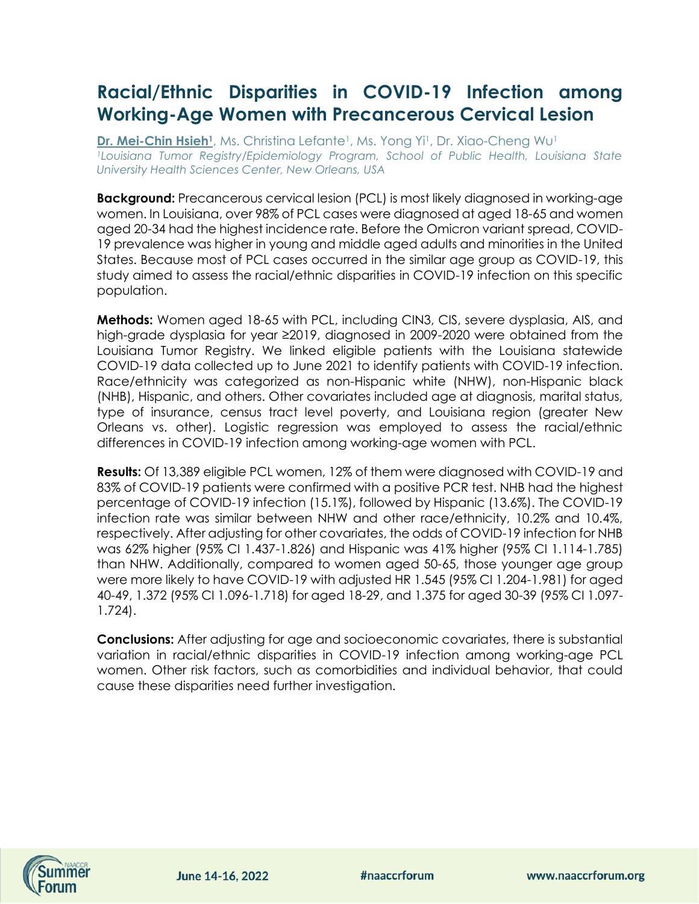# Racial/Ethnic Disparities in COVID-19 Infection among Working-Age Women with Precancerous Cervical Lesion

**Dr. Mei-Chin Hsieh[1]**, Ms. Christina Lefante[1], Ms. Yong Yi[1], Dr. Xiao-Cheng Wu[1]
*[1]Louisiana Tumor Registry/Epidemiology Program, School of Public Health, Louisiana State University Health Sciences Center, New Orleans, USA*

**Background:** Precancerous cervical lesion (PCL) is most likely diagnosed in working-age women. In Louisiana, over 98% of PCL cases were diagnosed at aged 18-65 and women aged 20-34 had the highest incidence rate. Before the Omicron variant spread, COVID-19 prevalence was higher in young and middle aged adults and minorities in the United States. Because most of PCL cases occurred in the similar age group as COVID-19, this study aimed to assess the racial/ethnic disparities in COVID-19 infection on this specific population.

**Methods:** Women aged 18-65 with PCL, including CIN3, CIS, severe dysplasia, AIS, and high-grade dysplasia for year ≥2019, diagnosed in 2009-2020 were obtained from the Louisiana Tumor Registry. We linked eligible patients with the Louisiana statewide COVID-19 data collected up to June 2021 to identify patients with COVID-19 infection. Race/ethnicity was categorized as non-Hispanic white (NHW), non-Hispanic black (NHB), Hispanic, and others. Other covariates included age at diagnosis, marital status, type of insurance, census tract level poverty, and Louisiana region (greater New Orleans vs. other). Logistic regression was employed to assess the racial/ethnic differences in COVID-19 infection among working-age women with PCL.

**Results:** Of 13,389 eligible PCL women, 12% of them were diagnosed with COVID-19 and 83% of COVID-19 patients were confirmed with a positive PCR test. NHB had the highest percentage of COVID-19 infection (15.1%), followed by Hispanic (13.6%). The COVID-19 infection rate was similar between NHW and other race/ethnicity, 10.2% and 10.4%, respectively. After adjusting for other covariates, the odds of COVID-19 infection for NHB was 62% higher (95% CI 1.437-1.826) and Hispanic was 41% higher (95% CI 1.114-1.785) than NHW. Additionally, compared to women aged 50-65, those younger age group were more likely to have COVID-19 with adjusted HR 1.545 (95% CI 1.204-1.981) for aged 40-49, 1.372 (95% CI 1.096-1.718) for aged 18-29, and 1.375 for aged 30-39 (95% CI 1.097-1.724).

**Conclusions:** After adjusting for age and socioeconomic covariates, there is substantial variation in racial/ethnic disparities in COVID-19 infection among working-age PCL women. Other risk factors, such as comorbidities and individual behavior, that could cause these disparities need further investigation.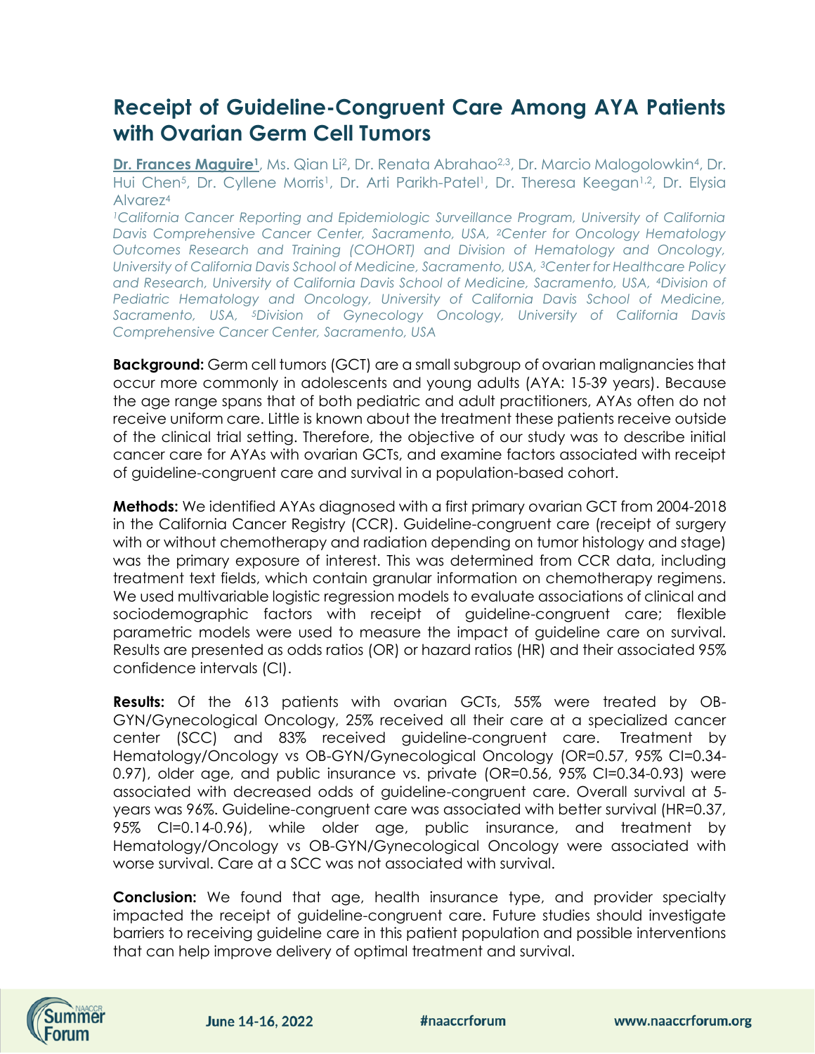# Receipt of Guideline-Congruent Care Among AYA Patients with Ovarian Germ Cell Tumors

**Dr. Frances Maguire[1]**, Ms. Qian Li[2], Dr. Renata Abrahao[2,3], Dr. Marcio Malogolowkin[4], Dr. Hui Chen[5], Dr. Cyllene Morris[1], Dr. Arti Parikh-Patel[1], Dr. Theresa Keegan[1,2], Dr. Elysia Alvarez[4]

*[1]California Cancer Reporting and Epidemiologic Surveillance Program, University of California Davis Comprehensive Cancer Center, Sacramento, USA, [2]Center for Oncology Hematology Outcomes Research and Training (COHORT) and Division of Hematology and Oncology, University of California Davis School of Medicine, Sacramento, USA, [3]Center for Healthcare Policy and Research, University of California Davis School of Medicine, Sacramento, USA, [4]Division of Pediatric Hematology and Oncology, University of California Davis School of Medicine, Sacramento, USA, [5]Division of Gynecology Oncology, University of California Davis Comprehensive Cancer Center, Sacramento, USA*

**Background:** Germ cell tumors (GCT) are a small subgroup of ovarian malignancies that occur more commonly in adolescents and young adults (AYA: 15-39 years). Because the age range spans that of both pediatric and adult practitioners, AYAs often do not receive uniform care. Little is known about the treatment these patients receive outside of the clinical trial setting. Therefore, the objective of our study was to describe initial cancer care for AYAs with ovarian GCTs, and examine factors associated with receipt of guideline-congruent care and survival in a population-based cohort.

**Methods:** We identified AYAs diagnosed with a first primary ovarian GCT from 2004-2018 in the California Cancer Registry (CCR). Guideline-congruent care (receipt of surgery with or without chemotherapy and radiation depending on tumor histology and stage) was the primary exposure of interest. This was determined from CCR data, including treatment text fields, which contain granular information on chemotherapy regimens. We used multivariable logistic regression models to evaluate associations of clinical and sociodemographic factors with receipt of guideline-congruent care; flexible parametric models were used to measure the impact of guideline care on survival. Results are presented as odds ratios (OR) or hazard ratios (HR) and their associated 95% confidence intervals (CI).

**Results:** Of the 613 patients with ovarian GCTs, 55% were treated by OB-GYN/Gynecological Oncology, 25% received all their care at a specialized cancer center (SCC) and 83% received guideline-congruent care. Treatment by Hematology/Oncology vs OB-GYN/Gynecological Oncology (OR=0.57, 95% CI=0.34-0.97), older age, and public insurance vs. private (OR=0.56, 95% CI=0.34-0.93) were associated with decreased odds of guideline-congruent care. Overall survival at 5-years was 96%. Guideline-congruent care was associated with better survival (HR=0.37, 95% CI=0.14-0.96), while older age, public insurance, and treatment by Hematology/Oncology vs OB-GYN/Gynecological Oncology were associated with worse survival. Care at a SCC was not associated with survival.

**Conclusion:** We found that age, health insurance type, and provider specialty impacted the receipt of guideline-congruent care. Future studies should investigate barriers to receiving guideline care in this patient population and possible interventions that can help improve delivery of optimal treatment and survival.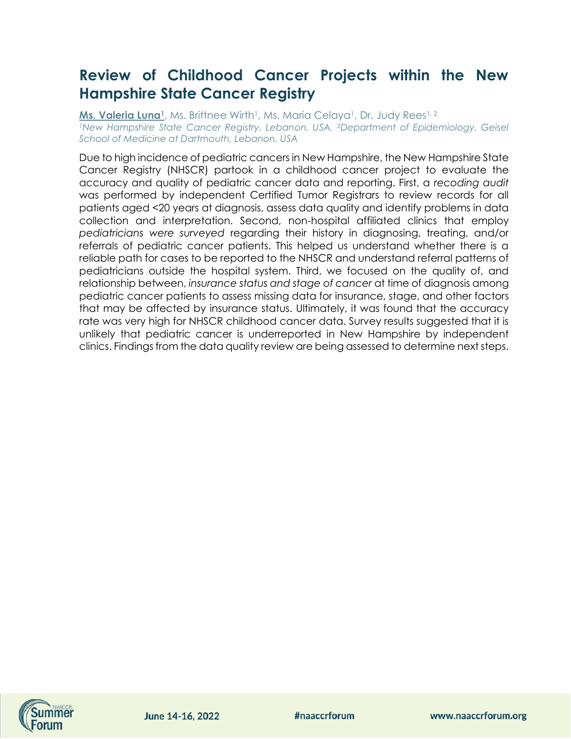# Review of Childhood Cancer Projects within the New Hampshire State Cancer Registry

**Ms. Valeria Luna[1]**, Ms. Brittnee Wirth[1], Ms. Maria Celaya[1], Dr. Judy Rees[1, 2]

*[1]New Hampshire State Cancer Registry, Lebanon, USA, [2]Department of Epidemiology, Geisel School of Medicine at Dartmouth, Lebanon, USA*

Due to high incidence of pediatric cancers in New Hampshire, the New Hampshire State Cancer Registry (NHSCR) partook in a childhood cancer project to evaluate the accuracy and quality of pediatric cancer data and reporting. First, a *recoding audit* was performed by independent Certified Tumor Registrars to review records for all patients aged <20 years at diagnosis, assess data quality and identify problems in data collection and interpretation. Second, non-hospital affiliated clinics that employ *pediatricians were surveyed* regarding their history in diagnosing, treating, and/or referrals of pediatric cancer patients. This helped us understand whether there is a reliable path for cases to be reported to the NHSCR and understand referral patterns of pediatricians outside the hospital system. Third, we focused on the quality of, and relationship between, *insurance status and stage of cancer* at time of diagnosis among pediatric cancer patients to assess missing data for insurance, stage, and other factors that may be affected by insurance status. Ultimately, it was found that the accuracy rate was very high for NHSCR childhood cancer data. Survey results suggested that it is unlikely that pediatric cancer is underreported in New Hampshire by independent clinics. Findings from the data quality review are being assessed to determine next steps.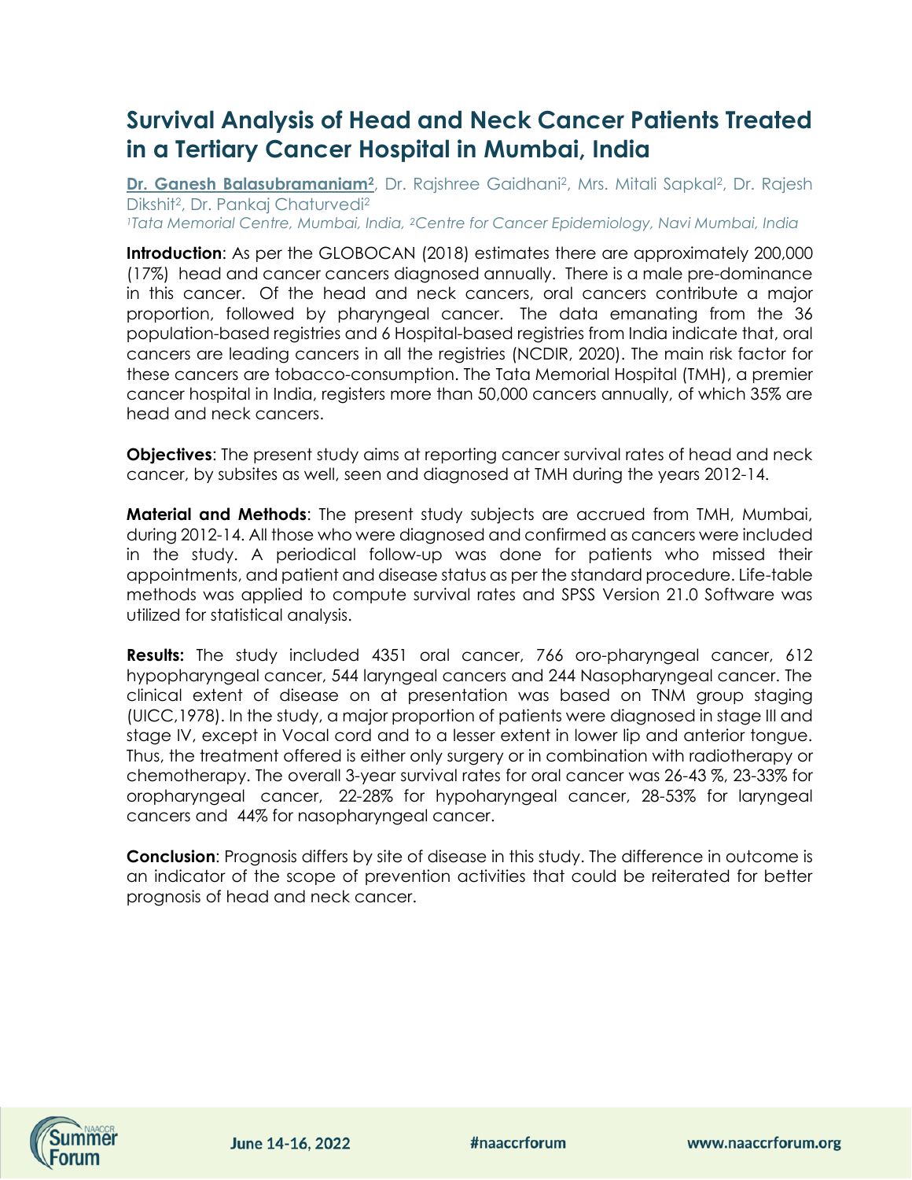# Survival Analysis of Head and Neck Cancer Patients Treated in a Tertiary Cancer Hospital in Mumbai, India

**Dr. Ganesh Balasubramaniam[2]**, Dr. Rajshree Gaidhani[2], Mrs. Mitali Sapkal[2], Dr. Rajesh Dikshit[2], Dr. Pankaj Chaturvedi[2]

*[1]Tata Memorial Centre, Mumbai, India, [2]Centre for Cancer Epidemiology, Navi Mumbai, India*

**Introduction**: As per the GLOBOCAN (2018) estimates there are approximately 200,000 (17%) head and cancer cancers diagnosed annually. There is a male pre-dominance in this cancer. Of the head and neck cancers, oral cancers contribute a major proportion, followed by pharyngeal cancer. The data emanating from the 36 population-based registries and 6 Hospital-based registries from India indicate that, oral cancers are leading cancers in all the registries (NCDIR, 2020). The main risk factor for these cancers are tobacco-consumption. The Tata Memorial Hospital (TMH), a premier cancer hospital in India, registers more than 50,000 cancers annually, of which 35% are head and neck cancers.

**Objectives**: The present study aims at reporting cancer survival rates of head and neck cancer, by subsites as well, seen and diagnosed at TMH during the years 2012-14.

**Material and Methods**: The present study subjects are accrued from TMH, Mumbai, during 2012-14. All those who were diagnosed and confirmed as cancers were included in the study. A periodical follow-up was done for patients who missed their appointments, and patient and disease status as per the standard procedure. Life-table methods was applied to compute survival rates and SPSS Version 21.0 Software was utilized for statistical analysis.

**Results:** The study included 4351 oral cancer, 766 oro-pharyngeal cancer, 612 hypopharyngeal cancer, 544 laryngeal cancers and 244 Nasopharyngeal cancer. The clinical extent of disease on at presentation was based on TNM group staging (UICC,1978). In the study, a major proportion of patients were diagnosed in stage III and stage IV, except in Vocal cord and to a lesser extent in lower lip and anterior tongue. Thus, the treatment offered is either only surgery or in combination with radiotherapy or chemotherapy. The overall 3-year survival rates for oral cancer was 26-43 %, 23-33% for oropharyngeal cancer, 22-28% for hypoharyngeal cancer, 28-53% for laryngeal cancers and 44% for nasopharyngeal cancer.

**Conclusion**: Prognosis differs by site of disease in this study. The difference in outcome is an indicator of the scope of prevention activities that could be reiterated for better prognosis of head and neck cancer.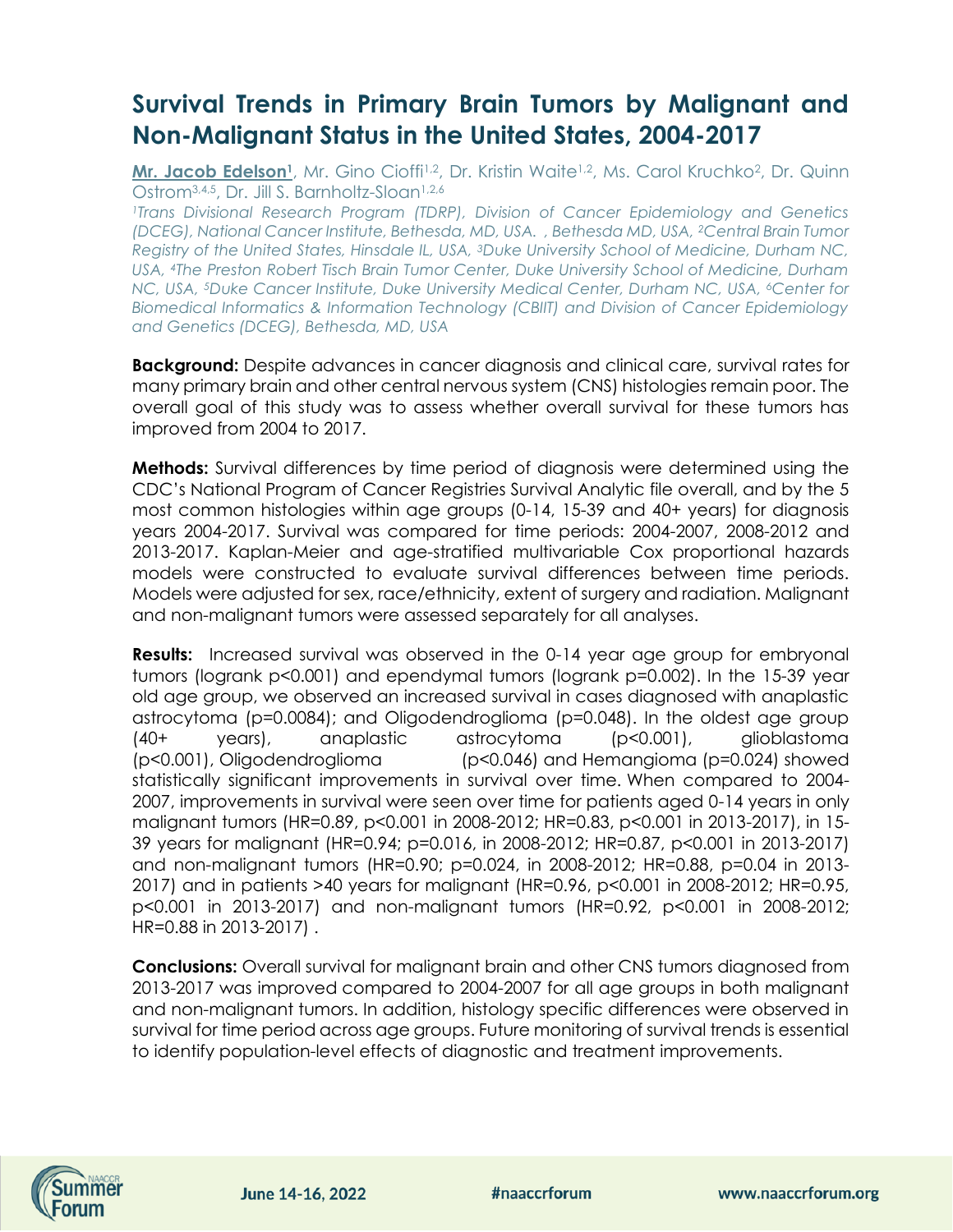# Survival Trends in Primary Brain Tumors by Malignant and Non-Malignant Status in the United States, 2004-2017

**Mr. Jacob Edelson[1]**, Mr. Gino Cioffi[1,2], Dr. Kristin Waite[1,2], Ms. Carol Kruchko[2], Dr. Quinn Ostrom[3,4,5], Dr. Jill S. Barnholtz-Sloan[1,2,6]

*[1]Trans Divisional Research Program (TDRP), Division of Cancer Epidemiology and Genetics (DCEG), National Cancer Institute, Bethesda, MD, USA. , Bethesda MD, USA, [2]Central Brain Tumor Registry of the United States, Hinsdale IL, USA, [3]Duke University School of Medicine, Durham NC, USA, [4]The Preston Robert Tisch Brain Tumor Center, Duke University School of Medicine, Durham NC, USA, [5]Duke Cancer Institute, Duke University Medical Center, Durham NC, USA, [6]Center for Biomedical Informatics & Information Technology (CBIIT) and Division of Cancer Epidemiology and Genetics (DCEG), Bethesda, MD, USA*

**Background:** Despite advances in cancer diagnosis and clinical care, survival rates for many primary brain and other central nervous system (CNS) histologies remain poor. The overall goal of this study was to assess whether overall survival for these tumors has improved from 2004 to 2017.

**Methods:** Survival differences by time period of diagnosis were determined using the CDC's National Program of Cancer Registries Survival Analytic file overall, and by the 5 most common histologies within age groups (0-14, 15-39 and 40+ years) for diagnosis years 2004-2017. Survival was compared for time periods: 2004-2007, 2008-2012 and 2013-2017. Kaplan-Meier and age-stratified multivariable Cox proportional hazards models were constructed to evaluate survival differences between time periods. Models were adjusted for sex, race/ethnicity, extent of surgery and radiation. Malignant and non-malignant tumors were assessed separately for all analyses.

**Results:** Increased survival was observed in the 0-14 year age group for embryonal tumors (logrank p<0.001) and ependymal tumors (logrank p=0.002). In the 15-39 year old age group, we observed an increased survival in cases diagnosed with anaplastic astrocytoma (p=0.0084); and Oligodendroglioma (p=0.048). In the oldest age group (40+ years), anaplastic astrocytoma (p<0.001), glioblastoma (p<0.001), Oligodendroglioma (p<0.046) and Hemangioma (p=0.024) showed statistically significant improvements in survival over time. When compared to 2004-2007, improvements in survival were seen over time for patients aged 0-14 years in only malignant tumors (HR=0.89, p<0.001 in 2008-2012; HR=0.83, p<0.001 in 2013-2017), in 15-39 years for malignant (HR=0.94; p=0.016, in 2008-2012; HR=0.87, p<0.001 in 2013-2017) and non-malignant tumors (HR=0.90; p=0.024, in 2008-2012; HR=0.88, p=0.04 in 2013-2017) and in patients >40 years for malignant (HR=0.96, p<0.001 in 2008-2012; HR=0.95, p<0.001 in 2013-2017) and non-malignant tumors (HR=0.92, p<0.001 in 2008-2012; HR=0.88 in 2013-2017) .

**Conclusions:** Overall survival for malignant brain and other CNS tumors diagnosed from 2013-2017 was improved compared to 2004-2007 for all age groups in both malignant and non-malignant tumors. In addition, histology specific differences were observed in survival for time period across age groups. Future monitoring of survival trends is essential to identify population-level effects of diagnostic and treatment improvements.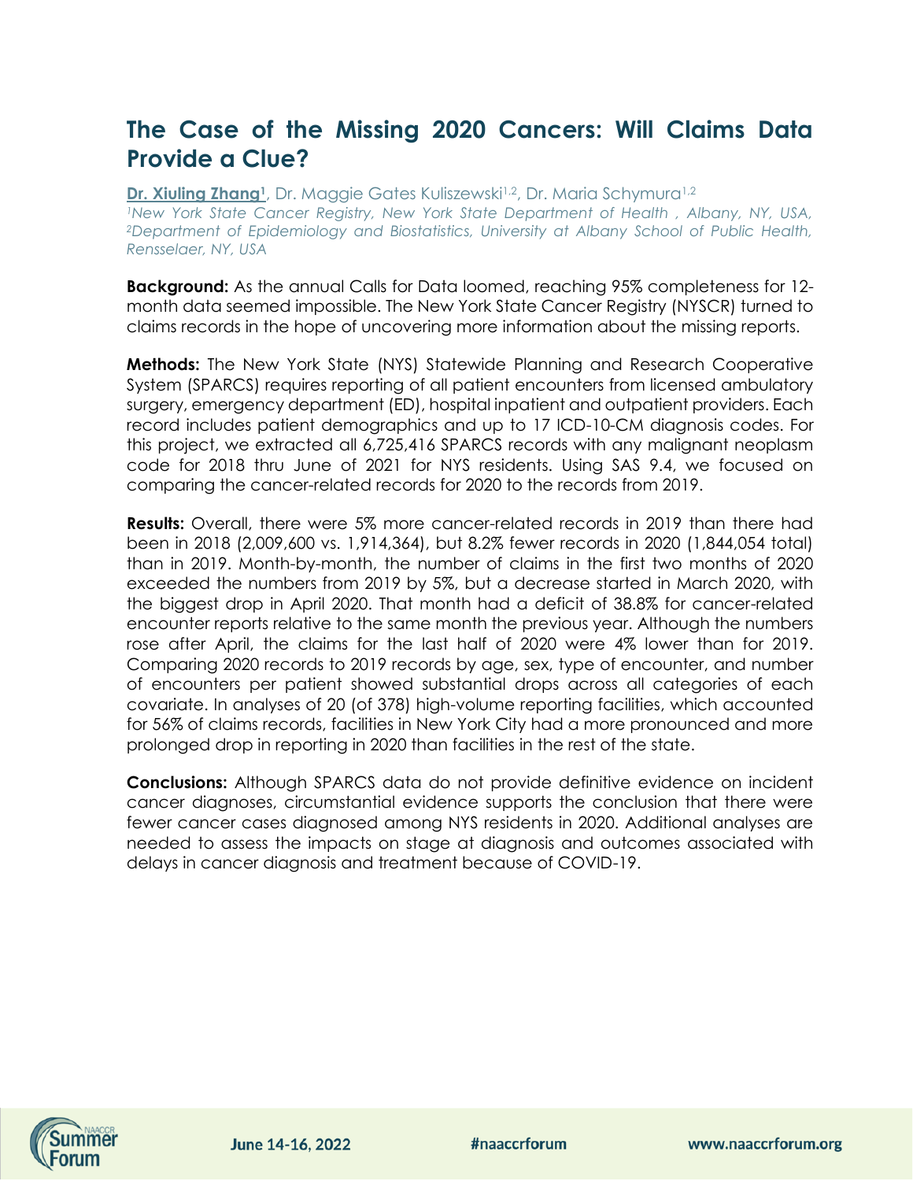# The Case of the Missing 2020 Cancers: Will Claims Data Provide a Clue?

**Dr. Xiuling Zhang**[1], Dr. Maggie Gates Kuliszewski[1,2], Dr. Maria Schymura[1,2]

*[1]New York State Cancer Registry, New York State Department of Health , Albany, NY, USA, [2]Department of Epidemiology and Biostatistics, University at Albany School of Public Health, Rensselaer, NY, USA*

**Background:** As the annual Calls for Data loomed, reaching 95% completeness for 12-month data seemed impossible. The New York State Cancer Registry (NYSCR) turned to claims records in the hope of uncovering more information about the missing reports.

**Methods:** The New York State (NYS) Statewide Planning and Research Cooperative System (SPARCS) requires reporting of all patient encounters from licensed ambulatory surgery, emergency department (ED), hospital inpatient and outpatient providers. Each record includes patient demographics and up to 17 ICD-10-CM diagnosis codes. For this project, we extracted all 6,725,416 SPARCS records with any malignant neoplasm code for 2018 thru June of 2021 for NYS residents. Using SAS 9.4, we focused on comparing the cancer-related records for 2020 to the records from 2019.

**Results:** Overall, there were 5% more cancer-related records in 2019 than there had been in 2018 (2,009,600 vs. 1,914,364), but 8.2% fewer records in 2020 (1,844,054 total) than in 2019. Month-by-month, the number of claims in the first two months of 2020 exceeded the numbers from 2019 by 5%, but a decrease started in March 2020, with the biggest drop in April 2020. That month had a deficit of 38.8% for cancer-related encounter reports relative to the same month the previous year. Although the numbers rose after April, the claims for the last half of 2020 were 4% lower than for 2019. Comparing 2020 records to 2019 records by age, sex, type of encounter, and number of encounters per patient showed substantial drops across all categories of each covariate. In analyses of 20 (of 378) high-volume reporting facilities, which accounted for 56% of claims records, facilities in New York City had a more pronounced and more prolonged drop in reporting in 2020 than facilities in the rest of the state.

**Conclusions:** Although SPARCS data do not provide definitive evidence on incident cancer diagnoses, circumstantial evidence supports the conclusion that there were fewer cancer cases diagnosed among NYS residents in 2020. Additional analyses are needed to assess the impacts on stage at diagnosis and outcomes associated with delays in cancer diagnosis and treatment because of COVID-19.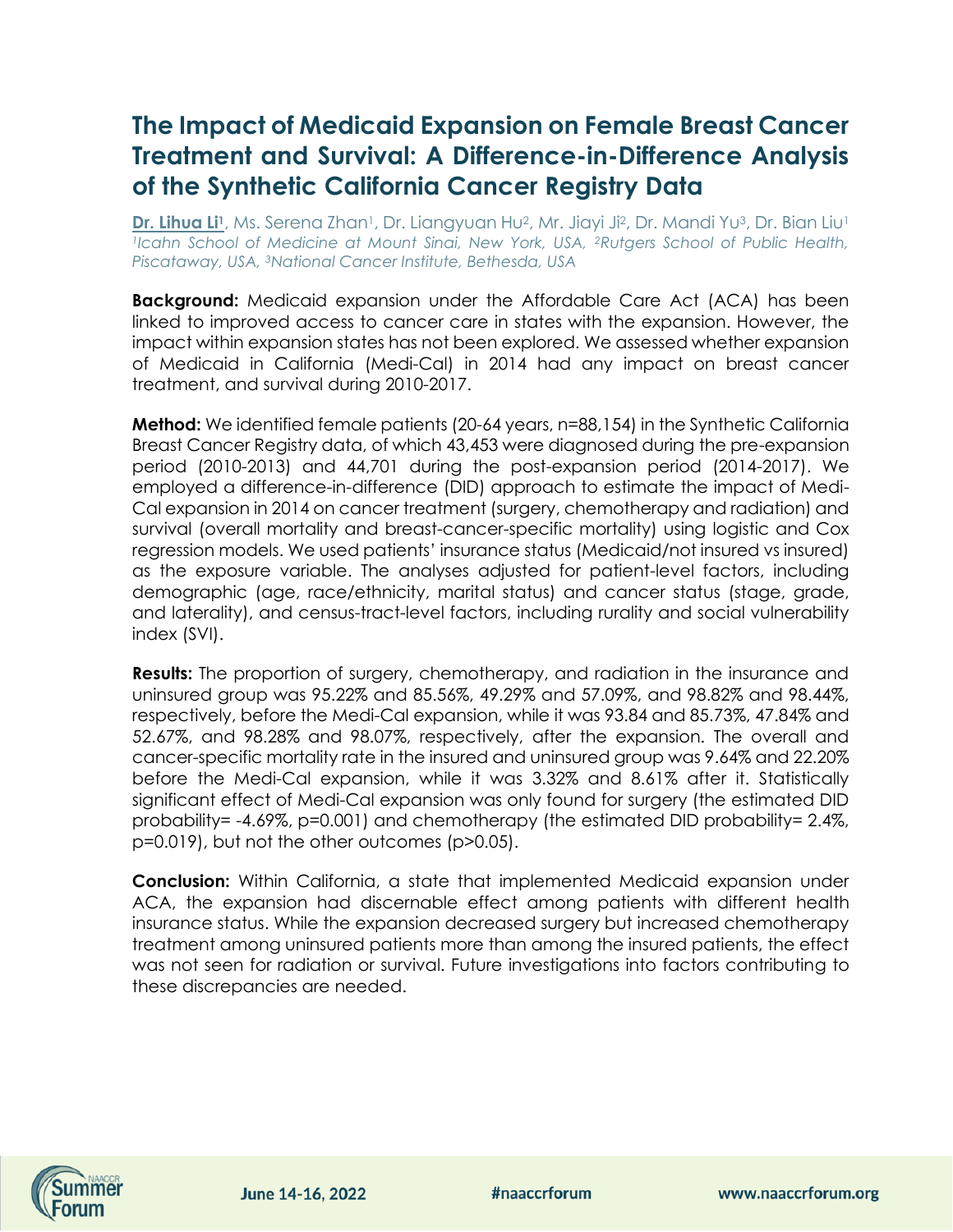# The Impact of Medicaid Expansion on Female Breast Cancer Treatment and Survival: A Difference-in-Difference Analysis of the Synthetic California Cancer Registry Data

**Dr. Lihua Li**[1], Ms. Serena Zhan[1], Dr. Liangyuan Hu[2], Mr. Jiayi Ji[2], Dr. Mandi Yu[3], Dr. Bian Liu[1]
*[1]Icahn School of Medicine at Mount Sinai, New York, USA, [2]Rutgers School of Public Health, Piscataway, USA, [3]National Cancer Institute, Bethesda, USA*

**Background:** Medicaid expansion under the Affordable Care Act (ACA) has been linked to improved access to cancer care in states with the expansion. However, the impact within expansion states has not been explored. We assessed whether expansion of Medicaid in California (Medi-Cal) in 2014 had any impact on breast cancer treatment, and survival during 2010-2017.

**Method:** We identified female patients (20-64 years, n=88,154) in the Synthetic California Breast Cancer Registry data, of which 43,453 were diagnosed during the pre-expansion period (2010-2013) and 44,701 during the post-expansion period (2014-2017). We employed a difference-in-difference (DID) approach to estimate the impact of Medi-Cal expansion in 2014 on cancer treatment (surgery, chemotherapy and radiation) and survival (overall mortality and breast-cancer-specific mortality) using logistic and Cox regression models. We used patients' insurance status (Medicaid/not insured vs insured) as the exposure variable. The analyses adjusted for patient-level factors, including demographic (age, race/ethnicity, marital status) and cancer status (stage, grade, and laterality), and census-tract-level factors, including rurality and social vulnerability index (SVI).

**Results:** The proportion of surgery, chemotherapy, and radiation in the insurance and uninsured group was 95.22% and 85.56%, 49.29% and 57.09%, and 98.82% and 98.44%, respectively, before the Medi-Cal expansion, while it was 93.84 and 85.73%, 47.84% and 52.67%, and 98.28% and 98.07%, respectively, after the expansion. The overall and cancer-specific mortality rate in the insured and uninsured group was 9.64% and 22.20% before the Medi-Cal expansion, while it was 3.32% and 8.61% after it. Statistically significant effect of Medi-Cal expansion was only found for surgery (the estimated DID probability= -4.69%, p=0.001) and chemotherapy (the estimated DID probability= 2.4%, p=0.019), but not the other outcomes (p>0.05).

**Conclusion:** Within California, a state that implemented Medicaid expansion under ACA, the expansion had discernable effect among patients with different health insurance status. While the expansion decreased surgery but increased chemotherapy treatment among uninsured patients more than among the insured patients, the effect was not seen for radiation or survival. Future investigations into factors contributing to these discrepancies are needed.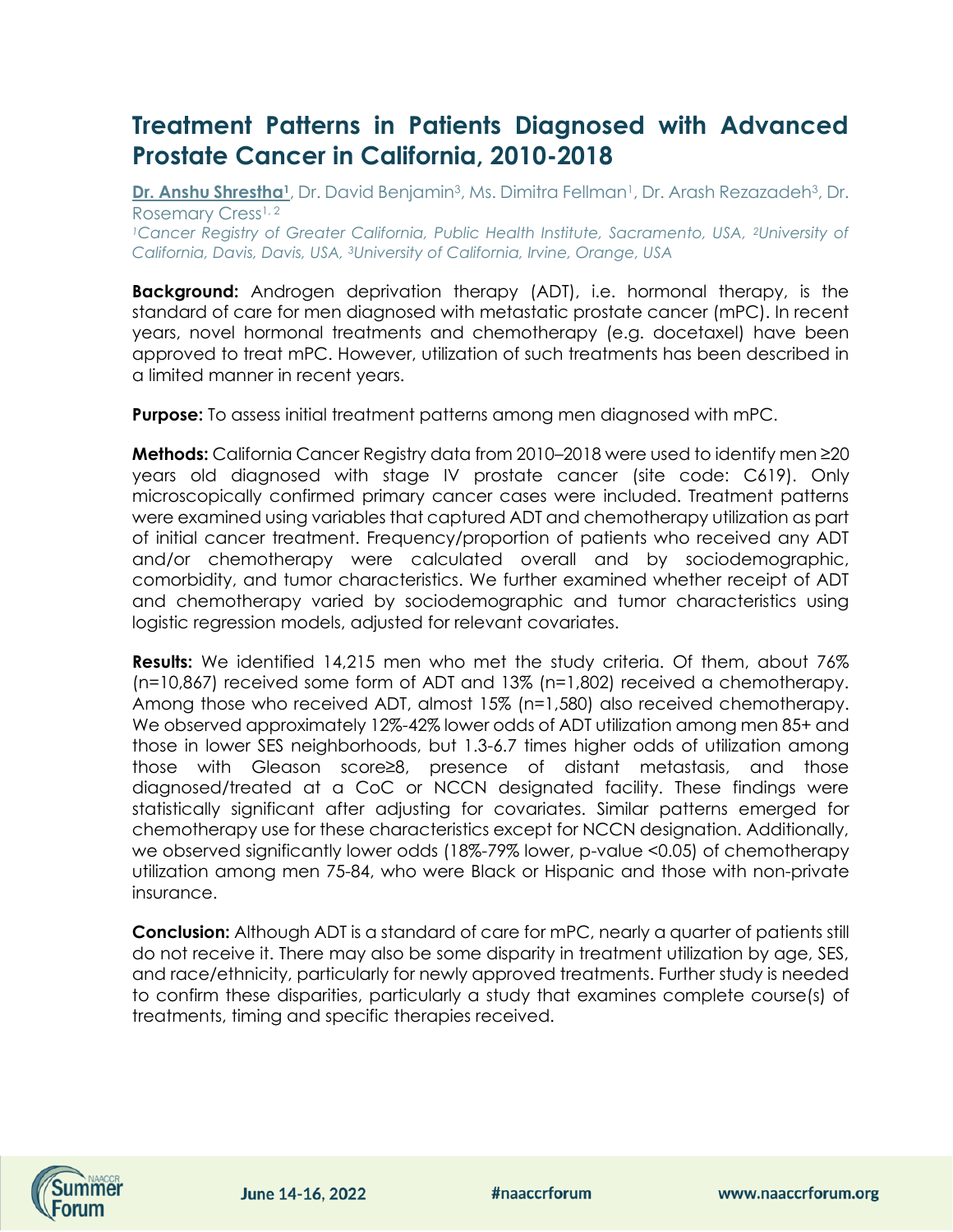# Treatment Patterns in Patients Diagnosed with Advanced Prostate Cancer in California, 2010-2018

**Dr. Anshu Shrestha[1]**, Dr. David Benjamin[3], Ms. Dimitra Fellman[1], Dr. Arash Rezazadeh[3], Dr. Rosemary Cress[1, 2]

*[1]Cancer Registry of Greater California, Public Health Institute, Sacramento, USA, [2]University of California, Davis, Davis, USA, [3]University of California, Irvine, Orange, USA*

**Background:** Androgen deprivation therapy (ADT), i.e. hormonal therapy, is the standard of care for men diagnosed with metastatic prostate cancer (mPC). In recent years, novel hormonal treatments and chemotherapy (e.g. docetaxel) have been approved to treat mPC. However, utilization of such treatments has been described in a limited manner in recent years.

**Purpose:** To assess initial treatment patterns among men diagnosed with mPC.

**Methods:** California Cancer Registry data from 2010–2018 were used to identify men ≥20 years old diagnosed with stage IV prostate cancer (site code: C619). Only microscopically confirmed primary cancer cases were included. Treatment patterns were examined using variables that captured ADT and chemotherapy utilization as part of initial cancer treatment. Frequency/proportion of patients who received any ADT and/or chemotherapy were calculated overall and by sociodemographic, comorbidity, and tumor characteristics. We further examined whether receipt of ADT and chemotherapy varied by sociodemographic and tumor characteristics using logistic regression models, adjusted for relevant covariates.

**Results:** We identified 14,215 men who met the study criteria. Of them, about 76% (n=10,867) received some form of ADT and 13% (n=1,802) received a chemotherapy. Among those who received ADT, almost 15% (n=1,580) also received chemotherapy. We observed approximately 12%-42% lower odds of ADT utilization among men 85+ and those in lower SES neighborhoods, but 1.3-6.7 times higher odds of utilization among those with Gleason score≥8, presence of distant metastasis, and those diagnosed/treated at a CoC or NCCN designated facility. These findings were statistically significant after adjusting for covariates. Similar patterns emerged for chemotherapy use for these characteristics except for NCCN designation. Additionally, we observed significantly lower odds (18%-79% lower, p-value <0.05) of chemotherapy utilization among men 75-84, who were Black or Hispanic and those with non-private insurance.

**Conclusion:** Although ADT is a standard of care for mPC, nearly a quarter of patients still do not receive it. There may also be some disparity in treatment utilization by age, SES, and race/ethnicity, particularly for newly approved treatments. Further study is needed to confirm these disparities, particularly a study that examines complete course(s) of treatments, timing and specific therapies received.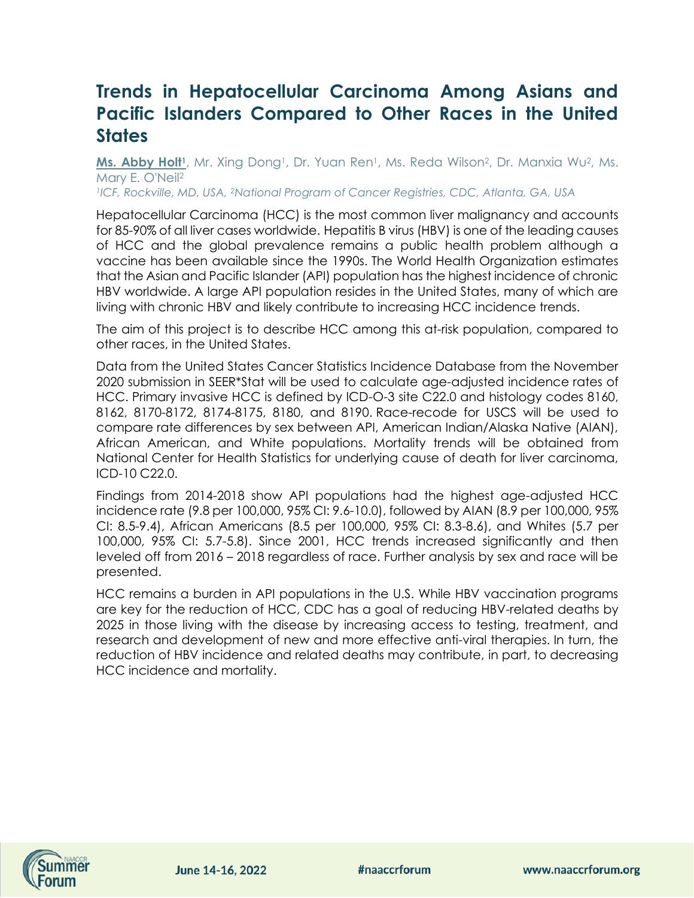# Trends in Hepatocellular Carcinoma Among Asians and Pacific Islanders Compared to Other Races in the United States

**Ms. Abby Holt**[1], Mr. Xing Dong[1], Dr. Yuan Ren[1], Ms. Reda Wilson[2], Dr. Manxia Wu[2], Ms. Mary E. O'Neil[2]

*[1]ICF, Rockville, MD, USA, [2]National Program of Cancer Registries, CDC, Atlanta, GA, USA*

Hepatocellular Carcinoma (HCC) is the most common liver malignancy and accounts for 85-90% of all liver cases worldwide. Hepatitis B virus (HBV) is one of the leading causes of HCC and the global prevalence remains a public health problem although a vaccine has been available since the 1990s. The World Health Organization estimates that the Asian and Pacific Islander (API) population has the highest incidence of chronic HBV worldwide. A large API population resides in the United States, many of which are living with chronic HBV and likely contribute to increasing HCC incidence trends.

The aim of this project is to describe HCC among this at-risk population, compared to other races, in the United States.

Data from the United States Cancer Statistics Incidence Database from the November 2020 submission in SEER*Stat will be used to calculate age-adjusted incidence rates of HCC. Primary invasive HCC is defined by ICD-O-3 site C22.0 and histology codes 8160, 8162, 8170-8172, 8174-8175, 8180, and 8190. Race-recode for USCS will be used to compare rate differences by sex between API, American Indian/Alaska Native (AIAN), African American, and White populations. Mortality trends will be obtained from National Center for Health Statistics for underlying cause of death for liver carcinoma, ICD-10 C22.0.

Findings from 2014-2018 show API populations had the highest age-adjusted HCC incidence rate (9.8 per 100,000, 95% CI: 9.6-10.0), followed by AIAN (8.9 per 100,000, 95% CI: 8.5-9.4), African Americans (8.5 per 100,000, 95% CI: 8.3-8.6), and Whites (5.7 per 100,000, 95% CI: 5.7-5.8). Since 2001, HCC trends increased significantly and then leveled off from 2016 – 2018 regardless of race. Further analysis by sex and race will be presented.

HCC remains a burden in API populations in the U.S. While HBV vaccination programs are key for the reduction of HCC, CDC has a goal of reducing HBV-related deaths by 2025 in those living with the disease by increasing access to testing, treatment, and research and development of new and more effective anti-viral therapies. In turn, the reduction of HBV incidence and related deaths may contribute, in part, to decreasing HCC incidence and mortality.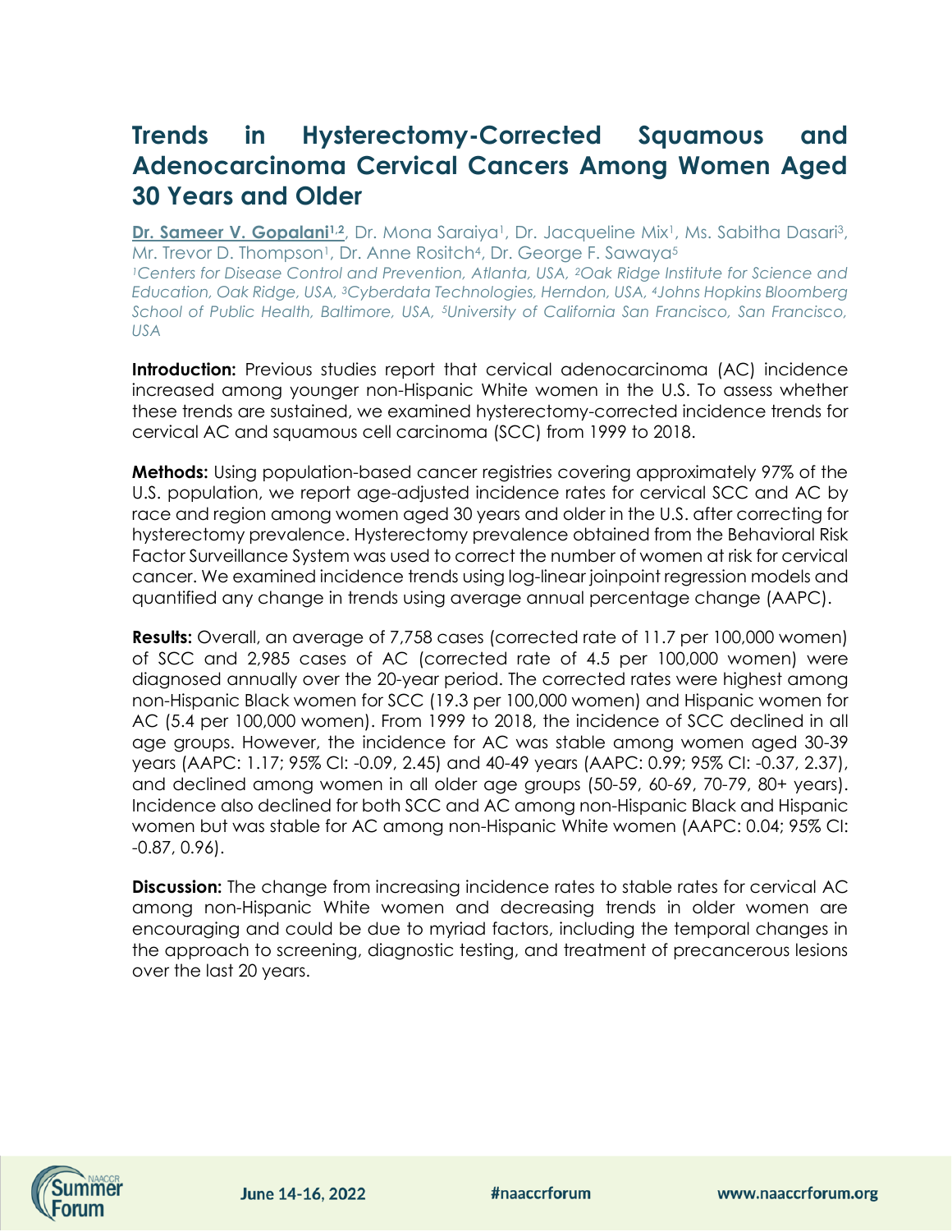# Trends in Hysterectomy-Corrected Squamous and Adenocarcinoma Cervical Cancers Among Women Aged 30 Years and Older

**Dr. Sameer V. Gopalani[1,2]**, Dr. Mona Saraiya[1], Dr. Jacqueline Mix[1], Ms. Sabitha Dasari[3], Mr. Trevor D. Thompson[1], Dr. Anne Rositch[4], Dr. George F. Sawaya[5]

*[1]Centers for Disease Control and Prevention, Atlanta, USA, [2]Oak Ridge Institute for Science and Education, Oak Ridge, USA, [3]Cyberdata Technologies, Herndon, USA, [4]Johns Hopkins Bloomberg School of Public Health, Baltimore, USA, [5]University of California San Francisco, San Francisco, USA*

**Introduction:** Previous studies report that cervical adenocarcinoma (AC) incidence increased among younger non-Hispanic White women in the U.S. To assess whether these trends are sustained, we examined hysterectomy-corrected incidence trends for cervical AC and squamous cell carcinoma (SCC) from 1999 to 2018.

**Methods:** Using population-based cancer registries covering approximately 97% of the U.S. population, we report age-adjusted incidence rates for cervical SCC and AC by race and region among women aged 30 years and older in the U.S. after correcting for hysterectomy prevalence. Hysterectomy prevalence obtained from the Behavioral Risk Factor Surveillance System was used to correct the number of women at risk for cervical cancer. We examined incidence trends using log-linear joinpoint regression models and quantified any change in trends using average annual percentage change (AAPC).

**Results:** Overall, an average of 7,758 cases (corrected rate of 11.7 per 100,000 women) of SCC and 2,985 cases of AC (corrected rate of 4.5 per 100,000 women) were diagnosed annually over the 20-year period. The corrected rates were highest among non-Hispanic Black women for SCC (19.3 per 100,000 women) and Hispanic women for AC (5.4 per 100,000 women). From 1999 to 2018, the incidence of SCC declined in all age groups. However, the incidence for AC was stable among women aged 30-39 years (AAPC: 1.17; 95% CI: -0.09, 2.45) and 40-49 years (AAPC: 0.99; 95% CI: -0.37, 2.37), and declined among women in all older age groups (50-59, 60-69, 70-79, 80+ years). Incidence also declined for both SCC and AC among non-Hispanic Black and Hispanic women but was stable for AC among non-Hispanic White women (AAPC: 0.04; 95% CI: -0.87, 0.96).

**Discussion:** The change from increasing incidence rates to stable rates for cervical AC among non-Hispanic White women and decreasing trends in older women are encouraging and could be due to myriad factors, including the temporal changes in the approach to screening, diagnostic testing, and treatment of precancerous lesions over the last 20 years.